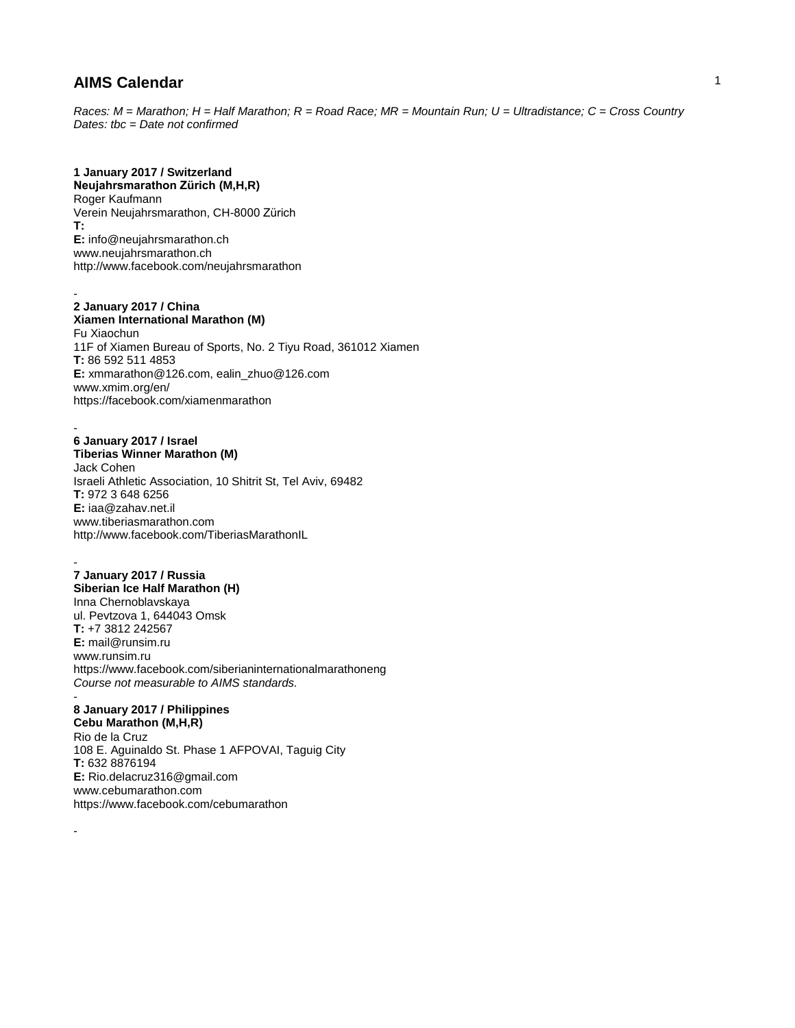# AIMS Calendar

*Races: M = Marathon; H = Half Marathon; R = Road Race; MR = Mountain Run; U = Ultradistance; C = Cross Country*
*Dates: tbc = Date not confirmed*

**1 January 2017 / Switzerland**
**Neujahrsmarathon Zürich (M,H,R)**
Roger Kaufmann
Verein Neujahrsmarathon, CH-8000 Zürich
**T:**
**E:** info@neujahrsmarathon.ch
www.neujahrsmarathon.ch
http://www.facebook.com/neujahrsmarathon

-

**2 January 2017 / China**
**Xiamen International Marathon (M)**
Fu Xiaochun
11F of Xiamen Bureau of Sports, No. 2 Tiyu Road, 361012 Xiamen
**T:** 86 592 511 4853
**E:** xmmarathon@126.com, ealin_zhuo@126.com
www.xmim.org/en/
https://facebook.com/xiamenmarathon

-

**6 January 2017 / Israel**
**Tiberias Winner Marathon (M)**
Jack Cohen
Israeli Athletic Association, 10 Shitrit St, Tel Aviv, 69482
**T:** 972 3 648 6256
**E:** iaa@zahav.net.il
www.tiberiasmarathon.com
http://www.facebook.com/TiberiasMarathonIL

-

**7 January 2017 / Russia**
**Siberian Ice Half Marathon (H)**
Inna Chernoblavskaya
ul. Pevtzova 1, 644043 Omsk
**T:** +7 3812 242567
**E:** mail@runsim.ru
www.runsim.ru
https://www.facebook.com/siberianinternationalmarathoneng
*Course not measurable to AIMS standards.*

-

**8 January 2017 / Philippines**
**Cebu Marathon (M,H,R)**
Rio de la Cruz
108 E. Aguinaldo St. Phase 1 AFPOVAI, Taguig City
**T:** 632 8876194
**E:** Rio.delacruz316@gmail.com
www.cebumarathon.com
https://www.facebook.com/cebumarathon

-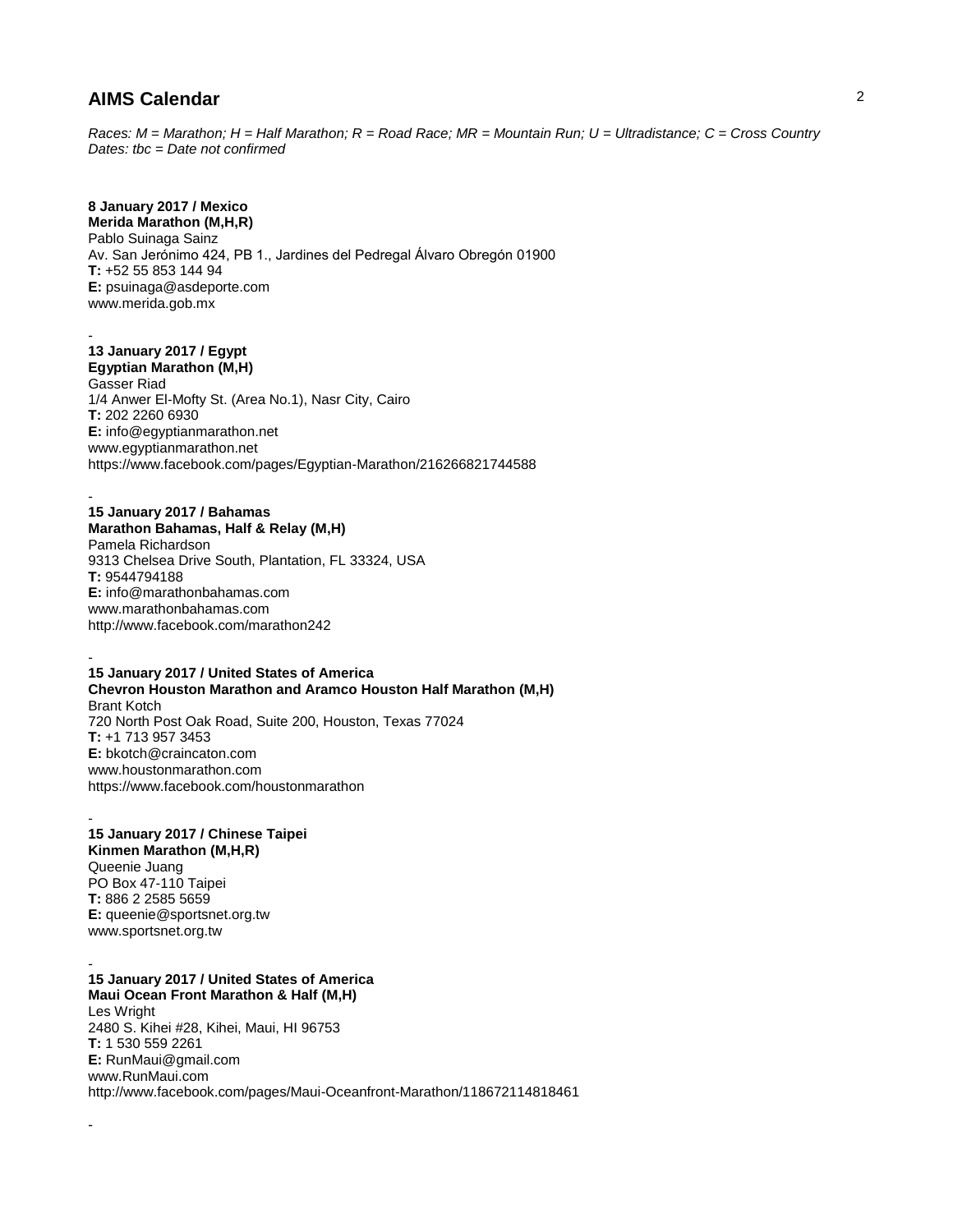# AIMS Calendar

*Races: M = Marathon; H = Half Marathon; R = Road Race; MR = Mountain Run; U = Ultradistance; C = Cross Country*
*Dates: tbc = Date not confirmed*

**8 January 2017 / Mexico**
**Merida Marathon (M,H,R)**
Pablo Suinaga Sainz
Av. San Jerónimo 424, PB 1., Jardines del Pedregal Álvaro Obregón 01900
**T:** +52 55 853 144 94
**E:** psuinaga@asdeporte.com
www.merida.gob.mx

-

**13 January 2017 / Egypt**
**Egyptian Marathon (M,H)**
Gasser Riad
1/4 Anwer El-Mofty St. (Area No.1), Nasr City, Cairo
**T:** 202 2260 6930
**E:** info@egyptianmarathon.net
www.egyptianmarathon.net
https://www.facebook.com/pages/Egyptian-Marathon/216266821744588

-

**15 January 2017 / Bahamas**
**Marathon Bahamas, Half & Relay (M,H)**
Pamela Richardson
9313 Chelsea Drive South, Plantation, FL 33324, USA
**T:** 9544794188
**E:** info@marathonbahamas.com
www.marathonbahamas.com
http://www.facebook.com/marathon242

-

**15 January 2017 / United States of America**
**Chevron Houston Marathon and Aramco Houston Half Marathon (M,H)**
Brant Kotch
720 North Post Oak Road, Suite 200, Houston, Texas 77024
**T:** +1 713 957 3453
**E:** bkotch@craincaton.com
www.houstonmarathon.com
https://www.facebook.com/houstonmarathon

-

**15 January 2017 / Chinese Taipei**
**Kinmen Marathon (M,H,R)**
Queenie Juang
PO Box 47-110 Taipei
**T:** 886 2 2585 5659
**E:** queenie@sportsnet.org.tw
www.sportsnet.org.tw

-

**15 January 2017 / United States of America**
**Maui Ocean Front Marathon & Half (M,H)**
Les Wright
2480 S. Kihei #28, Kihei, Maui, HI 96753
**T:** 1 530 559 2261
**E:** RunMaui@gmail.com
www.RunMaui.com
http://www.facebook.com/pages/Maui-Oceanfront-Marathon/118672114818461

-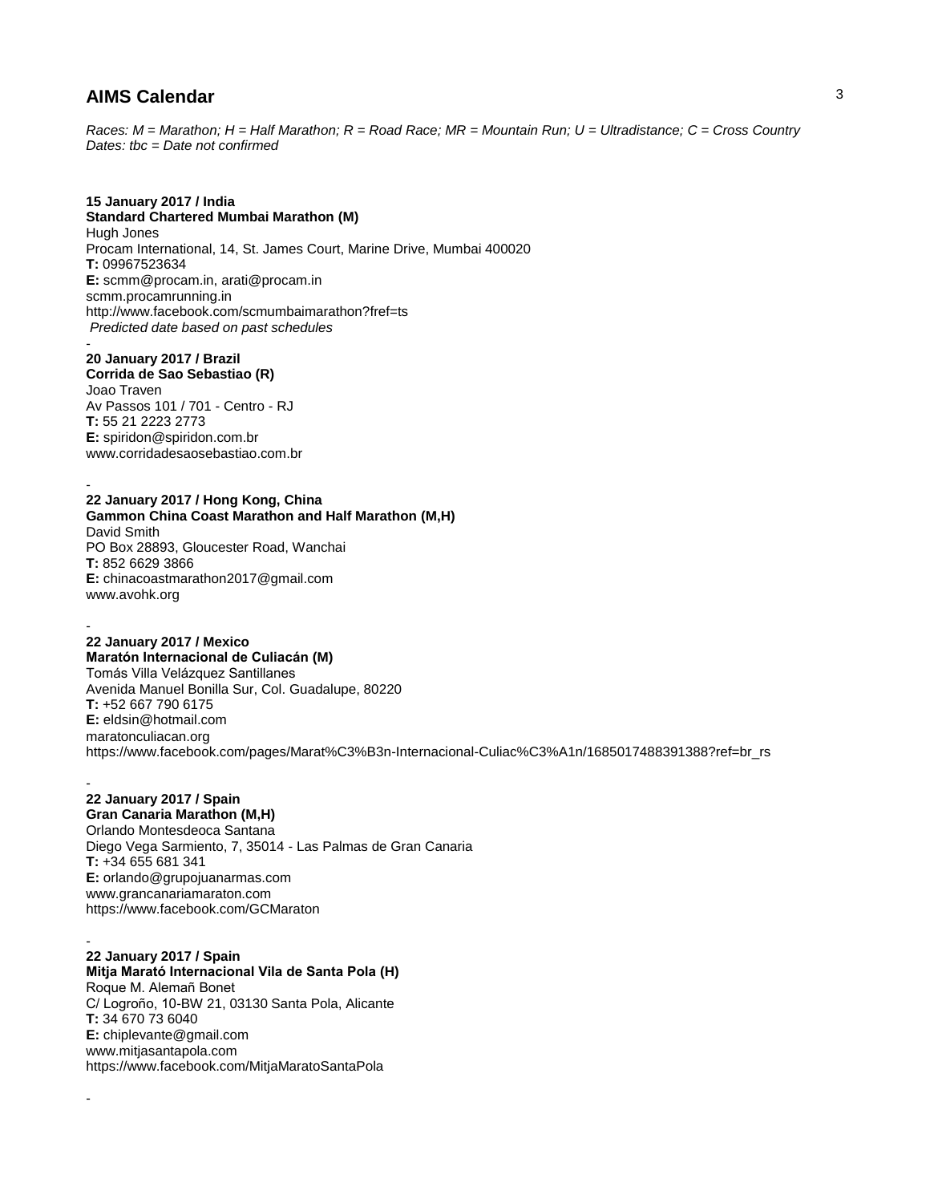## AIMS Calendar

*Races: M = Marathon; H = Half Marathon; R = Road Race; MR = Mountain Run; U = Ultradistance; C = Cross Country*
*Dates: tbc = Date not confirmed*

**15 January 2017 / India**
**Standard Chartered Mumbai Marathon (M)**
Hugh Jones
Procam International, 14, St. James Court, Marine Drive, Mumbai 400020
**T:** 09967523634
**E:** scmm@procam.in, arati@procam.in
scmm.procamrunning.in
http://www.facebook.com/scmumbaimarathon?fref=ts
*Predicted date based on past schedules*

-

**20 January 2017 / Brazil**
**Corrida de Sao Sebastiao (R)**
Joao Traven
Av Passos 101 / 701 - Centro - RJ
**T:** 55 21 2223 2773
**E:** spiridon@spiridon.com.br
www.corridadesaosebastiao.com.br

-

**22 January 2017 / Hong Kong, China**
**Gammon China Coast Marathon and Half Marathon (M,H)**
David Smith
PO Box 28893, Gloucester Road, Wanchai
**T:** 852 6629 3866
**E:** chinacoastmarathon2017@gmail.com
www.avohk.org

-

**22 January 2017 / Mexico**
**Maratón Internacional de Culiacán (M)**
Tomás Villa Velázquez Santillanes
Avenida Manuel Bonilla Sur, Col. Guadalupe, 80220
**T:** +52 667 790 6175
**E:** eldsin@hotmail.com
maratonculiacan.org
https://www.facebook.com/pages/Marat%C3%B3n-Internacional-Culiac%C3%A1n/1685017488391388?ref=br_rs

-

**22 January 2017 / Spain**
**Gran Canaria Marathon (M,H)**
Orlando Montesdeoca Santana
Diego Vega Sarmiento, 7, 35014 - Las Palmas de Gran Canaria
**T:** +34 655 681 341
**E:** orlando@grupojuanarmas.com
www.grancanariamaraton.com
https://www.facebook.com/GCMaraton

-

**22 January 2017 / Spain**
**Mitja Marató Internacional Vila de Santa Pola (H)**
Roque M. Alemañ Bonet
C/ Logroño, 10-BW 21, 03130 Santa Pola, Alicante
**T:** 34 670 73 6040
**E:** chiplevante@gmail.com
www.mitjasantapola.com
https://www.facebook.com/MitjaMaratoSantaPola

-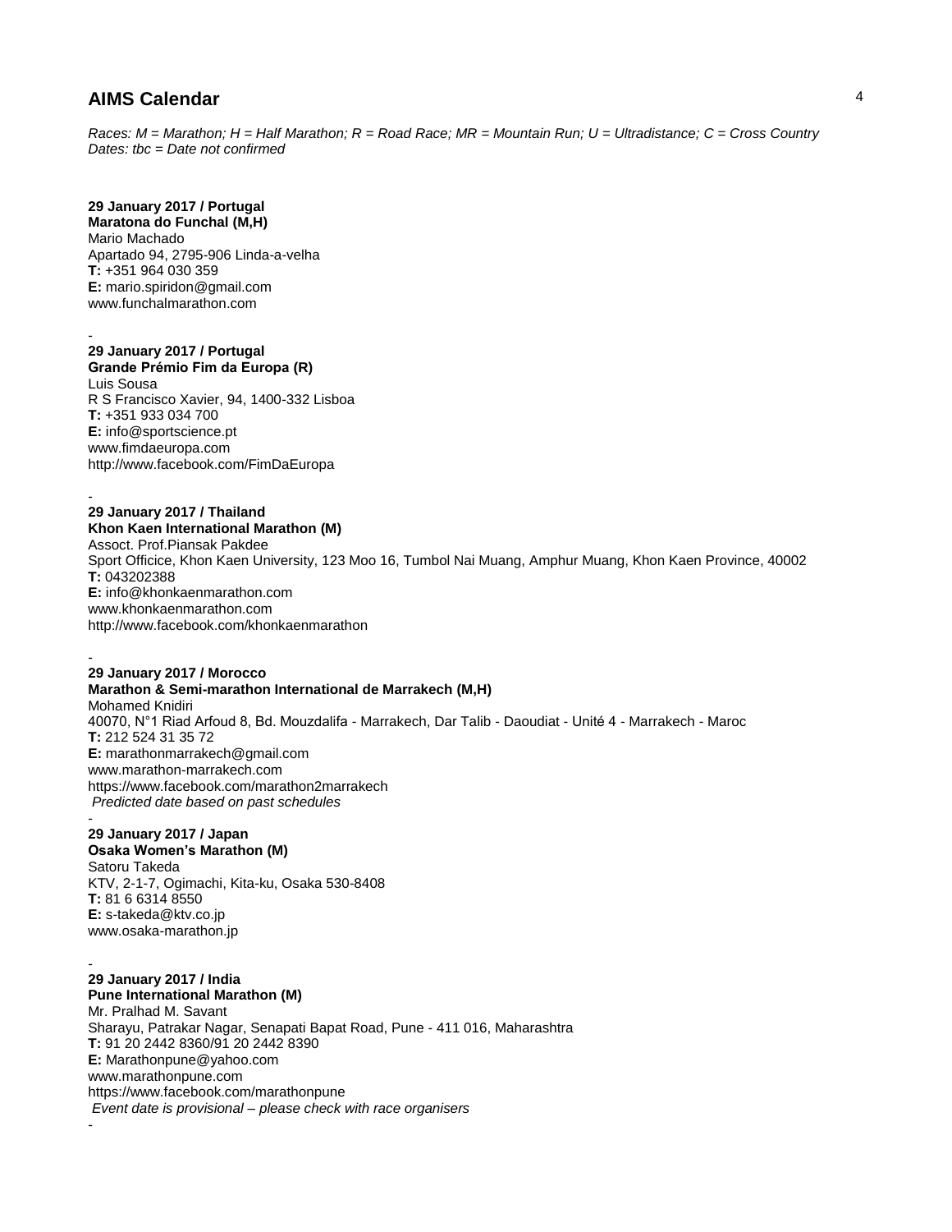## AIMS Calendar

*Races: M = Marathon; H = Half Marathon; R = Road Race; MR = Mountain Run; U = Ultradistance; C = Cross Country*
*Dates: tbc = Date not confirmed*

**29 January 2017 / Portugal**
**Maratona do Funchal (M,H)**
Mario Machado
Apartado 94, 2795-906 Linda-a-velha
**T:** +351 964 030 359
**E:** mario.spiridon@gmail.com
www.funchalmarathon.com

-

**29 January 2017 / Portugal**
**Grande Prémio Fim da Europa (R)**
Luis Sousa
R S Francisco Xavier, 94, 1400-332 Lisboa
**T:** +351 933 034 700
**E:** info@sportscience.pt
www.fimdaeuropa.com
http://www.facebook.com/FimDaEuropa

-

**29 January 2017 / Thailand**
**Khon Kaen International Marathon (M)**
Assoct. Prof.Piansak Pakdee
Sport Officice, Khon Kaen University, 123 Moo 16, Tumbol Nai Muang, Amphur Muang, Khon Kaen Province, 40002
**T:** 043202388
**E:** info@khonkaenmarathon.com
www.khonkaenmarathon.com
http://www.facebook.com/khonkaenmarathon

-

**29 January 2017 / Morocco**
**Marathon & Semi-marathon International de Marrakech (M,H)**
Mohamed Knidiri
40070, N°1 Riad Arfoud 8, Bd. Mouzdalifa - Marrakech, Dar Talib - Daoudiat - Unité 4 - Marrakech - Maroc
**T:** 212 524 31 35 72
**E:** marathonmarrakech@gmail.com
www.marathon-marrakech.com
https://www.facebook.com/marathon2marrakech
*Predicted date based on past schedules*

-

**29 January 2017 / Japan**
**Osaka Women's Marathon (M)**
Satoru Takeda
KTV, 2-1-7, Ogimachi, Kita-ku, Osaka 530-8408
**T:** 81 6 6314 8550
**E:** s-takeda@ktv.co.jp
www.osaka-marathon.jp

-

**29 January 2017 / India**
**Pune International Marathon (M)**
Mr. Pralhad M. Savant
Sharayu, Patrakar Nagar, Senapati Bapat Road, Pune - 411 016, Maharashtra
**T:** 91 20 2442 8360/91 20 2442 8390
**E:** Marathonpune@yahoo.com
www.marathonpune.com
https://www.facebook.com/marathonpune
*Event date is provisional – please check with race organisers*

-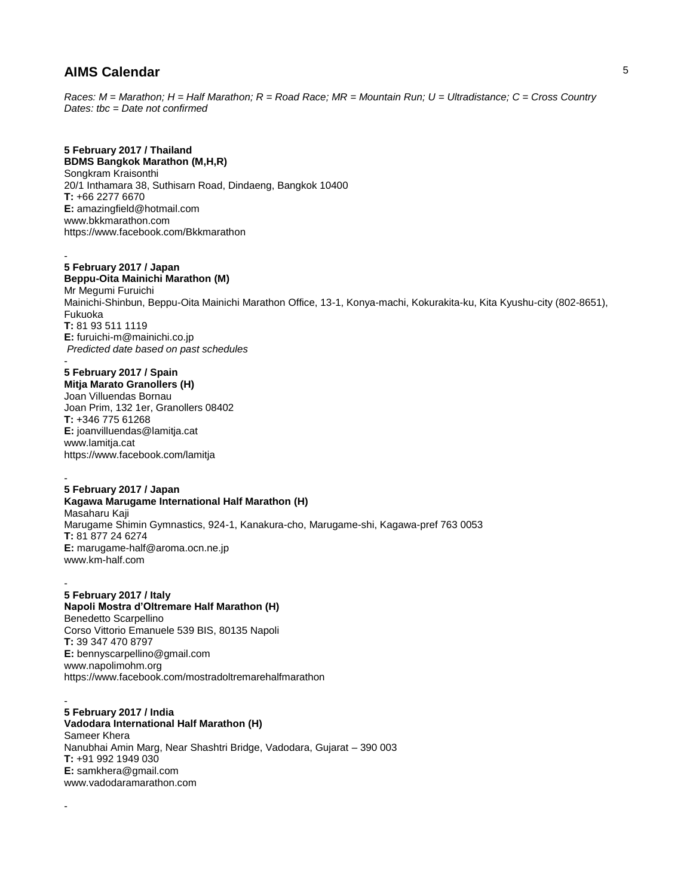# AIMS Calendar

*Races: M = Marathon; H = Half Marathon; R = Road Race; MR = Mountain Run; U = Ultradistance; C = Cross Country*
*Dates: tbc = Date not confirmed*

**5 February 2017 / Thailand**
**BDMS Bangkok Marathon (M,H,R)**
Songkram Kraisonthi
20/1 Inthamara 38, Suthisarn Road, Dindaeng, Bangkok 10400
**T:** +66 2277 6670
**E:** amazingfield@hotmail.com
www.bkkmarathon.com
https://www.facebook.com/Bkkmarathon

-

**5 February 2017 / Japan**
**Beppu-Oita Mainichi Marathon (M)**
Mr Megumi Furuichi
Mainichi-Shinbun, Beppu-Oita Mainichi Marathon Office, 13-1, Konya-machi, Kokurakita-ku, Kita Kyushu-city (802-8651), Fukuoka
**T:** 81 93 511 1119
**E:** furuichi-m@mainichi.co.jp
*Predicted date based on past schedules*

-

**5 February 2017 / Spain**
**Mitja Marato Granollers (H)**
Joan Villuendas Bornau
Joan Prim, 132 1er, Granollers 08402
**T:** +346 775 61268
**E:** joanvilluendas@lamitja.cat
www.lamitja.cat
https://www.facebook.com/lamitja

-

**5 February 2017 / Japan**
**Kagawa Marugame International Half Marathon (H)**
Masaharu Kaji
Marugame Shimin Gymnastics, 924-1, Kanakura-cho, Marugame-shi, Kagawa-pref 763 0053
**T:** 81 877 24 6274
**E:** marugame-half@aroma.ocn.ne.jp
www.km-half.com

-

**5 February 2017 / Italy**
**Napoli Mostra d'Oltremare Half Marathon (H)**
Benedetto Scarpellino
Corso Vittorio Emanuele 539 BIS, 80135 Napoli
**T:** 39 347 470 8797
**E:** bennyscarpellino@gmail.com
www.napolimohm.org
https://www.facebook.com/mostradoltremarehalfmarathon

-

**5 February 2017 / India**
**Vadodara International Half Marathon (H)**
Sameer Khera
Nanubhai Amin Marg, Near Shashtri Bridge, Vadodara, Gujarat – 390 003
**T:** +91 992 1949 030
**E:** samkhera@gmail.com
www.vadodaramarathon.com

-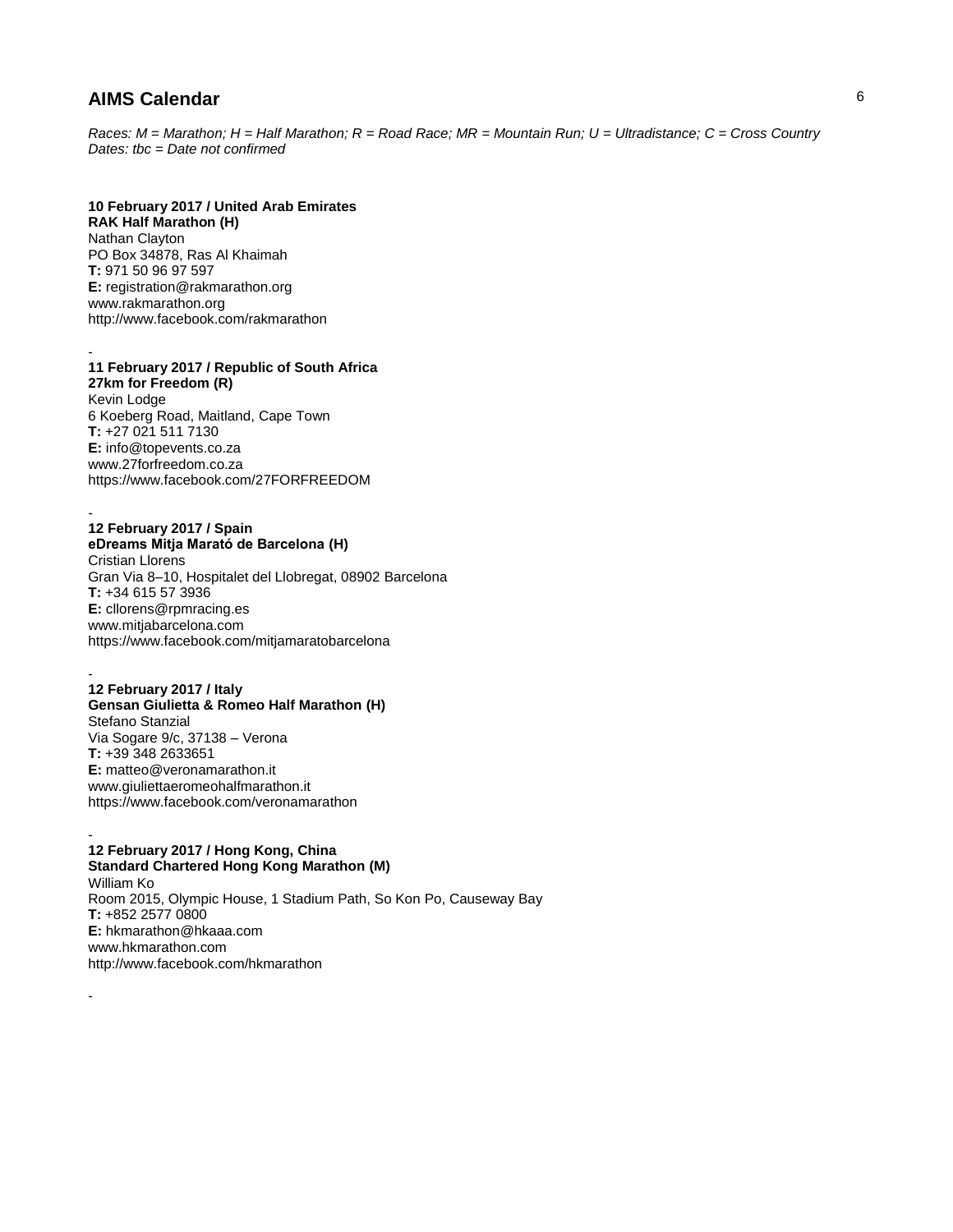## AIMS Calendar

*Races: M = Marathon; H = Half Marathon; R = Road Race; MR = Mountain Run; U = Ultradistance; C = Cross Country*
*Dates: tbc = Date not confirmed*

**10 February 2017 / United Arab Emirates**
**RAK Half Marathon (H)**
Nathan Clayton
PO Box 34878, Ras Al Khaimah
**T:** 971 50 96 97 597
**E:** registration@rakmarathon.org
www.rakmarathon.org
http://www.facebook.com/rakmarathon

-

**11 February 2017 / Republic of South Africa**
**27km for Freedom (R)**
Kevin Lodge
6 Koeberg Road, Maitland, Cape Town
**T:** +27 021 511 7130
**E:** info@topevents.co.za
www.27forfreedom.co.za
https://www.facebook.com/27FORFREEDOM

-

**12 February 2017 / Spain**
**eDreams Mitja Marató de Barcelona (H)**
Cristian Llorens
Gran Via 8–10, Hospitalet del Llobregat, 08902 Barcelona
**T:** +34 615 57 3936
**E:** cllorens@rpmracing.es
www.mitjabarcelona.com
https://www.facebook.com/mitjamaratobarcelona

-

**12 February 2017 / Italy**
**Gensan Giulietta & Romeo Half Marathon (H)**
Stefano Stanzial
Via Sogare 9/c, 37138 – Verona
**T:** +39 348 2633651
**E:** matteo@veronamarathon.it
www.giuliettaeromeohalfmarathon.it
https://www.facebook.com/veronamarathon

-

**12 February 2017 / Hong Kong, China**
**Standard Chartered Hong Kong Marathon (M)**
William Ko
Room 2015, Olympic House, 1 Stadium Path, So Kon Po, Causeway Bay
**T:** +852 2577 0800
**E:** hkmarathon@hkaaa.com
www.hkmarathon.com
http://www.facebook.com/hkmarathon

-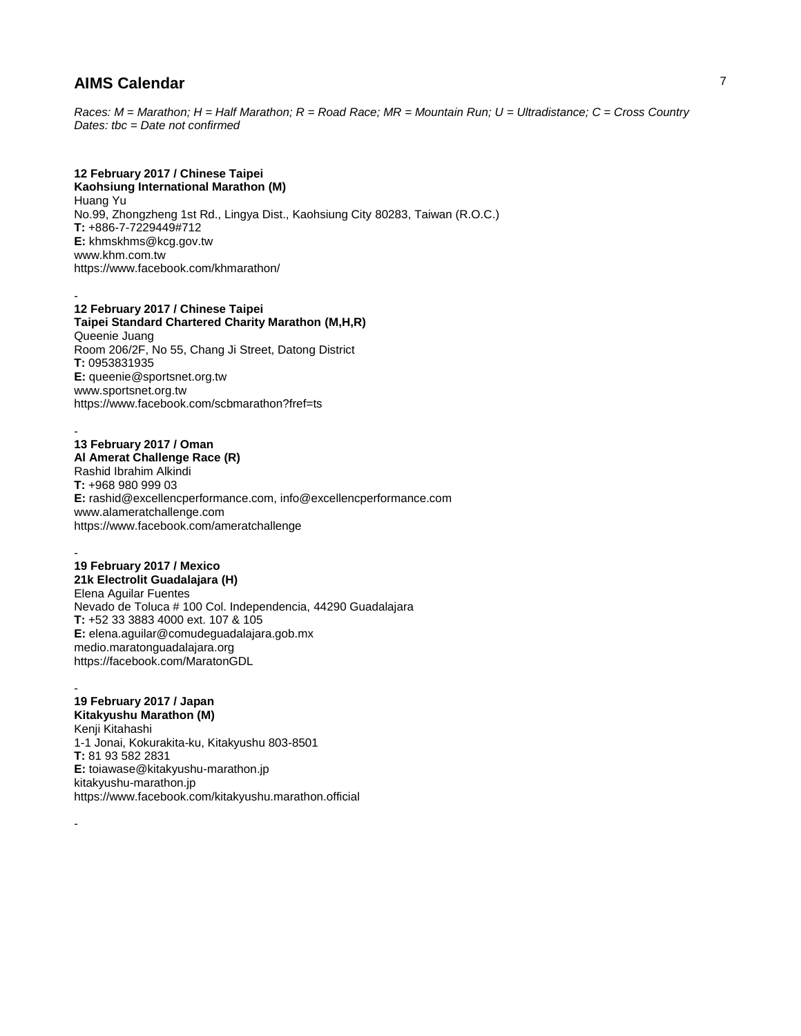# AIMS Calendar

*Races: M = Marathon; H = Half Marathon; R = Road Race; MR = Mountain Run; U = Ultradistance; C = Cross Country*
*Dates: tbc = Date not confirmed*

**12 February 2017 / Chinese Taipei**
**Kaohsiung International Marathon (M)**
Huang Yu
No.99, Zhongzheng 1st Rd., Lingya Dist., Kaohsiung City 80283, Taiwan (R.O.C.)
**T:** +886-7-7229449#712
**E:** khmskhms@kcg.gov.tw
www.khm.com.tw
https://www.facebook.com/khmarathon/

-

**12 February 2017 / Chinese Taipei**
**Taipei Standard Chartered Charity Marathon (M,H,R)**
Queenie Juang
Room 206/2F, No 55, Chang Ji Street, Datong District
**T:** 0953831935
**E:** queenie@sportsnet.org.tw
www.sportsnet.org.tw
https://www.facebook.com/scbmarathon?fref=ts

-

**13 February 2017 / Oman**
**Al Amerat Challenge Race (R)**
Rashid Ibrahim Alkindi
**T:** +968 980 999 03
**E:** rashid@excellencperformance.com, info@excellencperformance.com
www.alameratchallenge.com
https://www.facebook.com/ameratchallenge

-

**19 February 2017 / Mexico**
**21k Electrolit Guadalajara (H)**
Elena Aguilar Fuentes
Nevado de Toluca # 100 Col. Independencia, 44290 Guadalajara
**T:** +52 33 3883 4000 ext. 107 & 105
**E:** elena.aguilar@comudeguadalajara.gob.mx
medio.maratonguadalajara.org
https://facebook.com/MaratonGDL

-

**19 February 2017 / Japan**
**Kitakyushu Marathon (M)**
Kenji Kitahashi
1-1 Jonai, Kokurakita-ku, Kitakyushu 803-8501
**T:** 81 93 582 2831
**E:** toiawase@kitakyushu-marathon.jp
kitakyushu-marathon.jp
https://www.facebook.com/kitakyushu.marathon.official

-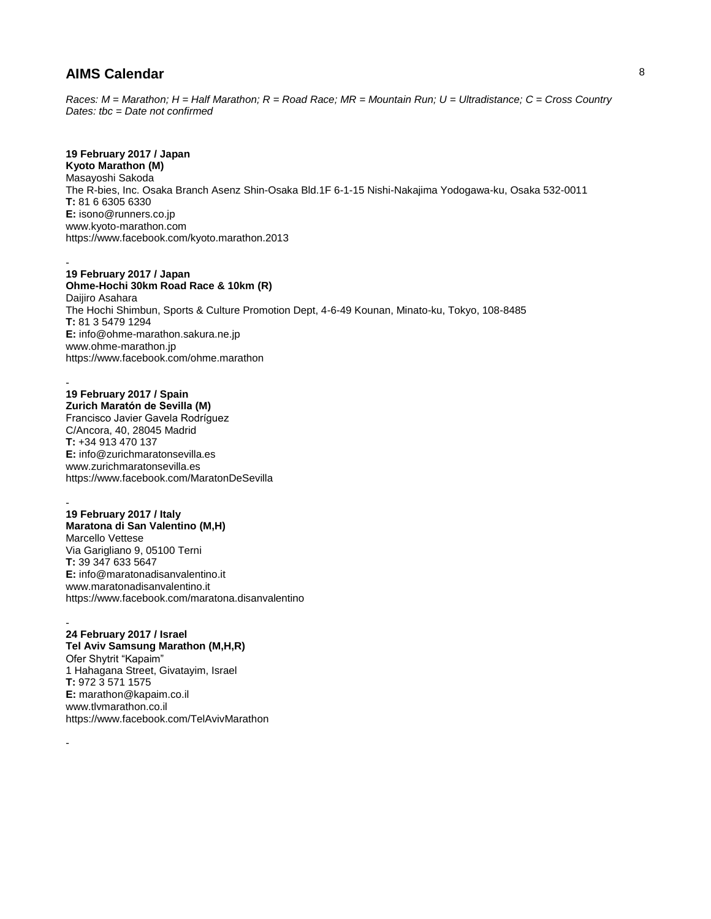## AIMS Calendar

*Races: M = Marathon; H = Half Marathon; R = Road Race; MR = Mountain Run; U = Ultradistance; C = Cross Country*
*Dates: tbc = Date not confirmed*

**19 February 2017 / Japan**
**Kyoto Marathon (M)**
Masayoshi Sakoda
The R-bies, Inc. Osaka Branch Asenz Shin-Osaka Bld.1F 6-1-15 Nishi-Nakajima Yodogawa-ku, Osaka 532-0011
**T:** 81 6 6305 6330
**E:** isono@runners.co.jp
www.kyoto-marathon.com
https://www.facebook.com/kyoto.marathon.2013

-

**19 February 2017 / Japan**
**Ohme-Hochi 30km Road Race & 10km (R)**
Daijiro Asahara
The Hochi Shimbun, Sports & Culture Promotion Dept, 4-6-49 Kounan, Minato-ku, Tokyo, 108-8485
**T:** 81 3 5479 1294
**E:** info@ohme-marathon.sakura.ne.jp
www.ohme-marathon.jp
https://www.facebook.com/ohme.marathon

-

**19 February 2017 / Spain**
**Zurich Maratón de Sevilla (M)**
Francisco Javier Gavela Rodríguez
C/Ancora, 40, 28045 Madrid
**T:** +34 913 470 137
**E:** info@zurichmaratonsevilla.es
www.zurichmaratonsevilla.es
https://www.facebook.com/MaratonDeSevilla

-

**19 February 2017 / Italy**
**Maratona di San Valentino (M,H)**
Marcello Vettese
Via Garigliano 9, 05100 Terni
**T:** 39 347 633 5647
**E:** info@maratonadisanvalentino.it
www.maratonadisanvalentino.it
https://www.facebook.com/maratona.disanvalentino

-

**24 February 2017 / Israel**
**Tel Aviv Samsung Marathon (M,H,R)**
Ofer Shytrit "Kapaim"
1 Hahagana Street, Givatayim, Israel
**T:** 972 3 571 1575
**E:** marathon@kapaim.co.il
www.tlvmarathon.co.il
https://www.facebook.com/TelAvivMarathon

-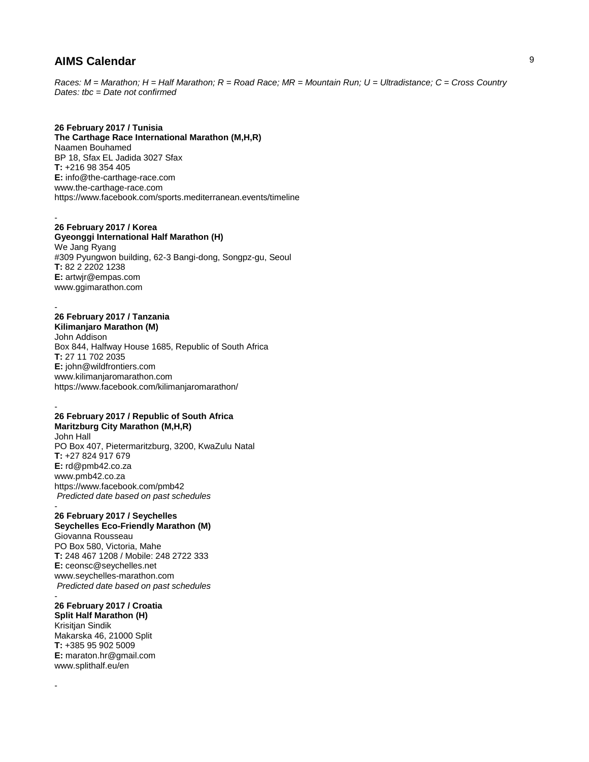# AIMS Calendar

*Races: M = Marathon; H = Half Marathon; R = Road Race; MR = Mountain Run; U = Ultradistance; C = Cross Country*
*Dates: tbc = Date not confirmed*

**26 February 2017 / Tunisia**
**The Carthage Race International Marathon (M,H,R)**
Naamen Bouhamed
BP 18, Sfax EL Jadida 3027 Sfax
**T:** +216 98 354 405
**E:** info@the-carthage-race.com
www.the-carthage-race.com
https://www.facebook.com/sports.mediterranean.events/timeline

-

**26 February 2017 / Korea**
**Gyeonggi International Half Marathon (H)**
We Jang Ryang
#309 Pyungwon building, 62-3 Bangi-dong, Songpz-gu, Seoul
**T:** 82 2 2202 1238
**E:** artwjr@empas.com
www.ggimarathon.com

-

**26 February 2017 / Tanzania**
**Kilimanjaro Marathon (M)**
John Addison
Box 844, Halfway House 1685, Republic of South Africa
**T:** 27 11 702 2035
**E:** john@wildfrontiers.com
www.kilimanjaromarathon.com
https://www.facebook.com/kilimanjaromarathon/

-

**26 February 2017 / Republic of South Africa**
**Maritzburg City Marathon (M,H,R)**
John Hall
PO Box 407, Pietermaritzburg, 3200, KwaZulu Natal
**T:** +27 824 917 679
**E:** rd@pmb42.co.za
www.pmb42.co.za
https://www.facebook.com/pmb42
*Predicted date based on past schedules*

-

**26 February 2017 / Seychelles**
**Seychelles Eco-Friendly Marathon (M)**
Giovanna Rousseau
PO Box 580, Victoria, Mahe
**T:** 248 467 1208 / Mobile: 248 2722 333
**E:** ceonsc@seychelles.net
www.seychelles-marathon.com
*Predicted date based on past schedules*

-

**26 February 2017 / Croatia**
**Split Half Marathon (H)**
Krisitjan Sindik
Makarska 46, 21000 Split
**T:** +385 95 902 5009
**E:** maraton.hr@gmail.com
www.splithalf.eu/en

-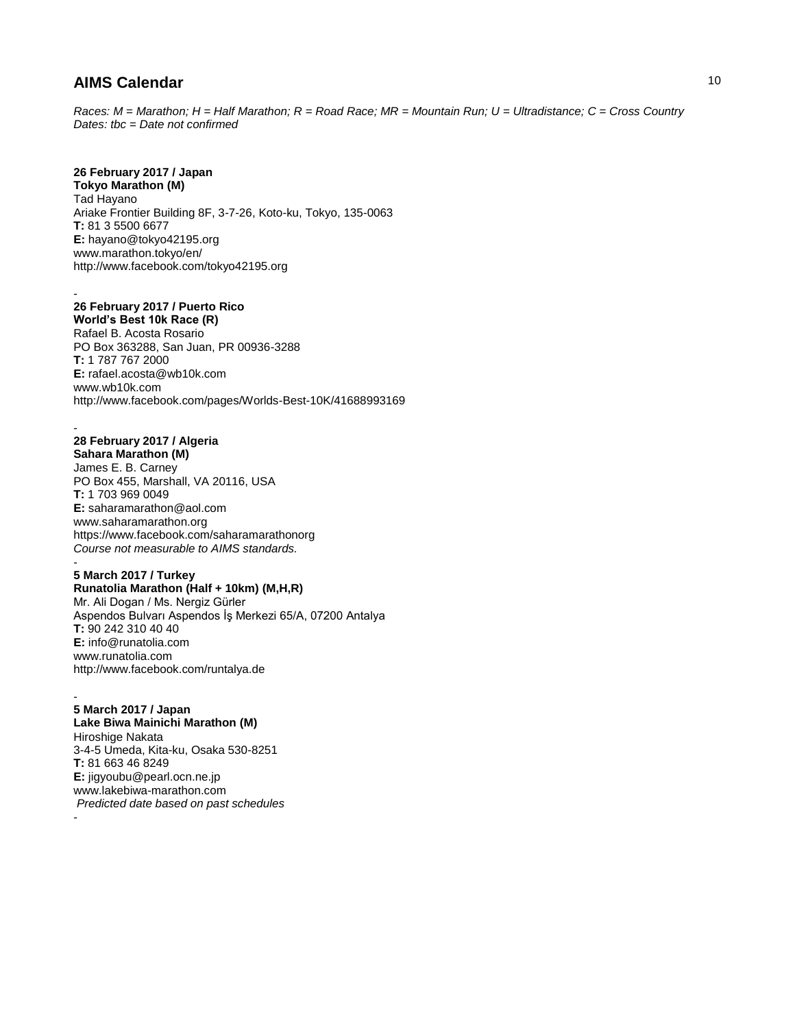## AIMS Calendar

*Races: M = Marathon; H = Half Marathon; R = Road Race; MR = Mountain Run; U = Ultradistance; C = Cross Country*
*Dates: tbc = Date not confirmed*

**26 February 2017 / Japan**
**Tokyo Marathon (M)**
Tad Hayano
Ariake Frontier Building 8F, 3-7-26, Koto-ku, Tokyo, 135-0063
**T:** 81 3 5500 6677
**E:** hayano@tokyo42195.org
www.marathon.tokyo/en/
http://www.facebook.com/tokyo42195.org

-

**26 February 2017 / Puerto Rico**
**World's Best 10k Race (R)**
Rafael B. Acosta Rosario
PO Box 363288, San Juan, PR 00936-3288
**T:** 1 787 767 2000
**E:** rafael.acosta@wb10k.com
www.wb10k.com
http://www.facebook.com/pages/Worlds-Best-10K/41688993169

-

**28 February 2017 / Algeria**
**Sahara Marathon (M)**
James E. B. Carney
PO Box 455, Marshall, VA 20116, USA
**T:** 1 703 969 0049
**E:** saharamarathon@aol.com
www.saharamarathon.org
https://www.facebook.com/saharamarathonorg
*Course not measurable to AIMS standards.*

-

**5 March 2017 / Turkey**
**Runatolia Marathon (Half + 10km) (M,H,R)**
Mr. Ali Dogan / Ms. Nergiz Gürler
Aspendos Bulvarı Aspendos İş Merkezi 65/A, 07200 Antalya
**T:** 90 242 310 40 40
**E:** info@runatolia.com
www.runatolia.com
http://www.facebook.com/runtalya.de

-

**5 March 2017 / Japan**
**Lake Biwa Mainichi Marathon (M)**
Hiroshige Nakata
3-4-5 Umeda, Kita-ku, Osaka 530-8251
**T:** 81 663 46 8249
**E:** jigyoubu@pearl.ocn.ne.jp
www.lakebiwa-marathon.com
*Predicted date based on past schedules*

-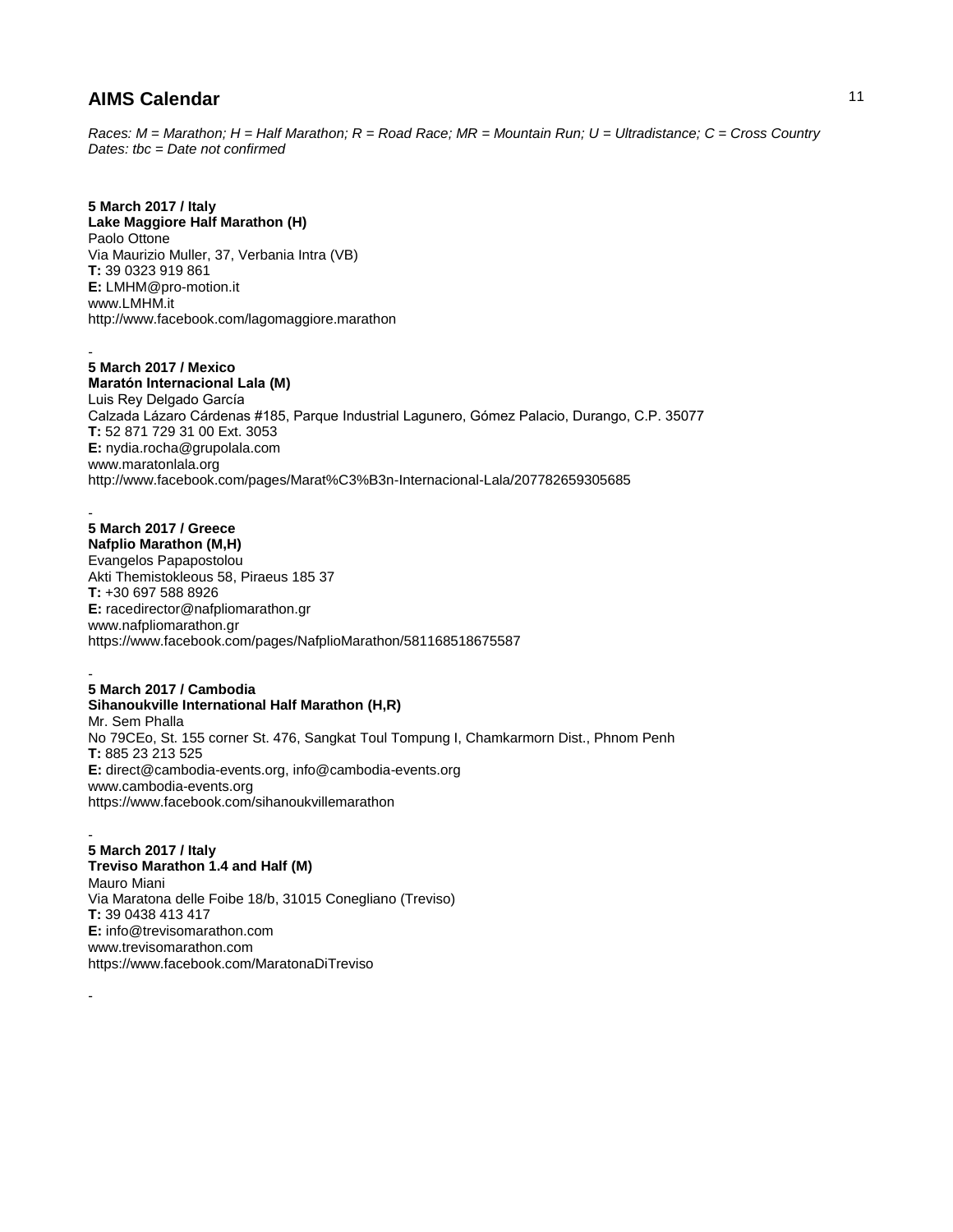# AIMS Calendar

*Races: M = Marathon; H = Half Marathon; R = Road Race; MR = Mountain Run; U = Ultradistance; C = Cross Country*
*Dates: tbc = Date not confirmed*

**5 March 2017 / Italy**
**Lake Maggiore Half Marathon (H)**
Paolo Ottone
Via Maurizio Muller, 37, Verbania Intra (VB)
**T:** 39 0323 919 861
**E:** LMHM@pro-motion.it
www.LMHM.it
http://www.facebook.com/lagomaggiore.marathon

-

**5 March 2017 / Mexico**
**Maratón Internacional Lala (M)**
Luis Rey Delgado García
Calzada Lázaro Cárdenas #185, Parque Industrial Lagunero, Gómez Palacio, Durango, C.P. 35077
**T:** 52 871 729 31 00 Ext. 3053
**E:** nydia.rocha@grupolala.com
www.maratonlala.org
http://www.facebook.com/pages/Marat%C3%B3n-Internacional-Lala/207782659305685

-

**5 March 2017 / Greece**
**Nafplio Marathon (M,H)**
Evangelos Papapostolou
Akti Themistokleous 58, Piraeus 185 37
**T:** +30 697 588 8926
**E:** racedirector@nafpliomarathon.gr
www.nafpliomarathon.gr
https://www.facebook.com/pages/NafplioMarathon/581168518675587

-

**5 March 2017 / Cambodia**
**Sihanoukville International Half Marathon (H,R)**
Mr. Sem Phalla
No 79CEo, St. 155 corner St. 476, Sangkat Toul Tompung I, Chamkarmorn Dist., Phnom Penh
**T:** 885 23 213 525
**E:** direct@cambodia-events.org, info@cambodia-events.org
www.cambodia-events.org
https://www.facebook.com/sihanoukvillemarathon

-

**5 March 2017 / Italy**
**Treviso Marathon 1.4 and Half (M)**
Mauro Miani
Via Maratona delle Foibe 18/b, 31015 Conegliano (Treviso)
**T:** 39 0438 413 417
**E:** info@trevisomarathon.com
www.trevisomarathon.com
https://www.facebook.com/MaratonaDiTreviso

-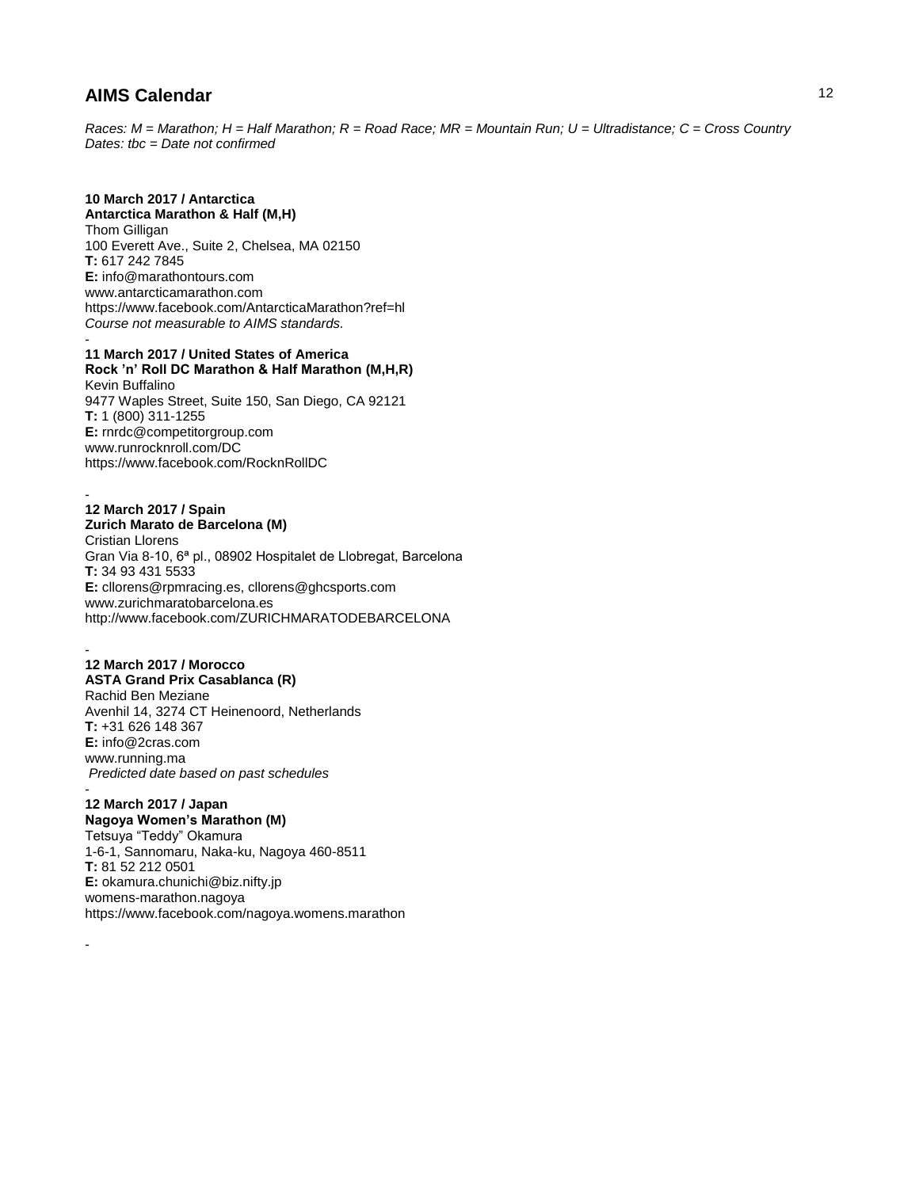## AIMS Calendar

*Races: M = Marathon; H = Half Marathon; R = Road Race; MR = Mountain Run; U = Ultradistance; C = Cross Country*
*Dates: tbc = Date not confirmed*

**10 March 2017 / Antarctica**
**Antarctica Marathon & Half (M,H)**
Thom Gilligan
100 Everett Ave., Suite 2, Chelsea, MA 02150
**T:** 617 242 7845
**E:** info@marathontours.com
www.antarcticamarathon.com
https://www.facebook.com/AntarcticaMarathon?ref=hl
*Course not measurable to AIMS standards.*

-

**11 March 2017 / United States of America**
**Rock 'n' Roll DC Marathon & Half Marathon (M,H,R)**
Kevin Buffalino
9477 Waples Street, Suite 150, San Diego, CA 92121
**T:** 1 (800) 311-1255
**E:** rnrdc@competitorgroup.com
www.runrocknroll.com/DC
https://www.facebook.com/RocknRollDC

-

**12 March 2017 / Spain**
**Zurich Marato de Barcelona (M)**
Cristian Llorens
Gran Via 8-10, 6ª pl., 08902 Hospitalet de Llobregat, Barcelona
**T:** 34 93 431 5533
**E:** cllorens@rpmracing.es, cllorens@ghcsports.com
www.zurichmaratobarcelona.es
http://www.facebook.com/ZURICHMARATODEBARCELONA

-

**12 March 2017 / Morocco**
**ASTA Grand Prix Casablanca (R)**
Rachid Ben Meziane
Avenhil 14, 3274 CT Heinenoord, Netherlands
**T:** +31 626 148 367
**E:** info@2cras.com
www.running.ma
*Predicted date based on past schedules*

-

**12 March 2017 / Japan**
**Nagoya Women's Marathon (M)**
Tetsuya "Teddy" Okamura
1-6-1, Sannomaru, Naka-ku, Nagoya 460-8511
**T:** 81 52 212 0501
**E:** okamura.chunichi@biz.nifty.jp
womens-marathon.nagoya
https://www.facebook.com/nagoya.womens.marathon

-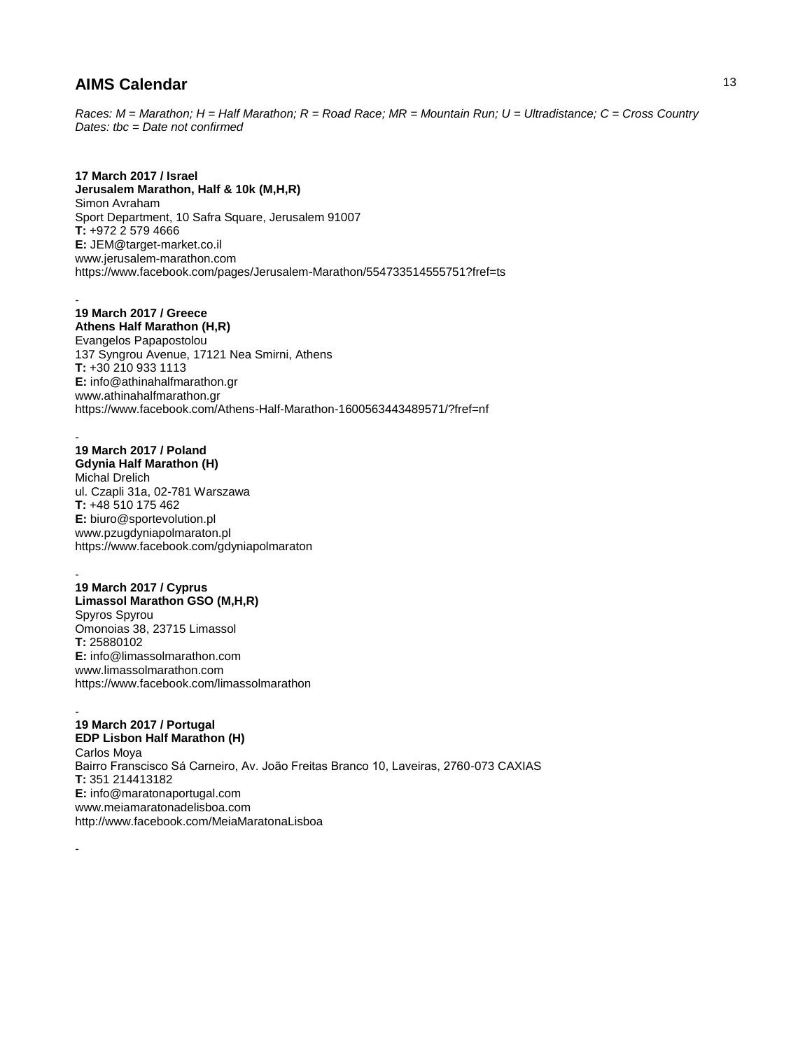## AIMS Calendar

*Races: M = Marathon; H = Half Marathon; R = Road Race; MR = Mountain Run; U = Ultradistance; C = Cross Country*
*Dates: tbc = Date not confirmed*

**17 March 2017 / Israel**
**Jerusalem Marathon, Half & 10k (M,H,R)**
Simon Avraham
Sport Department, 10 Safra Square, Jerusalem 91007
**T:** +972 2 579 4666
**E:** JEM@target-market.co.il
www.jerusalem-marathon.com
https://www.facebook.com/pages/Jerusalem-Marathon/554733514555751?fref=ts

-

**19 March 2017 / Greece**
**Athens Half Marathon (H,R)**
Evangelos Papapostolou
137 Syngrou Avenue, 17121 Nea Smirni, Athens
**T:** +30 210 933 1113
**E:** info@athinahalfmarathon.gr
www.athinahalfmarathon.gr
https://www.facebook.com/Athens-Half-Marathon-1600563443489571/?fref=nf

-

**19 March 2017 / Poland**
**Gdynia Half Marathon (H)**
Michal Drelich
ul. Czapli 31a, 02-781 Warszawa
**T:** +48 510 175 462
**E:** biuro@sportevolution.pl
www.pzugdyniapolmaraton.pl
https://www.facebook.com/gdyniapolmaraton

-

**19 March 2017 / Cyprus**
**Limassol Marathon GSO (M,H,R)**
Spyros Spyrou
Omonoias 38, 23715 Limassol
**T:** 25880102
**E:** info@limassolmarathon.com
www.limassolmarathon.com
https://www.facebook.com/limassolmarathon

-

**19 March 2017 / Portugal**
**EDP Lisbon Half Marathon (H)**
Carlos Moya
Bairro Franscisco Sá Carneiro, Av. João Freitas Branco 10, Laveiras, 2760-073 CAXIAS
**T:** 351 214413182
**E:** info@maratonaportugal.com
www.meiamaratonadelisboa.com
http://www.facebook.com/MeiaMaratonaLisboa

-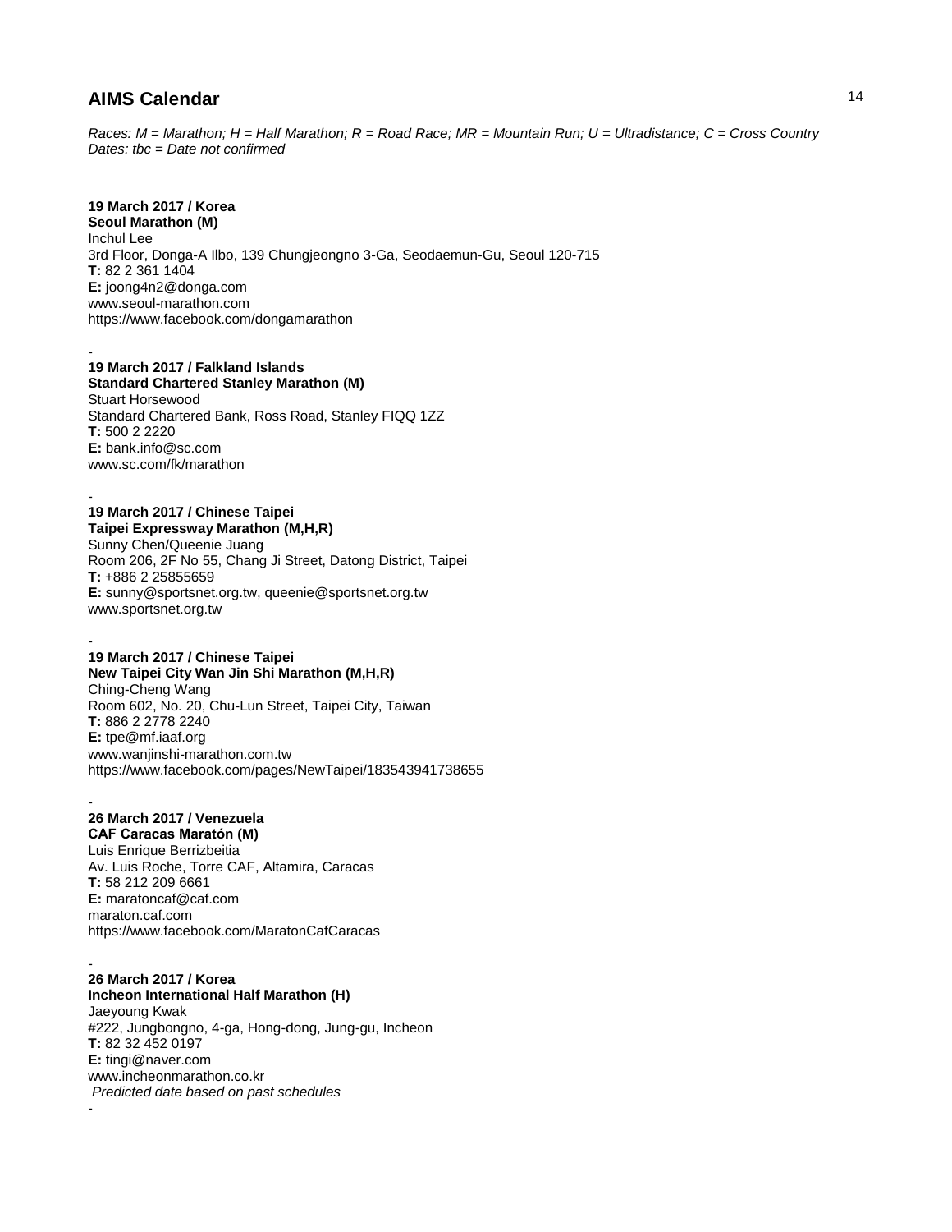## AIMS Calendar

*Races: M = Marathon; H = Half Marathon; R = Road Race; MR = Mountain Run; U = Ultradistance; C = Cross Country*
*Dates: tbc = Date not confirmed*

**19 March 2017 / Korea**
**Seoul Marathon (M)**
Inchul Lee
3rd Floor, Donga-A Ilbo, 139 Chungjeongno 3-Ga, Seodaemun-Gu, Seoul 120-715
**T:** 82 2 361 1404
**E:** joong4n2@donga.com
www.seoul-marathon.com
https://www.facebook.com/dongamarathon

-

**19 March 2017 / Falkland Islands**
**Standard Chartered Stanley Marathon (M)**
Stuart Horsewood
Standard Chartered Bank, Ross Road, Stanley FIQQ 1ZZ
**T:** 500 2 2220
**E:** bank.info@sc.com
www.sc.com/fk/marathon

-

**19 March 2017 / Chinese Taipei**
**Taipei Expressway Marathon (M,H,R)**
Sunny Chen/Queenie Juang
Room 206, 2F No 55, Chang Ji Street, Datong District, Taipei
**T:** +886 2 25855659
**E:** sunny@sportsnet.org.tw, queenie@sportsnet.org.tw
www.sportsnet.org.tw

-

**19 March 2017 / Chinese Taipei**
**New Taipei City Wan Jin Shi Marathon (M,H,R)**
Ching-Cheng Wang
Room 602, No. 20, Chu-Lun Street, Taipei City, Taiwan
**T:** 886 2 2778 2240
**E:** tpe@mf.iaaf.org
www.wanjinshi-marathon.com.tw
https://www.facebook.com/pages/NewTaipei/183543941738655

-

**26 March 2017 / Venezuela**
**CAF Caracas Maratón (M)**
Luis Enrique Berrizbeitia
Av. Luis Roche, Torre CAF, Altamira, Caracas
**T:** 58 212 209 6661
**E:** maratoncaf@caf.com
maraton.caf.com
https://www.facebook.com/MaratonCafCaracas

-

**26 March 2017 / Korea**
**Incheon International Half Marathon (H)**
Jaeyoung Kwak
#222, Jungbongno, 4-ga, Hong-dong, Jung-gu, Incheon
**T:** 82 32 452 0197
**E:** tingi@naver.com
www.incheonmarathon.co.kr
*Predicted date based on past schedules*

-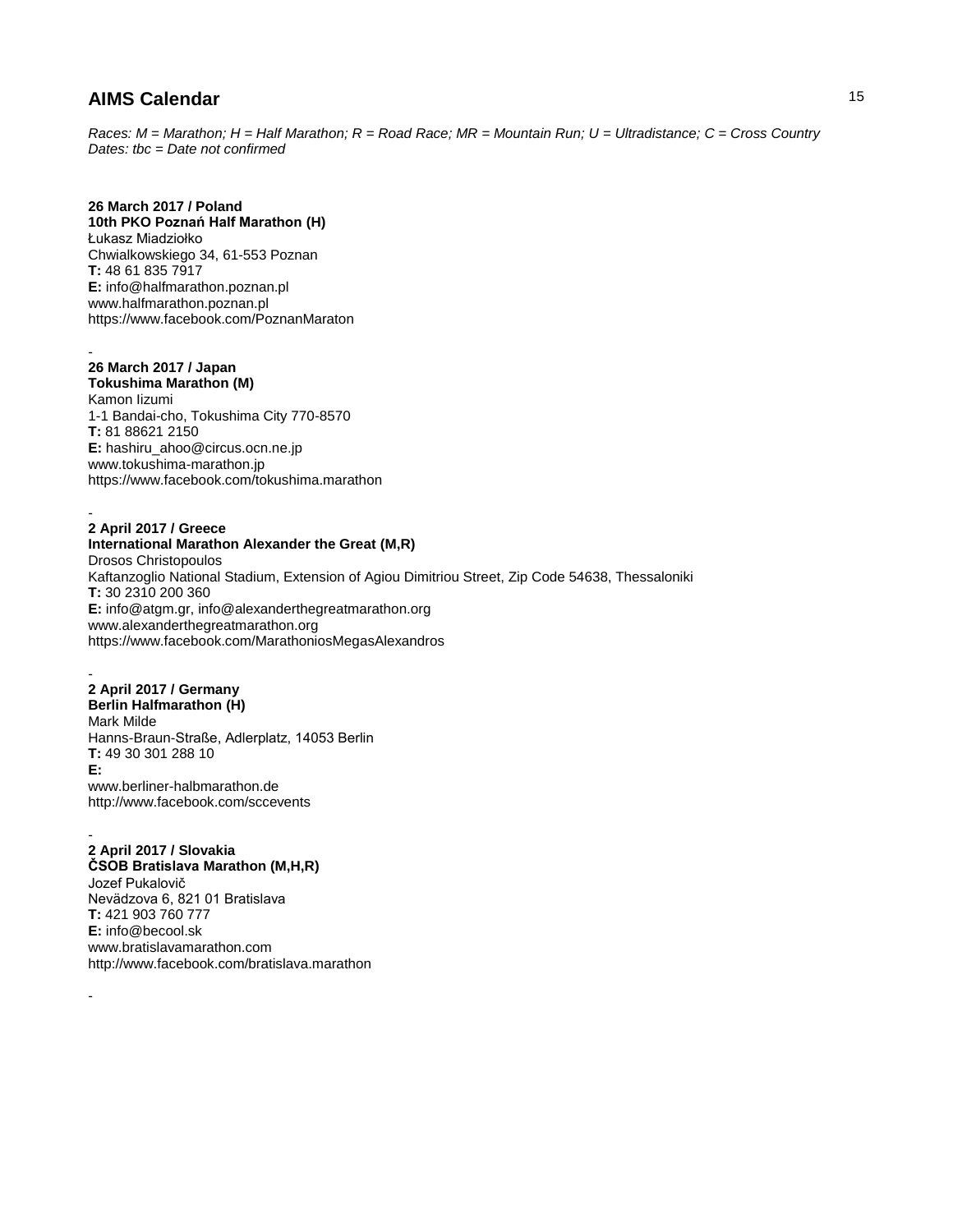## AIMS Calendar

*Races: M = Marathon; H = Half Marathon; R = Road Race; MR = Mountain Run; U = Ultradistance; C = Cross Country*
*Dates: tbc = Date not confirmed*

**26 March 2017 / Poland**
**10th PKO Poznań Half Marathon (H)**
Łukasz Miadziołko
Chwialkowskiego 34, 61-553 Poznan
**T:** 48 61 835 7917
**E:** info@halfmarathon.poznan.pl
www.halfmarathon.poznan.pl
https://www.facebook.com/PoznanMaraton

-

**26 March 2017 / Japan**
**Tokushima Marathon (M)**
Kamon Iizumi
1-1 Bandai-cho, Tokushima City 770-8570
**T:** 81 88621 2150
**E:** hashiru_ahoo@circus.ocn.ne.jp
www.tokushima-marathon.jp
https://www.facebook.com/tokushima.marathon

-

**2 April 2017 / Greece**
**International Marathon Alexander the Great (M,R)**
Drosos Christopoulos
Kaftanzoglio National Stadium, Extension of Agiou Dimitriou Street, Zip Code 54638, Thessaloniki
**T:** 30 2310 200 360
**E:** info@atgm.gr, info@alexanderthegreatmarathon.org
www.alexanderthegreatmarathon.org
https://www.facebook.com/MarathoniosMegasAlexandros

-

**2 April 2017 / Germany**
**Berlin Halfmarathon (H)**
Mark Milde
Hanns-Braun-Straße, Adlerplatz, 14053 Berlin
**T:** 49 30 301 288 10
**E:**
www.berliner-halbmarathon.de
http://www.facebook.com/sccevents

-

**2 April 2017 / Slovakia**
**ČSOB Bratislava Marathon (M,H,R)**
Jozef Pukalovič
Nevädzova 6, 821 01 Bratislava
**T:** 421 903 760 777
**E:** info@becool.sk
www.bratislavamarathon.com
http://www.facebook.com/bratislava.marathon

-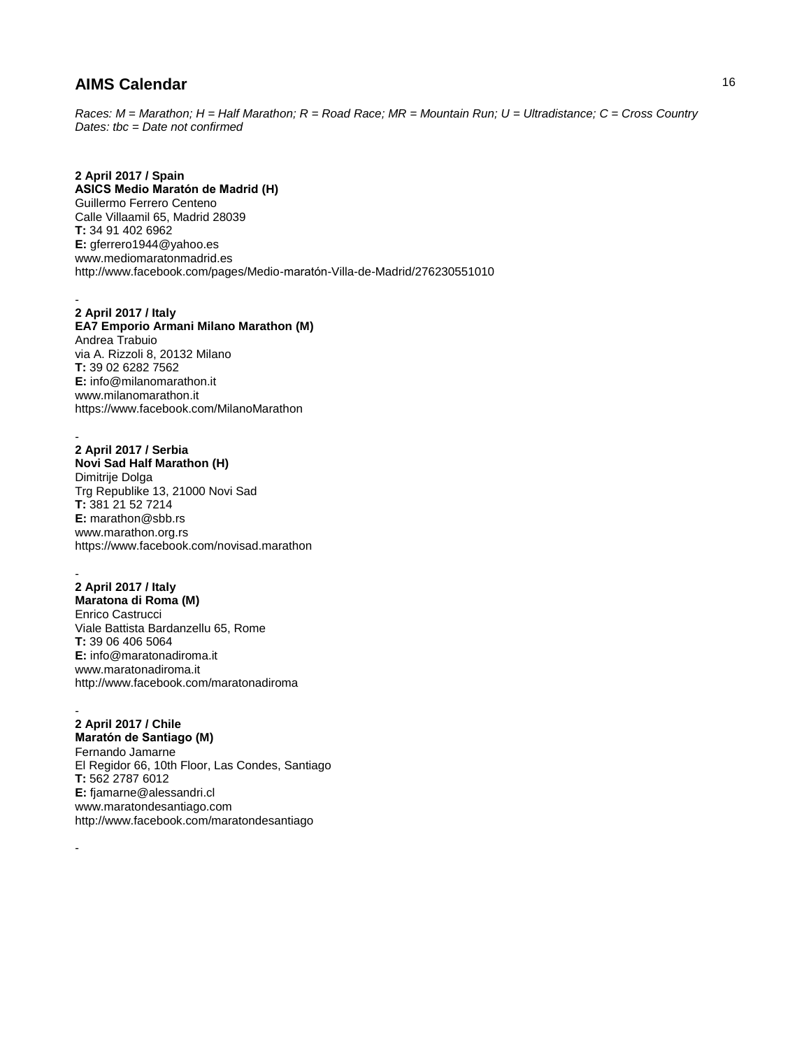## AIMS Calendar

*Races: M = Marathon; H = Half Marathon; R = Road Race; MR = Mountain Run; U = Ultradistance; C = Cross Country*
*Dates: tbc = Date not confirmed*

**2 April 2017 / Spain**
**ASICS Medio Maratón de Madrid (H)**
Guillermo Ferrero Centeno
Calle Villaamil 65, Madrid 28039
**T:** 34 91 402 6962
**E:** gferrero1944@yahoo.es
www.mediomaratonmadrid.es
http://www.facebook.com/pages/Medio-maratón-Villa-de-Madrid/276230551010

-

**2 April 2017 / Italy**
**EA7 Emporio Armani Milano Marathon (M)**
Andrea Trabuio
via A. Rizzoli 8, 20132 Milano
**T:** 39 02 6282 7562
**E:** info@milanomarathon.it
www.milanomarathon.it
https://www.facebook.com/MilanoMarathon

-

**2 April 2017 / Serbia**
**Novi Sad Half Marathon (H)**
Dimitrije Dolga
Trg Republike 13, 21000 Novi Sad
**T:** 381 21 52 7214
**E:** marathon@sbb.rs
www.marathon.org.rs
https://www.facebook.com/novisad.marathon

-

**2 April 2017 / Italy**
**Maratona di Roma (M)**
Enrico Castrucci
Viale Battista Bardanzellu 65, Rome
**T:** 39 06 406 5064
**E:** info@maratonadiroma.it
www.maratonadiroma.it
http://www.facebook.com/maratonadiroma

-

**2 April 2017 / Chile**
**Maratón de Santiago (M)**
Fernando Jamarne
El Regidor 66, 10th Floor, Las Condes, Santiago
**T:** 562 2787 6012
**E:** fjamarne@alessandri.cl
www.maratondesantiago.com
http://www.facebook.com/maratondesantiago

-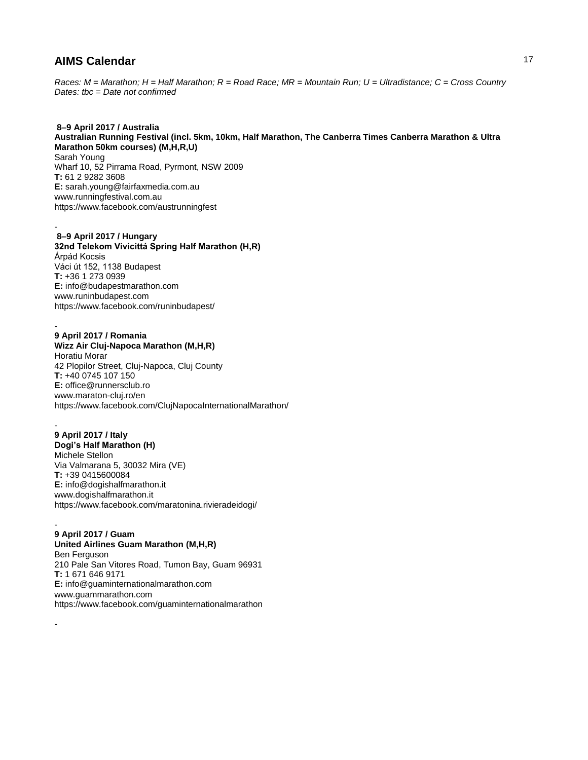# AIMS Calendar

*Races: M = Marathon; H = Half Marathon; R = Road Race; MR = Mountain Run; U = Ultradistance; C = Cross Country*
*Dates: tbc = Date not confirmed*

**8–9 April 2017 / Australia**
**Australian Running Festival (incl. 5km, 10km, Half Marathon, The Canberra Times Canberra Marathon & Ultra Marathon 50km courses) (M,H,R,U)**
Sarah Young
Wharf 10, 52 Pirrama Road, Pyrmont, NSW 2009
**T:** 61 2 9282 3608
**E:** sarah.young@fairfaxmedia.com.au
www.runningfestival.com.au
https://www.facebook.com/austrunningfest

-

**8–9 April 2017 / Hungary**
**32nd Telekom Vivicittá Spring Half Marathon (H,R)**
Árpád Kocsis
Váci út 152, 1138 Budapest
**T:** +36 1 273 0939
**E:** info@budapestmarathon.com
www.runinbudapest.com
https://www.facebook.com/runinbudapest/

-

**9 April 2017 / Romania**
**Wizz Air Cluj-Napoca Marathon (M,H,R)**
Horatiu Morar
42 Plopilor Street, Cluj-Napoca, Cluj County
**T:** +40 0745 107 150
**E:** office@runnersclub.ro
www.maraton-cluj.ro/en
https://www.facebook.com/ClujNapocaInternationalMarathon/

-

**9 April 2017 / Italy**
**Dogi's Half Marathon (H)**
Michele Stellon
Via Valmarana 5, 30032 Mira (VE)
**T:** +39 0415600084
**E:** info@dogishalfmarathon.it
www.dogishalfmarathon.it
https://www.facebook.com/maratonina.rivieradeidogi/

-

**9 April 2017 / Guam**
**United Airlines Guam Marathon (M,H,R)**
Ben Ferguson
210 Pale San Vitores Road, Tumon Bay, Guam 96931
**T:** 1 671 646 9171
**E:** info@guaminternationalmarathon.com
www.guammarathon.com
https://www.facebook.com/guaminternationalmarathon

-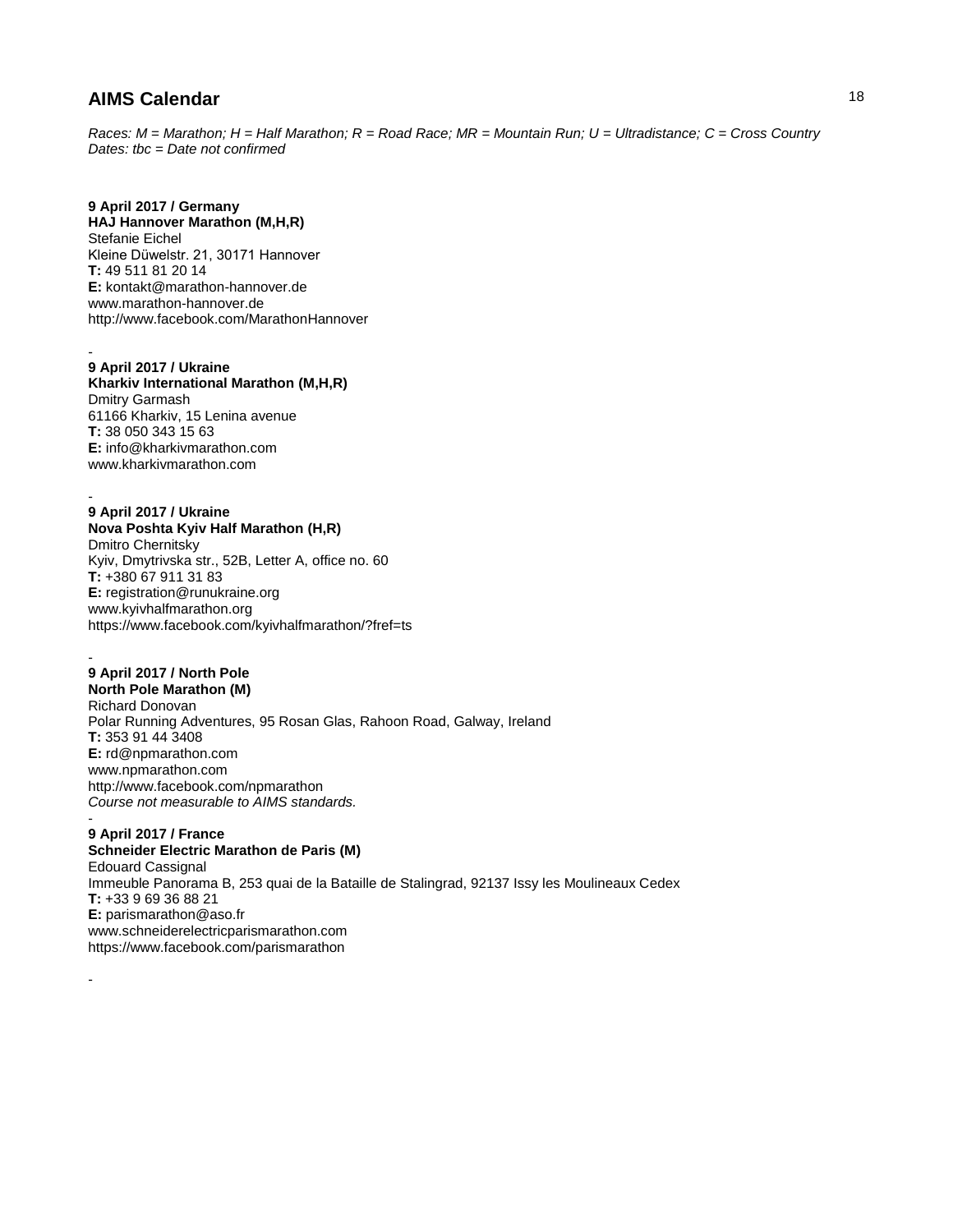## AIMS Calendar

*Races: M = Marathon; H = Half Marathon; R = Road Race; MR = Mountain Run; U = Ultradistance; C = Cross Country*
*Dates: tbc = Date not confirmed*

**9 April 2017 / Germany**
**HAJ Hannover Marathon (M,H,R)**
Stefanie Eichel
Kleine Düwelstr. 21, 30171 Hannover
**T:** 49 511 81 20 14
**E:** kontakt@marathon-hannover.de
www.marathon-hannover.de
http://www.facebook.com/MarathonHannover

-

**9 April 2017 / Ukraine**
**Kharkiv International Marathon (M,H,R)**
Dmitry Garmash
61166 Kharkiv, 15 Lenina avenue
**T:** 38 050 343 15 63
**E:** info@kharkivmarathon.com
www.kharkivmarathon.com

-

**9 April 2017 / Ukraine**
**Nova Poshta Kyiv Half Marathon (H,R)**
Dmitro Chernitsky
Kyiv, Dmytrivska str., 52B, Letter A, office no. 60
**T:** +380 67 911 31 83
**E:** registration@runukraine.org
www.kyivhalfmarathon.org
https://www.facebook.com/kyivhalfmarathon/?fref=ts

-

**9 April 2017 / North Pole**
**North Pole Marathon (M)**
Richard Donovan
Polar Running Adventures, 95 Rosan Glas, Rahoon Road, Galway, Ireland
**T:** 353 91 44 3408
**E:** rd@npmarathon.com
www.npmarathon.com
http://www.facebook.com/npmarathon
*Course not measurable to AIMS standards.*

-

**9 April 2017 / France**
**Schneider Electric Marathon de Paris (M)**
Edouard Cassignal
Immeuble Panorama B, 253 quai de la Bataille de Stalingrad, 92137 Issy les Moulineaux Cedex
**T:** +33 9 69 36 88 21
**E:** parismarathon@aso.fr
www.schneiderelectricparismarathon.com
https://www.facebook.com/parismarathon

-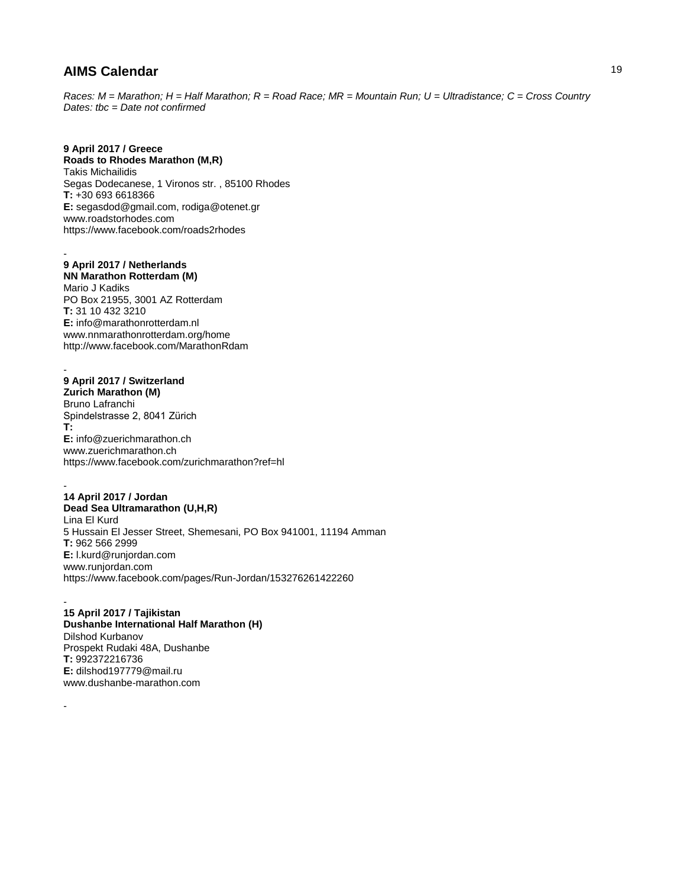# AIMS Calendar

*Races: M = Marathon; H = Half Marathon; R = Road Race; MR = Mountain Run; U = Ultradistance; C = Cross Country*
*Dates: tbc = Date not confirmed*

**9 April 2017 / Greece**
**Roads to Rhodes Marathon (M,R)**
Takis Michailidis
Segas Dodecanese, 1 Vironos str. , 85100 Rhodes
**T:** +30 693 6618366
**E:** segasdod@gmail.com, rodiga@otenet.gr
www.roadstorhodes.com
https://www.facebook.com/roads2rhodes

-

**9 April 2017 / Netherlands**
**NN Marathon Rotterdam (M)**
Mario J Kadiks
PO Box 21955, 3001 AZ Rotterdam
**T:** 31 10 432 3210
**E:** info@marathonrotterdam.nl
www.nnmarathonrotterdam.org/home
http://www.facebook.com/MarathonRdam

-

**9 April 2017 / Switzerland**
**Zurich Marathon (M)**
Bruno Lafranchi
Spindelstrasse 2, 8041 Zürich
**T:**
**E:** info@zuerichmarathon.ch
www.zuerichmarathon.ch
https://www.facebook.com/zurichmarathon?ref=hl

-

**14 April 2017 / Jordan**
**Dead Sea Ultramarathon (U,H,R)**
Lina El Kurd
5 Hussain El Jesser Street, Shemesani, PO Box 941001, 11194 Amman
**T:** 962 566 2999
**E:** l.kurd@runjordan.com
www.runjordan.com
https://www.facebook.com/pages/Run-Jordan/153276261422260

-

**15 April 2017 / Tajikistan**
**Dushanbe International Half Marathon (H)**
Dilshod Kurbanov
Prospekt Rudaki 48A, Dushanbe
**T:** 992372216736
**E:** dilshod197779@mail.ru
www.dushanbe-marathon.com

-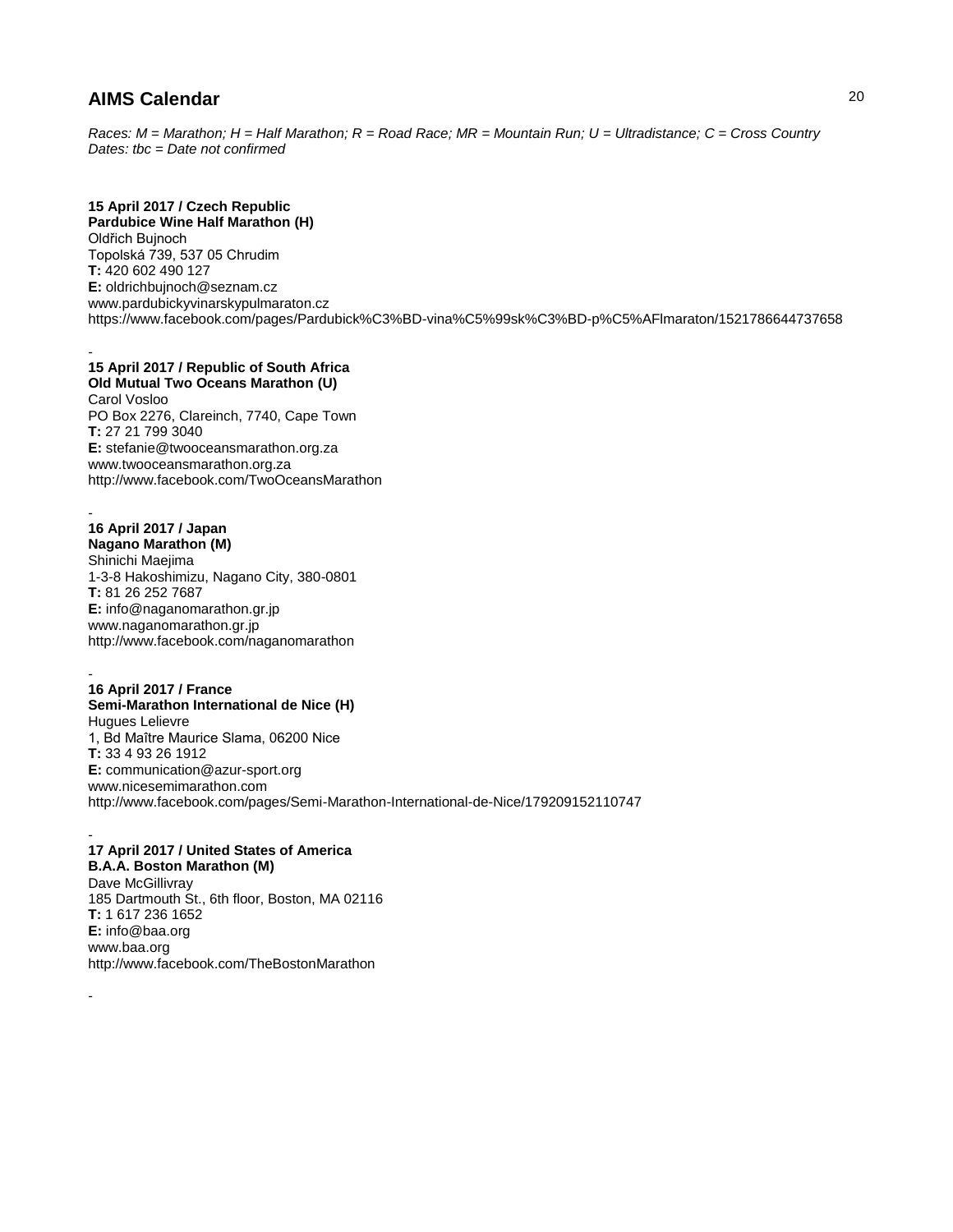## AIMS Calendar

*Races: M = Marathon; H = Half Marathon; R = Road Race; MR = Mountain Run; U = Ultradistance; C = Cross Country*
*Dates: tbc = Date not confirmed*

**15 April 2017 / Czech Republic**
**Pardubice Wine Half Marathon (H)**
Oldřich Bujnoch
Topolská 739, 537 05 Chrudim
**T:** 420 602 490 127
**E:** oldrichbujnoch@seznam.cz
www.pardubickyvinarskypulmaraton.cz
https://www.facebook.com/pages/Pardubick%C3%BD-vina%C5%99sk%C3%BD-p%C5%AFlmaraton/1521786644737658

-

**15 April 2017 / Republic of South Africa**
**Old Mutual Two Oceans Marathon (U)**
Carol Vosloo
PO Box 2276, Clareinch, 7740, Cape Town
**T:** 27 21 799 3040
**E:** stefanie@twooceansmarathon.org.za
www.twooceansmarathon.org.za
http://www.facebook.com/TwoOceansMarathon

-

**16 April 2017 / Japan**
**Nagano Marathon (M)**
Shinichi Maejima
1-3-8 Hakoshimizu, Nagano City, 380-0801
**T:** 81 26 252 7687
**E:** info@naganomarathon.gr.jp
www.naganomarathon.gr.jp
http://www.facebook.com/naganomarathon

-

**16 April 2017 / France**
**Semi-Marathon International de Nice (H)**
Hugues Lelievre
1, Bd Maître Maurice Slama, 06200 Nice
**T:** 33 4 93 26 1912
**E:** communication@azur-sport.org
www.nicesemimarathon.com
http://www.facebook.com/pages/Semi-Marathon-International-de-Nice/179209152110747

-

**17 April 2017 / United States of America**
**B.A.A. Boston Marathon (M)**
Dave McGillivray
185 Dartmouth St., 6th floor, Boston, MA 02116
**T:** 1 617 236 1652
**E:** info@baa.org
www.baa.org
http://www.facebook.com/TheBostonMarathon

-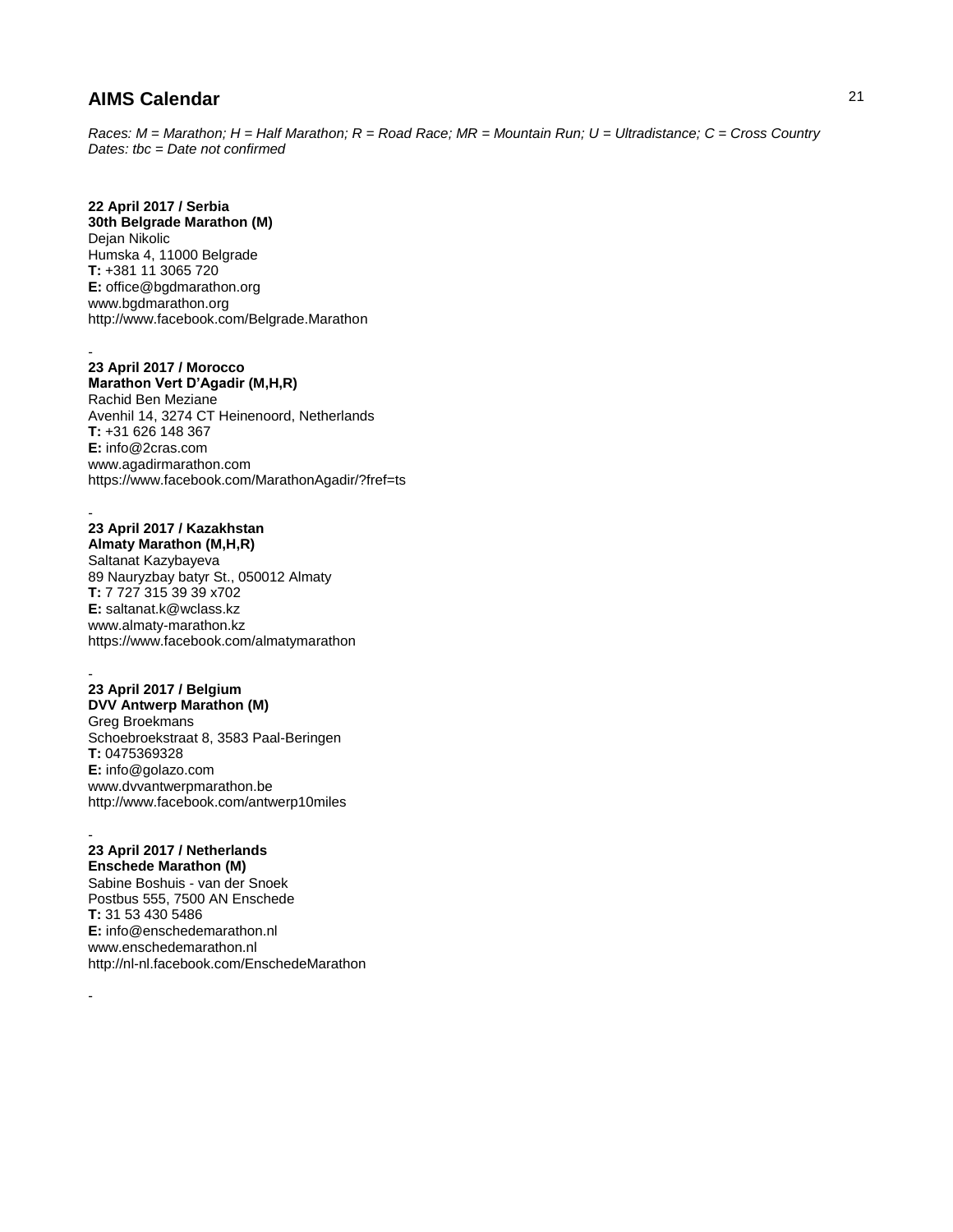## AIMS Calendar

*Races: M = Marathon; H = Half Marathon; R = Road Race; MR = Mountain Run; U = Ultradistance; C = Cross Country*
*Dates: tbc = Date not confirmed*

**22 April 2017 / Serbia**
**30th Belgrade Marathon (M)**
Dejan Nikolic
Humska 4, 11000 Belgrade
**T:** +381 11 3065 720
**E:** office@bgdmarathon.org
www.bgdmarathon.org
http://www.facebook.com/Belgrade.Marathon

-

**23 April 2017 / Morocco**
**Marathon Vert D'Agadir (M,H,R)**
Rachid Ben Meziane
Avenhil 14, 3274 CT Heinenoord, Netherlands
**T:** +31 626 148 367
**E:** info@2cras.com
www.agadirmarathon.com
https://www.facebook.com/MarathonAgadir/?fref=ts

-

**23 April 2017 / Kazakhstan**
**Almaty Marathon (M,H,R)**
Saltanat Kazybayeva
89 Nauryzbay batyr St., 050012 Almaty
**T:** 7 727 315 39 39 x702
**E:** saltanat.k@wclass.kz
www.almaty-marathon.kz
https://www.facebook.com/almatymarathon

-

**23 April 2017 / Belgium**
**DVV Antwerp Marathon (M)**
Greg Broekmans
Schoebroekstraat 8, 3583 Paal-Beringen
**T:** 0475369328
**E:** info@golazo.com
www.dvvantwerpmarathon.be
http://www.facebook.com/antwerp10miles

-

**23 April 2017 / Netherlands**
**Enschede Marathon (M)**
Sabine Boshuis - van der Snoek
Postbus 555, 7500 AN Enschede
**T:** 31 53 430 5486
**E:** info@enschedemarathon.nl
www.enschedemarathon.nl
http://nl-nl.facebook.com/EnschedeMarathon

-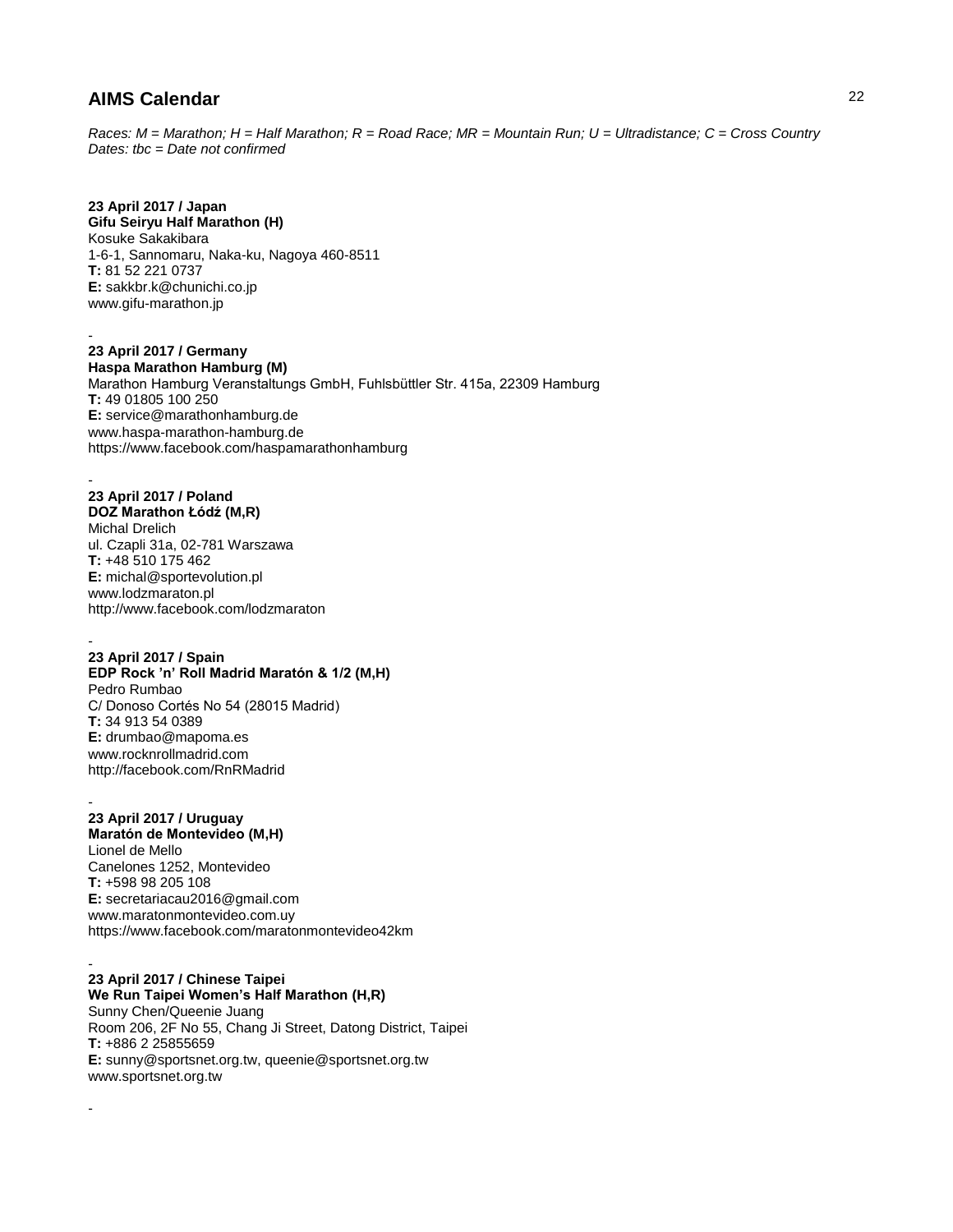## AIMS Calendar

*Races: M = Marathon; H = Half Marathon; R = Road Race; MR = Mountain Run; U = Ultradistance; C = Cross Country*
*Dates: tbc = Date not confirmed*

**23 April 2017 / Japan**
**Gifu Seiryu Half Marathon (H)**
Kosuke Sakakibara
1-6-1, Sannomaru, Naka-ku, Nagoya 460-8511
**T:** 81 52 221 0737
**E:** sakkbr.k@chunichi.co.jp
www.gifu-marathon.jp

-

**23 April 2017 / Germany**
**Haspa Marathon Hamburg (M)**
Marathon Hamburg Veranstaltungs GmbH, Fuhlsbüttler Str. 415a, 22309 Hamburg
**T:** 49 01805 100 250
**E:** service@marathonhamburg.de
www.haspa-marathon-hamburg.de
https://www.facebook.com/haspamarathonhamburg

-

**23 April 2017 / Poland**
**DOZ Marathon Łódź (M,R)**
Michal Drelich
ul. Czapli 31a, 02-781 Warszawa
**T:** +48 510 175 462
**E:** michal@sportevolution.pl
www.lodzmaraton.pl
http://www.facebook.com/lodzmaraton

-

**23 April 2017 / Spain**
**EDP Rock 'n' Roll Madrid Maratón & 1/2 (M,H)**
Pedro Rumbao
C/ Donoso Cortés No 54 (28015 Madrid)
**T:** 34 913 54 0389
**E:** drumbao@mapoma.es
www.rocknrollmadrid.com
http://facebook.com/RnRMadrid

-

**23 April 2017 / Uruguay**
**Maratón de Montevideo (M,H)**
Lionel de Mello
Canelones 1252, Montevideo
**T:** +598 98 205 108
**E:** secretariacau2016@gmail.com
www.maratonmontevideo.com.uy
https://www.facebook.com/maratonmontevideo42km

-

**23 April 2017 / Chinese Taipei**
**We Run Taipei Women's Half Marathon (H,R)**
Sunny Chen/Queenie Juang
Room 206, 2F No 55, Chang Ji Street, Datong District, Taipei
**T:** +886 2 25855659
**E:** sunny@sportsnet.org.tw, queenie@sportsnet.org.tw
www.sportsnet.org.tw

-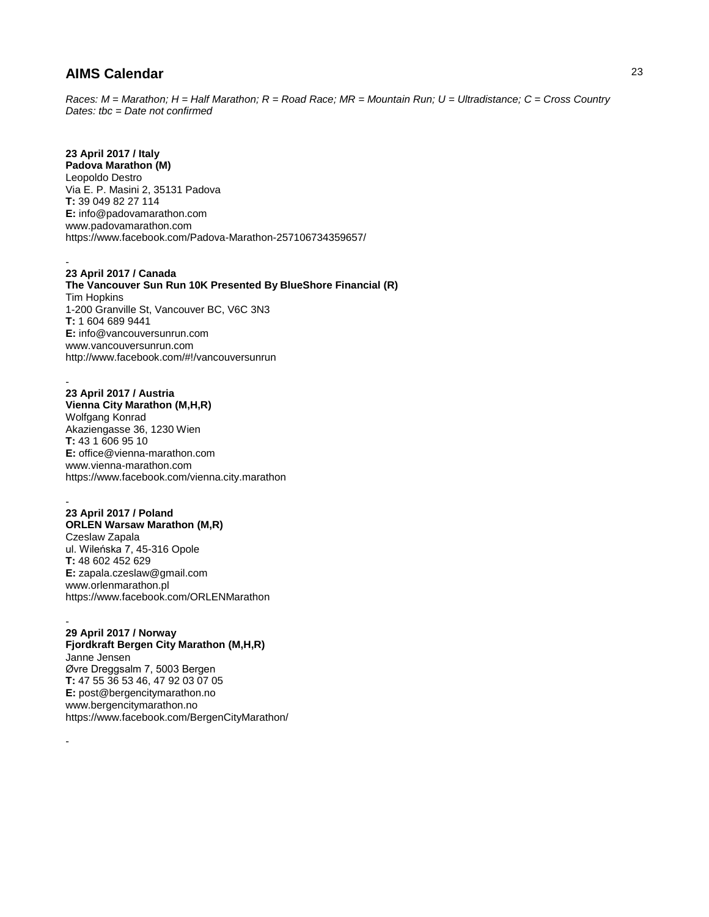# AIMS Calendar

*Races: M = Marathon; H = Half Marathon; R = Road Race; MR = Mountain Run; U = Ultradistance; C = Cross Country*
*Dates: tbc = Date not confirmed*

**23 April 2017 / Italy**
**Padova Marathon (M)**
Leopoldo Destro
Via E. P. Masini 2, 35131 Padova
**T:** 39 049 82 27 114
**E:** info@padovamarathon.com
www.padovamarathon.com
https://www.facebook.com/Padova-Marathon-257106734359657/

-

**23 April 2017 / Canada**
**The Vancouver Sun Run 10K Presented By BlueShore Financial (R)**
Tim Hopkins
1-200 Granville St, Vancouver BC, V6C 3N3
**T:** 1 604 689 9441
**E:** info@vancouversunrun.com
www.vancouversunrun.com
http://www.facebook.com/#!/vancouversunrun

-

**23 April 2017 / Austria**
**Vienna City Marathon (M,H,R)**
Wolfgang Konrad
Akaziengasse 36, 1230 Wien
**T:** 43 1 606 95 10
**E:** office@vienna-marathon.com
www.vienna-marathon.com
https://www.facebook.com/vienna.city.marathon

-

**23 April 2017 / Poland**
**ORLEN Warsaw Marathon (M,R)**
Czeslaw Zapala
ul. Wileńska 7, 45-316 Opole
**T:** 48 602 452 629
**E:** zapala.czeslaw@gmail.com
www.orlenmarathon.pl
https://www.facebook.com/ORLENMarathon

-

**29 April 2017 / Norway**
**Fjordkraft Bergen City Marathon (M,H,R)**
Janne Jensen
Øvre Dreggsalm 7, 5003 Bergen
**T:** 47 55 36 53 46, 47 92 03 07 05
**E:** post@bergencitymarathon.no
www.bergencitymarathon.no
https://www.facebook.com/BergenCityMarathon/

-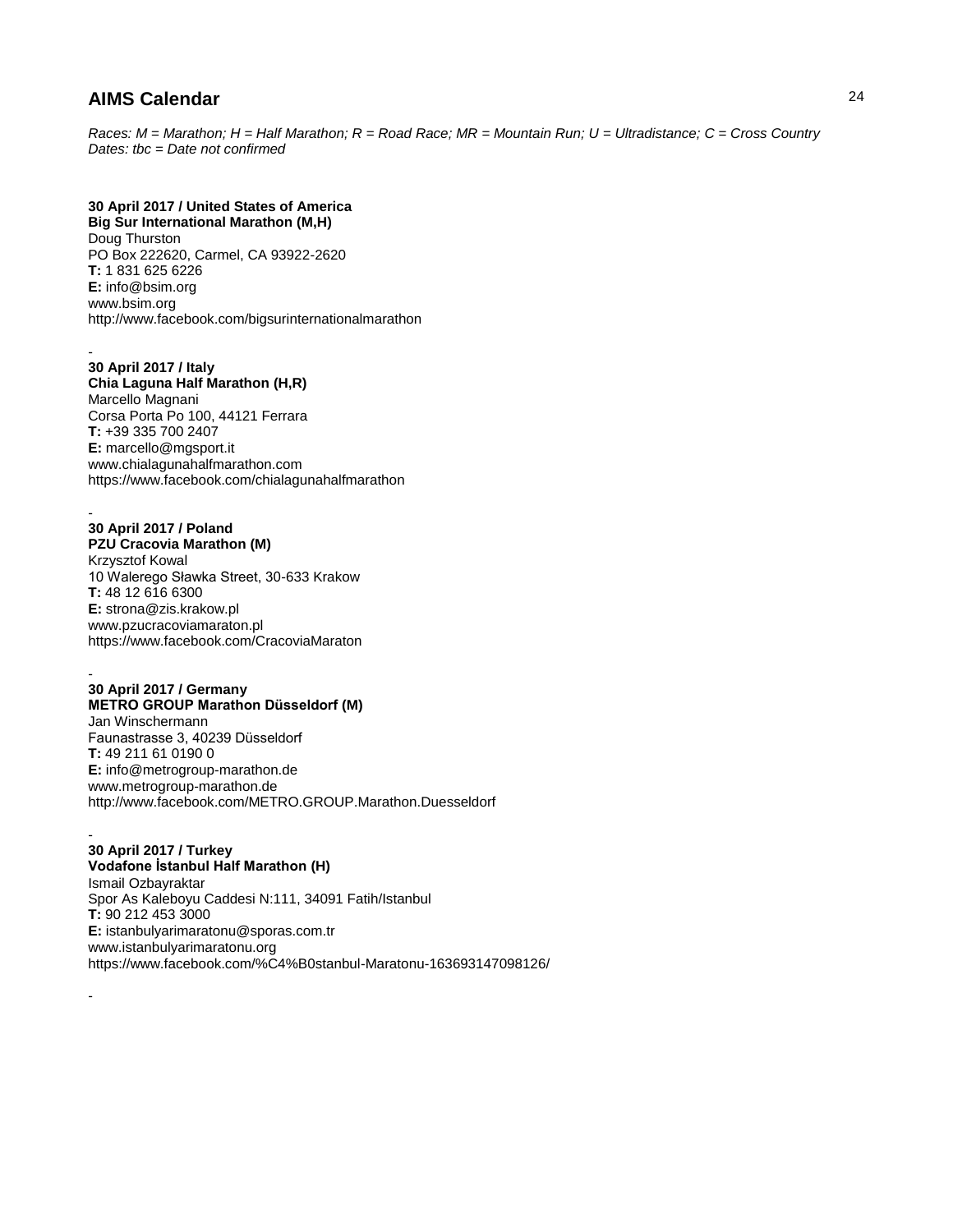# AIMS Calendar

*Races: M = Marathon; H = Half Marathon; R = Road Race; MR = Mountain Run; U = Ultradistance; C = Cross Country*
*Dates: tbc = Date not confirmed*

**30 April 2017 / United States of America**
**Big Sur International Marathon (M,H)**
Doug Thurston
PO Box 222620, Carmel, CA 93922-2620
**T:** 1 831 625 6226
**E:** info@bsim.org
www.bsim.org
http://www.facebook.com/bigsurinternationalmarathon

-

**30 April 2017 / Italy**
**Chia Laguna Half Marathon (H,R)**
Marcello Magnani
Corsa Porta Po 100, 44121 Ferrara
**T:** +39 335 700 2407
**E:** marcello@mgsport.it
www.chialagunahalfmarathon.com
https://www.facebook.com/chialagunahalfmarathon

-

**30 April 2017 / Poland**
**PZU Cracovia Marathon (M)**
Krzysztof Kowal
10 Walerego Sławka Street, 30-633 Krakow
**T:** 48 12 616 6300
**E:** strona@zis.krakow.pl
www.pzucracoviamaraton.pl
https://www.facebook.com/CracoviaMaraton

-

**30 April 2017 / Germany**
**METRO GROUP Marathon Düsseldorf (M)**
Jan Winschermann
Faunastrasse 3, 40239 Düsseldorf
**T:** 49 211 61 0190 0
**E:** info@metrogroup-marathon.de
www.metrogroup-marathon.de
http://www.facebook.com/METRO.GROUP.Marathon.Duesseldorf

-

**30 April 2017 / Turkey**
**Vodafone İstanbul Half Marathon (H)**
Ismail Ozbayraktar
Spor As Kaleboyu Caddesi N:111, 34091 Fatih/Istanbul
**T:** 90 212 453 3000
**E:** istanbulyarimaratonu@sporas.com.tr
www.istanbulyarimaratonu.org
https://www.facebook.com/%C4%B0stanbul-Maratonu-163693147098126/

-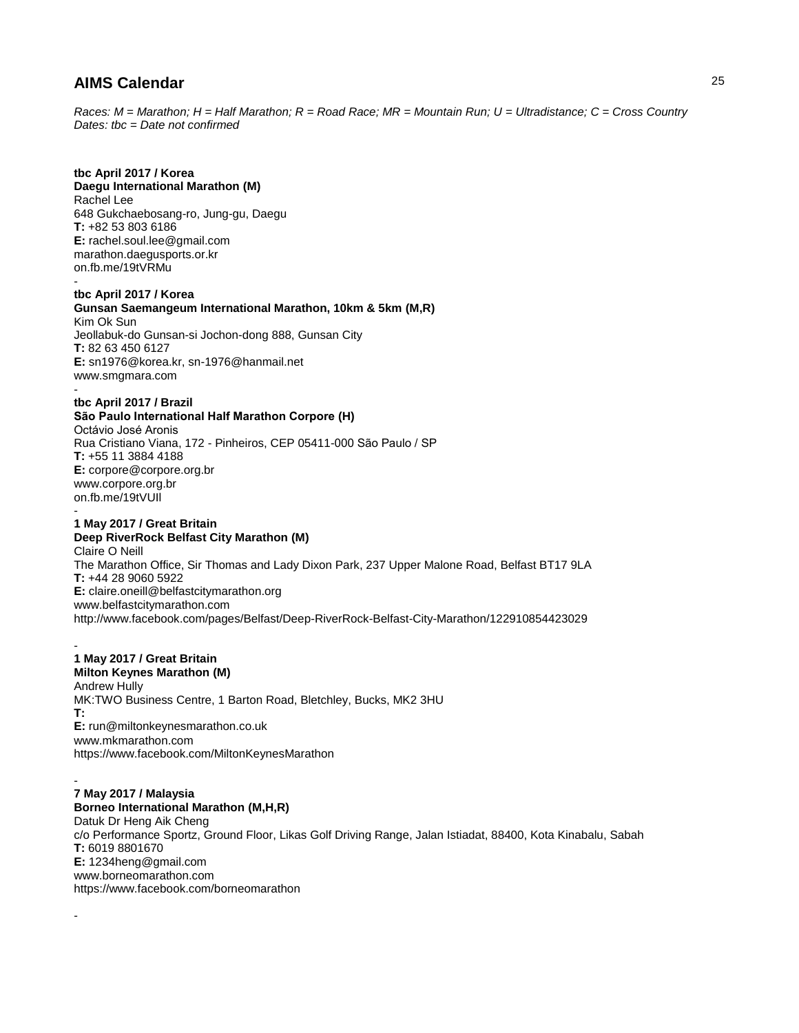## AIMS Calendar

*Races: M = Marathon; H = Half Marathon; R = Road Race; MR = Mountain Run; U = Ultradistance; C = Cross Country*
*Dates: tbc = Date not confirmed*

**tbc April 2017 / Korea**
**Daegu International Marathon (M)**
Rachel Lee
648 Gukchaebosang-ro, Jung-gu, Daegu
**T:** +82 53 803 6186
**E:** rachel.soul.lee@gmail.com
marathon.daegusports.or.kr
on.fb.me/19tVRMu

-

**tbc April 2017 / Korea**
**Gunsan Saemangeum International Marathon, 10km & 5km (M,R)**
Kim Ok Sun
Jeollabuk-do Gunsan-si Jochon-dong 888, Gunsan City
**T:** 82 63 450 6127
**E:** sn1976@korea.kr, sn-1976@hanmail.net
www.smgmara.com

-

**tbc April 2017 / Brazil**
**São Paulo International Half Marathon Corpore (H)**
Octávio José Aronis
Rua Cristiano Viana, 172 - Pinheiros, CEP 05411-000 São Paulo / SP
**T:** +55 11 3884 4188
**E:** corpore@corpore.org.br
www.corpore.org.br
on.fb.me/19tVUIl

-

**1 May 2017 / Great Britain**
**Deep RiverRock Belfast City Marathon (M)**
Claire O Neill
The Marathon Office, Sir Thomas and Lady Dixon Park, 237 Upper Malone Road, Belfast BT17 9LA
**T:** +44 28 9060 5922
**E:** claire.oneill@belfastcitymarathon.org
www.belfastcitymarathon.com
http://www.facebook.com/pages/Belfast/Deep-RiverRock-Belfast-City-Marathon/122910854423029

-

**1 May 2017 / Great Britain**
**Milton Keynes Marathon (M)**
Andrew Hully
MK:TWO Business Centre, 1 Barton Road, Bletchley, Bucks, MK2 3HU
**T:**
**E:** run@miltonkeynesmarathon.co.uk
www.mkmarathon.com
https://www.facebook.com/MiltonKeynesMarathon

-

**7 May 2017 / Malaysia**
**Borneo International Marathon (M,H,R)**
Datuk Dr Heng Aik Cheng
c/o Performance Sportz, Ground Floor, Likas Golf Driving Range, Jalan Istiadat, 88400, Kota Kinabalu, Sabah
**T:** 6019 8801670
**E:** 1234heng@gmail.com
www.borneomarathon.com
https://www.facebook.com/borneomarathon

-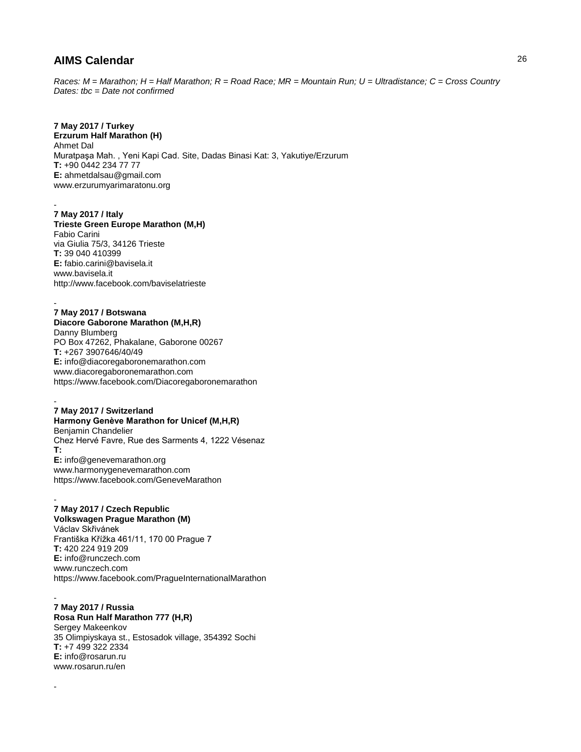## AIMS Calendar

*Races: M = Marathon; H = Half Marathon; R = Road Race; MR = Mountain Run; U = Ultradistance; C = Cross Country*
*Dates: tbc = Date not confirmed*

**7 May 2017 / Turkey**
**Erzurum Half Marathon (H)**
Ahmet Dal
Muratpaşa Mah. , Yeni Kapi Cad. Site, Dadas Binasi Kat: 3, Yakutiye/Erzurum
**T:** +90 0442 234 77 77
**E:** ahmetdalsau@gmail.com
www.erzurumyarimaratonu.org

-

**7 May 2017 / Italy**
**Trieste Green Europe Marathon (M,H)**
Fabio Carini
via Giulia 75/3, 34126 Trieste
**T:** 39 040 410399
**E:** fabio.carini@bavisela.it
www.bavisela.it
http://www.facebook.com/baviselatrieste

-

**7 May 2017 / Botswana**
**Diacore Gaborone Marathon (M,H,R)**
Danny Blumberg
PO Box 47262, Phakalane, Gaborone 00267
**T:** +267 3907646/40/49
**E:** info@diacoregaboronemarathon.com
www.diacoregaboronemarathon.com
https://www.facebook.com/Diacoregaboronemarathon

-

**7 May 2017 / Switzerland**
**Harmony Genève Marathon for Unicef (M,H,R)**
Benjamin Chandelier
Chez Hervé Favre, Rue des Sarments 4, 1222 Vésenaz
**T:**
**E:** info@genevemarathon.org
www.harmonygenevemarathon.com
https://www.facebook.com/GeneveMarathon

-

**7 May 2017 / Czech Republic**
**Volkswagen Prague Marathon (M)**
Václav Skřivánek
Františka Křížka 461/11, 170 00 Prague 7
**T:** 420 224 919 209
**E:** info@runczech.com
www.runczech.com
https://www.facebook.com/PragueInternationalMarathon

-

**7 May 2017 / Russia**
**Rosa Run Half Marathon 777 (H,R)**
Sergey Makeenkov
35 Olimpiyskaya st., Estosadok village, 354392 Sochi
**T:** +7 499 322 2334
**E:** info@rosarun.ru
www.rosarun.ru/en

-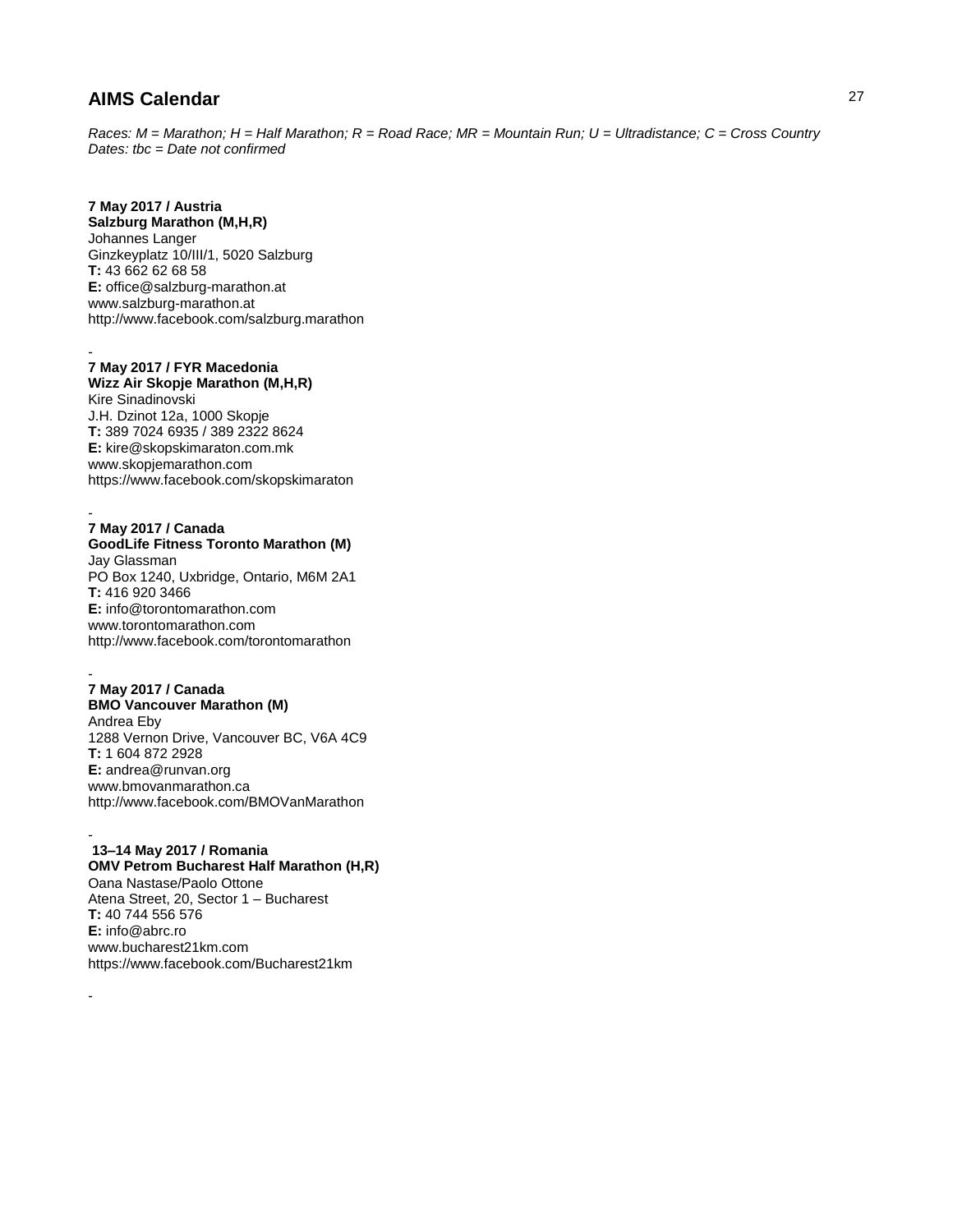## AIMS Calendar

*Races: M = Marathon; H = Half Marathon; R = Road Race; MR = Mountain Run; U = Ultradistance; C = Cross Country*
*Dates: tbc = Date not confirmed*

**7 May 2017 / Austria**
**Salzburg Marathon (M,H,R)**
Johannes Langer
Ginzkeyplatz 10/III/1, 5020 Salzburg
**T:** 43 662 62 68 58
**E:** office@salzburg-marathon.at
www.salzburg-marathon.at
http://www.facebook.com/salzburg.marathon

-

**7 May 2017 / FYR Macedonia**
**Wizz Air Skopje Marathon (M,H,R)**
Kire Sinadinovski
J.H. Dzinot 12a, 1000 Skopje
**T:** 389 7024 6935 / 389 2322 8624
**E:** kire@skopskimaraton.com.mk
www.skopjemarathon.com
https://www.facebook.com/skopskimaraton

-

**7 May 2017 / Canada**
**GoodLife Fitness Toronto Marathon (M)**
Jay Glassman
PO Box 1240, Uxbridge, Ontario, M6M 2A1
**T:** 416 920 3466
**E:** info@torontomarathon.com
www.torontomarathon.com
http://www.facebook.com/torontomarathon

-

**7 May 2017 / Canada**
**BMO Vancouver Marathon (M)**
Andrea Eby
1288 Vernon Drive, Vancouver BC, V6A 4C9
**T:** 1 604 872 2928
**E:** andrea@runvan.org
www.bmovanmarathon.ca
http://www.facebook.com/BMOVanMarathon

-

**13–14 May 2017 / Romania**
**OMV Petrom Bucharest Half Marathon (H,R)**
Oana Nastase/Paolo Ottone
Atena Street, 20, Sector 1 – Bucharest
**T:** 40 744 556 576
**E:** info@abrc.ro
www.bucharest21km.com
https://www.facebook.com/Bucharest21km

-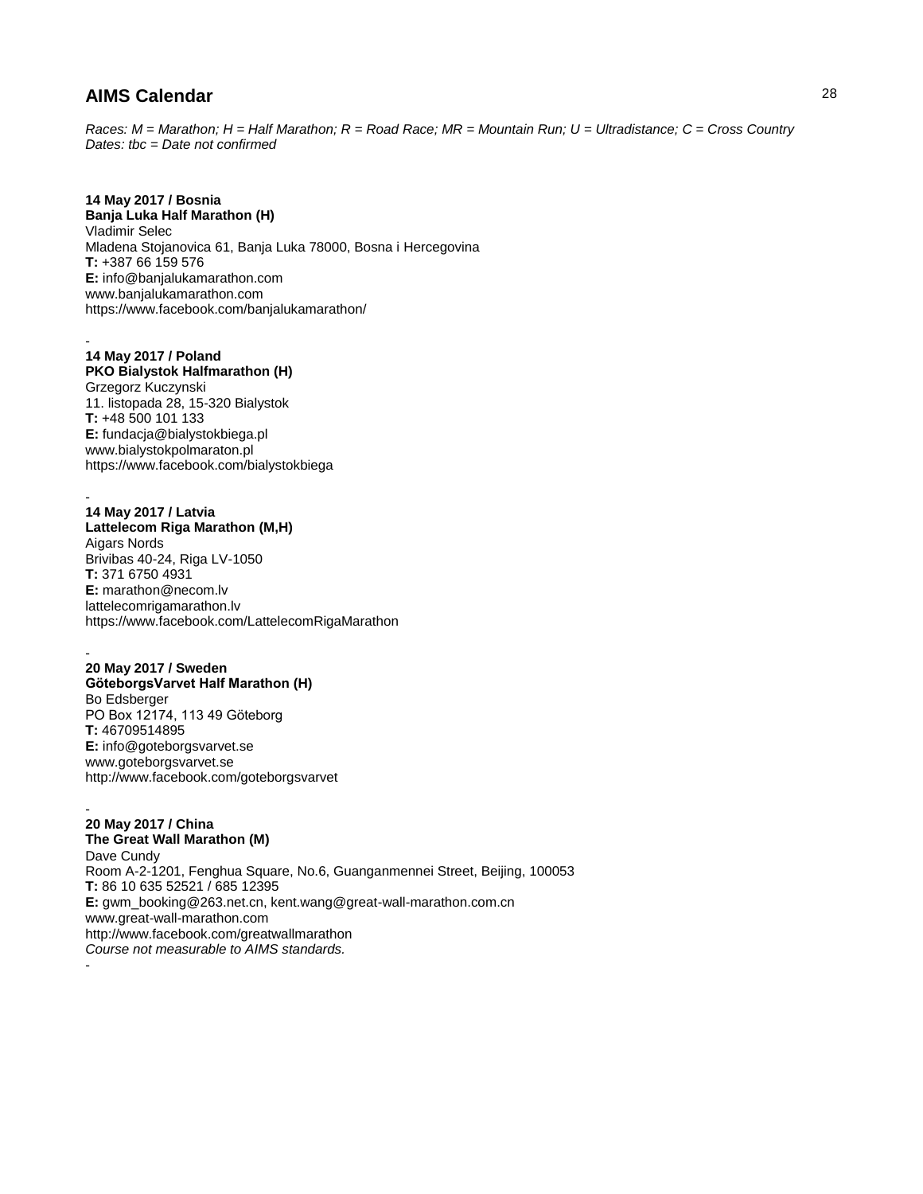# AIMS Calendar

*Races: M = Marathon; H = Half Marathon; R = Road Race; MR = Mountain Run; U = Ultradistance; C = Cross Country*
*Dates: tbc = Date not confirmed*

**14 May 2017 / Bosnia**
**Banja Luka Half Marathon (H)**
Vladimir Selec
Mladena Stojanovica 61, Banja Luka 78000, Bosna i Hercegovina
**T:** +387 66 159 576
**E:** info@banjalukamarathon.com
www.banjalukamarathon.com
https://www.facebook.com/banjalukamarathon/

-

**14 May 2017 / Poland**
**PKO Bialystok Halfmarathon (H)**
Grzegorz Kuczynski
11. listopada 28, 15-320 Bialystok
**T:** +48 500 101 133
**E:** fundacja@bialystokbiega.pl
www.bialystokpolmaraton.pl
https://www.facebook.com/bialystokbiega

-

**14 May 2017 / Latvia**
**Lattelecom Riga Marathon (M,H)**
Aigars Nords
Brivibas 40-24, Riga LV-1050
**T:** 371 6750 4931
**E:** marathon@necom.lv
lattelecomrigamarathon.lv
https://www.facebook.com/LattelecomRigaMarathon

-

**20 May 2017 / Sweden**
**GöteborgsVarvet Half Marathon (H)**
Bo Edsberger
PO Box 12174, 113 49 Göteborg
**T:** 46709514895
**E:** info@goteborgsvarvet.se
www.goteborgsvarvet.se
http://www.facebook.com/goteborgsvarvet

-

**20 May 2017 / China**
**The Great Wall Marathon (M)**
Dave Cundy
Room A-2-1201, Fenghua Square, No.6, Guanganmennei Street, Beijing, 100053
**T:** 86 10 635 52521 / 685 12395
**E:** gwm_booking@263.net.cn, kent.wang@great-wall-marathon.com.cn
www.great-wall-marathon.com
http://www.facebook.com/greatwallmarathon
*Course not measurable to AIMS standards.*

-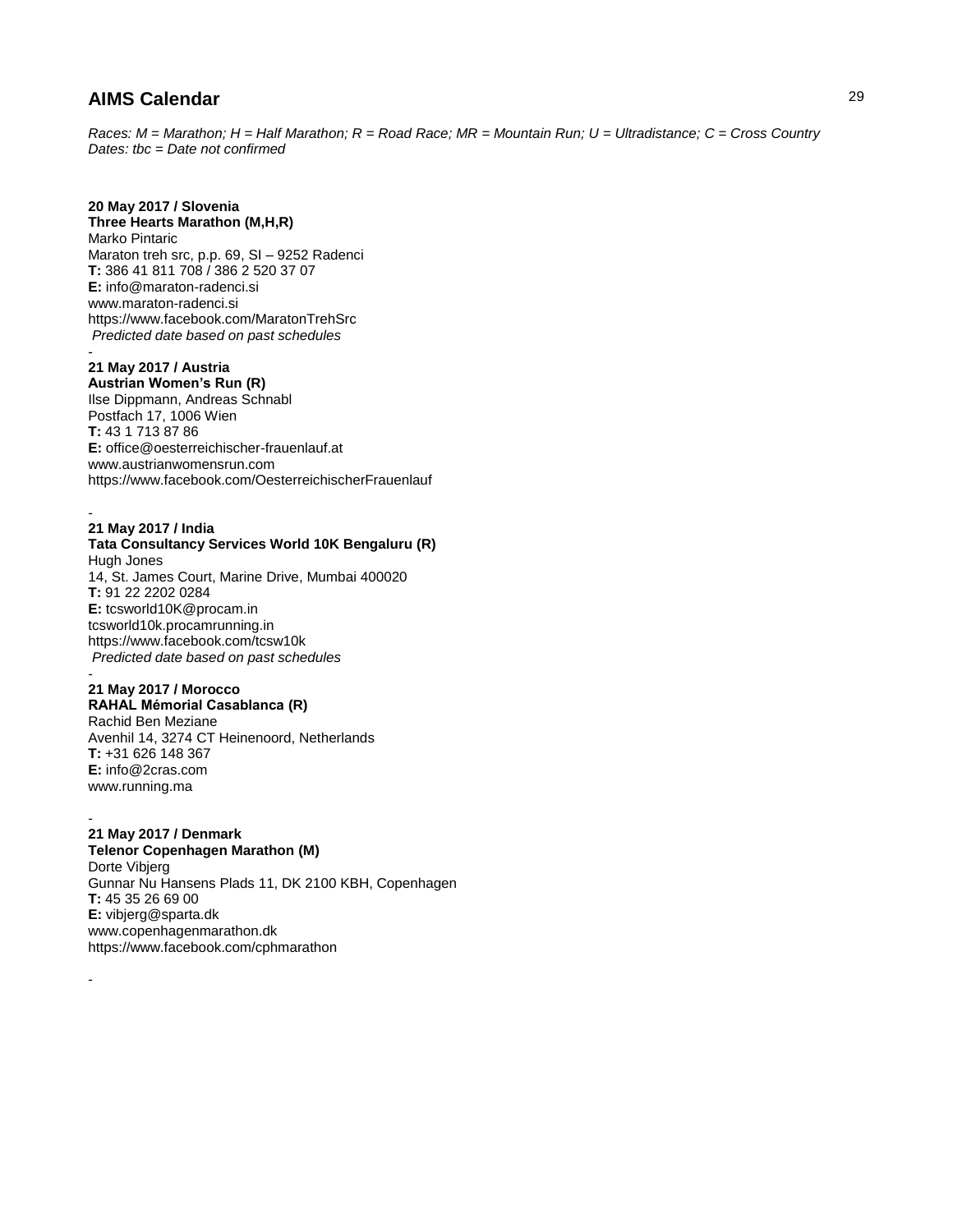## AIMS Calendar

*Races: M = Marathon; H = Half Marathon; R = Road Race; MR = Mountain Run; U = Ultradistance; C = Cross Country*
*Dates: tbc = Date not confirmed*

**20 May 2017 / Slovenia**
**Three Hearts Marathon (M,H,R)**
Marko Pintaric
Maraton treh src, p.p. 69, SI – 9252 Radenci
**T:** 386 41 811 708 / 386 2 520 37 07
**E:** info@maraton-radenci.si
www.maraton-radenci.si
https://www.facebook.com/MaratonTrehSrc
*Predicted date based on past schedules*

-

**21 May 2017 / Austria**
**Austrian Women's Run (R)**
Ilse Dippmann, Andreas Schnabl
Postfach 17, 1006 Wien
**T:** 43 1 713 87 86
**E:** office@oesterreichischer-frauenlauf.at
www.austrianwomensrun.com
https://www.facebook.com/OesterreichischerFrauenlauf

-

**21 May 2017 / India**
**Tata Consultancy Services World 10K Bengaluru (R)**
Hugh Jones
14, St. James Court, Marine Drive, Mumbai 400020
**T:** 91 22 2202 0284
**E:** tcsworld10K@procam.in
tcsworld10k.procamrunning.in
https://www.facebook.com/tcsw10k
*Predicted date based on past schedules*

-

**21 May 2017 / Morocco**
**RAHAL Mémorial Casablanca (R)**
Rachid Ben Meziane
Avenhil 14, 3274 CT Heinenoord, Netherlands
**T:** +31 626 148 367
**E:** info@2cras.com
www.running.ma

-

**21 May 2017 / Denmark**
**Telenor Copenhagen Marathon (M)**
Dorte Vibjerg
Gunnar Nu Hansens Plads 11, DK 2100 KBH, Copenhagen
**T:** 45 35 26 69 00
**E:** vibjerg@sparta.dk
www.copenhagenmarathon.dk
https://www.facebook.com/cphmarathon

-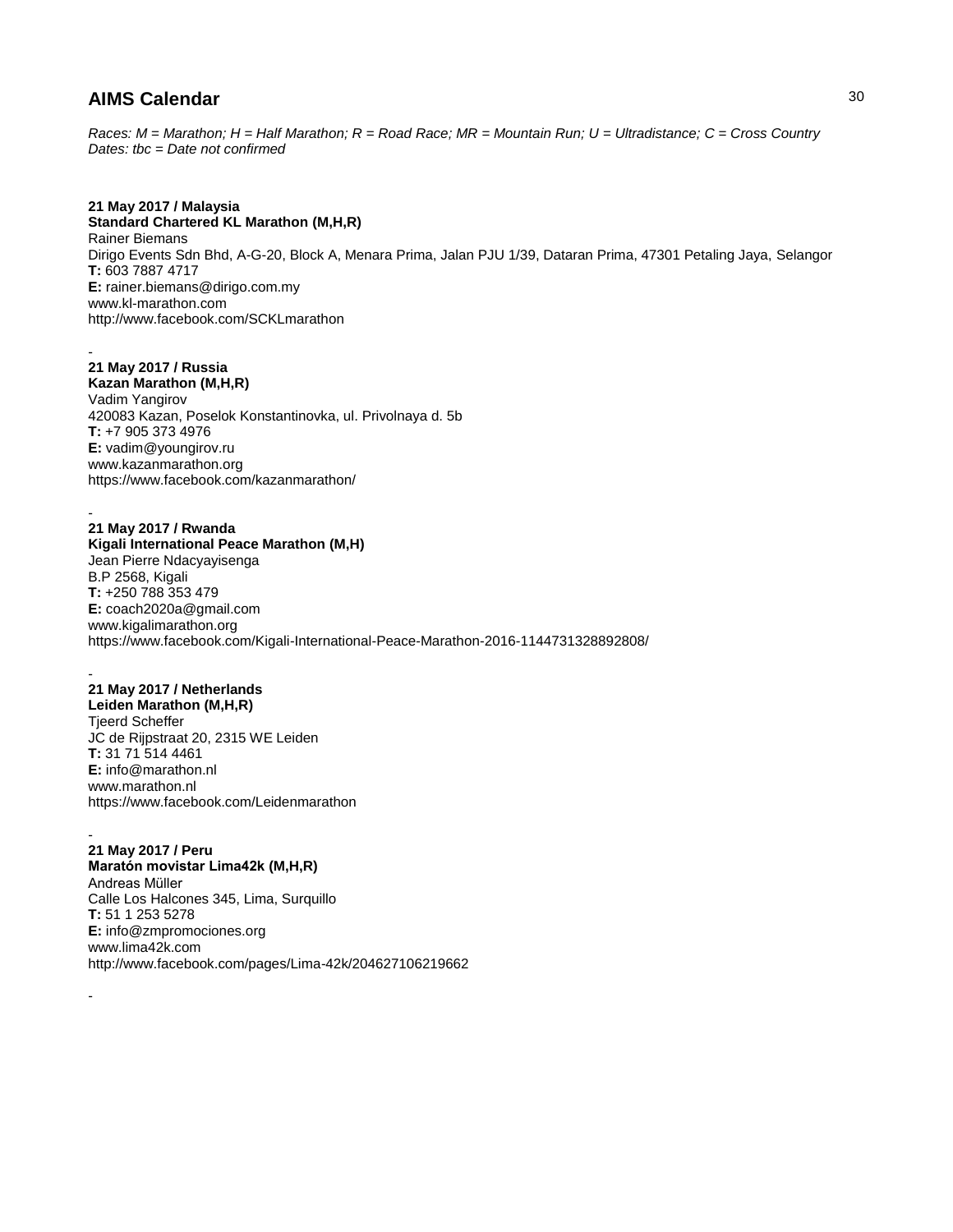## AIMS Calendar

*Races: M = Marathon; H = Half Marathon; R = Road Race; MR = Mountain Run; U = Ultradistance; C = Cross Country*
*Dates: tbc = Date not confirmed*

**21 May 2017 / Malaysia**
**Standard Chartered KL Marathon (M,H,R)**
Rainer Biemans
Dirigo Events Sdn Bhd, A-G-20, Block A, Menara Prima, Jalan PJU 1/39, Dataran Prima, 47301 Petaling Jaya, Selangor
**T:** 603 7887 4717
**E:** rainer.biemans@dirigo.com.my
www.kl-marathon.com
http://www.facebook.com/SCKLmarathon

-

**21 May 2017 / Russia**
**Kazan Marathon (M,H,R)**
Vadim Yangirov
420083 Kazan, Poselok Konstantinovka, ul. Privolnaya d. 5b
**T:** +7 905 373 4976
**E:** vadim@youngirov.ru
www.kazanmarathon.org
https://www.facebook.com/kazanmarathon/

-

**21 May 2017 / Rwanda**
**Kigali International Peace Marathon (M,H)**
Jean Pierre Ndacyayisenga
B.P 2568, Kigali
**T:** +250 788 353 479
**E:** coach2020a@gmail.com
www.kigalimarathon.org
https://www.facebook.com/Kigali-International-Peace-Marathon-2016-1144731328892808/

-

**21 May 2017 / Netherlands**
**Leiden Marathon (M,H,R)**
Tjeerd Scheffer
JC de Rijpstraat 20, 2315 WE Leiden
**T:** 31 71 514 4461
**E:** info@marathon.nl
www.marathon.nl
https://www.facebook.com/Leidenmarathon

-

**21 May 2017 / Peru**
**Maratón movistar Lima42k (M,H,R)**
Andreas Müller
Calle Los Halcones 345, Lima, Surquillo
**T:** 51 1 253 5278
**E:** info@zmpromociones.org
www.lima42k.com
http://www.facebook.com/pages/Lima-42k/204627106219662

-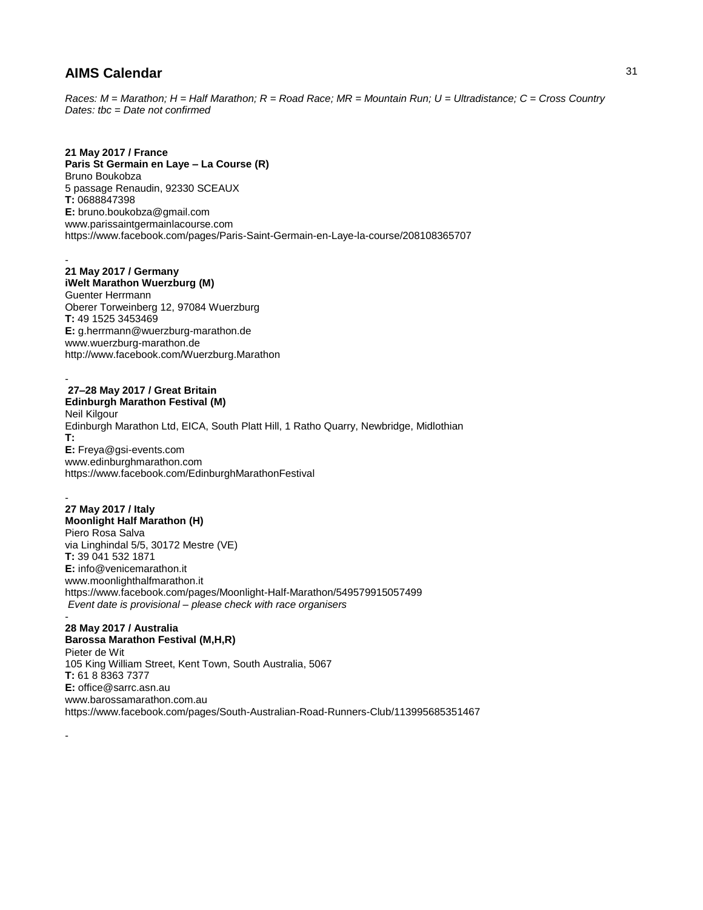## AIMS Calendar

*Races: M = Marathon; H = Half Marathon; R = Road Race; MR = Mountain Run; U = Ultradistance; C = Cross Country*
*Dates: tbc = Date not confirmed*

**21 May 2017 / France**
**Paris St Germain en Laye – La Course (R)**
Bruno Boukobza
5 passage Renaudin, 92330 SCEAUX
**T:** 0688847398
**E:** bruno.boukobza@gmail.com
www.parissaintgermainlacourse.com
https://www.facebook.com/pages/Paris-Saint-Germain-en-Laye-la-course/208108365707

-

**21 May 2017 / Germany**
**iWelt Marathon Wuerzburg (M)**
Guenter Herrmann
Oberer Torweinberg 12, 97084 Wuerzburg
**T:** 49 1525 3453469
**E:** g.herrmann@wuerzburg-marathon.de
www.wuerzburg-marathon.de
http://www.facebook.com/Wuerzburg.Marathon

-

**27–28 May 2017 / Great Britain**
**Edinburgh Marathon Festival (M)**
Neil Kilgour
Edinburgh Marathon Ltd, EICA, South Platt Hill, 1 Ratho Quarry, Newbridge, Midlothian
**T:**
**E:** Freya@gsi-events.com
www.edinburghmarathon.com
https://www.facebook.com/EdinburghMarathonFestival

-

**27 May 2017 / Italy**
**Moonlight Half Marathon (H)**
Piero Rosa Salva
via Linghindal 5/5, 30172 Mestre (VE)
**T:** 39 041 532 1871
**E:** info@venicemarathon.it
www.moonlighthalfmarathon.it
https://www.facebook.com/pages/Moonlight-Half-Marathon/549579915057499
*Event date is provisional – please check with race organisers*

-

**28 May 2017 / Australia**
**Barossa Marathon Festival (M,H,R)**
Pieter de Wit
105 King William Street, Kent Town, South Australia, 5067
**T:** 61 8 8363 7377
**E:** office@sarrc.asn.au
www.barossamarathon.com.au
https://www.facebook.com/pages/South-Australian-Road-Runners-Club/113995685351467

-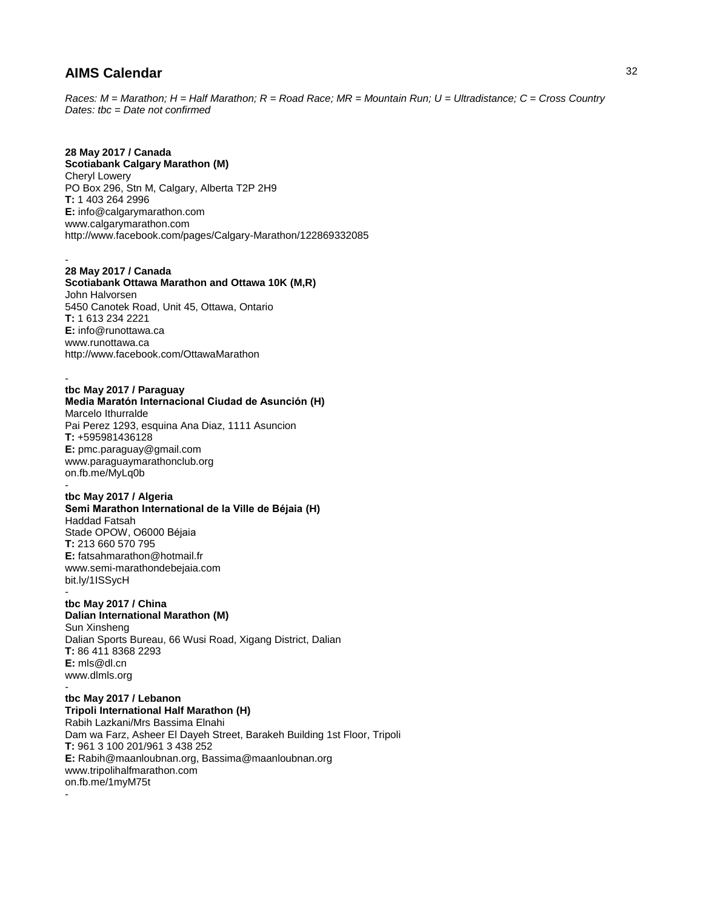## AIMS Calendar

*Races: M = Marathon; H = Half Marathon; R = Road Race; MR = Mountain Run; U = Ultradistance; C = Cross Country*
*Dates: tbc = Date not confirmed*

**28 May 2017 / Canada**
**Scotiabank Calgary Marathon (M)**
Cheryl Lowery
PO Box 296, Stn M, Calgary, Alberta T2P 2H9
**T:** 1 403 264 2996
**E:** info@calgarymarathon.com
www.calgarymarathon.com
http://www.facebook.com/pages/Calgary-Marathon/122869332085

-

**28 May 2017 / Canada**
**Scotiabank Ottawa Marathon and Ottawa 10K (M,R)**
John Halvorsen
5450 Canotek Road, Unit 45, Ottawa, Ontario
**T:** 1 613 234 2221
**E:** info@runottawa.ca
www.runottawa.ca
http://www.facebook.com/OttawaMarathon

-

**tbc May 2017 / Paraguay**
**Media Maratón Internacional Ciudad de Asunción (H)**
Marcelo Ithurralde
Pai Perez 1293, esquina Ana Diaz, 1111 Asuncion
**T:** +595981436128
**E:** pmc.paraguay@gmail.com
www.paraguaymarathonclub.org
on.fb.me/MyLq0b

-

**tbc May 2017 / Algeria**
**Semi Marathon International de la Ville de Béjaia (H)**
Haddad Fatsah
Stade OPOW, O6000 Béjaia
**T:** 213 660 570 795
**E:** fatsahmarathon@hotmail.fr
www.semi-marathondebejaia.com
bit.ly/1ISSycH

-

**tbc May 2017 / China**
**Dalian International Marathon (M)**
Sun Xinsheng
Dalian Sports Bureau, 66 Wusi Road, Xigang District, Dalian
**T:** 86 411 8368 2293
**E:** mls@dl.cn
www.dlmls.org

-

**tbc May 2017 / Lebanon**
**Tripoli International Half Marathon (H)**
Rabih Lazkani/Mrs Bassima Elnahi
Dam wa Farz, Asheer El Dayeh Street, Barakeh Building 1st Floor, Tripoli
**T:** 961 3 100 201/961 3 438 252
**E:** Rabih@maanloubnan.org, Bassima@maanloubnan.org
www.tripolihalfmarathon.com
on.fb.me/1myM75t

-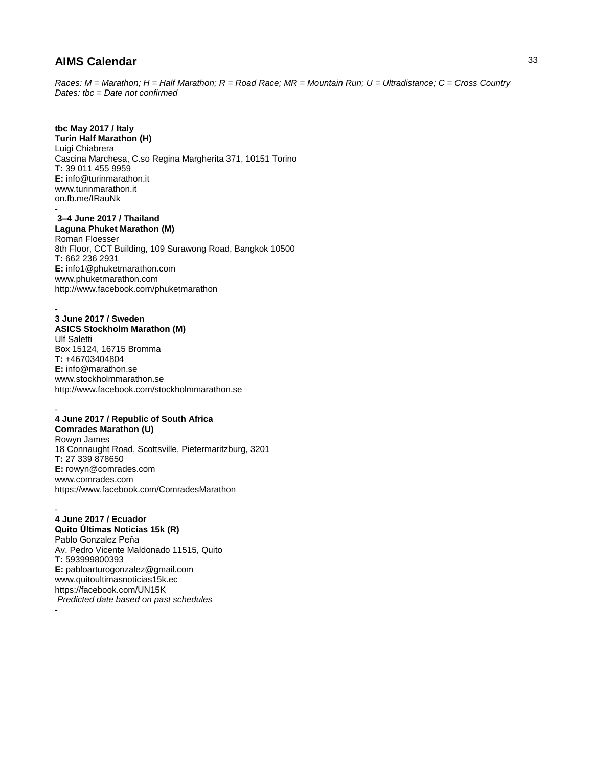# AIMS Calendar

*Races: M = Marathon; H = Half Marathon; R = Road Race; MR = Mountain Run; U = Ultradistance; C = Cross Country*
*Dates: tbc = Date not confirmed*

**tbc May 2017 / Italy**
**Turin Half Marathon (H)**
Luigi Chiabrera
Cascina Marchesa, C.so Regina Margherita 371, 10151 Torino
**T:** 39 011 455 9959
**E:** info@turinmarathon.it
www.turinmarathon.it
on.fb.me/IRauNk

-

**3–4 June 2017 / Thailand**
**Laguna Phuket Marathon (M)**
Roman Floesser
8th Floor, CCT Building, 109 Surawong Road, Bangkok 10500
**T:** 662 236 2931
**E:** info1@phuketmarathon.com
www.phuketmarathon.com
http://www.facebook.com/phuketmarathon

-

**3 June 2017 / Sweden**
**ASICS Stockholm Marathon (M)**
Ulf Saletti
Box 15124, 16715 Bromma
**T:** +46703404804
**E:** info@marathon.se
www.stockholmmarathon.se
http://www.facebook.com/stockholmmarathon.se

-

**4 June 2017 / Republic of South Africa**
**Comrades Marathon (U)**
Rowyn James
18 Connaught Road, Scottsville, Pietermaritzburg, 3201
**T:** 27 339 878650
**E:** rowyn@comrades.com
www.comrades.com
https://www.facebook.com/ComradesMarathon

-

**4 June 2017 / Ecuador**
**Quito Últimas Noticias 15k (R)**
Pablo Gonzalez Peña
Av. Pedro Vicente Maldonado 11515, Quito
**T:** 593999800393
**E:** pabloarturogonzalez@gmail.com
www.quitoultimasnoticias15k.ec
https://facebook.com/UN15K
*Predicted date based on past schedules*

-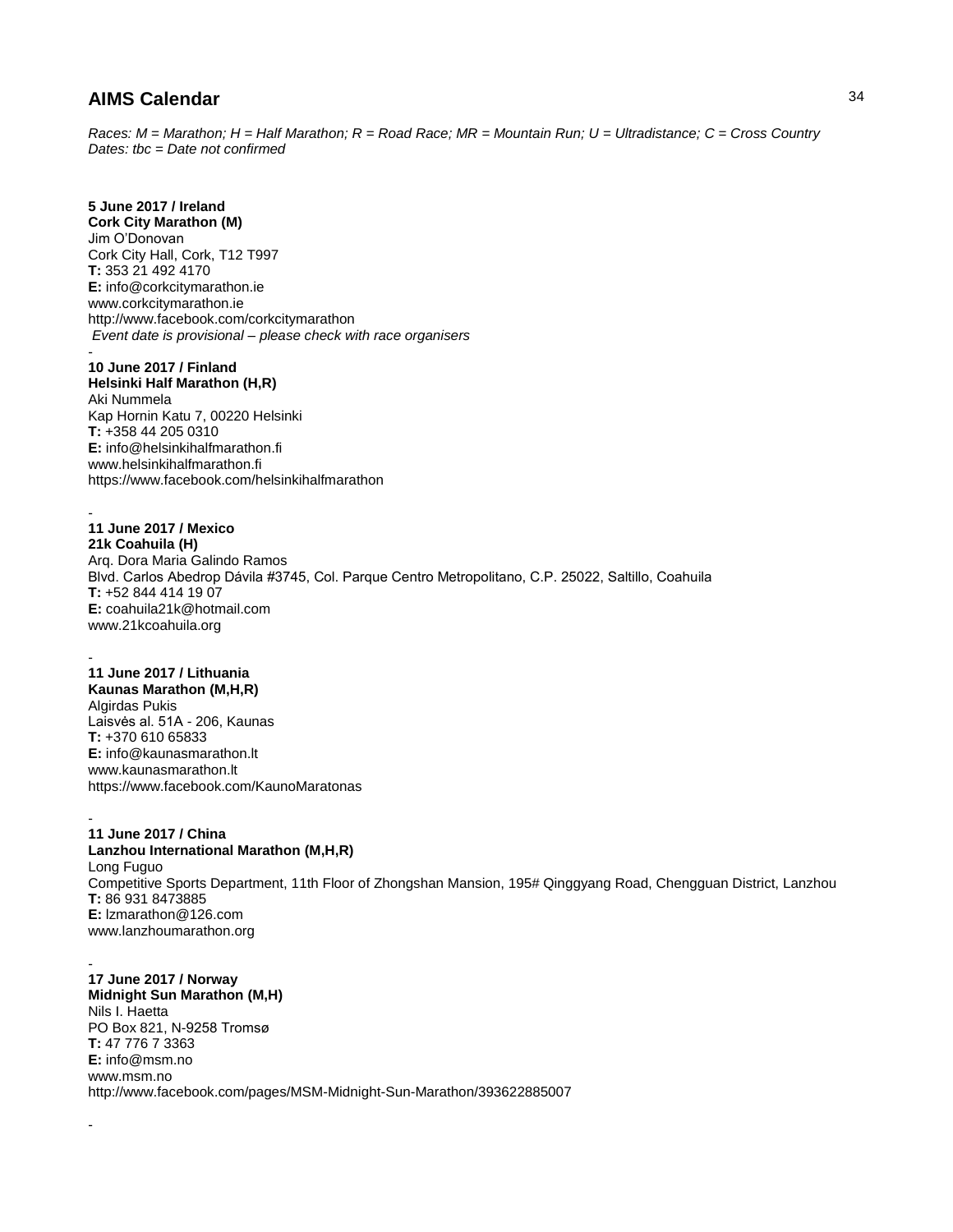# AIMS Calendar

*Races: M = Marathon; H = Half Marathon; R = Road Race; MR = Mountain Run; U = Ultradistance; C = Cross Country*
*Dates: tbc = Date not confirmed*

**5 June 2017 / Ireland**
**Cork City Marathon (M)**
Jim O'Donovan
Cork City Hall, Cork, T12 T997
**T:** 353 21 492 4170
**E:** info@corkcitymarathon.ie
www.corkcitymarathon.ie
http://www.facebook.com/corkcitymarathon
*Event date is provisional – please check with race organisers*

-

**10 June 2017 / Finland**
**Helsinki Half Marathon (H,R)**
Aki Nummela
Kap Hornin Katu 7, 00220 Helsinki
**T:** +358 44 205 0310
**E:** info@helsinkihalfmarathon.fi
www.helsinkihalfmarathon.fi
https://www.facebook.com/helsinkihalfmarathon

-

**11 June 2017 / Mexico**
**21k Coahuila (H)**
Arq. Dora Maria Galindo Ramos
Blvd. Carlos Abedrop Dávila #3745, Col. Parque Centro Metropolitano, C.P. 25022, Saltillo, Coahuila
**T:** +52 844 414 19 07
**E:** coahuila21k@hotmail.com
www.21kcoahuila.org

-

**11 June 2017 / Lithuania**
**Kaunas Marathon (M,H,R)**
Algirdas Pukis
Laisvės al. 51A - 206, Kaunas
**T:** +370 610 65833
**E:** info@kaunasmarathon.lt
www.kaunasmarathon.lt
https://www.facebook.com/KaunoMaratonas

-

**11 June 2017 / China**
**Lanzhou International Marathon (M,H,R)**
Long Fuguo
Competitive Sports Department, 11th Floor of Zhongshan Mansion, 195# Qinggyang Road, Chengguan District, Lanzhou
**T:** 86 931 8473885
**E:** lzmarathon@126.com
www.lanzhoumarathon.org

-

**17 June 2017 / Norway**
**Midnight Sun Marathon (M,H)**
Nils I. Haetta
PO Box 821, N-9258 Tromsø
**T:** 47 776 7 3363
**E:** info@msm.no
www.msm.no
http://www.facebook.com/pages/MSM-Midnight-Sun-Marathon/393622885007

-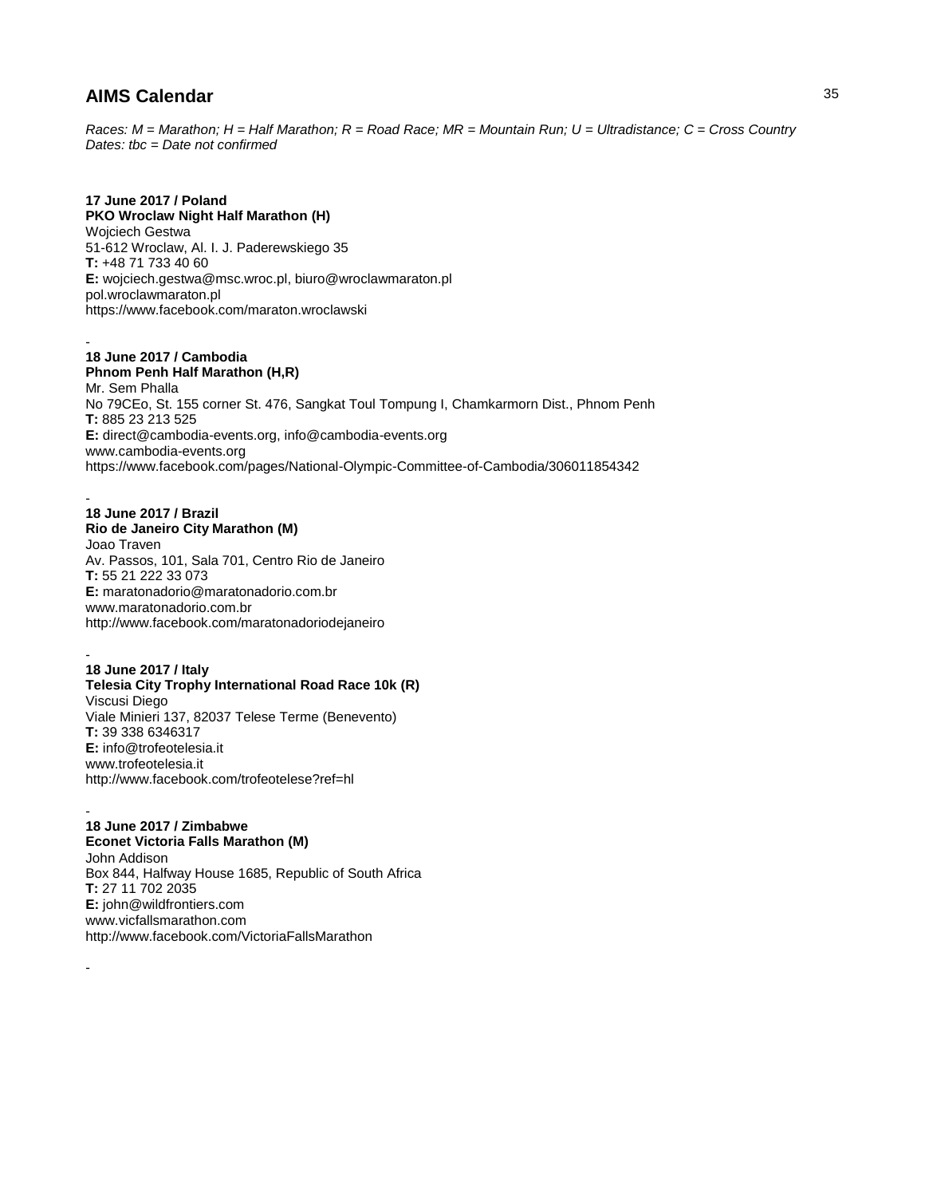# AIMS Calendar

*Races: M = Marathon; H = Half Marathon; R = Road Race; MR = Mountain Run; U = Ultradistance; C = Cross Country*
*Dates: tbc = Date not confirmed*

**17 June 2017 / Poland**
**PKO Wroclaw Night Half Marathon (H)**
Wojciech Gestwa
51-612 Wroclaw, Al. I. J. Paderewskiego 35
**T:** +48 71 733 40 60
**E:** wojciech.gestwa@msc.wroc.pl, biuro@wroclawmaraton.pl
pol.wroclawmaraton.pl
https://www.facebook.com/maraton.wroclawski

-

**18 June 2017 / Cambodia**
**Phnom Penh Half Marathon (H,R)**
Mr. Sem Phalla
No 79CEo, St. 155 corner St. 476, Sangkat Toul Tompung I, Chamkarmorn Dist., Phnom Penh
**T:** 885 23 213 525
**E:** direct@cambodia-events.org, info@cambodia-events.org
www.cambodia-events.org
https://www.facebook.com/pages/National-Olympic-Committee-of-Cambodia/306011854342

-

**18 June 2017 / Brazil**
**Rio de Janeiro City Marathon (M)**
Joao Traven
Av. Passos, 101, Sala 701, Centro Rio de Janeiro
**T:** 55 21 222 33 073
**E:** maratonadorio@maratonadorio.com.br
www.maratonadorio.com.br
http://www.facebook.com/maratonadoriodejaneiro

-

**18 June 2017 / Italy**
**Telesia City Trophy International Road Race 10k (R)**
Viscusi Diego
Viale Minieri 137, 82037 Telese Terme (Benevento)
**T:** 39 338 6346317
**E:** info@trofeotelesia.it
www.trofeotelesia.it
http://www.facebook.com/trofeotelese?ref=hl

-

**18 June 2017 / Zimbabwe**
**Econet Victoria Falls Marathon (M)**
John Addison
Box 844, Halfway House 1685, Republic of South Africa
**T:** 27 11 702 2035
**E:** john@wildfrontiers.com
www.vicfallsmarathon.com
http://www.facebook.com/VictoriaFallsMarathon

-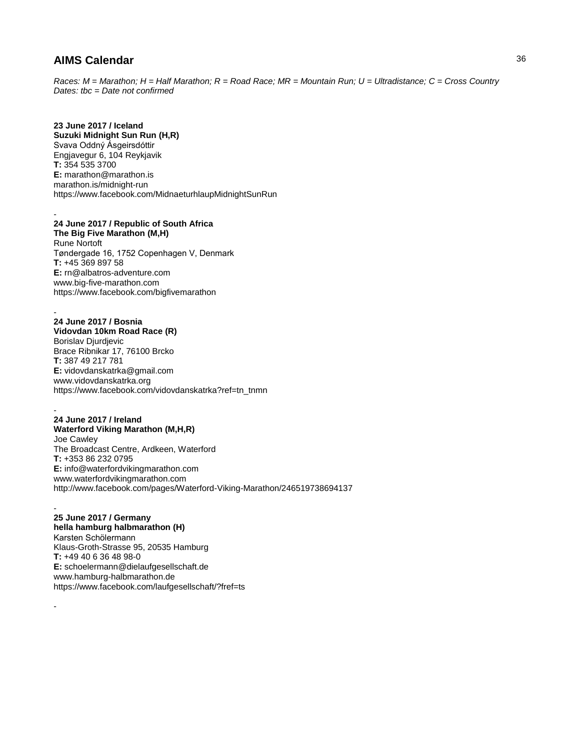## AIMS Calendar

*Races: M = Marathon; H = Half Marathon; R = Road Race; MR = Mountain Run; U = Ultradistance; C = Cross Country*
*Dates: tbc = Date not confirmed*

**23 June 2017 / Iceland**
**Suzuki Midnight Sun Run (H,R)**
Svava Oddný Ásgeirsdóttir
Engjavegur 6, 104 Reykjavik
**T:** 354 535 3700
**E:** marathon@marathon.is
marathon.is/midnight-run
https://www.facebook.com/MidnaeturhlaupMidnightSunRun

-

**24 June 2017 / Republic of South Africa**
**The Big Five Marathon (M,H)**
Rune Nortoft
Tøndergade 16, 1752 Copenhagen V, Denmark
**T:** +45 369 897 58
**E:** rn@albatros-adventure.com
www.big-five-marathon.com
https://www.facebook.com/bigfivemarathon

-

**24 June 2017 / Bosnia**
**Vidovdan 10km Road Race (R)**
Borislav Djurdjevic
Brace Ribnikar 17, 76100 Brcko
**T:** 387 49 217 781
**E:** vidovdanskatrka@gmail.com
www.vidovdanskatrka.org
https://www.facebook.com/vidovdanskatrka?ref=tn_tnmn

-

**24 June 2017 / Ireland**
**Waterford Viking Marathon (M,H,R)**
Joe Cawley
The Broadcast Centre, Ardkeen, Waterford
**T:** +353 86 232 0795
**E:** info@waterfordvikingmarathon.com
www.waterfordvikingmarathon.com
http://www.facebook.com/pages/Waterford-Viking-Marathon/246519738694137

-

**25 June 2017 / Germany**
**hella hamburg halbmarathon (H)**
Karsten Schölermann
Klaus-Groth-Strasse 95, 20535 Hamburg
**T:** +49 40 6 36 48 98-0
**E:** schoelermann@dielaufgesellschaft.de
www.hamburg-halbmarathon.de
https://www.facebook.com/laufgesellschaft/?fref=ts

-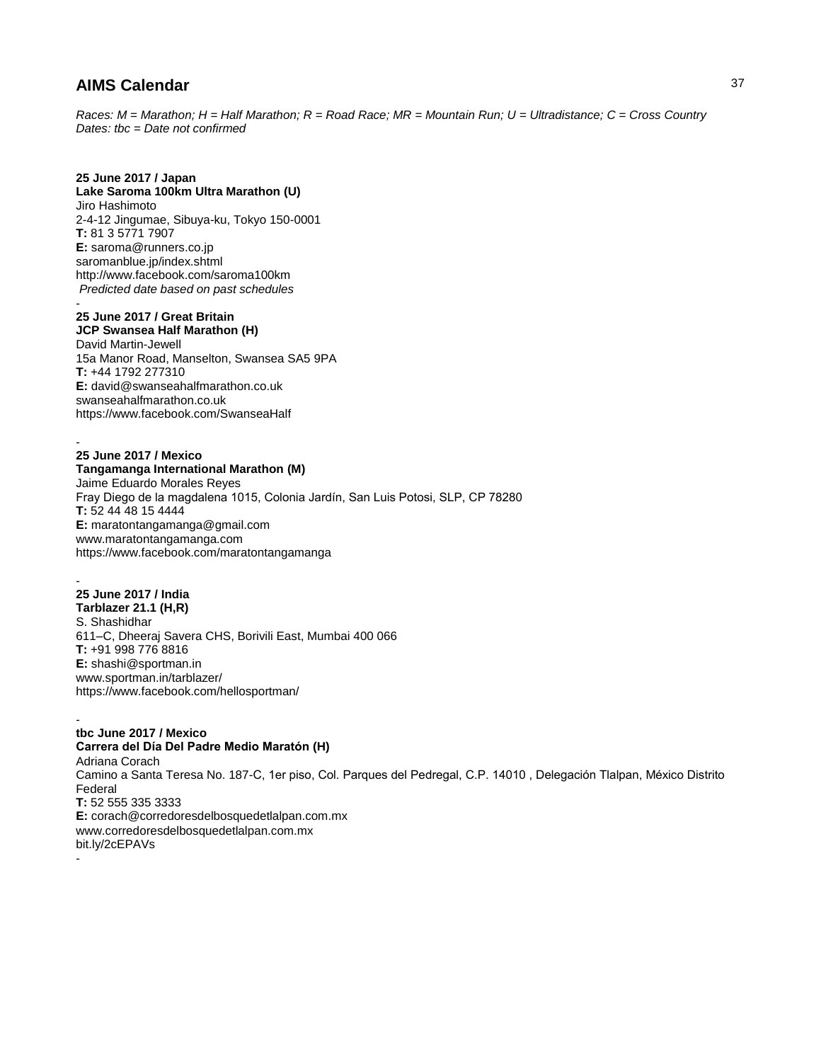## AIMS Calendar

*Races: M = Marathon; H = Half Marathon; R = Road Race; MR = Mountain Run; U = Ultradistance; C = Cross Country*
*Dates: tbc = Date not confirmed*

**25 June 2017 / Japan**
**Lake Saroma 100km Ultra Marathon (U)**
Jiro Hashimoto
2-4-12 Jingumae, Sibuya-ku, Tokyo 150-0001
**T:** 81 3 5771 7907
**E:** saroma@runners.co.jp
saromanblue.jp/index.shtml
http://www.facebook.com/saroma100km
*Predicted date based on past schedules*

-

**25 June 2017 / Great Britain**
**JCP Swansea Half Marathon (H)**
David Martin-Jewell
15a Manor Road, Manselton, Swansea SA5 9PA
**T:** +44 1792 277310
**E:** david@swanseahalfmarathon.co.uk
swanseahalfmarathon.co.uk
https://www.facebook.com/SwanseaHalf

-

**25 June 2017 / Mexico**
**Tangamanga International Marathon (M)**
Jaime Eduardo Morales Reyes
Fray Diego de la magdalena 1015, Colonia Jardín, San Luis Potosi, SLP, CP 78280
**T:** 52 44 48 15 4444
**E:** maratontangamanga@gmail.com
www.maratontangamanga.com
https://www.facebook.com/maratontangamanga

-

**25 June 2017 / India**
**Tarblazer 21.1 (H,R)**
S. Shashidhar
611–C, Dheeraj Savera CHS, Borivili East, Mumbai 400 066
**T:** +91 998 776 8816
**E:** shashi@sportman.in
www.sportman.in/tarblazer/
https://www.facebook.com/hellosportman/

-

**tbc June 2017 / Mexico**
**Carrera del Día Del Padre Medio Maratón (H)**
Adriana Corach
Camino a Santa Teresa No. 187-C, 1er piso, Col. Parques del Pedregal, C.P. 14010 , Delegación Tlalpan, México Distrito Federal
**T:** 52 555 335 3333
**E:** corach@corredoresdelbosquedetlalpan.com.mx
www.corredoresdelbosquedetlalpan.com.mx
bit.ly/2cEPAVs

-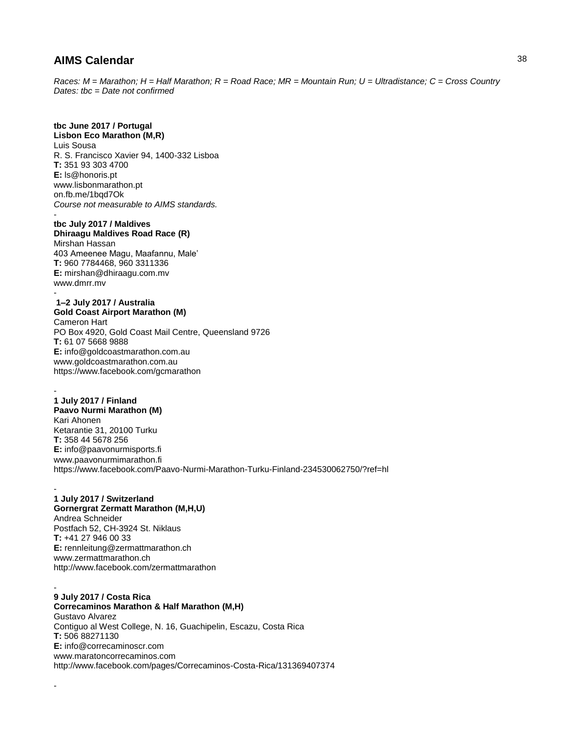## AIMS Calendar

*Races: M = Marathon; H = Half Marathon; R = Road Race; MR = Mountain Run; U = Ultradistance; C = Cross Country*
*Dates: tbc = Date not confirmed*

**tbc June 2017 / Portugal**
**Lisbon Eco Marathon (M,R)**
Luis Sousa
R. S. Francisco Xavier 94, 1400-332 Lisboa
**T:** 351 93 303 4700
**E:** ls@honoris.pt
www.lisbonmarathon.pt
on.fb.me/1bqd7Ok
*Course not measurable to AIMS standards.*

-

**tbc July 2017 / Maldives**
**Dhiraagu Maldives Road Race (R)**
Mirshan Hassan
403 Ameenee Magu, Maafannu, Male'
**T:** 960 7784468, 960 3311336
**E:** mirshan@dhiraagu.com.mv
www.dmrr.mv

-

**1–2 July 2017 / Australia**
**Gold Coast Airport Marathon (M)**
Cameron Hart
PO Box 4920, Gold Coast Mail Centre, Queensland 9726
**T:** 61 07 5668 9888
**E:** info@goldcoastmarathon.com.au
www.goldcoastmarathon.com.au
https://www.facebook.com/gcmarathon

-

**1 July 2017 / Finland**
**Paavo Nurmi Marathon (M)**
Kari Ahonen
Ketarantie 31, 20100 Turku
**T:** 358 44 5678 256
**E:** info@paavonurmisports.fi
www.paavonurmimarathon.fi
https://www.facebook.com/Paavo-Nurmi-Marathon-Turku-Finland-234530062750/?ref=hl

-

**1 July 2017 / Switzerland**
**Gornergrat Zermatt Marathon (M,H,U)**
Andrea Schneider
Postfach 52, CH-3924 St. Niklaus
**T:** +41 27 946 00 33
**E:** rennleitung@zermattmarathon.ch
www.zermattmarathon.ch
http://www.facebook.com/zermattmarathon

-

**9 July 2017 / Costa Rica**
**Correcaminos Marathon & Half Marathon (M,H)**
Gustavo Alvarez
Contiguo al West College, N. 16, Guachipelin, Escazu, Costa Rica
**T:** 506 88271130
**E:** info@correcaminoscr.com
www.maratoncorrecaminos.com
http://www.facebook.com/pages/Correcaminos-Costa-Rica/131369407374

-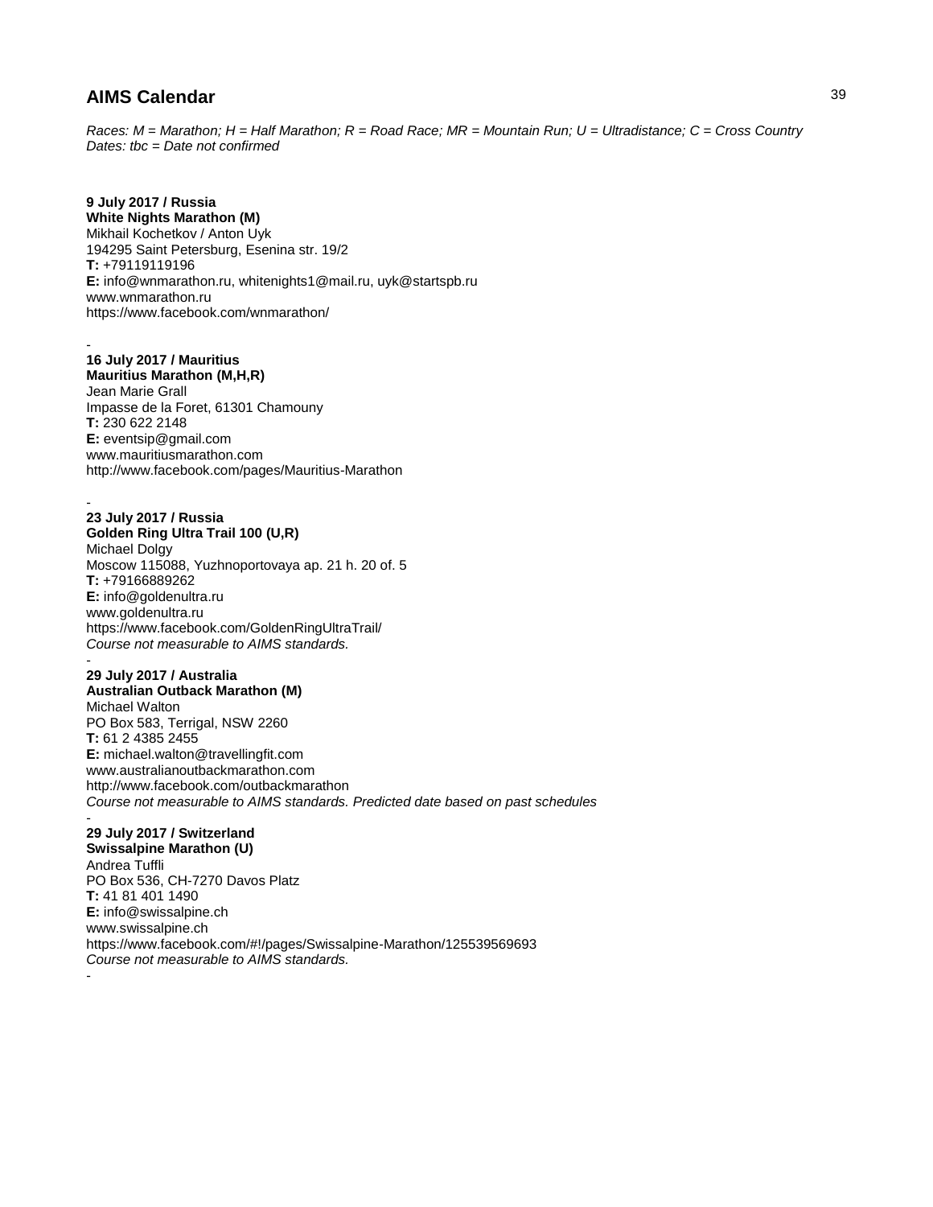## AIMS Calendar

*Races: M = Marathon; H = Half Marathon; R = Road Race; MR = Mountain Run; U = Ultradistance; C = Cross Country*
*Dates: tbc = Date not confirmed*

**9 July 2017 / Russia**
**White Nights Marathon (M)**
Mikhail Kochetkov / Anton Uyk
194295 Saint Petersburg, Esenina str. 19/2
**T:** +79119119196
**E:** info@wnmarathon.ru, whitenights1@mail.ru, uyk@startspb.ru
www.wnmarathon.ru
https://www.facebook.com/wnmarathon/

-

**16 July 2017 / Mauritius**
**Mauritius Marathon (M,H,R)**
Jean Marie Grall
Impasse de la Foret, 61301 Chamouny
**T:** 230 622 2148
**E:** eventsip@gmail.com
www.mauritiusmarathon.com
http://www.facebook.com/pages/Mauritius-Marathon

-

**23 July 2017 / Russia**
**Golden Ring Ultra Trail 100 (U,R)**
Michael Dolgy
Moscow 115088, Yuzhnoportovaya ap. 21 h. 20 of. 5
**T:** +79166889262
**E:** info@goldenultra.ru
www.goldenultra.ru
https://www.facebook.com/GoldenRingUltraTrail/
*Course not measurable to AIMS standards.*

-

**29 July 2017 / Australia**
**Australian Outback Marathon (M)**
Michael Walton
PO Box 583, Terrigal, NSW 2260
**T:** 61 2 4385 2455
**E:** michael.walton@travellingfit.com
www.australianoutbackmarathon.com
http://www.facebook.com/outbackmarathon
*Course not measurable to AIMS standards. Predicted date based on past schedules*

-

**29 July 2017 / Switzerland**
**Swissalpine Marathon (U)**
Andrea Tuffli
PO Box 536, CH-7270 Davos Platz
**T:** 41 81 401 1490
**E:** info@swissalpine.ch
www.swissalpine.ch
https://www.facebook.com/#!/pages/Swissalpine-Marathon/125539569693
*Course not measurable to AIMS standards.*

-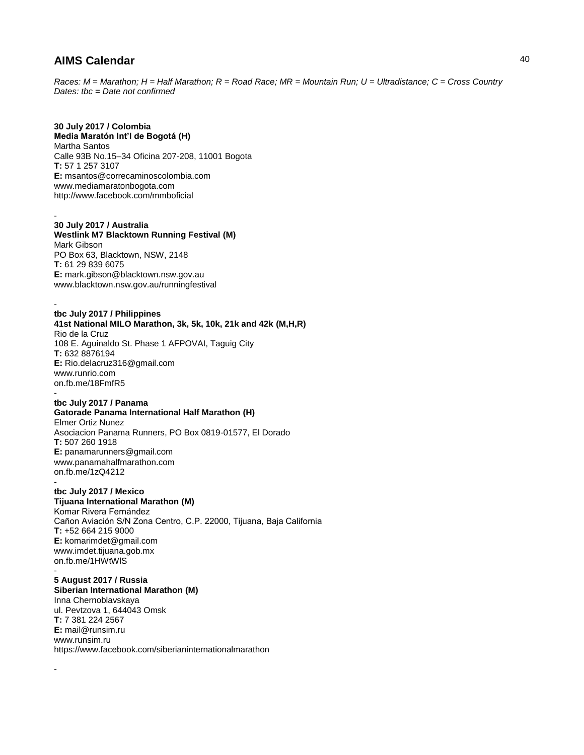## AIMS Calendar

*Races: M = Marathon; H = Half Marathon; R = Road Race; MR = Mountain Run; U = Ultradistance; C = Cross Country*
*Dates: tbc = Date not confirmed*

**30 July 2017 / Colombia**
**Media Maratón Int'l de Bogotá (H)**
Martha Santos
Calle 93B No.15–34 Oficina 207-208, 11001 Bogota
**T:** 57 1 257 3107
**E:** msantos@correcaminoscolombia.com
www.mediamaratonbogota.com
http://www.facebook.com/mmboficial

-

**30 July 2017 / Australia**
**Westlink M7 Blacktown Running Festival (M)**
Mark Gibson
PO Box 63, Blacktown, NSW, 2148
**T:** 61 29 839 6075
**E:** mark.gibson@blacktown.nsw.gov.au
www.blacktown.nsw.gov.au/runningfestival

-

**tbc July 2017 / Philippines**
**41st National MILO Marathon, 3k, 5k, 10k, 21k and 42k (M,H,R)**
Rio de la Cruz
108 E. Aguinaldo St. Phase 1 AFPOVAI, Taguig City
**T:** 632 8876194
**E:** Rio.delacruz316@gmail.com
www.runrio.com
on.fb.me/18FmfR5

-

**tbc July 2017 / Panama**
**Gatorade Panama International Half Marathon (H)**
Elmer Ortiz Nunez
Asociacion Panama Runners, PO Box 0819-01577, El Dorado
**T:** 507 260 1918
**E:** panamarunners@gmail.com
www.panamahalfmarathon.com
on.fb.me/1zQ4212

-

**tbc July 2017 / Mexico**
**Tijuana International Marathon (M)**
Komar Rivera Fernández
Cañon Aviación S/N Zona Centro, C.P. 22000, Tijuana, Baja California
**T:** +52 664 215 9000
**E:** komarimdet@gmail.com
www.imdet.tijuana.gob.mx
on.fb.me/1HWtWIS

-

**5 August 2017 / Russia**
**Siberian International Marathon (M)**
Inna Chernoblavskaya
ul. Pevtzova 1, 644043 Omsk
**T:** 7 381 224 2567
**E:** mail@runsim.ru
www.runsim.ru
https://www.facebook.com/siberianinternationalmarathon

-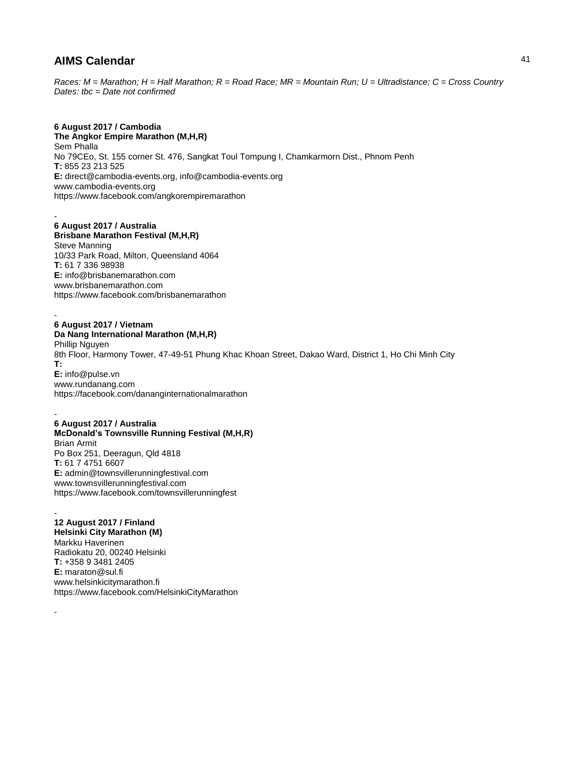# AIMS Calendar

*Races: M = Marathon; H = Half Marathon; R = Road Race; MR = Mountain Run; U = Ultradistance; C = Cross Country*
*Dates: tbc = Date not confirmed*

**6 August 2017 / Cambodia**
**The Angkor Empire Marathon (M,H,R)**
Sem Phalla
No 79CEo, St. 155 corner St. 476, Sangkat Toul Tompung I, Chamkarmorn Dist., Phnom Penh
**T:** 855 23 213 525
**E:** direct@cambodia-events.org, info@cambodia-events.org
www.cambodia-events.org
https://www.facebook.com/angkorempiremarathon

-

**6 August 2017 / Australia**
**Brisbane Marathon Festival (M,H,R)**
Steve Manning
10/33 Park Road, Milton, Queensland 4064
**T:** 61 7 336 98938
**E:** info@brisbanemarathon.com
www.brisbanemarathon.com
https://www.facebook.com/brisbanemarathon

-

**6 August 2017 / Vietnam**
**Da Nang International Marathon (M,H,R)**
Phillip Nguyen
8th Floor, Harmony Tower, 47-49-51 Phung Khac Khoan Street, Dakao Ward, District 1, Ho Chi Minh City
**T:**
**E:** info@pulse.vn
www.rundanang.com
https://facebook.com/dananginternationalmarathon

-

**6 August 2017 / Australia**
**McDonald's Townsville Running Festival (M,H,R)**
Brian Armit
Po Box 251, Deeragun, Qld 4818
**T:** 61 7 4751 6607
**E:** admin@townsvillerunningfestival.com
www.townsvillerunningfestival.com
https://www.facebook.com/townsvillerunningfest

-

**12 August 2017 / Finland**
**Helsinki City Marathon (M)**
Markku Haverinen
Radiokatu 20, 00240 Helsinki
**T:** +358 9 3481 2405
**E:** maraton@sul.fi
www.helsinkicitymarathon.fi
https://www.facebook.com/HelsinkiCityMarathon

-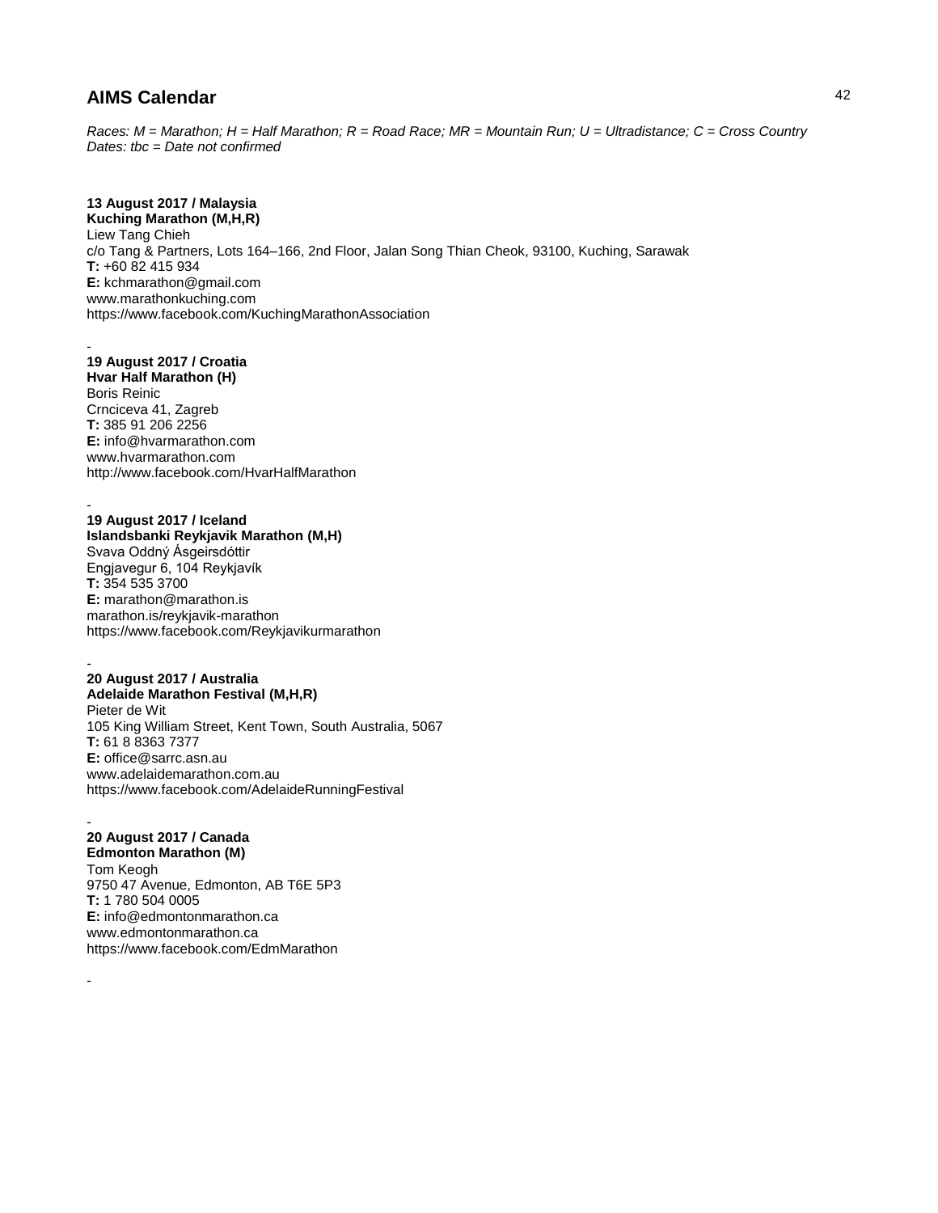## AIMS Calendar

*Races: M = Marathon; H = Half Marathon; R = Road Race; MR = Mountain Run; U = Ultradistance; C = Cross Country*
*Dates: tbc = Date not confirmed*

**13 August 2017 / Malaysia**
**Kuching Marathon (M,H,R)**
Liew Tang Chieh
c/o Tang & Partners, Lots 164–166, 2nd Floor, Jalan Song Thian Cheok, 93100, Kuching, Sarawak
**T:** +60 82 415 934
**E:** kchmarathon@gmail.com
www.marathonkuching.com
https://www.facebook.com/KuchingMarathonAssociation

-

**19 August 2017 / Croatia**
**Hvar Half Marathon (H)**
Boris Reinic
Crnciceva 41, Zagreb
**T:** 385 91 206 2256
**E:** info@hvarmarathon.com
www.hvarmarathon.com
http://www.facebook.com/HvarHalfMarathon

-

**19 August 2017 / Iceland**
**Islandsbanki Reykjavik Marathon (M,H)**
Svava Oddný Ásgeirsdóttir
Engjavegur 6, 104 Reykjavík
**T:** 354 535 3700
**E:** marathon@marathon.is
marathon.is/reykjavik-marathon
https://www.facebook.com/Reykjavikurmarathon

-

**20 August 2017 / Australia**
**Adelaide Marathon Festival (M,H,R)**
Pieter de Wit
105 King William Street, Kent Town, South Australia, 5067
**T:** 61 8 8363 7377
**E:** office@sarrc.asn.au
www.adelaidemarathon.com.au
https://www.facebook.com/AdelaideRunningFestival

-

**20 August 2017 / Canada**
**Edmonton Marathon (M)**
Tom Keogh
9750 47 Avenue, Edmonton, AB T6E 5P3
**T:** 1 780 504 0005
**E:** info@edmontonmarathon.ca
www.edmontonmarathon.ca
https://www.facebook.com/EdmMarathon

-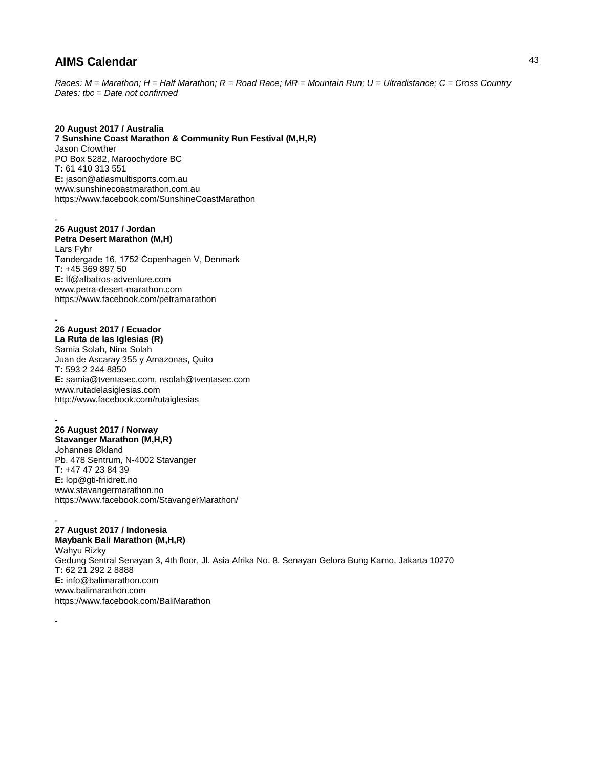## AIMS Calendar

*Races: M = Marathon; H = Half Marathon; R = Road Race; MR = Mountain Run; U = Ultradistance; C = Cross Country*
*Dates: tbc = Date not confirmed*

**20 August 2017 / Australia**
**7 Sunshine Coast Marathon & Community Run Festival (M,H,R)**
Jason Crowther
PO Box 5282, Maroochydore BC
**T:** 61 410 313 551
**E:** jason@atlasmultisports.com.au
www.sunshinecoastmarathon.com.au
https://www.facebook.com/SunshineCoastMarathon

-

**26 August 2017 / Jordan**
**Petra Desert Marathon (M,H)**
Lars Fyhr
Tøndergade 16, 1752 Copenhagen V, Denmark
**T:** +45 369 897 50
**E:** lf@albatros-adventure.com
www.petra-desert-marathon.com
https://www.facebook.com/petramarathon

-

**26 August 2017 / Ecuador**
**La Ruta de las Iglesias (R)**
Samia Solah, Nina Solah
Juan de Ascaray 355 y Amazonas, Quito
**T:** 593 2 244 8850
**E:** samia@tventasec.com, nsolah@tventasec.com
www.rutadelasiglesias.com
http://www.facebook.com/rutaiglesias

-

**26 August 2017 / Norway**
**Stavanger Marathon (M,H,R)**
Johannes Økland
Pb. 478 Sentrum, N-4002 Stavanger
**T:** +47 47 23 84 39
**E:** lop@gti-friidrett.no
www.stavangermarathon.no
https://www.facebook.com/StavangerMarathon/

-

**27 August 2017 / Indonesia**
**Maybank Bali Marathon (M,H,R)**
Wahyu Rizky
Gedung Sentral Senayan 3, 4th floor, Jl. Asia Afrika No. 8, Senayan Gelora Bung Karno, Jakarta 10270
**T:** 62 21 292 2 8888
**E:** info@balimarathon.com
www.balimarathon.com
https://www.facebook.com/BaliMarathon

-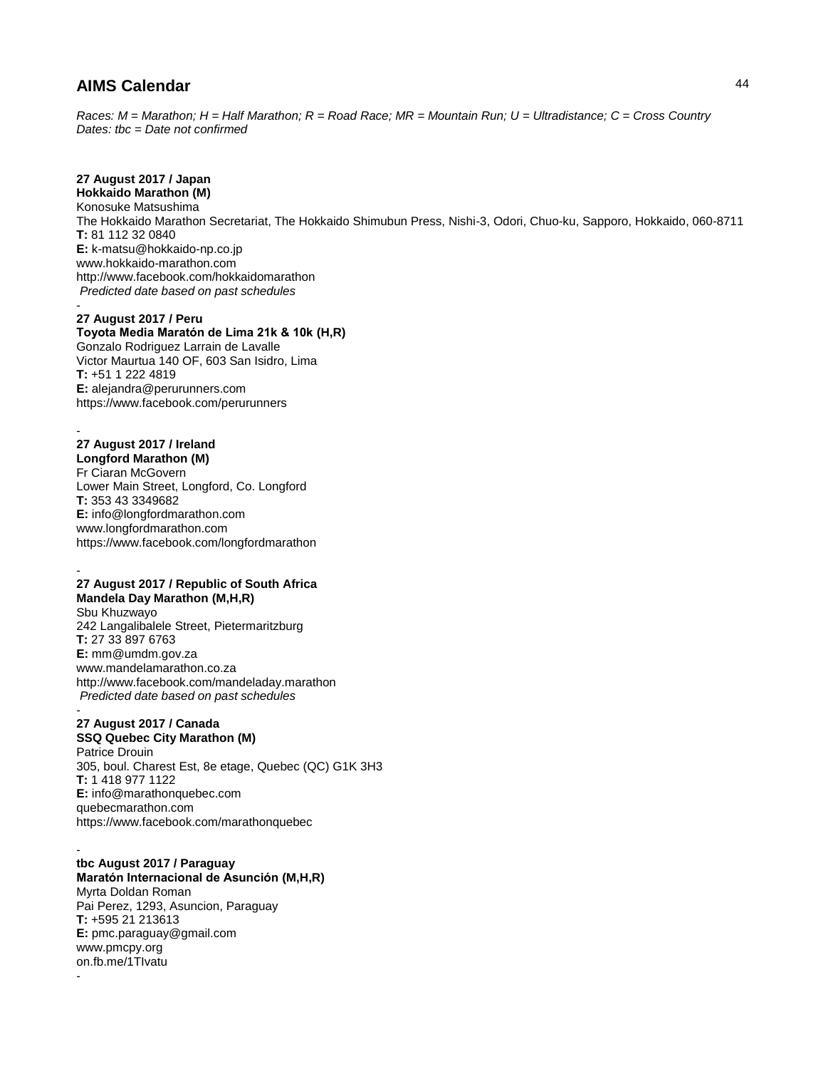## AIMS Calendar

*Races: M = Marathon; H = Half Marathon; R = Road Race; MR = Mountain Run; U = Ultradistance; C = Cross Country*
*Dates: tbc = Date not confirmed*

**27 August 2017 / Japan**
**Hokkaido Marathon (M)**
Konosuke Matsushima
The Hokkaido Marathon Secretariat, The Hokkaido Shimubun Press, Nishi-3, Odori, Chuo-ku, Sapporo, Hokkaido, 060-8711
**T:** 81 112 32 0840
**E:** k-matsu@hokkaido-np.co.jp
www.hokkaido-marathon.com
http://www.facebook.com/hokkaidomarathon
*Predicted date based on past schedules*

-

**27 August 2017 / Peru**
**Toyota Media Maratón de Lima 21k & 10k (H,R)**
Gonzalo Rodriguez Larrain de Lavalle
Victor Maurtua 140 OF, 603 San Isidro, Lima
**T:** +51 1 222 4819
**E:** alejandra@perurunners.com
https://www.facebook.com/perurunners

-

**27 August 2017 / Ireland**
**Longford Marathon (M)**
Fr Ciaran McGovern
Lower Main Street, Longford, Co. Longford
**T:** 353 43 3349682
**E:** info@longfordmarathon.com
www.longfordmarathon.com
https://www.facebook.com/longfordmarathon

-

**27 August 2017 / Republic of South Africa**
**Mandela Day Marathon (M,H,R)**
Sbu Khuzwayo
242 Langalibalele Street, Pietermaritzburg
**T:** 27 33 897 6763
**E:** mm@umdm.gov.za
www.mandelamarathon.co.za
http://www.facebook.com/mandeladay.marathon
*Predicted date based on past schedules*

-

**27 August 2017 / Canada**
**SSQ Quebec City Marathon (M)**
Patrice Drouin
305, boul. Charest Est, 8e etage, Quebec (QC) G1K 3H3
**T:** 1 418 977 1122
**E:** info@marathonquebec.com
quebecmarathon.com
https://www.facebook.com/marathonquebec

-

**tbc August 2017 / Paraguay**
**Maratón Internacional de Asunción (M,H,R)**
Myrta Doldan Roman
Pai Perez, 1293, Asuncion, Paraguay
**T:** +595 21 213613
**E:** pmc.paraguay@gmail.com
www.pmcpy.org
on.fb.me/1TIvatu

-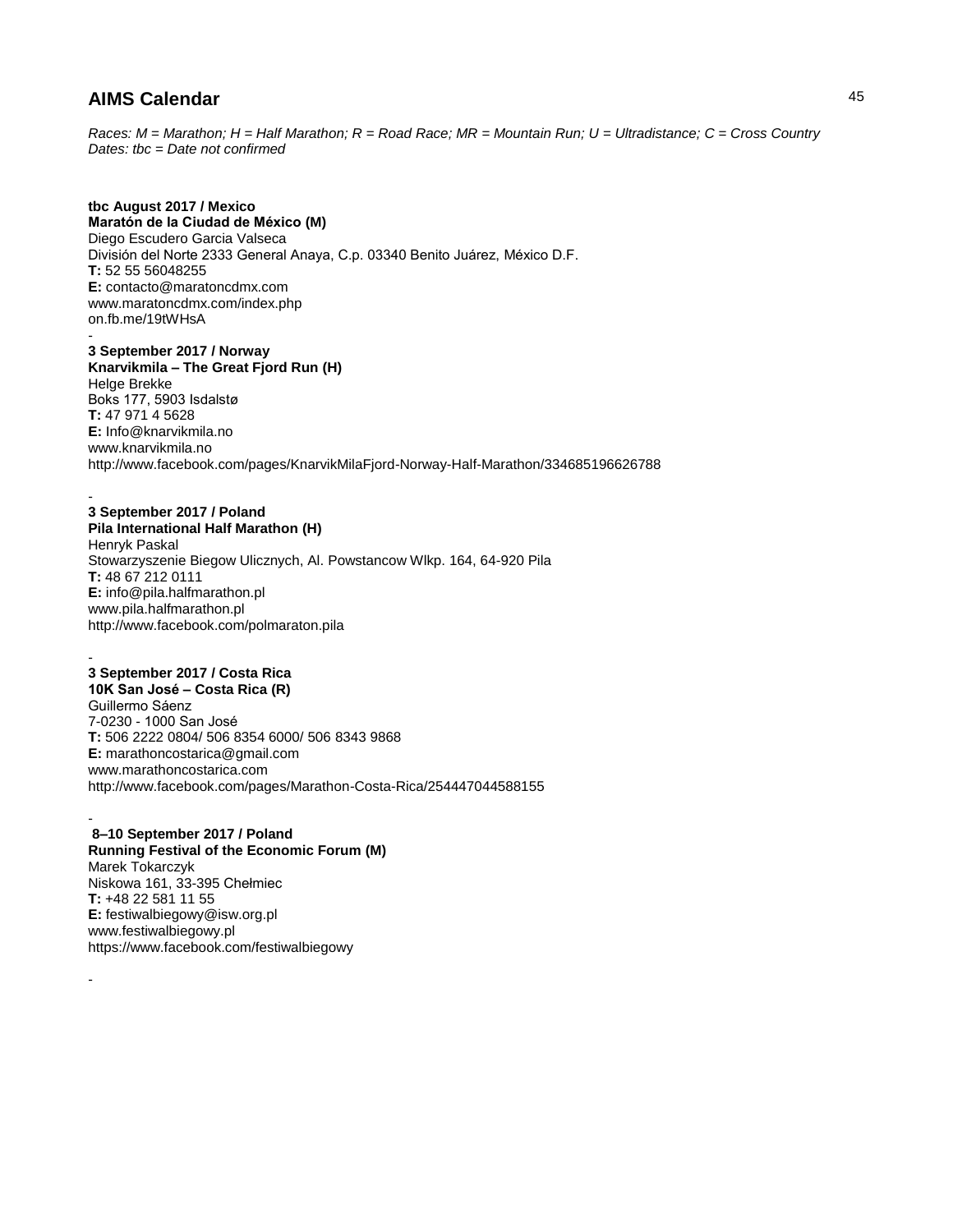## AIMS Calendar

*Races: M = Marathon; H = Half Marathon; R = Road Race; MR = Mountain Run; U = Ultradistance; C = Cross Country*
*Dates: tbc = Date not confirmed*

**tbc August 2017 / Mexico**
**Maratón de la Ciudad de México (M)**
Diego Escudero Garcia Valseca
División del Norte 2333 General Anaya, C.p. 03340 Benito Juárez, México D.F.
**T:** 52 55 56048255
**E:** contacto@maratoncdmx.com
www.maratoncdmx.com/index.php
on.fb.me/19tWHsA

-

**3 September 2017 / Norway**
**Knarvikmila – The Great Fjord Run (H)**
Helge Brekke
Boks 177, 5903 Isdalstø
**T:** 47 971 4 5628
**E:** Info@knarvikmila.no
www.knarvikmila.no
http://www.facebook.com/pages/KnarvikMilaFjord-Norway-Half-Marathon/334685196626788

-

**3 September 2017 / Poland**
**Pila International Half Marathon (H)**
Henryk Paskal
Stowarzyszenie Biegow Ulicznych, Al. Powstancow Wlkp. 164, 64-920 Pila
**T:** 48 67 212 0111
**E:** info@pila.halfmarathon.pl
www.pila.halfmarathon.pl
http://www.facebook.com/polmaraton.pila

-

**3 September 2017 / Costa Rica**
**10K San José – Costa Rica (R)**
Guillermo Sáenz
7-0230 - 1000 San José
**T:** 506 2222 0804/ 506 8354 6000/ 506 8343 9868
**E:** marathoncostarica@gmail.com
www.marathoncostarica.com
http://www.facebook.com/pages/Marathon-Costa-Rica/254447044588155

-

**8–10 September 2017 / Poland**
**Running Festival of the Economic Forum (M)**
Marek Tokarczyk
Niskowa 161, 33-395 Chełmiec
**T:** +48 22 581 11 55
**E:** festiwalbiegowy@isw.org.pl
www.festiwalbiegowy.pl
https://www.facebook.com/festiwalbiegowy

-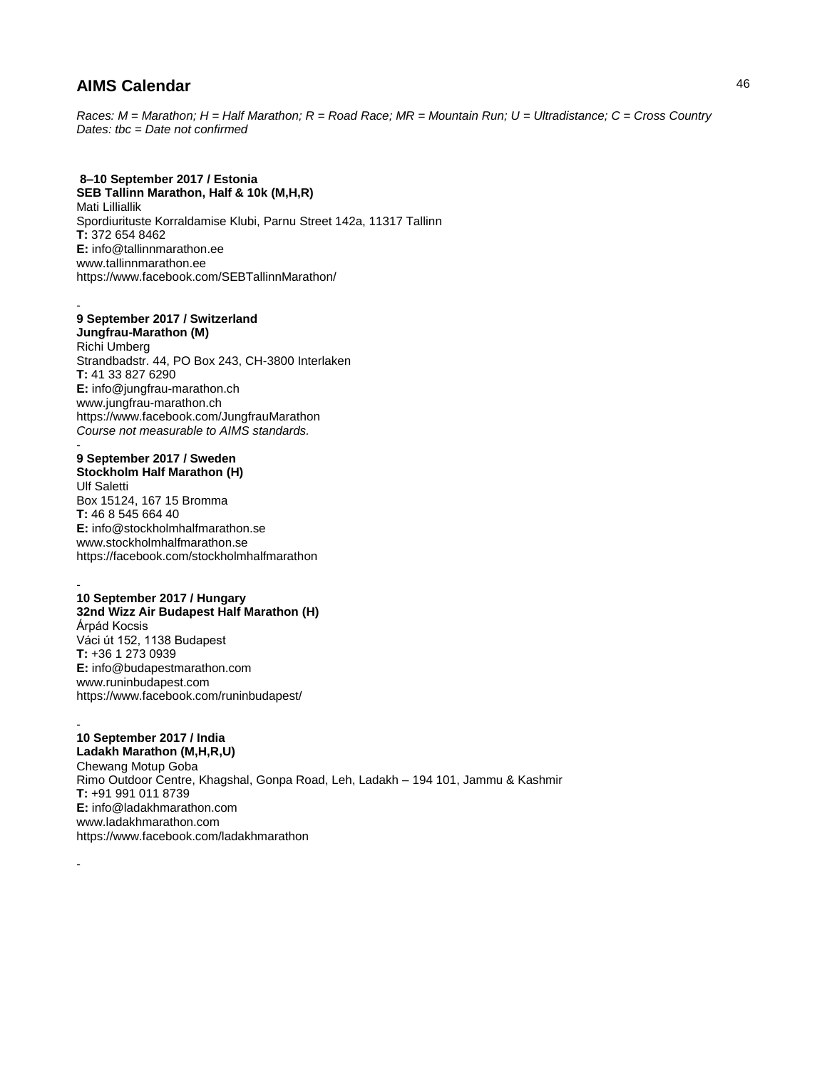## AIMS Calendar

*Races: M = Marathon; H = Half Marathon; R = Road Race; MR = Mountain Run; U = Ultradistance; C = Cross Country*
*Dates: tbc = Date not confirmed*

**8–10 September 2017 / Estonia**
**SEB Tallinn Marathon, Half & 10k (M,H,R)**
Mati Lilliallik
Spordiurituste Korraldamise Klubi, Parnu Street 142a, 11317 Tallinn
**T:** 372 654 8462
**E:** info@tallinnmarathon.ee
www.tallinnmarathon.ee
https://www.facebook.com/SEBTallinnMarathon/

-

**9 September 2017 / Switzerland**
**Jungfrau-Marathon (M)**
Richi Umberg
Strandbadstr. 44, PO Box 243, CH-3800 Interlaken
**T:** 41 33 827 6290
**E:** info@jungfrau-marathon.ch
www.jungfrau-marathon.ch
https://www.facebook.com/JungfrauMarathon
*Course not measurable to AIMS standards.*

-

**9 September 2017 / Sweden**
**Stockholm Half Marathon (H)**
Ulf Saletti
Box 15124, 167 15 Bromma
**T:** 46 8 545 664 40
**E:** info@stockholmhalfmarathon.se
www.stockholmhalfmarathon.se
https://facebook.com/stockholmhalfmarathon

-

**10 September 2017 / Hungary**
**32nd Wizz Air Budapest Half Marathon (H)**
Árpád Kocsis
Váci út 152, 1138 Budapest
**T:** +36 1 273 0939
**E:** info@budapestmarathon.com
www.runinbudapest.com
https://www.facebook.com/runinbudapest/

-

**10 September 2017 / India**
**Ladakh Marathon (M,H,R,U)**
Chewang Motup Goba
Rimo Outdoor Centre, Khagshal, Gonpa Road, Leh, Ladakh – 194 101, Jammu & Kashmir
**T:** +91 991 011 8739
**E:** info@ladakhmarathon.com
www.ladakhmarathon.com
https://www.facebook.com/ladakhmarathon

-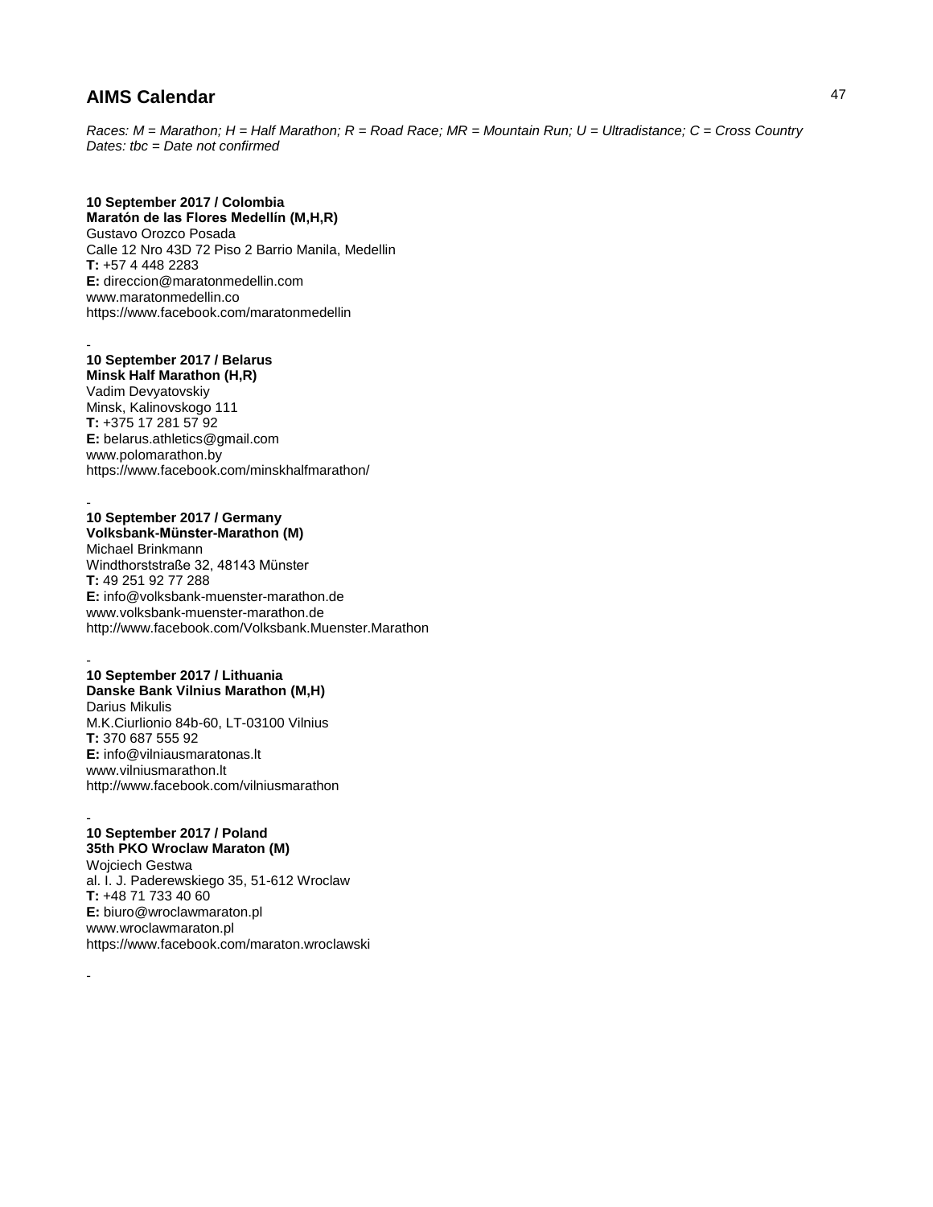## AIMS Calendar

*Races: M = Marathon; H = Half Marathon; R = Road Race; MR = Mountain Run; U = Ultradistance; C = Cross Country*
*Dates: tbc = Date not confirmed*

**10 September 2017 / Colombia**
**Maratón de las Flores Medellín (M,H,R)**
Gustavo Orozco Posada
Calle 12 Nro 43D 72 Piso 2 Barrio Manila, Medellin
**T:** +57 4 448 2283
**E:** direccion@maratonmedellin.com
www.maratonmedellin.co
https://www.facebook.com/maratonmedellin

-

**10 September 2017 / Belarus**
**Minsk Half Marathon (H,R)**
Vadim Devyatovskiy
Minsk, Kalinovskogo 111
**T:** +375 17 281 57 92
**E:** belarus.athletics@gmail.com
www.polomarathon.by
https://www.facebook.com/minskhalfmarathon/

-

**10 September 2017 / Germany**
**Volksbank-Münster-Marathon (M)**
Michael Brinkmann
Windthorststraße 32, 48143 Münster
**T:** 49 251 92 77 288
**E:** info@volksbank-muenster-marathon.de
www.volksbank-muenster-marathon.de
http://www.facebook.com/Volksbank.Muenster.Marathon

-

**10 September 2017 / Lithuania**
**Danske Bank Vilnius Marathon (M,H)**
Darius Mikulis
M.K.Ciurlionio 84b-60, LT-03100 Vilnius
**T:** 370 687 555 92
**E:** info@vilniausmaratonas.lt
www.vilniusmarathon.lt
http://www.facebook.com/vilniusmarathon

-

**10 September 2017 / Poland**
**35th PKO Wroclaw Maraton (M)**
Wojciech Gestwa
al. I. J. Paderewskiego 35, 51-612 Wroclaw
**T:** +48 71 733 40 60
**E:** biuro@wroclawmaraton.pl
www.wroclawmaraton.pl
https://www.facebook.com/maraton.wroclawski

-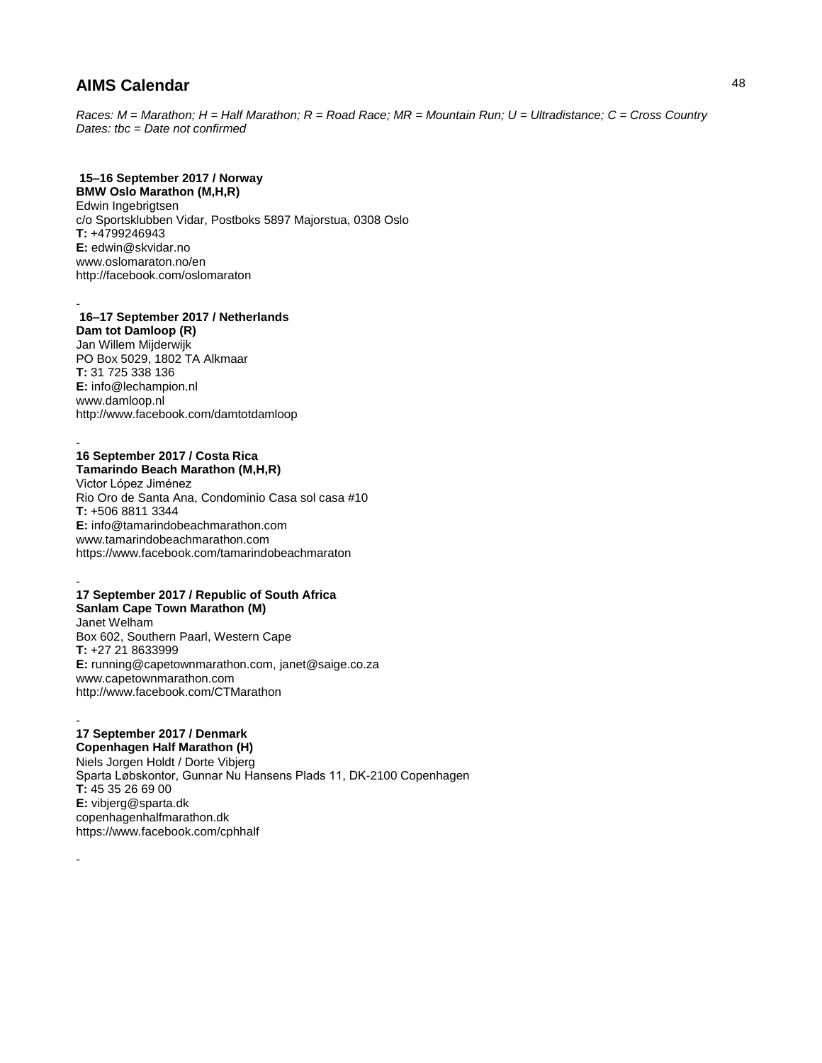## AIMS Calendar

*Races: M = Marathon; H = Half Marathon; R = Road Race; MR = Mountain Run; U = Ultradistance; C = Cross Country*
*Dates: tbc = Date not confirmed*

**15–16 September 2017 / Norway**
**BMW Oslo Marathon (M,H,R)**
Edwin Ingebrigtsen
c/o Sportsklubben Vidar, Postboks 5897 Majorstua, 0308 Oslo
**T:** +4799246943
**E:** edwin@skvidar.no
www.oslomaraton.no/en
http://facebook.com/oslomaraton

-

**16–17 September 2017 / Netherlands**
**Dam tot Damloop (R)**
Jan Willem Mijderwijk
PO Box 5029, 1802 TA Alkmaar
**T:** 31 725 338 136
**E:** info@lechampion.nl
www.damloop.nl
http://www.facebook.com/damtotdamloop

-

**16 September 2017 / Costa Rica**
**Tamarindo Beach Marathon (M,H,R)**
Victor López Jiménez
Rio Oro de Santa Ana, Condominio Casa sol casa #10
**T:** +506 8811 3344
**E:** info@tamarindobeachmarathon.com
www.tamarindobeachmarathon.com
https://www.facebook.com/tamarindobeachmaraton

-

**17 September 2017 / Republic of South Africa**
**Sanlam Cape Town Marathon (M)**
Janet Welham
Box 602, Southern Paarl, Western Cape
**T:** +27 21 8633999
**E:** running@capetownmarathon.com, janet@saige.co.za
www.capetownmarathon.com
http://www.facebook.com/CTMarathon

-

**17 September 2017 / Denmark**
**Copenhagen Half Marathon (H)**
Niels Jorgen Holdt / Dorte Vibjerg
Sparta Løbskontor, Gunnar Nu Hansens Plads 11, DK-2100 Copenhagen
**T:** 45 35 26 69 00
**E:** vibjerg@sparta.dk
copenhagenhalfmarathon.dk
https://www.facebook.com/cphhalf

-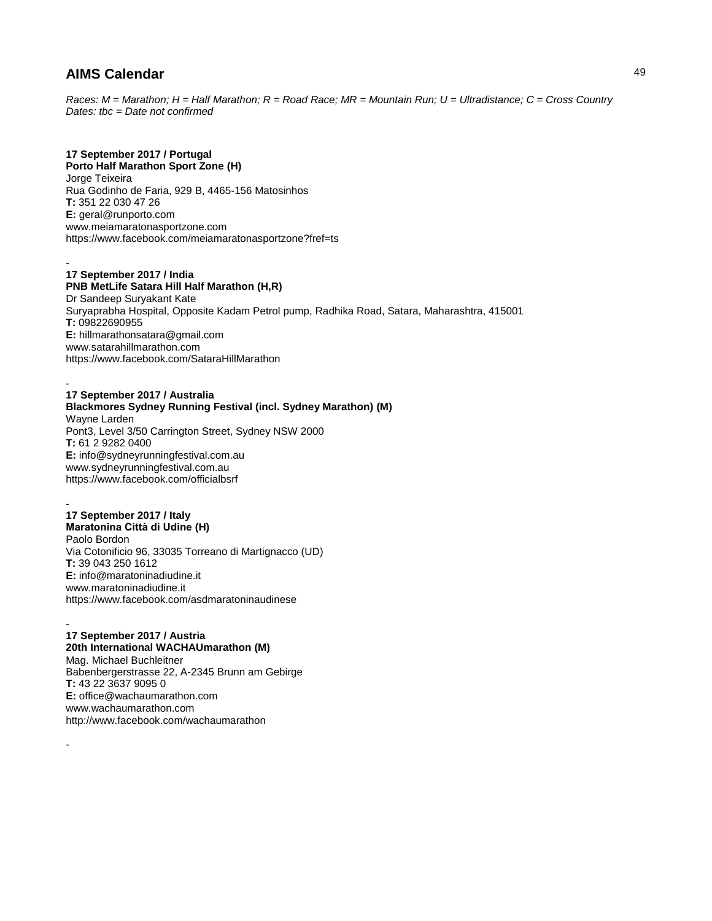## AIMS Calendar

*Races: M = Marathon; H = Half Marathon; R = Road Race; MR = Mountain Run; U = Ultradistance; C = Cross Country*
*Dates: tbc = Date not confirmed*

**17 September 2017 / Portugal**
**Porto Half Marathon Sport Zone (H)**
Jorge Teixeira
Rua Godinho de Faria, 929 B, 4465-156 Matosinhos
**T:** 351 22 030 47 26
**E:** geral@runporto.com
www.meiamaratonasportzone.com
https://www.facebook.com/meiamaratonasportzone?fref=ts

-

**17 September 2017 / India**
**PNB MetLife Satara Hill Half Marathon (H,R)**
Dr Sandeep Suryakant Kate
Suryaprabha Hospital, Opposite Kadam Petrol pump, Radhika Road, Satara, Maharashtra, 415001
**T:** 09822690955
**E:** hillmarathonsatara@gmail.com
www.satarahillmarathon.com
https://www.facebook.com/SataraHillMarathon

-

**17 September 2017 / Australia**
**Blackmores Sydney Running Festival (incl. Sydney Marathon) (M)**
Wayne Larden
Pont3, Level 3/50 Carrington Street, Sydney NSW 2000
**T:** 61 2 9282 0400
**E:** info@sydneyrunningfestival.com.au
www.sydneyrunningfestival.com.au
https://www.facebook.com/officialbsrf

-

**17 September 2017 / Italy**
**Maratonina Città di Udine (H)**
Paolo Bordon
Via Cotonificio 96, 33035 Torreano di Martignacco (UD)
**T:** 39 043 250 1612
**E:** info@maratoninadiudine.it
www.maratoninadiudine.it
https://www.facebook.com/asdmaratoninaudinese

-

**17 September 2017 / Austria**
**20th International WACHAUmarathon (M)**
Mag. Michael Buchleitner
Babenbergerstrasse 22, A-2345 Brunn am Gebirge
**T:** 43 22 3637 9095 0
**E:** office@wachaumarathon.com
www.wachaumarathon.com
http://www.facebook.com/wachaumarathon

-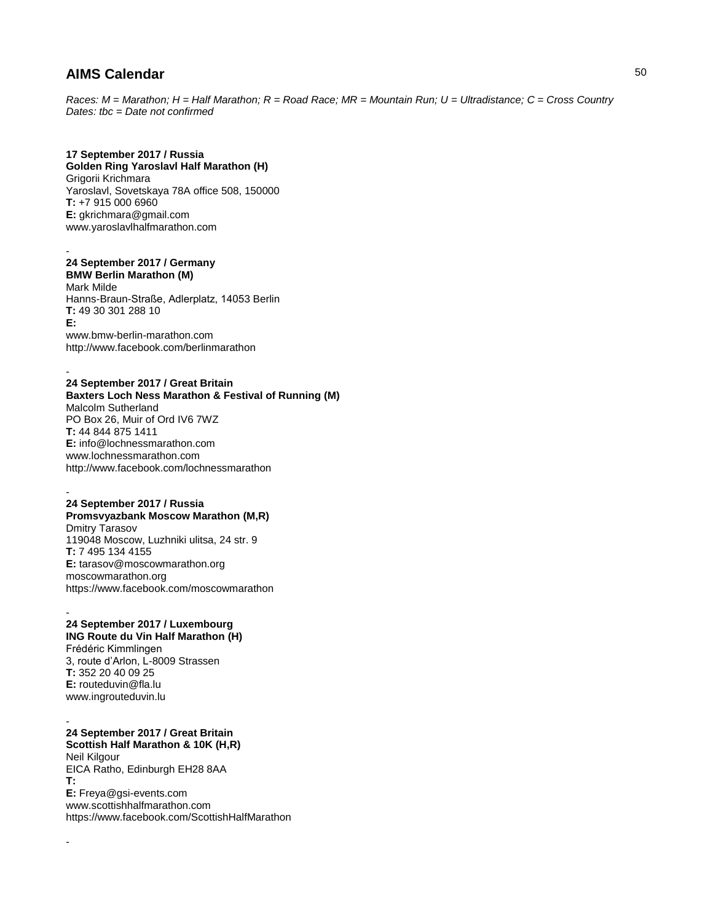# AIMS Calendar

*Races: M = Marathon; H = Half Marathon; R = Road Race; MR = Mountain Run; U = Ultradistance; C = Cross Country*
*Dates: tbc = Date not confirmed*

**17 September 2017 / Russia**
**Golden Ring Yaroslavl Half Marathon (H)**
Grigorii Krichmara
Yaroslavl, Sovetskaya 78A office 508, 150000
**T:** +7 915 000 6960
**E:** gkrichmara@gmail.com
www.yaroslavlhalfmarathon.com

-

**24 September 2017 / Germany**
**BMW Berlin Marathon (M)**
Mark Milde
Hanns-Braun-Straße, Adlerplatz, 14053 Berlin
**T:** 49 30 301 288 10
**E:**
www.bmw-berlin-marathon.com
http://www.facebook.com/berlinmarathon

-

**24 September 2017 / Great Britain**
**Baxters Loch Ness Marathon & Festival of Running (M)**
Malcolm Sutherland
PO Box 26, Muir of Ord IV6 7WZ
**T:** 44 844 875 1411
**E:** info@lochnessmarathon.com
www.lochnessmarathon.com
http://www.facebook.com/lochnessmarathon

-

**24 September 2017 / Russia**
**Promsvyazbank Moscow Marathon (M,R)**
Dmitry Tarasov
119048 Moscow, Luzhniki ulitsa, 24 str. 9
**T:** 7 495 134 4155
**E:** tarasov@moscowmarathon.org
moscowmarathon.org
https://www.facebook.com/moscowmarathon

-

**24 September 2017 / Luxembourg**
**ING Route du Vin Half Marathon (H)**
Frédéric Kimmlingen
3, route d'Arlon, L-8009 Strassen
**T:** 352 20 40 09 25
**E:** routeduvin@fla.lu
www.ingrouteduvin.lu

-

**24 September 2017 / Great Britain**
**Scottish Half Marathon & 10K (H,R)**
Neil Kilgour
EICA Ratho, Edinburgh EH28 8AA
**T:**
**E:** Freya@gsi-events.com
www.scottishhalfmarathon.com
https://www.facebook.com/ScottishHalfMarathon

-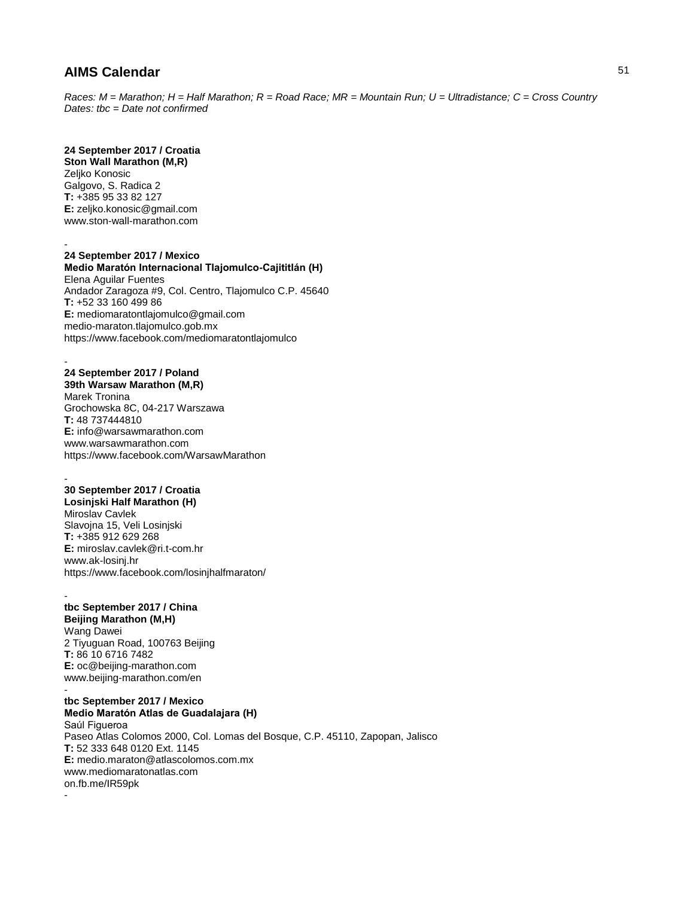## AIMS Calendar

*Races: M = Marathon; H = Half Marathon; R = Road Race; MR = Mountain Run; U = Ultradistance; C = Cross Country*
*Dates: tbc = Date not confirmed*

**24 September 2017 / Croatia**
**Ston Wall Marathon (M,R)**
Zeljko Konosic
Galgovo, S. Radica 2
**T:** +385 95 33 82 127
**E:** zeljko.konosic@gmail.com
www.ston-wall-marathon.com

-

**24 September 2017 / Mexico**
**Medio Maratón Internacional Tlajomulco-Cajititlán (H)**
Elena Aguilar Fuentes
Andador Zaragoza #9, Col. Centro, Tlajomulco C.P. 45640
**T:** +52 33 160 499 86
**E:** mediomaratontlajomulco@gmail.com
medio-maraton.tlajomulco.gob.mx
https://www.facebook.com/mediomaratontlajomulco

-

**24 September 2017 / Poland**
**39th Warsaw Marathon (M,R)**
Marek Tronina
Grochowska 8C, 04-217 Warszawa
**T:** 48 737444810
**E:** info@warsawmarathon.com
www.warsawmarathon.com
https://www.facebook.com/WarsawMarathon

-

**30 September 2017 / Croatia**
**Losinjski Half Marathon (H)**
Miroslav Cavlek
Slavojna 15, Veli Losinjski
**T:** +385 912 629 268
**E:** miroslav.cavlek@ri.t-com.hr
www.ak-losinj.hr
https://www.facebook.com/losinjhalfmaraton/

-

**tbc September 2017 / China**
**Beijing Marathon (M,H)**
Wang Dawei
2 Tiyuguan Road, 100763 Beijing
**T:** 86 10 6716 7482
**E:** oc@beijing-marathon.com
www.beijing-marathon.com/en

-

**tbc September 2017 / Mexico**
**Medio Maratón Atlas de Guadalajara (H)**
Saúl Figueroa
Paseo Atlas Colomos 2000, Col. Lomas del Bosque, C.P. 45110, Zapopan, Jalisco
**T:** 52 333 648 0120 Ext. 1145
**E:** medio.maraton@atlascolomos.com.mx
www.mediomaratonatlas.com
on.fb.me/IR59pk

-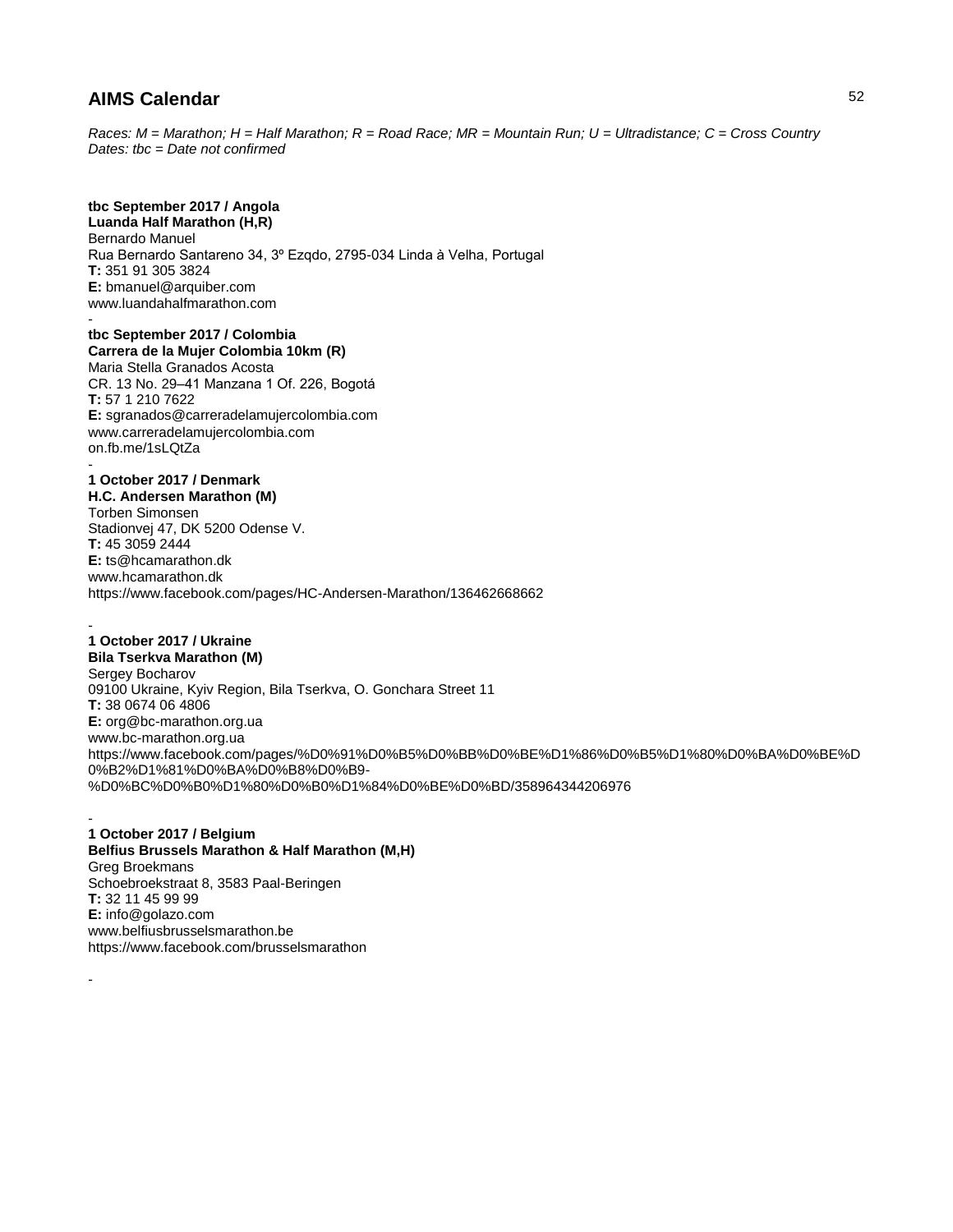## AIMS Calendar

*Races: M = Marathon; H = Half Marathon; R = Road Race; MR = Mountain Run; U = Ultradistance; C = Cross Country*
*Dates: tbc = Date not confirmed*

**tbc September 2017 / Angola**
**Luanda Half Marathon (H,R)**
Bernardo Manuel
Rua Bernardo Santareno 34, 3º Ezqdo, 2795-034 Linda à Velha, Portugal
**T:** 351 91 305 3824
**E:** bmanuel@arquiber.com
www.luandahalfmarathon.com

-

**tbc September 2017 / Colombia**
**Carrera de la Mujer Colombia 10km (R)**
Maria Stella Granados Acosta
CR. 13 No. 29–41 Manzana 1 Of. 226, Bogotá
**T:** 57 1 210 7622
**E:** sgranados@carreradelamujercolombia.com
www.carreradelamujercolombia.com
on.fb.me/1sLQtZa

-

**1 October 2017 / Denmark**
**H.C. Andersen Marathon (M)**
Torben Simonsen
Stadionvej 47, DK 5200 Odense V.
**T:** 45 3059 2444
**E:** ts@hcamarathon.dk
www.hcamarathon.dk
https://www.facebook.com/pages/HC-Andersen-Marathon/136462668662

-

**1 October 2017 / Ukraine**
**Bila Tserkva Marathon (M)**
Sergey Bocharov
09100 Ukraine, Kyiv Region, Bila Tserkva, O. Gonchara Street 11
**T:** 38 0674 06 4806
**E:** org@bc-marathon.org.ua
www.bc-marathon.org.ua
https://www.facebook.com/pages/%D0%91%D0%B5%D0%BB%D0%BE%D1%86%D0%B5%D1%80%D0%BA%D0%BE%D0%B2%D1%81%D0%BA%D0%B8%D0%B9-%D0%BC%D0%B0%D1%80%D0%B0%D1%84%D0%BE%D0%BD/358964344206976

-

**1 October 2017 / Belgium**
**Belfius Brussels Marathon & Half Marathon (M,H)**
Greg Broekmans
Schoebroekstraat 8, 3583 Paal-Beringen
**T:** 32 11 45 99 99
**E:** info@golazo.com
www.belfiusbrusselsmarathon.be
https://www.facebook.com/brusselsmarathon

-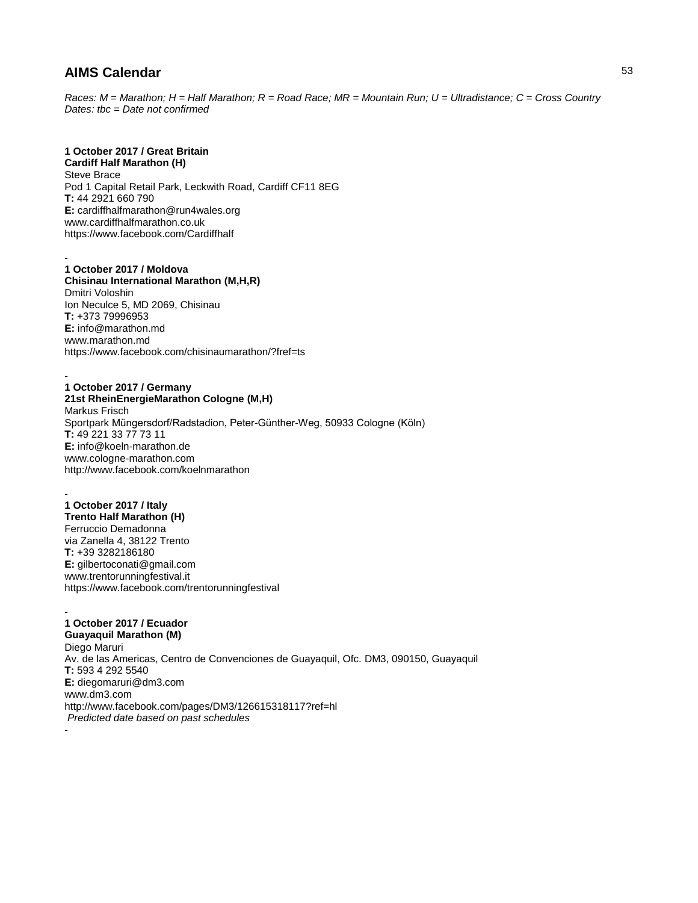## AIMS Calendar

*Races: M = Marathon; H = Half Marathon; R = Road Race; MR = Mountain Run; U = Ultradistance; C = Cross Country*
*Dates: tbc = Date not confirmed*

**1 October 2017 / Great Britain**
**Cardiff Half Marathon (H)**
Steve Brace
Pod 1 Capital Retail Park, Leckwith Road, Cardiff CF11 8EG
**T:** 44 2921 660 790
**E:** cardiffhalfmarathon@run4wales.org
www.cardiffhalfmarathon.co.uk
https://www.facebook.com/Cardiffhalf

-

**1 October 2017 / Moldova**
**Chisinau International Marathon (M,H,R)**
Dmitri Voloshin
Ion Neculce 5, MD 2069, Chisinau
**T:** +373 79996953
**E:** info@marathon.md
www.marathon.md
https://www.facebook.com/chisinaumarathon/?fref=ts

-

**1 October 2017 / Germany**
**21st RheinEnergieMarathon Cologne (M,H)**
Markus Frisch
Sportpark Müngersdorf/Radstadion, Peter-Günther-Weg, 50933 Cologne (Köln)
**T:** 49 221 33 77 73 11
**E:** info@koeln-marathon.de
www.cologne-marathon.com
http://www.facebook.com/koelnmarathon

-

**1 October 2017 / Italy**
**Trento Half Marathon (H)**
Ferruccio Demadonna
via Zanella 4, 38122 Trento
**T:** +39 3282186180
**E:** gilbertoconati@gmail.com
www.trentorunningfestival.it
https://www.facebook.com/trentorunningfestival

-

**1 October 2017 / Ecuador**
**Guayaquil Marathon (M)**
Diego Maruri
Av. de las Americas, Centro de Convenciones de Guayaquil, Ofc. DM3, 090150, Guayaquil
**T:** 593 4 292 5540
**E:** diegomaruri@dm3.com
www.dm3.com
http://www.facebook.com/pages/DM3/126615318117?ref=hl
*Predicted date based on past schedules*

-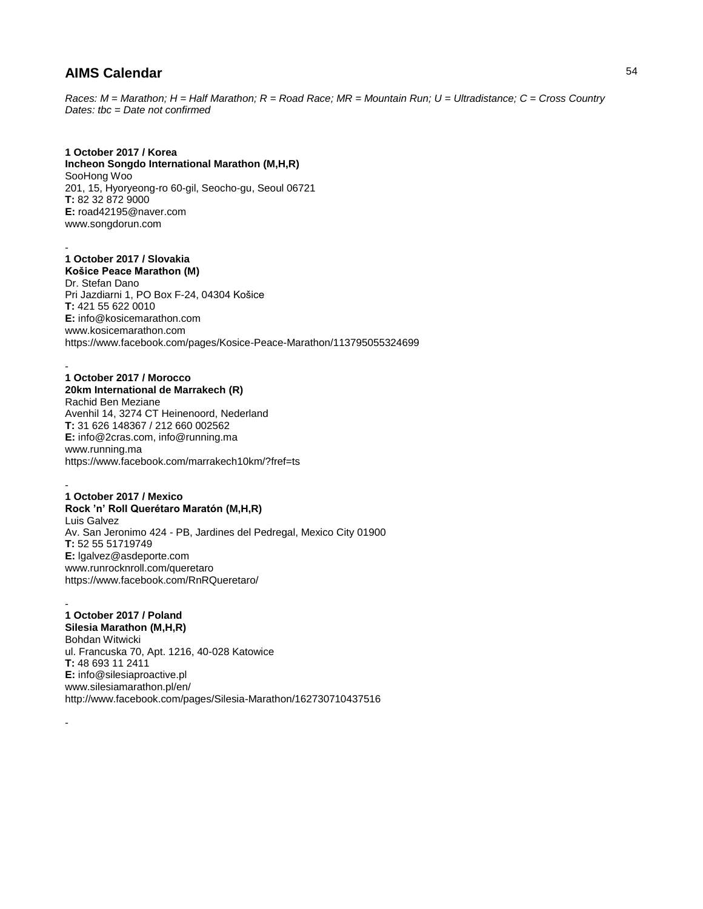## AIMS Calendar

*Races: M = Marathon; H = Half Marathon; R = Road Race; MR = Mountain Run; U = Ultradistance; C = Cross Country*
*Dates: tbc = Date not confirmed*

**1 October 2017 / Korea**
**Incheon Songdo International Marathon (M,H,R)**
SooHong Woo
201, 15, Hyoryeong-ro 60-gil, Seocho-gu, Seoul 06721
**T:** 82 32 872 9000
**E:** road42195@naver.com
www.songdorun.com

-

**1 October 2017 / Slovakia**
**Košice Peace Marathon (M)**
Dr. Stefan Dano
Pri Jazdiarni 1, PO Box F-24, 04304 Košice
**T:** 421 55 622 0010
**E:** info@kosicemarathon.com
www.kosicemarathon.com
https://www.facebook.com/pages/Kosice-Peace-Marathon/113795055324699

-

**1 October 2017 / Morocco**
**20km International de Marrakech (R)**
Rachid Ben Meziane
Avenhil 14, 3274 CT Heinenoord, Nederland
**T:** 31 626 148367 / 212 660 002562
**E:** info@2cras.com, info@running.ma
www.running.ma
https://www.facebook.com/marrakech10km/?fref=ts

-

**1 October 2017 / Mexico**
**Rock 'n' Roll Querétaro Maratón (M,H,R)**
Luis Galvez
Av. San Jeronimo 424 - PB, Jardines del Pedregal, Mexico City 01900
**T:** 52 55 51719749
**E:** lgalvez@asdeporte.com
www.runrocknroll.com/queretaro
https://www.facebook.com/RnRQueretaro/

-

**1 October 2017 / Poland**
**Silesia Marathon (M,H,R)**
Bohdan Witwicki
ul. Francuska 70, Apt. 1216, 40-028 Katowice
**T:** 48 693 11 2411
**E:** info@silesiaproactive.pl
www.silesiamarathon.pl/en/
http://www.facebook.com/pages/Silesia-Marathon/162730710437516

-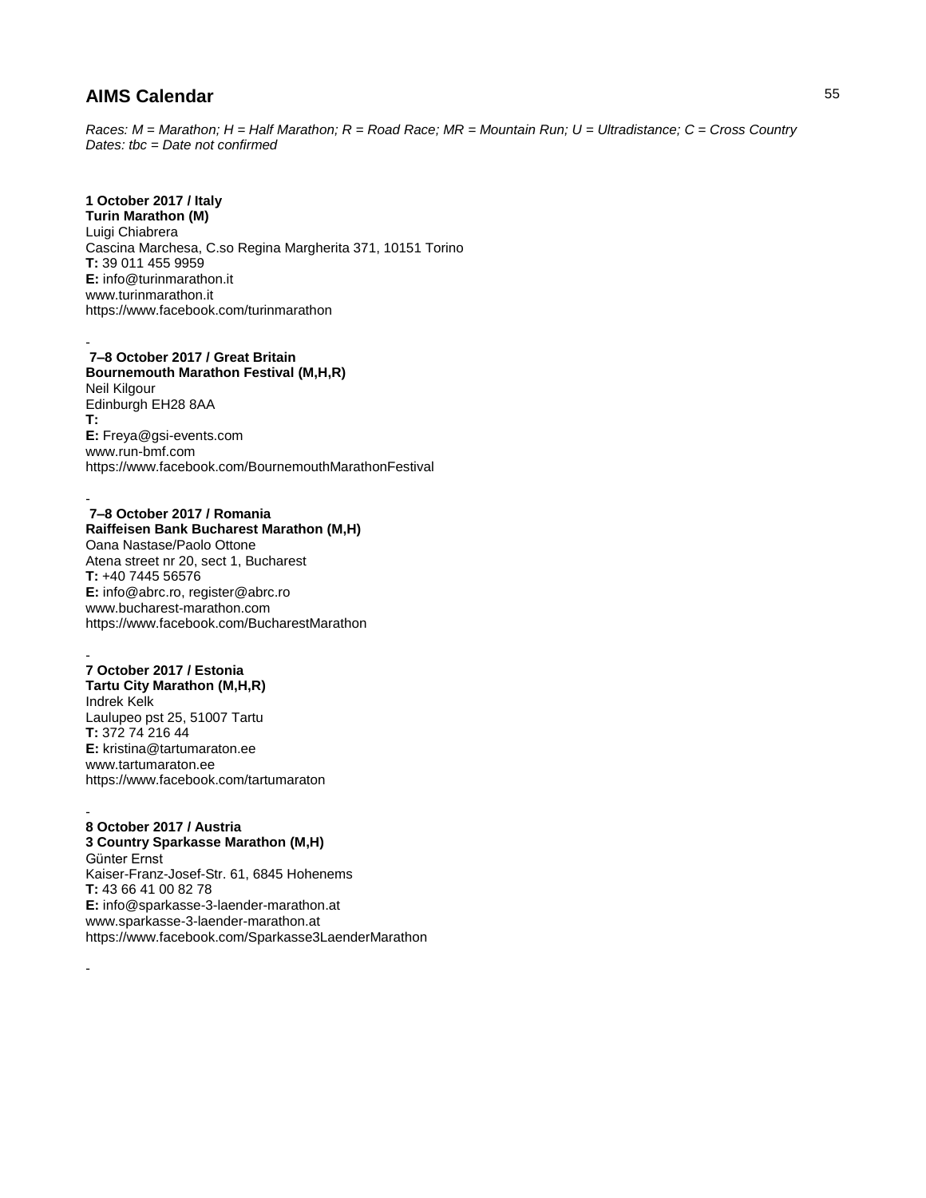## AIMS Calendar

*Races: M = Marathon; H = Half Marathon; R = Road Race; MR = Mountain Run; U = Ultradistance; C = Cross Country*
*Dates: tbc = Date not confirmed*

**1 October 2017 / Italy**
**Turin Marathon (M)**
Luigi Chiabrera
Cascina Marchesa, C.so Regina Margherita 371, 10151 Torino
**T:** 39 011 455 9959
**E:** info@turinmarathon.it
www.turinmarathon.it
https://www.facebook.com/turinmarathon

-

**7–8 October 2017 / Great Britain**
**Bournemouth Marathon Festival (M,H,R)**
Neil Kilgour
Edinburgh EH28 8AA
**T:**
**E:** Freya@gsi-events.com
www.run-bmf.com
https://www.facebook.com/BournemouthMarathonFestival

-

**7–8 October 2017 / Romania**
**Raiffeisen Bank Bucharest Marathon (M,H)**
Oana Nastase/Paolo Ottone
Atena street nr 20, sect 1, Bucharest
**T:** +40 7445 56576
**E:** info@abrc.ro, register@abrc.ro
www.bucharest-marathon.com
https://www.facebook.com/BucharestMarathon

-

**7 October 2017 / Estonia**
**Tartu City Marathon (M,H,R)**
Indrek Kelk
Laulupeo pst 25, 51007 Tartu
**T:** 372 74 216 44
**E:** kristina@tartumaraton.ee
www.tartumaraton.ee
https://www.facebook.com/tartumaraton

-

**8 October 2017 / Austria**
**3 Country Sparkasse Marathon (M,H)**
Günter Ernst
Kaiser-Franz-Josef-Str. 61, 6845 Hohenems
**T:** 43 66 41 00 82 78
**E:** info@sparkasse-3-laender-marathon.at
www.sparkasse-3-laender-marathon.at
https://www.facebook.com/Sparkasse3LaenderMarathon

-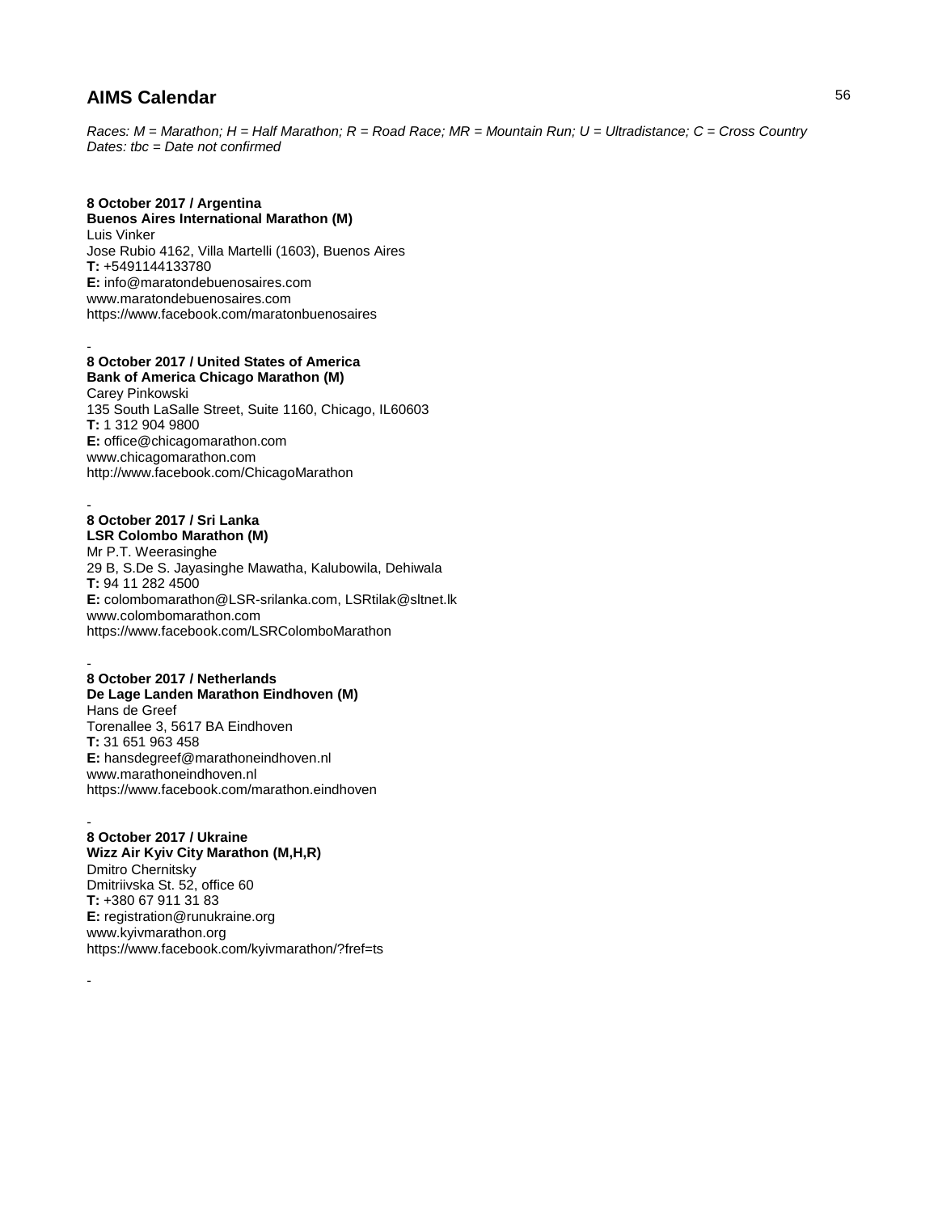## AIMS Calendar

*Races: M = Marathon; H = Half Marathon; R = Road Race; MR = Mountain Run; U = Ultradistance; C = Cross Country*
*Dates: tbc = Date not confirmed*

**8 October 2017 / Argentina**
**Buenos Aires International Marathon (M)**
Luis Vinker
Jose Rubio 4162, Villa Martelli (1603), Buenos Aires
**T:** +5491144133780
**E:** info@maratondebuenosaires.com
www.maratondebuenosaires.com
https://www.facebook.com/maratonbuenosaires

-

**8 October 2017 / United States of America**
**Bank of America Chicago Marathon (M)**
Carey Pinkowski
135 South LaSalle Street, Suite 1160, Chicago, IL60603
**T:** 1 312 904 9800
**E:** office@chicagomarathon.com
www.chicagomarathon.com
http://www.facebook.com/ChicagoMarathon

-

**8 October 2017 / Sri Lanka**
**LSR Colombo Marathon (M)**
Mr P.T. Weerasinghe
29 B, S.De S. Jayasinghe Mawatha, Kalubowila, Dehiwala
**T:** 94 11 282 4500
**E:** colombomarathon@LSR-srilanka.com, LSRtilak@sltnet.lk
www.colombomarathon.com
https://www.facebook.com/LSRColomboMarathon

-

**8 October 2017 / Netherlands**
**De Lage Landen Marathon Eindhoven (M)**
Hans de Greef
Torenallee 3, 5617 BA Eindhoven
**T:** 31 651 963 458
**E:** hansdegreef@marathoneindhoven.nl
www.marathoneindhoven.nl
https://www.facebook.com/marathon.eindhoven

-

**8 October 2017 / Ukraine**
**Wizz Air Kyiv City Marathon (M,H,R)**
Dmitro Chernitsky
Dmitriivska St. 52, office 60
**T:** +380 67 911 31 83
**E:** registration@runukraine.org
www.kyivmarathon.org
https://www.facebook.com/kyivmarathon/?fref=ts

-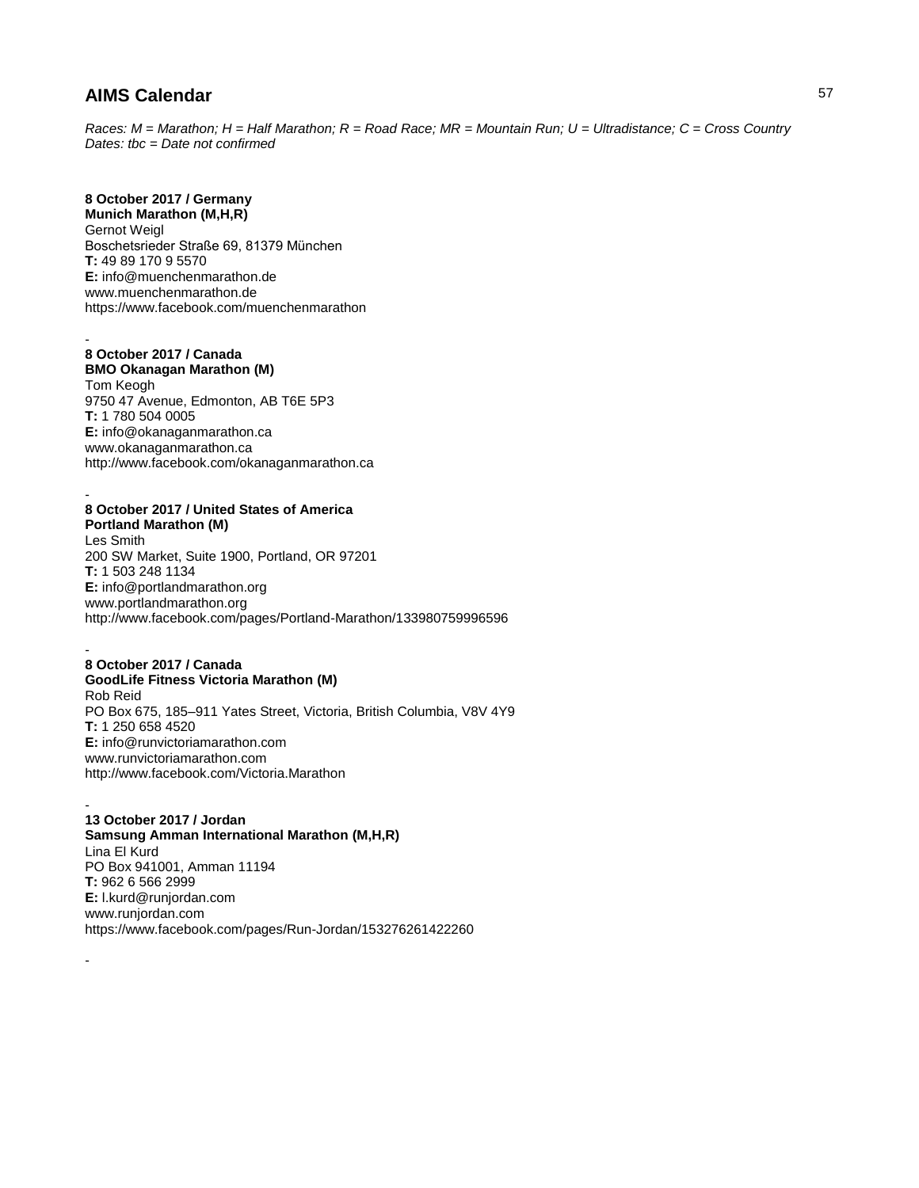## AIMS Calendar

*Races: M = Marathon; H = Half Marathon; R = Road Race; MR = Mountain Run; U = Ultradistance; C = Cross Country*
*Dates: tbc = Date not confirmed*

**8 October 2017 / Germany**
**Munich Marathon (M,H,R)**
Gernot Weigl
Boschetsrieder Straße 69, 81379 München
**T:** 49 89 170 9 5570
**E:** info@muenchenmarathon.de
www.muenchenmarathon.de
https://www.facebook.com/muenchenmarathon

-

**8 October 2017 / Canada**
**BMO Okanagan Marathon (M)**
Tom Keogh
9750 47 Avenue, Edmonton, AB T6E 5P3
**T:** 1 780 504 0005
**E:** info@okanaganmarathon.ca
www.okanaganmarathon.ca
http://www.facebook.com/okanaganmarathon.ca

-

**8 October 2017 / United States of America**
**Portland Marathon (M)**
Les Smith
200 SW Market, Suite 1900, Portland, OR 97201
**T:** 1 503 248 1134
**E:** info@portlandmarathon.org
www.portlandmarathon.org
http://www.facebook.com/pages/Portland-Marathon/133980759996596

-

**8 October 2017 / Canada**
**GoodLife Fitness Victoria Marathon (M)**
Rob Reid
PO Box 675, 185–911 Yates Street, Victoria, British Columbia, V8V 4Y9
**T:** 1 250 658 4520
**E:** info@runvictoriamarathon.com
www.runvictoriamarathon.com
http://www.facebook.com/Victoria.Marathon

-

**13 October 2017 / Jordan**
**Samsung Amman International Marathon (M,H,R)**
Lina El Kurd
PO Box 941001, Amman 11194
**T:** 962 6 566 2999
**E:** l.kurd@runjordan.com
www.runjordan.com
https://www.facebook.com/pages/Run-Jordan/153276261422260

-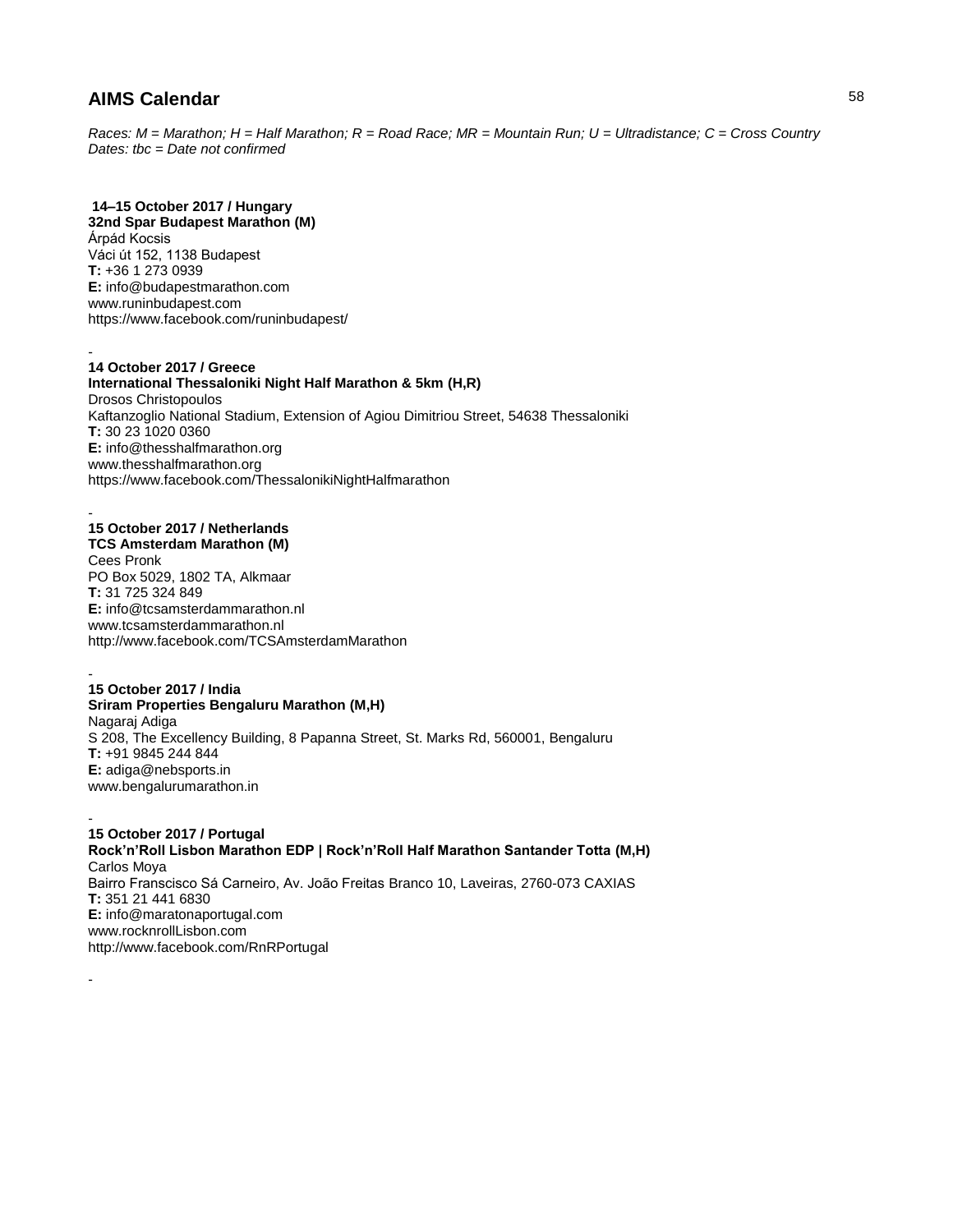## AIMS Calendar

*Races: M = Marathon; H = Half Marathon; R = Road Race; MR = Mountain Run; U = Ultradistance; C = Cross Country*
*Dates: tbc = Date not confirmed*

**14–15 October 2017 / Hungary**
**32nd Spar Budapest Marathon (M)**
Árpád Kocsis
Váci út 152, 1138 Budapest
**T:** +36 1 273 0939
**E:** info@budapestmarathon.com
www.runinbudapest.com
https://www.facebook.com/runinbudapest/

-

**14 October 2017 / Greece**
**International Thessaloniki Night Half Marathon & 5km (H,R)**
Drosos Christopoulos
Kaftanzoglio National Stadium, Extension of Agiou Dimitriou Street, 54638 Thessaloniki
**T:** 30 23 1020 0360
**E:** info@thesshalfmarathon.org
www.thesshalfmarathon.org
https://www.facebook.com/ThessalonikiNightHalfmarathon

-

**15 October 2017 / Netherlands**
**TCS Amsterdam Marathon (M)**
Cees Pronk
PO Box 5029, 1802 TA, Alkmaar
**T:** 31 725 324 849
**E:** info@tcsamsterdammarathon.nl
www.tcsamsterdammarathon.nl
http://www.facebook.com/TCSAmsterdamMarathon

-

**15 October 2017 / India**
**Sriram Properties Bengaluru Marathon (M,H)**
Nagaraj Adiga
S 208, The Excellency Building, 8 Papanna Street, St. Marks Rd, 560001, Bengaluru
**T:** +91 9845 244 844
**E:** adiga@nebsports.in
www.bengalurumarathon.in

-

**15 October 2017 / Portugal**
**Rock'n'Roll Lisbon Marathon EDP | Rock'n'Roll Half Marathon Santander Totta (M,H)**
Carlos Moya
Bairro Franscisco Sá Carneiro, Av. João Freitas Branco 10, Laveiras, 2760-073 CAXIAS
**T:** 351 21 441 6830
**E:** info@maratonaportugal.com
www.rocknrollLisbon.com
http://www.facebook.com/RnRPortugal

-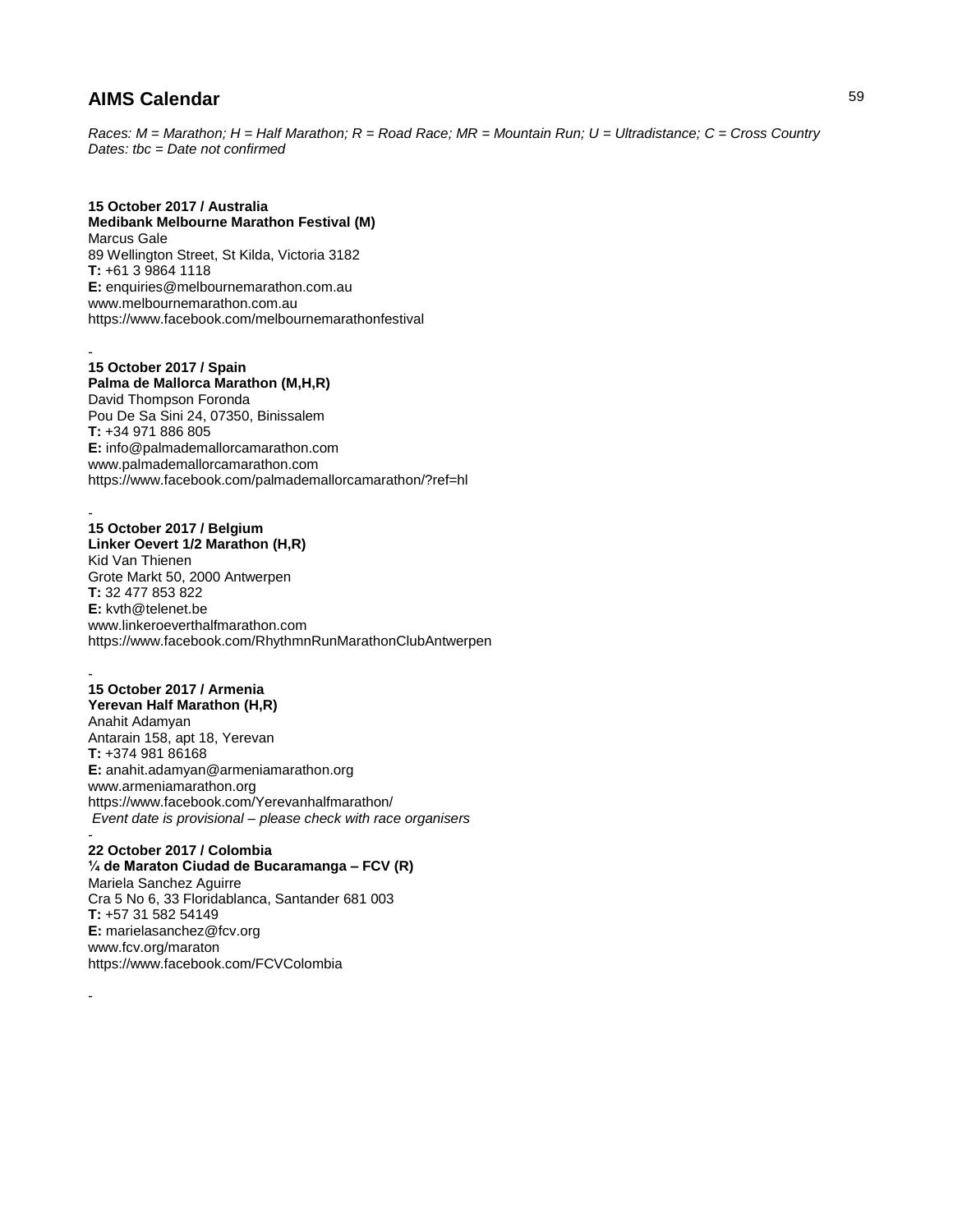## AIMS Calendar

*Races: M = Marathon; H = Half Marathon; R = Road Race; MR = Mountain Run; U = Ultradistance; C = Cross Country*
*Dates: tbc = Date not confirmed*

**15 October 2017 / Australia**
**Medibank Melbourne Marathon Festival (M)**
Marcus Gale
89 Wellington Street, St Kilda, Victoria 3182
**T:** +61 3 9864 1118
**E:** enquiries@melbournemarathon.com.au
www.melbournemarathon.com.au
https://www.facebook.com/melbournemarathonfestival

-

**15 October 2017 / Spain**
**Palma de Mallorca Marathon (M,H,R)**
David Thompson Foronda
Pou De Sa Sini 24, 07350, Binissalem
**T:** +34 971 886 805
**E:** info@palmademallorcamarathon.com
www.palmademallorcamarathon.com
https://www.facebook.com/palmademallorcamarathon/?ref=hl

-

**15 October 2017 / Belgium**
**Linker Oevert 1/2 Marathon (H,R)**
Kid Van Thienen
Grote Markt 50, 2000 Antwerpen
**T:** 32 477 853 822
**E:** kvth@telenet.be
www.linkeroeverthalfmarathon.com
https://www.facebook.com/RhythmnRunMarathonClubAntwerpen

-

**15 October 2017 / Armenia**
**Yerevan Half Marathon (H,R)**
Anahit Adamyan
Antarain 158, apt 18, Yerevan
**T:** +374 981 86168
**E:** anahit.adamyan@armeniamarathon.org
www.armeniamarathon.org
https://www.facebook.com/Yerevanhalfmarathon/
*Event date is provisional – please check with race organisers*

-

**22 October 2017 / Colombia**
**¼ de Maraton Ciudad de Bucaramanga – FCV (R)**
Mariela Sanchez Aguirre
Cra 5 No 6, 33 Floridablanca, Santander 681 003
**T:** +57 31 582 54149
**E:** marielasanchez@fcv.org
www.fcv.org/maraton
https://www.facebook.com/FCVColombia

-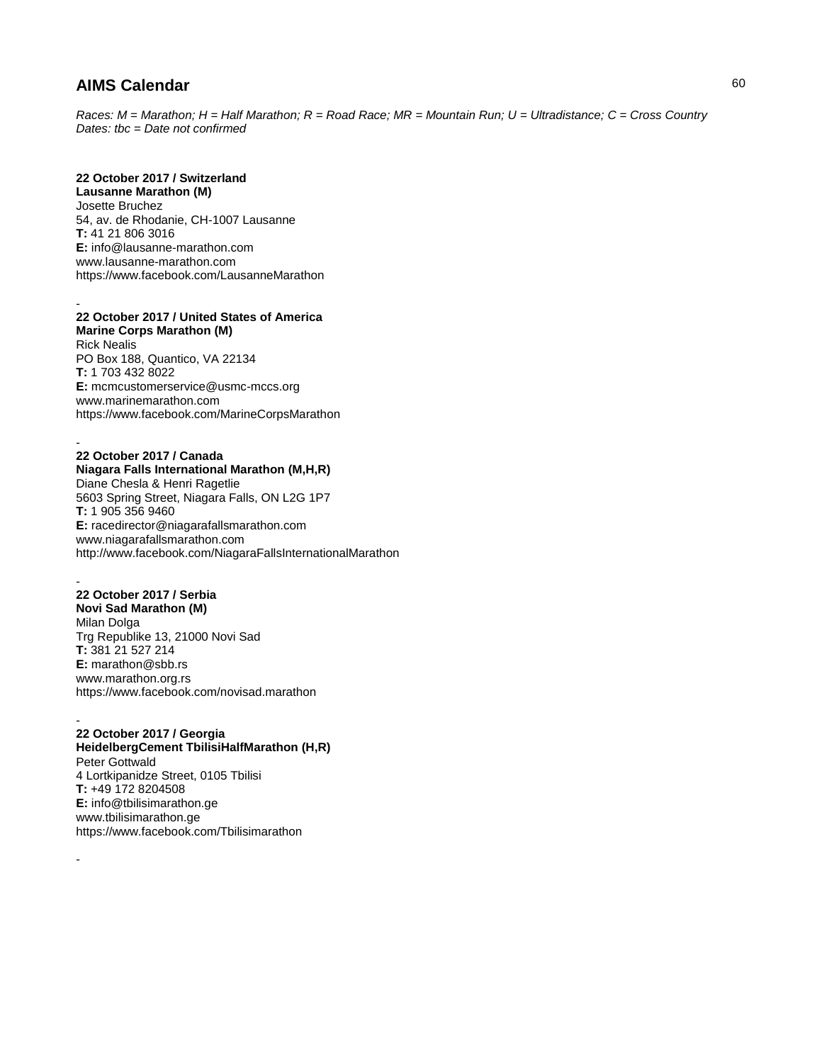## AIMS Calendar

*Races: M = Marathon; H = Half Marathon; R = Road Race; MR = Mountain Run; U = Ultradistance; C = Cross Country*
*Dates: tbc = Date not confirmed*

**22 October 2017 / Switzerland**
**Lausanne Marathon (M)**
Josette Bruchez
54, av. de Rhodanie, CH-1007 Lausanne
**T:** 41 21 806 3016
**E:** info@lausanne-marathon.com
www.lausanne-marathon.com
https://www.facebook.com/LausanneMarathon

-

**22 October 2017 / United States of America**
**Marine Corps Marathon (M)**
Rick Nealis
PO Box 188, Quantico, VA 22134
**T:** 1 703 432 8022
**E:** mcmcustomerservice@usmc-mccs.org
www.marinemarathon.com
https://www.facebook.com/MarineCorpsMarathon

-

**22 October 2017 / Canada**
**Niagara Falls International Marathon (M,H,R)**
Diane Chesla & Henri Ragetlie
5603 Spring Street, Niagara Falls, ON L2G 1P7
**T:** 1 905 356 9460
**E:** racedirector@niagarafallsmarathon.com
www.niagarafallsmarathon.com
http://www.facebook.com/NiagaraFallsInternationalMarathon

-

**22 October 2017 / Serbia**
**Novi Sad Marathon (M)**
Milan Dolga
Trg Republike 13, 21000 Novi Sad
**T:** 381 21 527 214
**E:** marathon@sbb.rs
www.marathon.org.rs
https://www.facebook.com/novisad.marathon

-

**22 October 2017 / Georgia**
**HeidelbergCement TbilisiHalfMarathon (H,R)**
Peter Gottwald
4 Lortkipanidze Street, 0105 Tbilisi
**T:** +49 172 8204508
**E:** info@tbilisimarathon.ge
www.tbilisimarathon.ge
https://www.facebook.com/Tbilisimarathon

-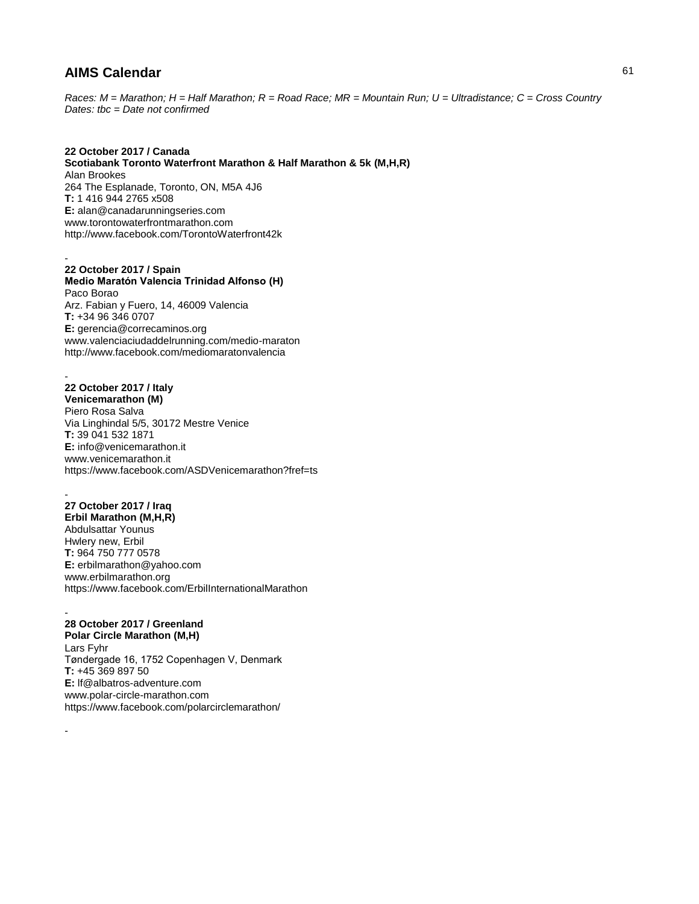## AIMS Calendar

*Races: M = Marathon; H = Half Marathon; R = Road Race; MR = Mountain Run; U = Ultradistance; C = Cross Country*
*Dates: tbc = Date not confirmed*

**22 October 2017 / Canada**
**Scotiabank Toronto Waterfront Marathon & Half Marathon & 5k (M,H,R)**
Alan Brookes
264 The Esplanade, Toronto, ON, M5A 4J6
**T:** 1 416 944 2765 x508
**E:** alan@canadarunningseries.com
www.torontowaterfrontmarathon.com
http://www.facebook.com/TorontoWaterfront42k

-

**22 October 2017 / Spain**
**Medio Maratón Valencia Trinidad Alfonso (H)**
Paco Borao
Arz. Fabian y Fuero, 14, 46009 Valencia
**T:** +34 96 346 0707
**E:** gerencia@correcaminos.org
www.valenciaciudaddelrunning.com/medio-maraton
http://www.facebook.com/mediomaratonvalencia

-

**22 October 2017 / Italy**
**Venicemarathon (M)**
Piero Rosa Salva
Via Linghindal 5/5, 30172 Mestre Venice
**T:** 39 041 532 1871
**E:** info@venicemarathon.it
www.venicemarathon.it
https://www.facebook.com/ASDVenicemarathon?fref=ts

-

**27 October 2017 / Iraq**
**Erbil Marathon (M,H,R)**
Abdulsattar Younus
Hwlery new, Erbil
**T:** 964 750 777 0578
**E:** erbilmarathon@yahoo.com
www.erbilmarathon.org
https://www.facebook.com/ErbilInternationalMarathon

-

**28 October 2017 / Greenland**
**Polar Circle Marathon (M,H)**
Lars Fyhr
Tøndergade 16, 1752 Copenhagen V, Denmark
**T:** +45 369 897 50
**E:** lf@albatros-adventure.com
www.polar-circle-marathon.com
https://www.facebook.com/polarcirclemarathon/

-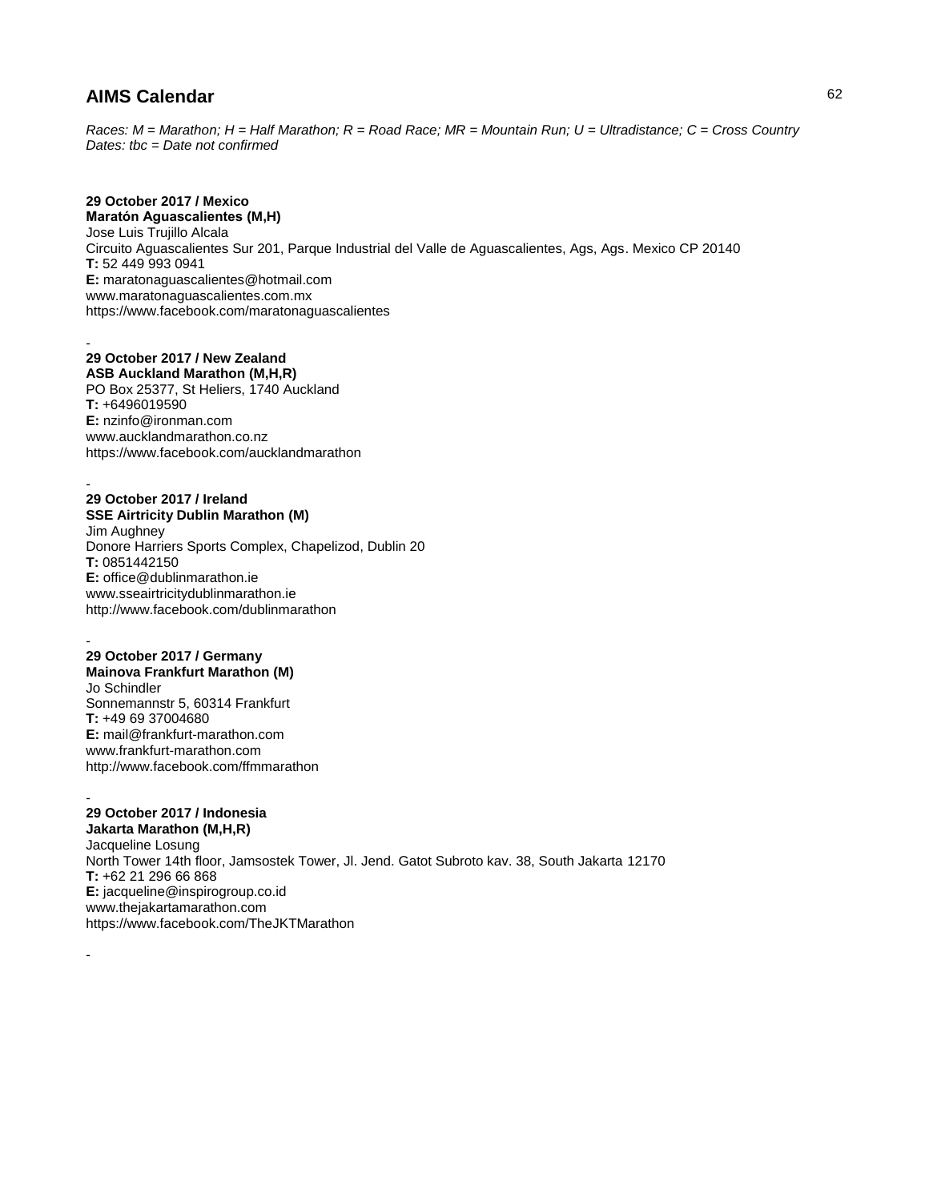# AIMS Calendar

*Races: M = Marathon; H = Half Marathon; R = Road Race; MR = Mountain Run; U = Ultradistance; C = Cross Country*
*Dates: tbc = Date not confirmed*

**29 October 2017 / Mexico**
**Maratón Aguascalientes (M,H)**
Jose Luis Trujillo Alcala
Circuito Aguascalientes Sur 201, Parque Industrial del Valle de Aguascalientes, Ags, Ags. Mexico CP 20140
**T:** 52 449 993 0941
**E:** maratonaguascalientes@hotmail.com
www.maratonaguascalientes.com.mx
https://www.facebook.com/maratonaguascalientes

-

**29 October 2017 / New Zealand**
**ASB Auckland Marathon (M,H,R)**
PO Box 25377, St Heliers, 1740 Auckland
**T:** +6496019590
**E:** nzinfo@ironman.com
www.aucklandmarathon.co.nz
https://www.facebook.com/aucklandmarathon

-

**29 October 2017 / Ireland**
**SSE Airtricity Dublin Marathon (M)**
Jim Aughney
Donore Harriers Sports Complex, Chapelizod, Dublin 20
**T:** 0851442150
**E:** office@dublinmarathon.ie
www.sseairtricitydublinmarathon.ie
http://www.facebook.com/dublinmarathon

-

**29 October 2017 / Germany**
**Mainova Frankfurt Marathon (M)**
Jo Schindler
Sonnemannstr 5, 60314 Frankfurt
**T:** +49 69 37004680
**E:** mail@frankfurt-marathon.com
www.frankfurt-marathon.com
http://www.facebook.com/ffmmarathon

-

**29 October 2017 / Indonesia**
**Jakarta Marathon (M,H,R)**
Jacqueline Losung
North Tower 14th floor, Jamsostek Tower, Jl. Jend. Gatot Subroto kav. 38, South Jakarta 12170
**T:** +62 21 296 66 868
**E:** jacqueline@inspirogroup.co.id
www.thejakartamarathon.com
https://www.facebook.com/TheJKTMarathon

-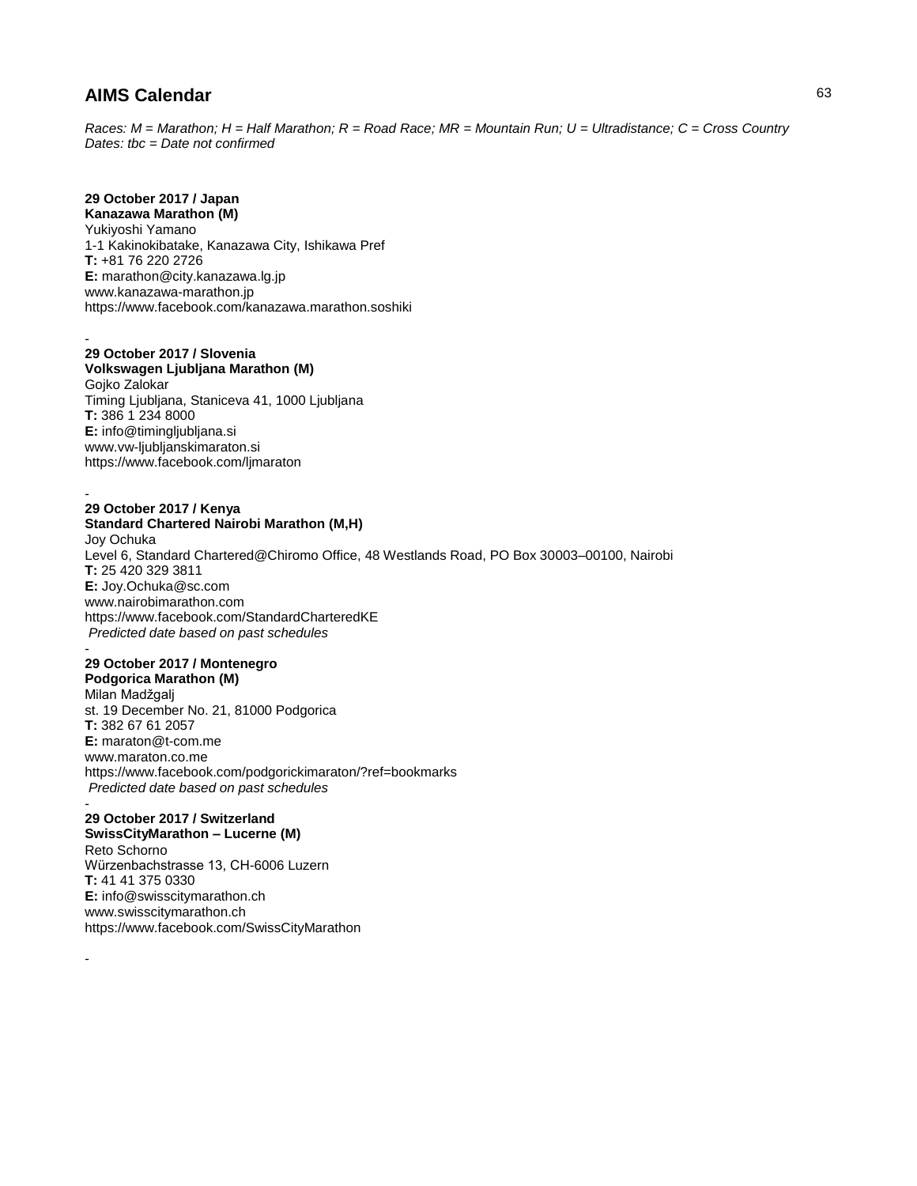# AIMS Calendar

*Races: M = Marathon; H = Half Marathon; R = Road Race; MR = Mountain Run; U = Ultradistance; C = Cross Country*
*Dates: tbc = Date not confirmed*

**29 October 2017 / Japan**
**Kanazawa Marathon (M)**
Yukiyoshi Yamano
1-1 Kakinokibatake, Kanazawa City, Ishikawa Pref
**T:** +81 76 220 2726
**E:** marathon@city.kanazawa.lg.jp
www.kanazawa-marathon.jp
https://www.facebook.com/kanazawa.marathon.soshiki

-

**29 October 2017 / Slovenia**
**Volkswagen Ljubljana Marathon (M)**
Gojko Zalokar
Timing Ljubljana, Staniceva 41, 1000 Ljubljana
**T:** 386 1 234 8000
**E:** info@timingljubljana.si
www.vw-ljubljanskimaraton.si
https://www.facebook.com/ljmaraton

-

**29 October 2017 / Kenya**
**Standard Chartered Nairobi Marathon (M,H)**
Joy Ochuka
Level 6, Standard Chartered@Chiromo Office, 48 Westlands Road, PO Box 30003–00100, Nairobi
**T:** 25 420 329 3811
**E:** Joy.Ochuka@sc.com
www.nairobimarathon.com
https://www.facebook.com/StandardCharteredKE
*Predicted date based on past schedules*

-

**29 October 2017 / Montenegro**
**Podgorica Marathon (M)**
Milan Madžgalj
st. 19 December No. 21, 81000 Podgorica
**T:** 382 67 61 2057
**E:** maraton@t-com.me
www.maraton.co.me
https://www.facebook.com/podgorickimaraton/?ref=bookmarks
*Predicted date based on past schedules*

-

**29 October 2017 / Switzerland**
**SwissCityMarathon – Lucerne (M)**
Reto Schorno
Würzenbachstrasse 13, CH-6006 Luzern
**T:** 41 41 375 0330
**E:** info@swisscitymarathon.ch
www.swisscitymarathon.ch
https://www.facebook.com/SwissCityMarathon

-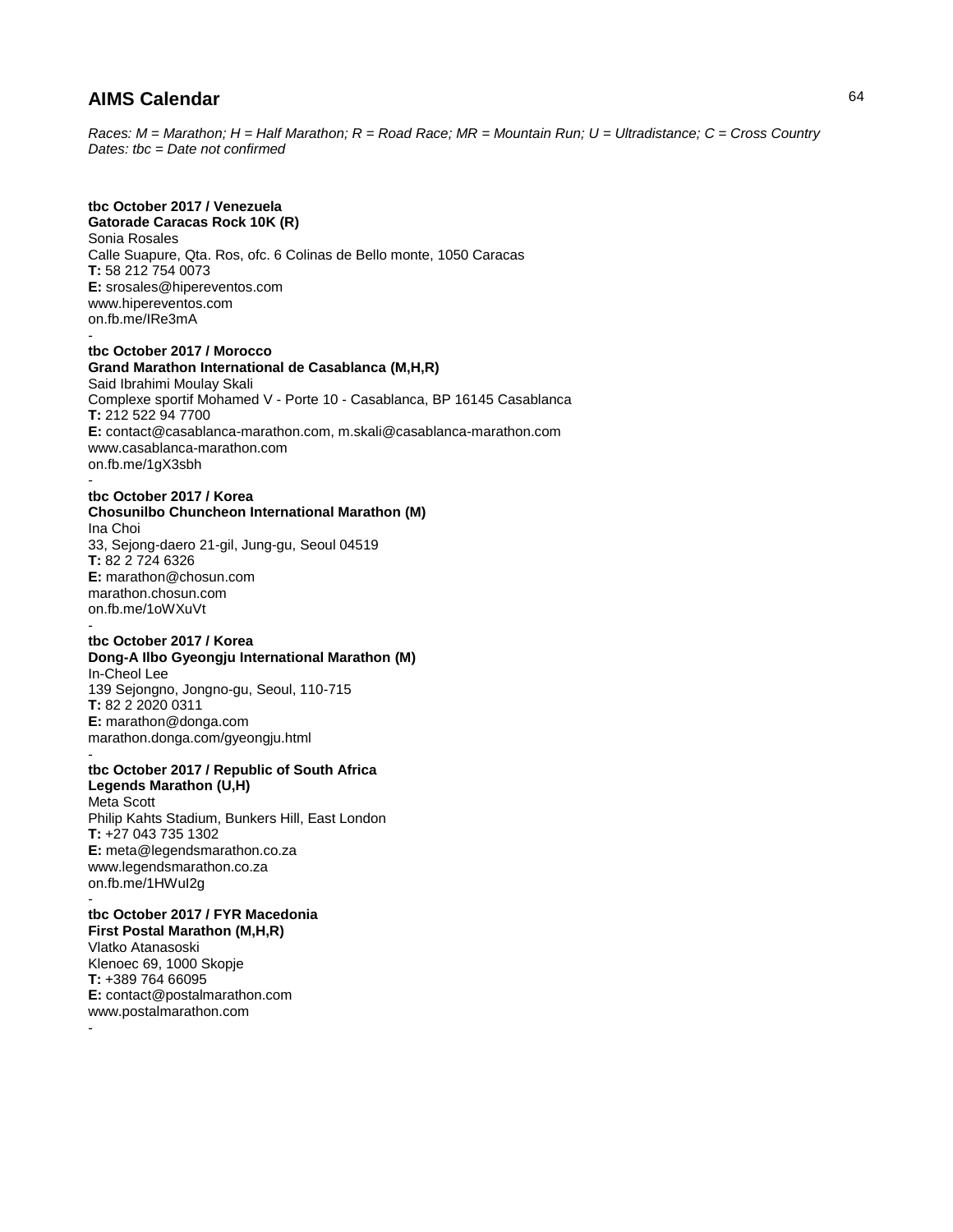# AIMS Calendar

*Races: M = Marathon; H = Half Marathon; R = Road Race; MR = Mountain Run; U = Ultradistance; C = Cross Country*
*Dates: tbc = Date not confirmed*

**tbc October 2017 / Venezuela**
**Gatorade Caracas Rock 10K (R)**
Sonia Rosales
Calle Suapure, Qta. Ros, ofc. 6 Colinas de Bello monte, 1050 Caracas
**T:** 58 212 754 0073
**E:** srosales@hipereventos.com
www.hipereventos.com
on.fb.me/IRe3mA
-
**tbc October 2017 / Morocco**
**Grand Marathon International de Casablanca (M,H,R)**
Said Ibrahimi Moulay Skali
Complexe sportif Mohamed V - Porte 10 - Casablanca, BP 16145 Casablanca
**T:** 212 522 94 7700
**E:** contact@casablanca-marathon.com, m.skali@casablanca-marathon.com
www.casablanca-marathon.com
on.fb.me/1gX3sbh
-
**tbc October 2017 / Korea**
**Chosunilbo Chuncheon International Marathon (M)**
Ina Choi
33, Sejong-daero 21-gil, Jung-gu, Seoul 04519
**T:** 82 2 724 6326
**E:** marathon@chosun.com
marathon.chosun.com
on.fb.me/1oWXuVt
-
**tbc October 2017 / Korea**
**Dong-A Ilbo Gyeongju International Marathon (M)**
In-Cheol Lee
139 Sejongno, Jongno-gu, Seoul, 110-715
**T:** 82 2 2020 0311
**E:** marathon@donga.com
marathon.donga.com/gyeongju.html
-
**tbc October 2017 / Republic of South Africa**
**Legends Marathon (U,H)**
Meta Scott
Philip Kahts Stadium, Bunkers Hill, East London
**T:** +27 043 735 1302
**E:** meta@legendsmarathon.co.za
www.legendsmarathon.co.za
on.fb.me/1HWuI2g
-
**tbc October 2017 / FYR Macedonia**
**First Postal Marathon (M,H,R)**
Vlatko Atanasoski
Klenoec 69, 1000 Skopje
**T:** +389 764 66095
**E:** contact@postalmarathon.com
www.postalmarathon.com
-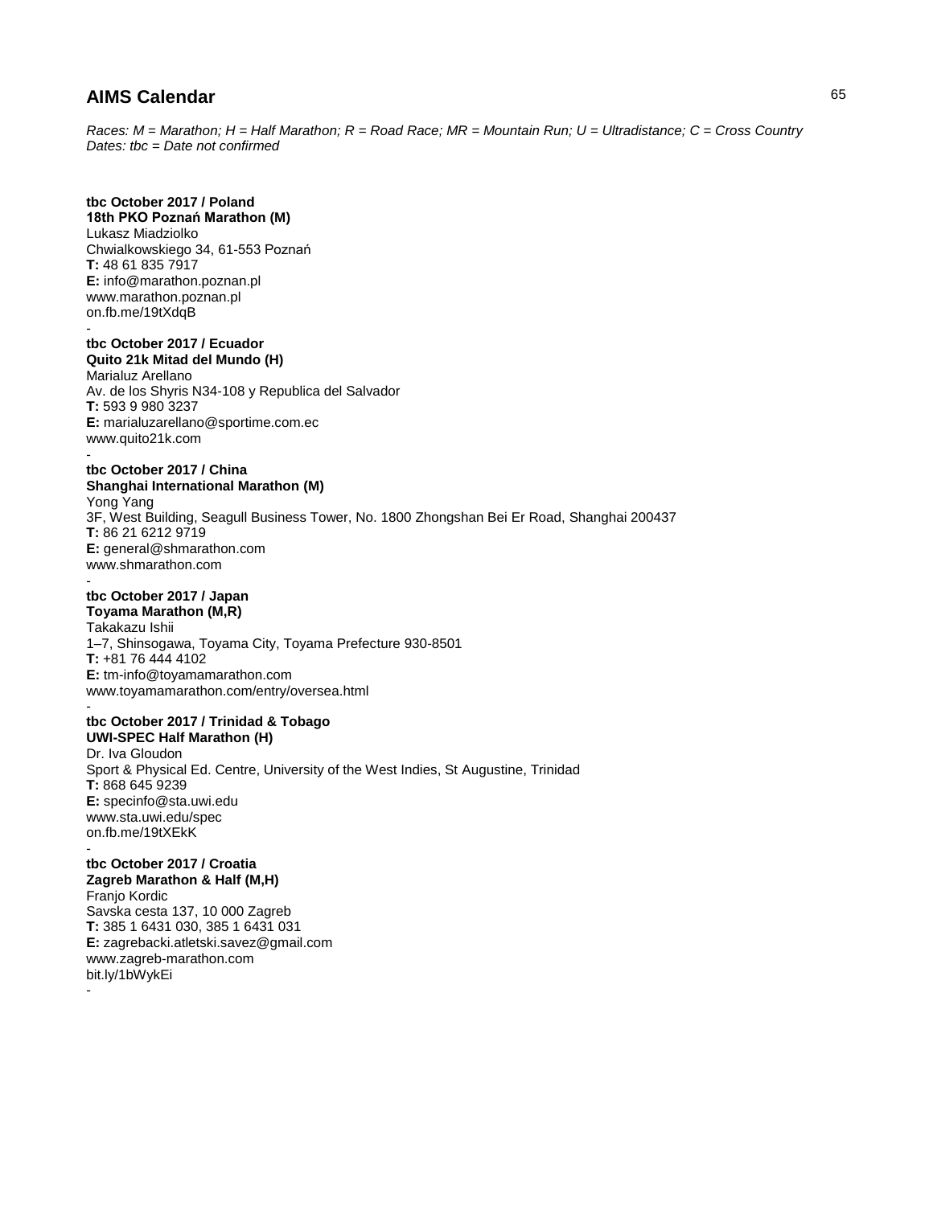# AIMS Calendar

*Races: M = Marathon; H = Half Marathon; R = Road Race; MR = Mountain Run; U = Ultradistance; C = Cross Country*
*Dates: tbc = Date not confirmed*

**tbc October 2017 / Poland**
**18th PKO Poznań Marathon (M)**
Lukasz Miadziolko
Chwialkowskiego 34, 61-553 Poznań
**T:** 48 61 835 7917
**E:** info@marathon.poznan.pl
www.marathon.poznan.pl
on.fb.me/19tXdqB

-

**tbc October 2017 / Ecuador**
**Quito 21k Mitad del Mundo (H)**
Marialuz Arellano
Av. de los Shyris N34-108 y Republica del Salvador
**T:** 593 9 980 3237
**E:** marialuzarellano@sportime.com.ec
www.quito21k.com

-

**tbc October 2017 / China**
**Shanghai International Marathon (M)**
Yong Yang
3F, West Building, Seagull Business Tower, No. 1800 Zhongshan Bei Er Road, Shanghai 200437
**T:** 86 21 6212 9719
**E:** general@shmarathon.com
www.shmarathon.com

-

**tbc October 2017 / Japan**
**Toyama Marathon (M,R)**
Takakazu Ishii
1–7, Shinsogawa, Toyama City, Toyama Prefecture 930-8501
**T:** +81 76 444 4102
**E:** tm-info@toyamamarathon.com
www.toyamamarathon.com/entry/oversea.html

-

**tbc October 2017 / Trinidad & Tobago**
**UWI-SPEC Half Marathon (H)**
Dr. Iva Gloudon
Sport & Physical Ed. Centre, University of the West Indies, St Augustine, Trinidad
**T:** 868 645 9239
**E:** specinfo@sta.uwi.edu
www.sta.uwi.edu/spec
on.fb.me/19tXEkK

-

**tbc October 2017 / Croatia**
**Zagreb Marathon & Half (M,H)**
Franjo Kordic
Savska cesta 137, 10 000 Zagreb
**T:** 385 1 6431 030, 385 1 6431 031
**E:** zagrebacki.atletski.savez@gmail.com
www.zagreb-marathon.com
bit.ly/1bWykEi

-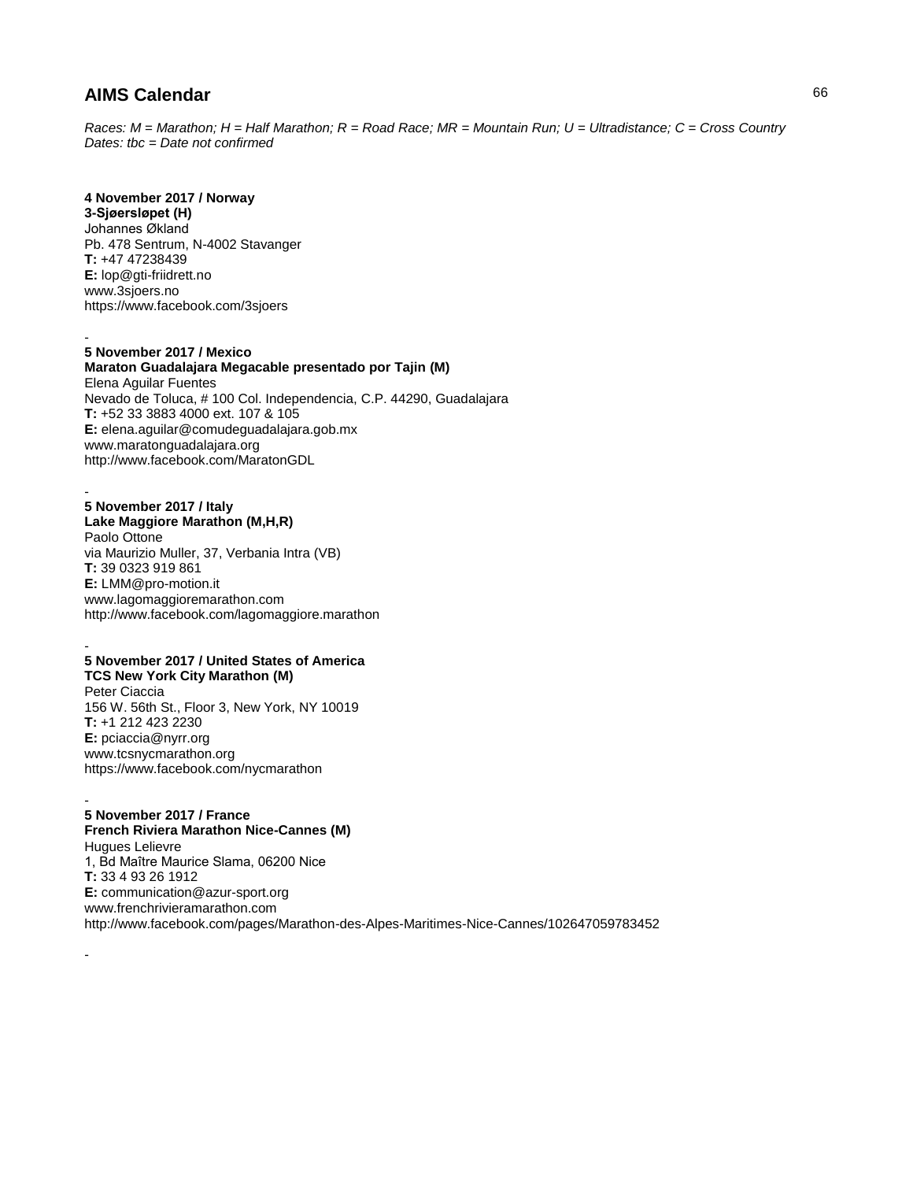## AIMS Calendar

*Races: M = Marathon; H = Half Marathon; R = Road Race; MR = Mountain Run; U = Ultradistance; C = Cross Country*
*Dates: tbc = Date not confirmed*

**4 November 2017 / Norway**
**3-Sjøersløpet (H)**
Johannes Økland
Pb. 478 Sentrum, N-4002 Stavanger
**T:** +47 47238439
**E:** lop@gti-friidrett.no
www.3sjoers.no
https://www.facebook.com/3sjoers

-

**5 November 2017 / Mexico**
**Maraton Guadalajara Megacable presentado por Tajin (M)**
Elena Aguilar Fuentes
Nevado de Toluca, # 100 Col. Independencia, C.P. 44290, Guadalajara
**T:** +52 33 3883 4000 ext. 107 & 105
**E:** elena.aguilar@comudeguadalajara.gob.mx
www.maratonguadalajara.org
http://www.facebook.com/MaratonGDL

-

**5 November 2017 / Italy**
**Lake Maggiore Marathon (M,H,R)**
Paolo Ottone
via Maurizio Muller, 37, Verbania Intra (VB)
**T:** 39 0323 919 861
**E:** LMM@pro-motion.it
www.lagomaggioremarathon.com
http://www.facebook.com/lagomaggiore.marathon

-

**5 November 2017 / United States of America**
**TCS New York City Marathon (M)**
Peter Ciaccia
156 W. 56th St., Floor 3, New York, NY 10019
**T:** +1 212 423 2230
**E:** pciaccia@nyrr.org
www.tcsnycmarathon.org
https://www.facebook.com/nycmarathon

-

**5 November 2017 / France**
**French Riviera Marathon Nice-Cannes (M)**
Hugues Lelievre
1, Bd Maître Maurice Slama, 06200 Nice
**T:** 33 4 93 26 1912
**E:** communication@azur-sport.org
www.frenchrivieramarathon.com
http://www.facebook.com/pages/Marathon-des-Alpes-Maritimes-Nice-Cannes/102647059783452

-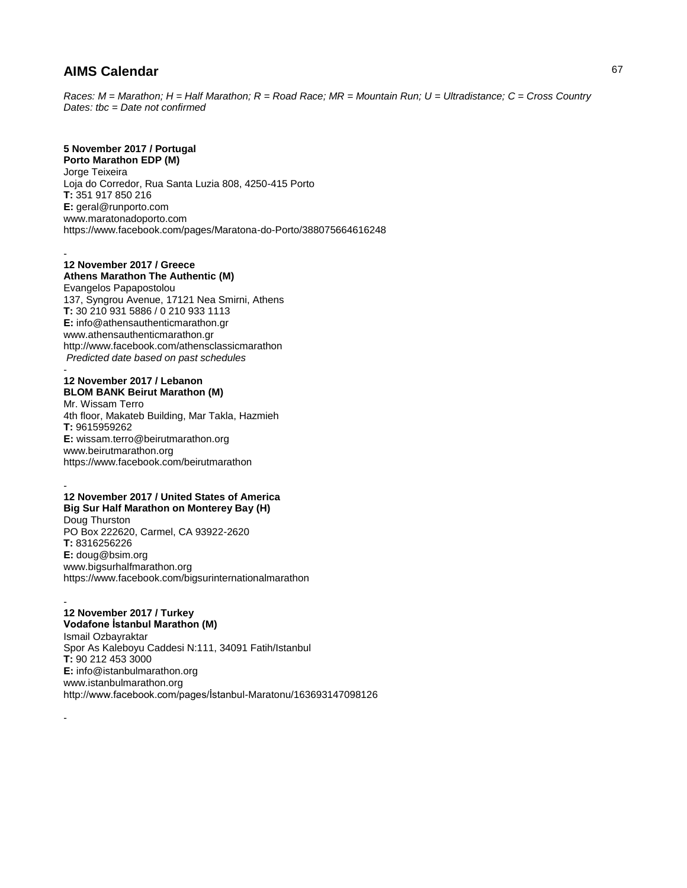## AIMS Calendar

*Races: M = Marathon; H = Half Marathon; R = Road Race; MR = Mountain Run; U = Ultradistance; C = Cross Country*
*Dates: tbc = Date not confirmed*

**5 November 2017 / Portugal**
**Porto Marathon EDP (M)**
Jorge Teixeira
Loja do Corredor, Rua Santa Luzia 808, 4250-415 Porto
**T:** 351 917 850 216
**E:** geral@runporto.com
www.maratonadoporto.com
https://www.facebook.com/pages/Maratona-do-Porto/388075664616248

-

**12 November 2017 / Greece**
**Athens Marathon The Authentic (M)**
Evangelos Papapostolou
137, Syngrou Avenue, 17121 Nea Smirni, Athens
**T:** 30 210 931 5886 / 0 210 933 1113
**E:** info@athensauthenticmarathon.gr
www.athensauthenticmarathon.gr
http://www.facebook.com/athensclassicmarathon
*Predicted date based on past schedules*

-

**12 November 2017 / Lebanon**
**BLOM BANK Beirut Marathon (M)**
Mr. Wissam Terro
4th floor, Makateb Building, Mar Takla, Hazmieh
**T:** 9615959262
**E:** wissam.terro@beirutmarathon.org
www.beirutmarathon.org
https://www.facebook.com/beirutmarathon

-

**12 November 2017 / United States of America**
**Big Sur Half Marathon on Monterey Bay (H)**
Doug Thurston
PO Box 222620, Carmel, CA 93922-2620
**T:** 8316256226
**E:** doug@bsim.org
www.bigsurhalfmarathon.org
https://www.facebook.com/bigsurinternationalmarathon

-

**12 November 2017 / Turkey**
**Vodafone İstanbul Marathon (M)**
Ismail Ozbayraktar
Spor As Kaleboyu Caddesi N:111, 34091 Fatih/Istanbul
**T:** 90 212 453 3000
**E:** info@istanbulmarathon.org
www.istanbulmarathon.org
http://www.facebook.com/pages/İstanbul-Maratonu/163693147098126

-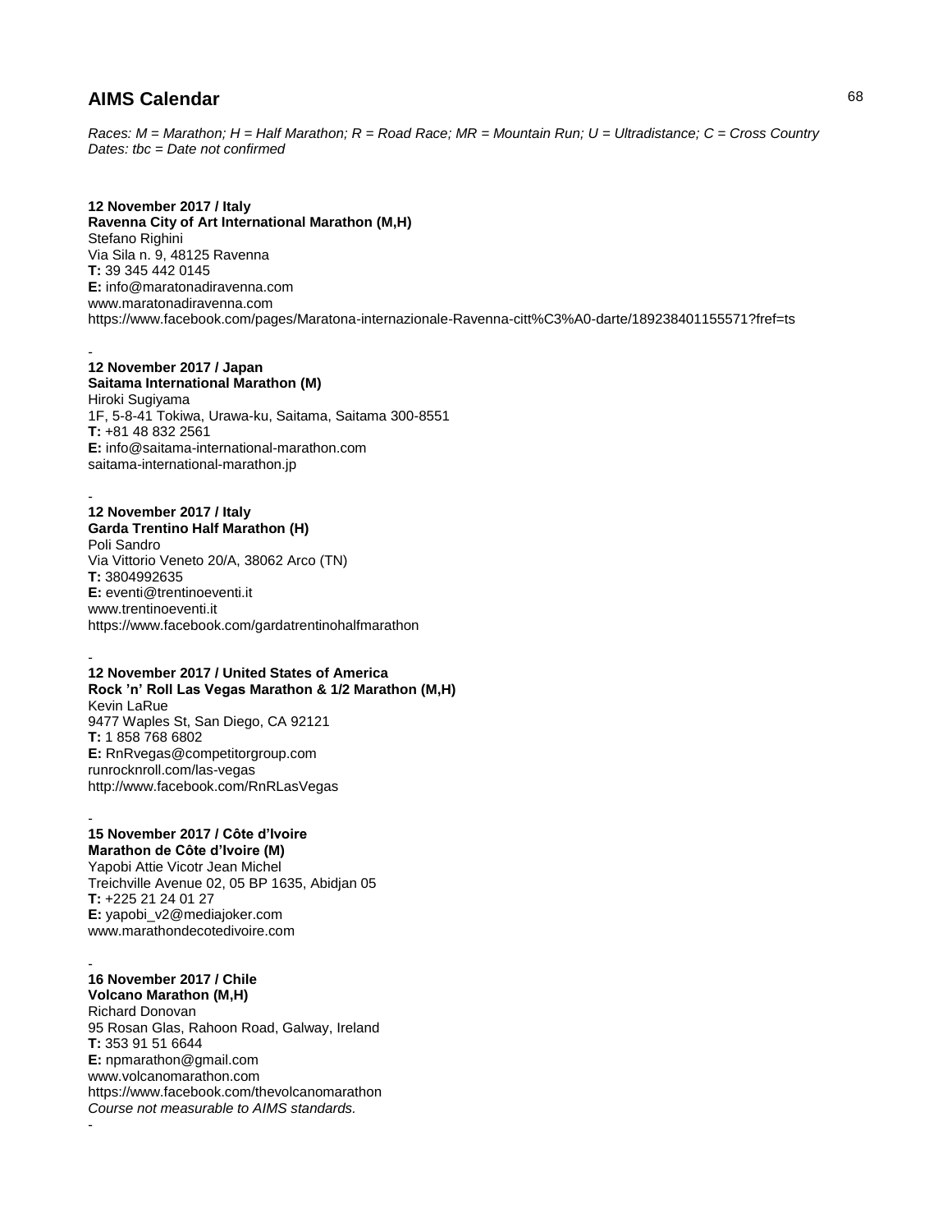# AIMS Calendar

*Races: M = Marathon; H = Half Marathon; R = Road Race; MR = Mountain Run; U = Ultradistance; C = Cross Country*
*Dates: tbc = Date not confirmed*

**12 November 2017 / Italy**
**Ravenna City of Art International Marathon (M,H)**
Stefano Righini
Via Sila n. 9, 48125 Ravenna
**T:** 39 345 442 0145
**E:** info@maratonadiravenna.com
www.maratonadiravenna.com
https://www.facebook.com/pages/Maratona-internazionale-Ravenna-citt%C3%A0-darte/189238401155571?fref=ts

-

**12 November 2017 / Japan**
**Saitama International Marathon (M)**
Hiroki Sugiyama
1F, 5-8-41 Tokiwa, Urawa-ku, Saitama, Saitama 300-8551
**T:** +81 48 832 2561
**E:** info@saitama-international-marathon.com
saitama-international-marathon.jp

-

**12 November 2017 / Italy**
**Garda Trentino Half Marathon (H)**
Poli Sandro
Via Vittorio Veneto 20/A, 38062 Arco (TN)
**T:** 3804992635
**E:** eventi@trentinoeventi.it
www.trentinoeventi.it
https://www.facebook.com/gardatrentinohalfmarathon

-

**12 November 2017 / United States of America**
**Rock ’n’ Roll Las Vegas Marathon & 1/2 Marathon (M,H)**
Kevin LaRue
9477 Waples St, San Diego, CA 92121
**T:** 1 858 768 6802
**E:** RnRvegas@competitorgroup.com
runrocknroll.com/las-vegas
http://www.facebook.com/RnRLasVegas

-

**15 November 2017 / Côte d’Ivoire**
**Marathon de Côte d’Ivoire (M)**
Yapobi Attie Vicotr Jean Michel
Treichville Avenue 02, 05 BP 1635, Abidjan 05
**T:** +225 21 24 01 27
**E:** yapobi_v2@mediajoker.com
www.marathondecotedivoire.com

-

**16 November 2017 / Chile**
**Volcano Marathon (M,H)**
Richard Donovan
95 Rosan Glas, Rahoon Road, Galway, Ireland
**T:** 353 91 51 6644
**E:** npmarathon@gmail.com
www.volcanomarathon.com
https://www.facebook.com/thevolcanomarathon
*Course not measurable to AIMS standards.*

-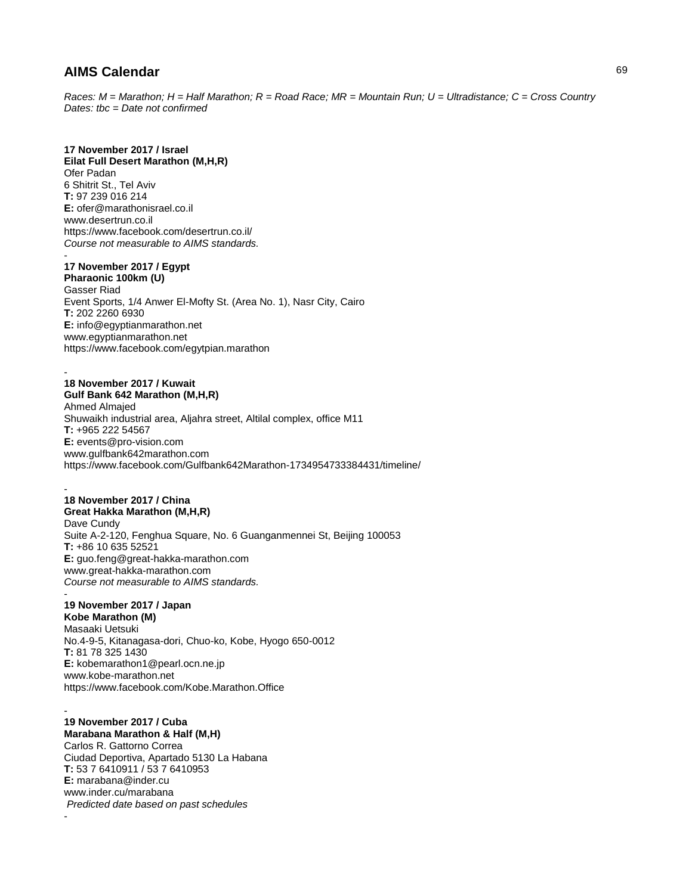## AIMS Calendar

*Races: M = Marathon; H = Half Marathon; R = Road Race; MR = Mountain Run; U = Ultradistance; C = Cross Country*
*Dates: tbc = Date not confirmed*

**17 November 2017 / Israel**
**Eilat Full Desert Marathon (M,H,R)**
Ofer Padan
6 Shitrit St., Tel Aviv
**T:** 97 239 016 214
**E:** ofer@marathonisrael.co.il
www.desertrun.co.il
https://www.facebook.com/desertrun.co.il/
*Course not measurable to AIMS standards.*
-
**17 November 2017 / Egypt**
**Pharaonic 100km (U)**
Gasser Riad
Event Sports, 1/4 Anwer El-Mofty St. (Area No. 1), Nasr City, Cairo
**T:** 202 2260 6930
**E:** info@egyptianmarathon.net
www.egyptianmarathon.net
https://www.facebook.com/egytpian.marathon

-
**18 November 2017 / Kuwait**
**Gulf Bank 642 Marathon (M,H,R)**
Ahmed Almajed
Shuwaikh industrial area, Aljahra street, Altilal complex, office M11
**T:** +965 222 54567
**E:** events@pro-vision.com
www.gulfbank642marathon.com
https://www.facebook.com/Gulfbank642Marathon-1734954733384431/timeline/

-
**18 November 2017 / China**
**Great Hakka Marathon (M,H,R)**
Dave Cundy
Suite A-2-120, Fenghua Square, No. 6 Guanganmennei St, Beijing 100053
**T:** +86 10 635 52521
**E:** guo.feng@great-hakka-marathon.com
www.great-hakka-marathon.com
*Course not measurable to AIMS standards.*
-
**19 November 2017 / Japan**
**Kobe Marathon (M)**
Masaaki Uetsuki
No.4-9-5, Kitanagasa-dori, Chuo-ko, Kobe, Hyogo 650-0012
**T:** 81 78 325 1430
**E:** kobemarathon1@pearl.ocn.ne.jp
www.kobe-marathon.net
https://www.facebook.com/Kobe.Marathon.Office

-
**19 November 2017 / Cuba**
**Marabana Marathon & Half (M,H)**
Carlos R. Gattorno Correa
Ciudad Deportiva, Apartado 5130 La Habana
**T:** 53 7 6410911 / 53 7 6410953
**E:** marabana@inder.cu
www.inder.cu/marabana
*Predicted date based on past schedules*
-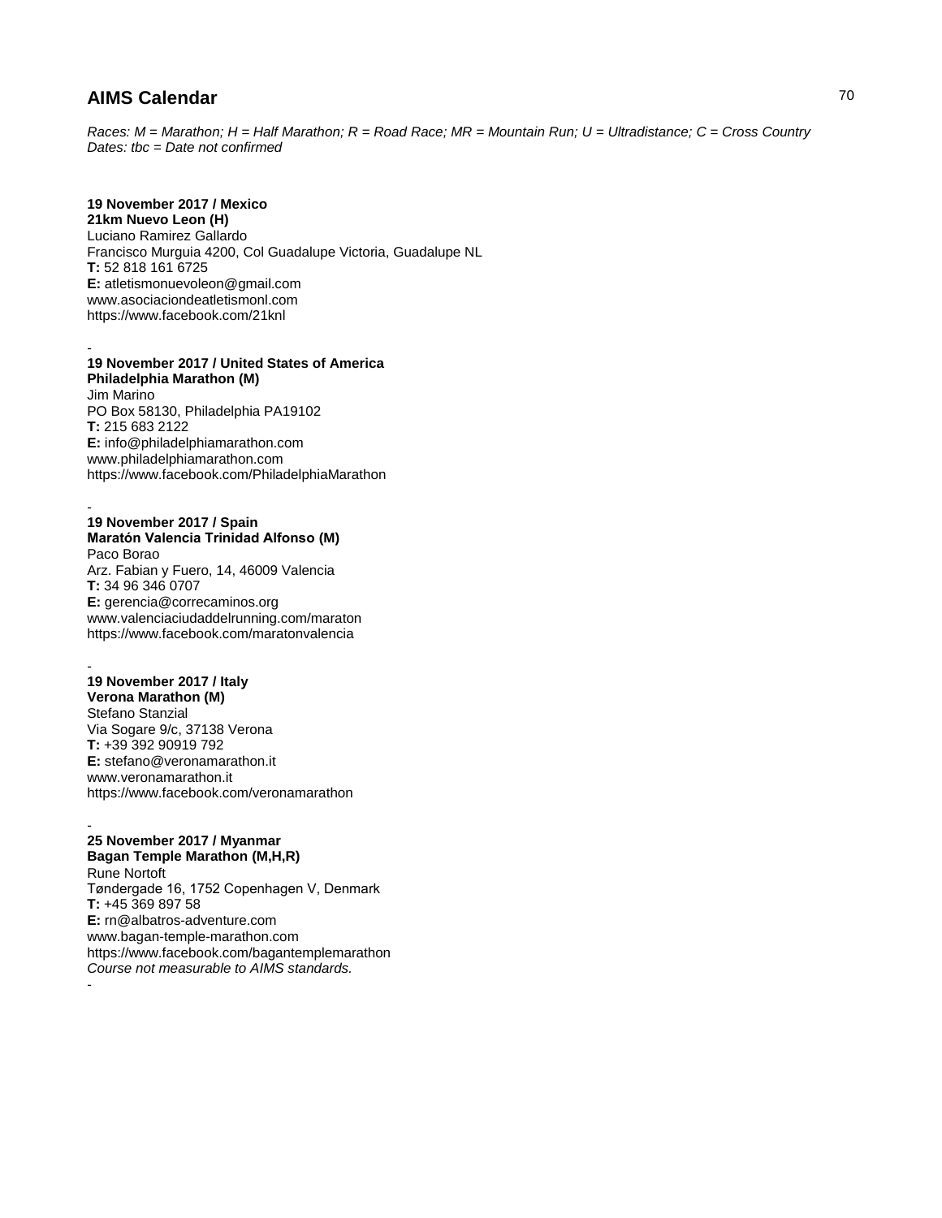## AIMS Calendar

*Races: M = Marathon; H = Half Marathon; R = Road Race; MR = Mountain Run; U = Ultradistance; C = Cross Country*
*Dates: tbc = Date not confirmed*

**19 November 2017 / Mexico**
**21km Nuevo Leon (H)**
Luciano Ramirez Gallardo
Francisco Murguia 4200, Col Guadalupe Victoria, Guadalupe NL
**T:** 52 818 161 6725
**E:** atletismonuevoleon@gmail.com
www.asociaciondeatletismonl.com
https://www.facebook.com/21knl

-

**19 November 2017 / United States of America**
**Philadelphia Marathon (M)**
Jim Marino
PO Box 58130, Philadelphia PA19102
**T:** 215 683 2122
**E:** info@philadelphiamarathon.com
www.philadelphiamarathon.com
https://www.facebook.com/PhiladelphiaMarathon

-

**19 November 2017 / Spain**
**Maratón Valencia Trinidad Alfonso (M)**
Paco Borao
Arz. Fabian y Fuero, 14, 46009 Valencia
**T:** 34 96 346 0707
**E:** gerencia@correcaminos.org
www.valenciaciudaddelrunning.com/maraton
https://www.facebook.com/maratonvalencia

-

**19 November 2017 / Italy**
**Verona Marathon (M)**
Stefano Stanzial
Via Sogare 9/c, 37138 Verona
**T:** +39 392 90919 792
**E:** stefano@veronamarathon.it
www.veronamarathon.it
https://www.facebook.com/veronamarathon

-

**25 November 2017 / Myanmar**
**Bagan Temple Marathon (M,H,R)**
Rune Nortoft
Tøndergade 16, 1752 Copenhagen V, Denmark
**T:** +45 369 897 58
**E:** rn@albatros-adventure.com
www.bagan-temple-marathon.com
https://www.facebook.com/bagantemplemarathon
*Course not measurable to AIMS standards.*

-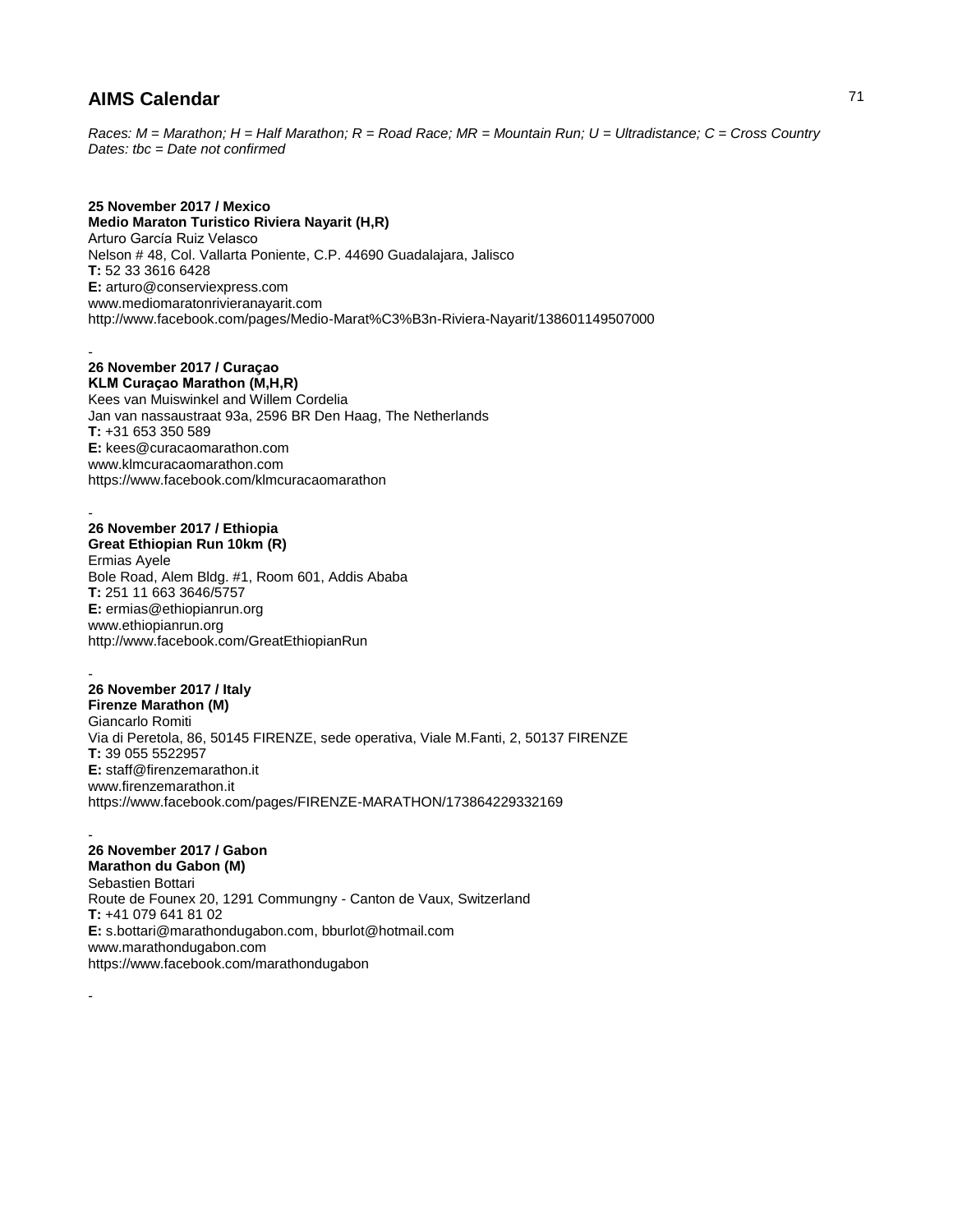## AIMS Calendar

*Races: M = Marathon; H = Half Marathon; R = Road Race; MR = Mountain Run; U = Ultradistance; C = Cross Country*
*Dates: tbc = Date not confirmed*

**25 November 2017 / Mexico**
**Medio Maraton Turistico Riviera Nayarit (H,R)**
Arturo García Ruiz Velasco
Nelson # 48, Col. Vallarta Poniente, C.P. 44690 Guadalajara, Jalisco
**T:** 52 33 3616 6428
**E:** arturo@conserviexpress.com
www.mediomaratonrivieranayarit.com
http://www.facebook.com/pages/Medio-Marat%C3%B3n-Riviera-Nayarit/138601149507000

-

**26 November 2017 / Curaçao**
**KLM Curaçao Marathon (M,H,R)**
Kees van Muiswinkel and Willem Cordelia
Jan van nassaustraat 93a, 2596 BR Den Haag, The Netherlands
**T:** +31 653 350 589
**E:** kees@curacaomarathon.com
www.klmcuracaomarathon.com
https://www.facebook.com/klmcuracaomarathon

-

**26 November 2017 / Ethiopia**
**Great Ethiopian Run 10km (R)**
Ermias Ayele
Bole Road, Alem Bldg. #1, Room 601, Addis Ababa
**T:** 251 11 663 3646/5757
**E:** ermias@ethiopianrun.org
www.ethiopianrun.org
http://www.facebook.com/GreatEthiopianRun

-

**26 November 2017 / Italy**
**Firenze Marathon (M)**
Giancarlo Romiti
Via di Peretola, 86, 50145 FIRENZE, sede operativa, Viale M.Fanti, 2, 50137 FIRENZE
**T:** 39 055 5522957
**E:** staff@firenzemarathon.it
www.firenzemarathon.it
https://www.facebook.com/pages/FIRENZE-MARATHON/173864229332169

-

**26 November 2017 / Gabon**
**Marathon du Gabon (M)**
Sebastien Bottari
Route de Founex 20, 1291 Commungny - Canton de Vaux, Switzerland
**T:** +41 079 641 81 02
**E:** s.bottari@marathondugabon.com, bburlot@hotmail.com
www.marathondugabon.com
https://www.facebook.com/marathondugabon

-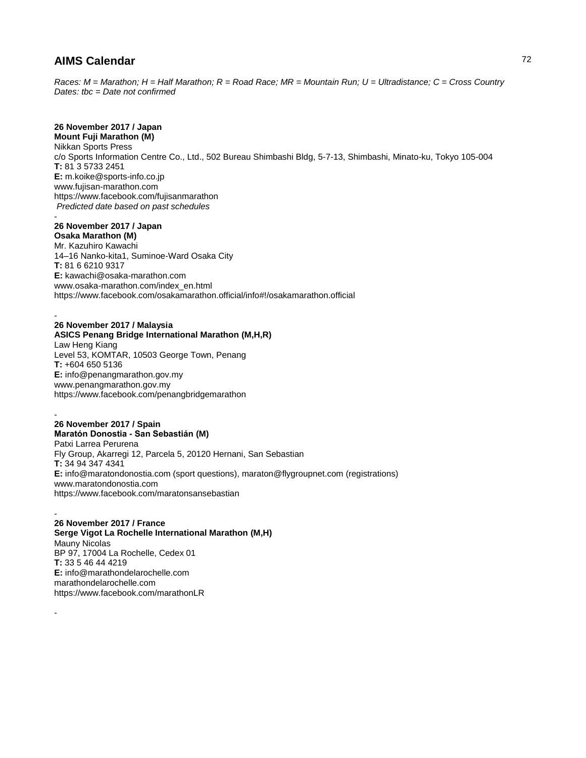## AIMS Calendar

*Races: M = Marathon; H = Half Marathon; R = Road Race; MR = Mountain Run; U = Ultradistance; C = Cross Country*
*Dates: tbc = Date not confirmed*

**26 November 2017 / Japan**
**Mount Fuji Marathon (M)**
Nikkan Sports Press
c/o Sports Information Centre Co., Ltd., 502 Bureau Shimbashi Bldg, 5-7-13, Shimbashi, Minato-ku, Tokyo 105-004
**T:** 81 3 5733 2451
**E:** m.koike@sports-info.co.jp
www.fujisan-marathon.com
https://www.facebook.com/fujisanmarathon
*Predicted date based on past schedules*

-

**26 November 2017 / Japan**
**Osaka Marathon (M)**
Mr. Kazuhiro Kawachi
14–16 Nanko-kita1, Suminoe-Ward Osaka City
**T:** 81 6 6210 9317
**E:** kawachi@osaka-marathon.com
www.osaka-marathon.com/index_en.html
https://www.facebook.com/osakamarathon.official/info#!/osakamarathon.official

-

**26 November 2017 / Malaysia**
**ASICS Penang Bridge International Marathon (M,H,R)**
Law Heng Kiang
Level 53, KOMTAR, 10503 George Town, Penang
**T:** +604 650 5136
**E:** info@penangmarathon.gov.my
www.penangmarathon.gov.my
https://www.facebook.com/penangbridgemarathon

-

**26 November 2017 / Spain**
**Maratón Donostia - San Sebastián (M)**
Patxi Larrea Perurena
Fly Group, Akarregi 12, Parcela 5, 20120 Hernani, San Sebastian
**T:** 34 94 347 4341
**E:** info@maratondonostia.com (sport questions), maraton@flygroupnet.com (registrations)
www.maratondonostia.com
https://www.facebook.com/maratonsansebastian

-

**26 November 2017 / France**
**Serge Vigot La Rochelle International Marathon (M,H)**
Mauny Nicolas
BP 97, 17004 La Rochelle, Cedex 01
**T:** 33 5 46 44 4219
**E:** info@marathondelarochelle.com
marathondelarochelle.com
https://www.facebook.com/marathonLR

-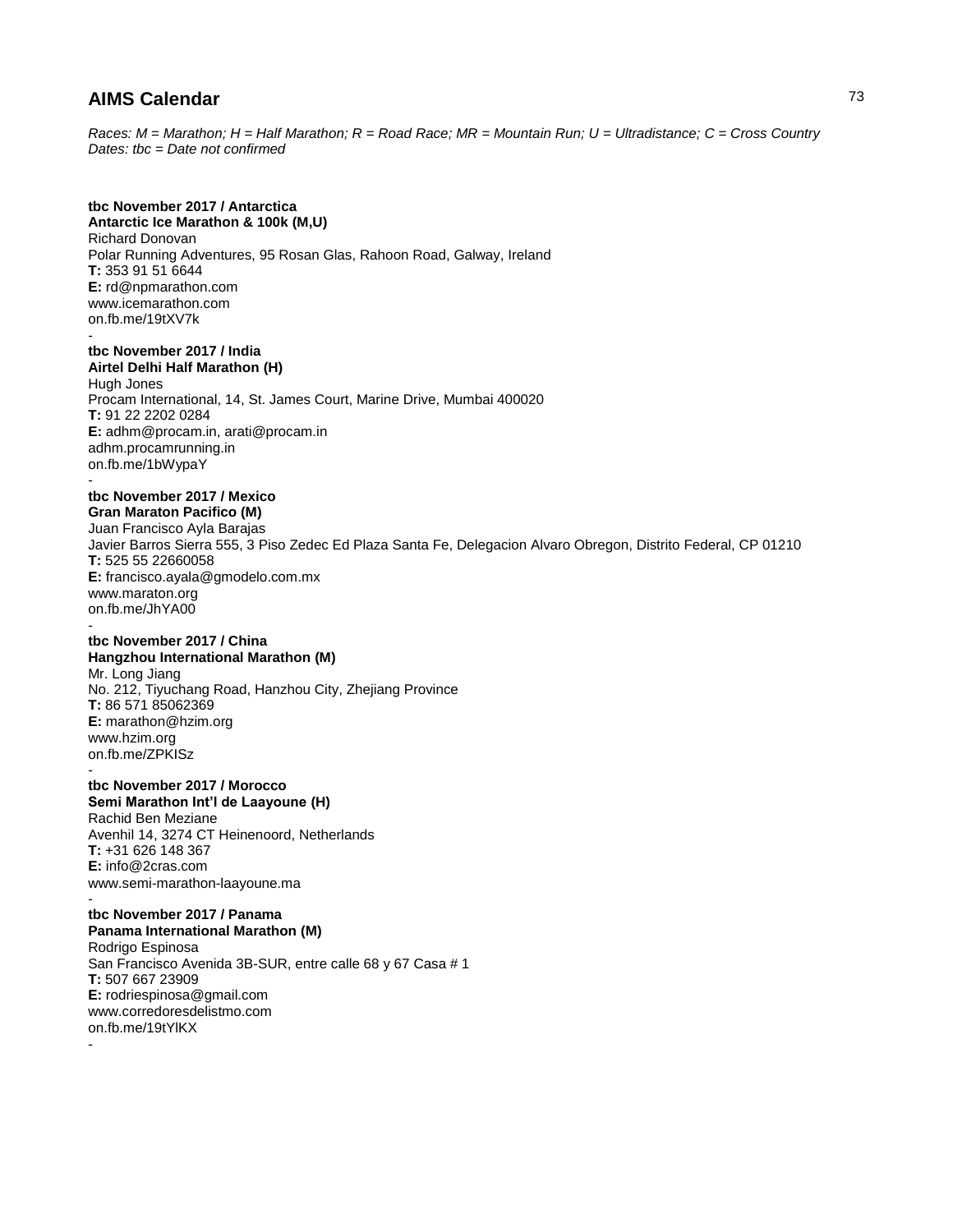# AIMS Calendar

*Races: M = Marathon; H = Half Marathon; R = Road Race; MR = Mountain Run; U = Ultradistance; C = Cross Country*
*Dates: tbc = Date not confirmed*

**tbc November 2017 / Antarctica**
**Antarctic Ice Marathon & 100k (M,U)**
Richard Donovan
Polar Running Adventures, 95 Rosan Glas, Rahoon Road, Galway, Ireland
**T:** 353 91 51 6644
**E:** rd@npmarathon.com
www.icemarathon.com
on.fb.me/19tXV7k
-

**tbc November 2017 / India**
**Airtel Delhi Half Marathon (H)**
Hugh Jones
Procam International, 14, St. James Court, Marine Drive, Mumbai 400020
**T:** 91 22 2202 0284
**E:** adhm@procam.in, arati@procam.in
adhm.procamrunning.in
on.fb.me/1bWypaY
-

**tbc November 2017 / Mexico**
**Gran Maraton Pacifico (M)**
Juan Francisco Ayla Barajas
Javier Barros Sierra 555, 3 Piso Zedec Ed Plaza Santa Fe, Delegacion Alvaro Obregon, Distrito Federal, CP 01210
**T:** 525 55 22660058
**E:** francisco.ayala@gmodelo.com.mx
www.maraton.org
on.fb.me/JhYA00
-

**tbc November 2017 / China**
**Hangzhou International Marathon (M)**
Mr. Long Jiang
No. 212, Tiyuchang Road, Hanzhou City, Zhejiang Province
**T:** 86 571 85062369
**E:** marathon@hzim.org
www.hzim.org
on.fb.me/ZPKISz
-

**tbc November 2017 / Morocco**
**Semi Marathon Int'l de Laayoune (H)**
Rachid Ben Meziane
Avenhil 14, 3274 CT Heinenoord, Netherlands
**T:** +31 626 148 367
**E:** info@2cras.com
www.semi-marathon-laayoune.ma
-

**tbc November 2017 / Panama**
**Panama International Marathon (M)**
Rodrigo Espinosa
San Francisco Avenida 3B-SUR, entre calle 68 y 67 Casa # 1
**T:** 507 667 23909
**E:** rodriespinosa@gmail.com
www.corredoresdelistmo.com
on.fb.me/19tYlKX
-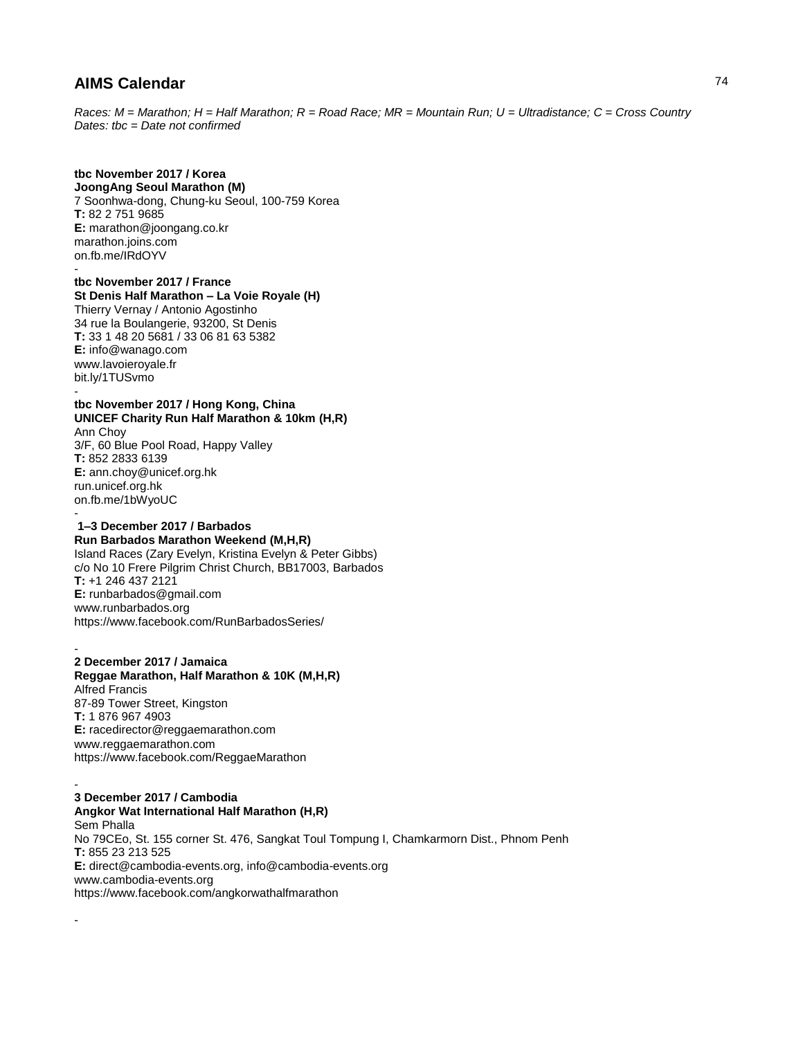# AIMS Calendar

*Races: M = Marathon; H = Half Marathon; R = Road Race; MR = Mountain Run; U = Ultradistance; C = Cross Country*
*Dates: tbc = Date not confirmed*

**tbc November 2017 / Korea**
**JoongAng Seoul Marathon (M)**
7 Soonhwa-dong, Chung-ku Seoul, 100-759 Korea
**T:** 82 2 751 9685
**E:** marathon@joongang.co.kr
marathon.joins.com
on.fb.me/IRdOYV

-

**tbc November 2017 / France**
**St Denis Half Marathon – La Voie Royale (H)**
Thierry Vernay / Antonio Agostinho
34 rue la Boulangerie, 93200, St Denis
**T:** 33 1 48 20 5681 / 33 06 81 63 5382
**E:** info@wanago.com
www.lavoieroyale.fr
bit.ly/1TUSvmo

-

**tbc November 2017 / Hong Kong, China**
**UNICEF Charity Run Half Marathon & 10km (H,R)**
Ann Choy
3/F, 60 Blue Pool Road, Happy Valley
**T:** 852 2833 6139
**E:** ann.choy@unicef.org.hk
run.unicef.org.hk
on.fb.me/1bWyoUC

-

**1–3 December 2017 / Barbados**
**Run Barbados Marathon Weekend (M,H,R)**
Island Races (Zary Evelyn, Kristina Evelyn & Peter Gibbs)
c/o No 10 Frere Pilgrim Christ Church, BB17003, Barbados
**T:** +1 246 437 2121
**E:** runbarbados@gmail.com
www.runbarbados.org
https://www.facebook.com/RunBarbadosSeries/

-

**2 December 2017 / Jamaica**
**Reggae Marathon, Half Marathon & 10K (M,H,R)**
Alfred Francis
87-89 Tower Street, Kingston
**T:** 1 876 967 4903
**E:** racedirector@reggaemarathon.com
www.reggaemarathon.com
https://www.facebook.com/ReggaeMarathon

-

**3 December 2017 / Cambodia**
**Angkor Wat International Half Marathon (H,R)**
Sem Phalla
No 79CEo, St. 155 corner St. 476, Sangkat Toul Tompung I, Chamkarmorn Dist., Phnom Penh
**T:** 855 23 213 525
**E:** direct@cambodia-events.org, info@cambodia-events.org
www.cambodia-events.org
https://www.facebook.com/angkorwathalfmarathon

-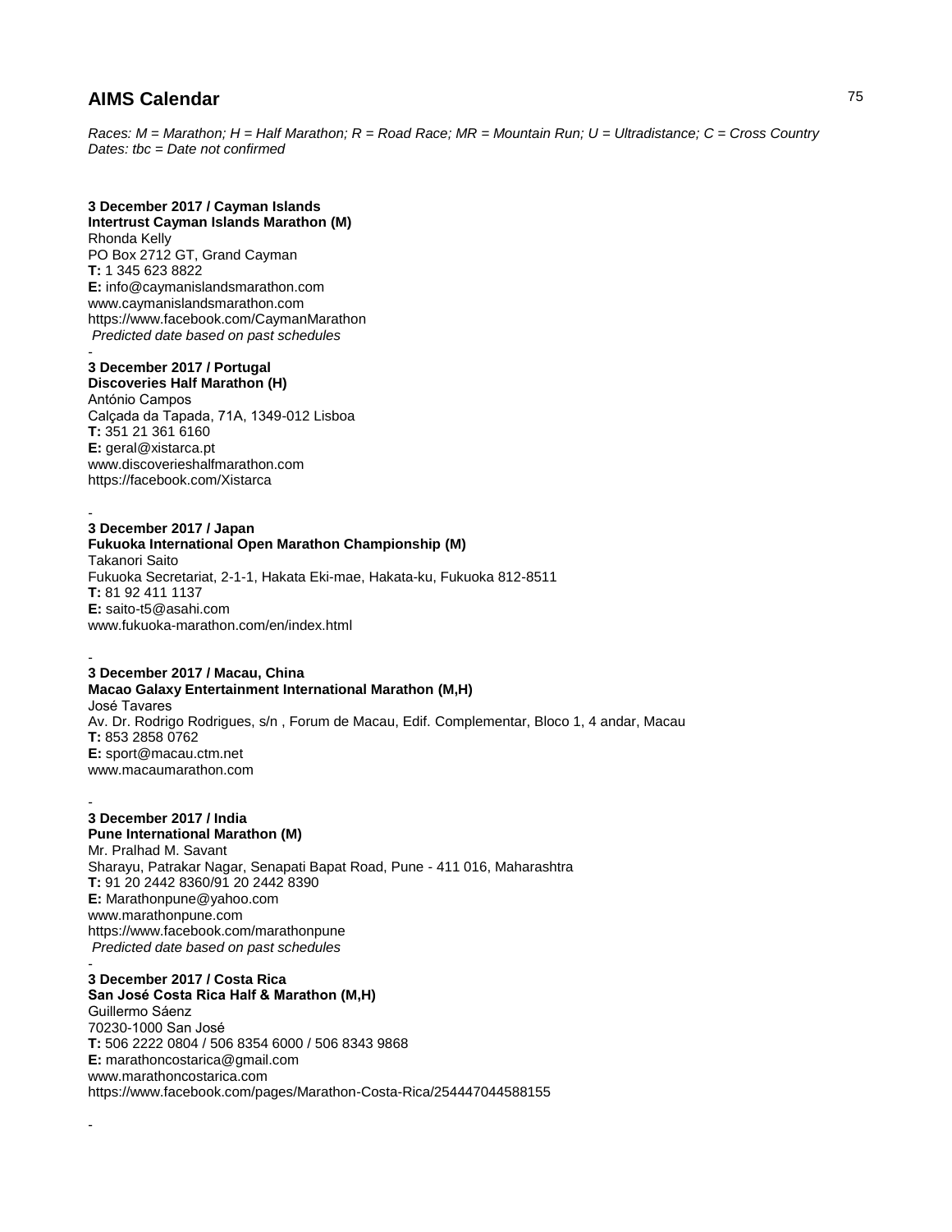*Races: M = Marathon; H = Half Marathon; R = Road Race; MR = Mountain Run; U = Ultradistance; C = Cross Country*
*Dates: tbc = Date not confirmed*

**3 December 2017 / Cayman Islands**
**Intertrust Cayman Islands Marathon (M)**
Rhonda Kelly
PO Box 2712 GT, Grand Cayman
**T:** 1 345 623 8822
**E:** info@caymanislandsmarathon.com
www.caymanislandsmarathon.com
https://www.facebook.com/CaymanMarathon
*Predicted date based on past schedules*

-

**3 December 2017 / Portugal**
**Discoveries Half Marathon (H)**
António Campos
Calçada da Tapada, 71A, 1349-012 Lisboa
**T:** 351 21 361 6160
**E:** geral@xistarca.pt
www.discoverieshalfmarathon.com
https://facebook.com/Xistarca

-

**3 December 2017 / Japan**
**Fukuoka International Open Marathon Championship (M)**
Takanori Saito
Fukuoka Secretariat, 2-1-1, Hakata Eki-mae, Hakata-ku, Fukuoka 812-8511
**T:** 81 92 411 1137
**E:** saito-t5@asahi.com
www.fukuoka-marathon.com/en/index.html

-

**3 December 2017 / Macau, China**
**Macao Galaxy Entertainment International Marathon (M,H)**
José Tavares
Av. Dr. Rodrigo Rodrigues, s/n , Forum de Macau, Edif. Complementar, Bloco 1, 4 andar, Macau
**T:** 853 2858 0762
**E:** sport@macau.ctm.net
www.macaumarathon.com

-

**3 December 2017 / India**
**Pune International Marathon (M)**
Mr. Pralhad M. Savant
Sharayu, Patrakar Nagar, Senapati Bapat Road, Pune - 411 016, Maharashtra
**T:** 91 20 2442 8360/91 20 2442 8390
**E:** Marathonpune@yahoo.com
www.marathonpune.com
https://www.facebook.com/marathonpune
*Predicted date based on past schedules*

-

**3 December 2017 / Costa Rica**
**San José Costa Rica Half & Marathon (M,H)**
Guillermo Sáenz
70230-1000 San José
**T:** 506 2222 0804 / 506 8354 6000 / 506 8343 9868
**E:** marathoncostarica@gmail.com
www.marathoncostarica.com
https://www.facebook.com/pages/Marathon-Costa-Rica/254447044588155

-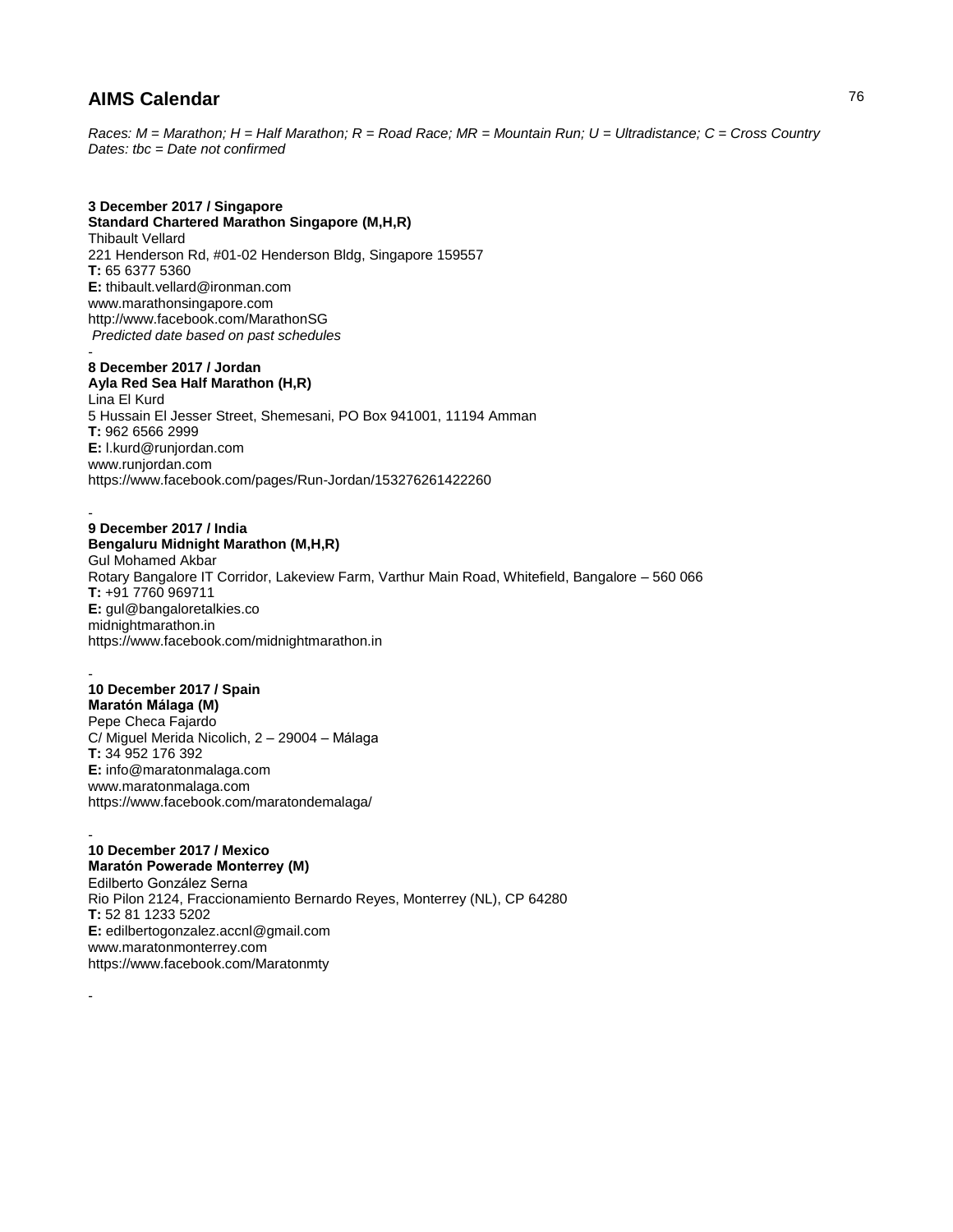# AIMS Calendar

*Races: M = Marathon; H = Half Marathon; R = Road Race; MR = Mountain Run; U = Ultradistance; C = Cross Country*
*Dates: tbc = Date not confirmed*

**3 December 2017 / Singapore**
**Standard Chartered Marathon Singapore (M,H,R)**
Thibault Vellard
221 Henderson Rd, #01-02 Henderson Bldg, Singapore 159557
**T:** 65 6377 5360
**E:** thibault.vellard@ironman.com
www.marathonsingapore.com
http://www.facebook.com/MarathonSG
*Predicted date based on past schedules*

-

**8 December 2017 / Jordan**
**Ayla Red Sea Half Marathon (H,R)**
Lina El Kurd
5 Hussain El Jesser Street, Shemesani, PO Box 941001, 11194 Amman
**T:** 962 6566 2999
**E:** l.kurd@runjordan.com
www.runjordan.com
https://www.facebook.com/pages/Run-Jordan/153276261422260

-

**9 December 2017 / India**
**Bengaluru Midnight Marathon (M,H,R)**
Gul Mohamed Akbar
Rotary Bangalore IT Corridor, Lakeview Farm, Varthur Main Road, Whitefield, Bangalore – 560 066
**T:** +91 7760 969711
**E:** gul@bangaloretalkies.co
midnightmarathon.in
https://www.facebook.com/midnightmarathon.in

-

**10 December 2017 / Spain**
**Maratón Málaga (M)**
Pepe Checa Fajardo
C/ Miguel Merida Nicolich, 2 – 29004 – Málaga
**T:** 34 952 176 392
**E:** info@maratonmalaga.com
www.maratonmalaga.com
https://www.facebook.com/maratondemalaga/

-

**10 December 2017 / Mexico**
**Maratón Powerade Monterrey (M)**
Edilberto González Serna
Rio Pilon 2124, Fraccionamiento Bernardo Reyes, Monterrey (NL), CP 64280
**T:** 52 81 1233 5202
**E:** edilbertogonzalez.accnl@gmail.com
www.maratonmonterrey.com
https://www.facebook.com/Maratonmty

-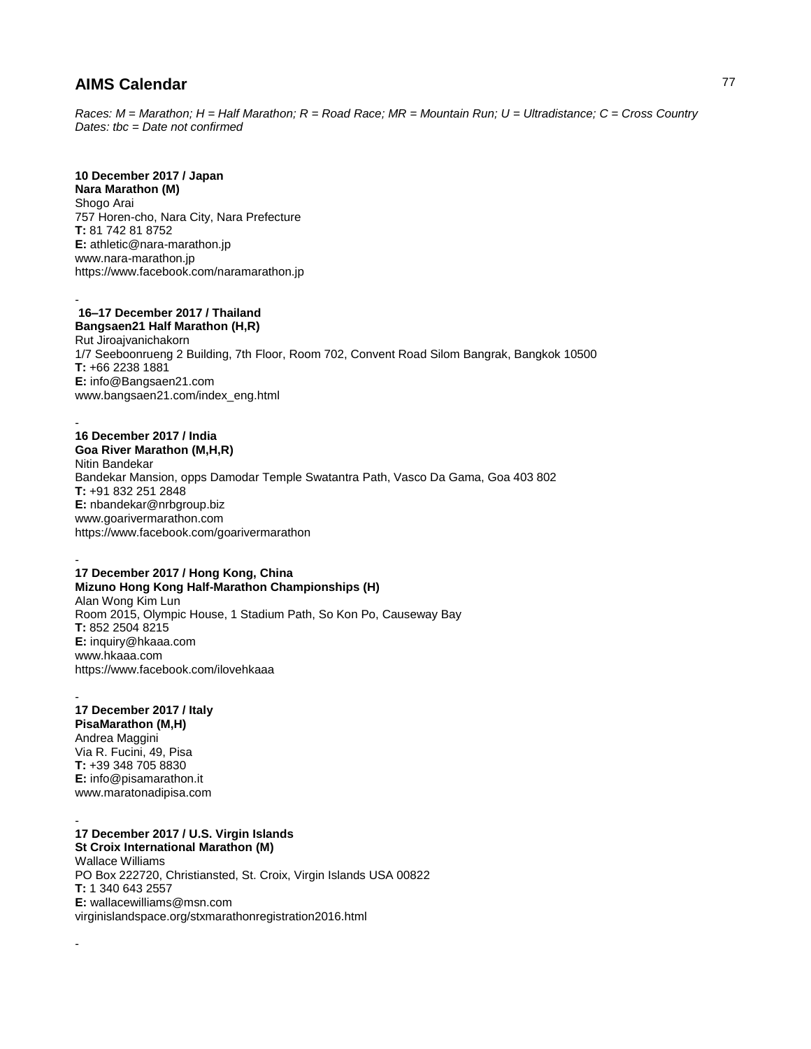## AIMS Calendar

*Races: M = Marathon; H = Half Marathon; R = Road Race; MR = Mountain Run; U = Ultradistance; C = Cross Country*
*Dates: tbc = Date not confirmed*

**10 December 2017 / Japan**
**Nara Marathon (M)**
Shogo Arai
757 Horen-cho, Nara City, Nara Prefecture
**T:** 81 742 81 8752
**E:** athletic@nara-marathon.jp
www.nara-marathon.jp
https://www.facebook.com/naramarathon.jp

-

**16–17 December 2017 / Thailand**
**Bangsaen21 Half Marathon (H,R)**
Rut Jiroajvanichakorn
1/7 Seeboonrueng 2 Building, 7th Floor, Room 702, Convent Road Silom Bangrak, Bangkok 10500
**T:** +66 2238 1881
**E:** info@Bangsaen21.com
www.bangsaen21.com/index_eng.html

-

**16 December 2017 / India**
**Goa River Marathon (M,H,R)**
Nitin Bandekar
Bandekar Mansion, opps Damodar Temple Swatantra Path, Vasco Da Gama, Goa 403 802
**T:** +91 832 251 2848
**E:** nbandekar@nrbgroup.biz
www.goarivermarathon.com
https://www.facebook.com/goarivermarathon

-

**17 December 2017 / Hong Kong, China**
**Mizuno Hong Kong Half-Marathon Championships (H)**
Alan Wong Kim Lun
Room 2015, Olympic House, 1 Stadium Path, So Kon Po, Causeway Bay
**T:** 852 2504 8215
**E:** inquiry@hkaaa.com
www.hkaaa.com
https://www.facebook.com/ilovehkaaa

-

**17 December 2017 / Italy**
**PisaMarathon (M,H)**
Andrea Maggini
Via R. Fucini, 49, Pisa
**T:** +39 348 705 8830
**E:** info@pisamarathon.it
www.maratonadipisa.com

-

**17 December 2017 / U.S. Virgin Islands**
**St Croix International Marathon (M)**
Wallace Williams
PO Box 222720, Christiansted, St. Croix, Virgin Islands USA 00822
**T:** 1 340 643 2557
**E:** wallacewilliams@msn.com
virginislandspace.org/stxmarathonregistration2016.html

-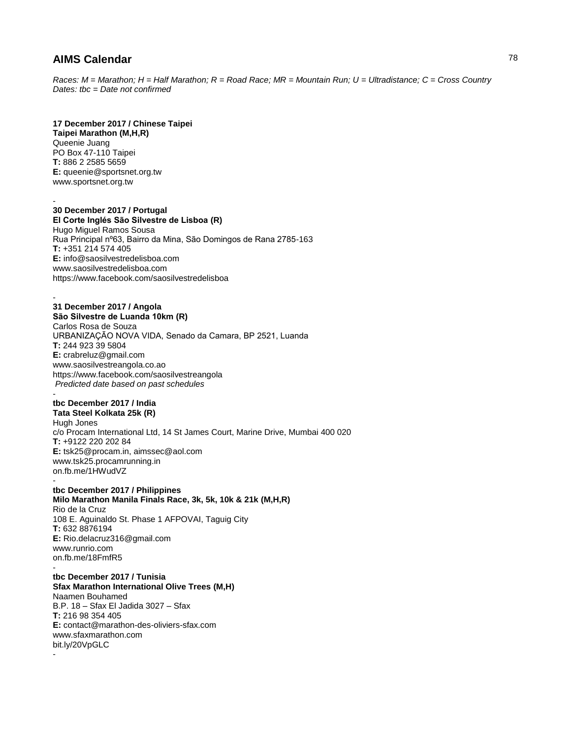## AIMS Calendar

*Races: M = Marathon; H = Half Marathon; R = Road Race; MR = Mountain Run; U = Ultradistance; C = Cross Country*
*Dates: tbc = Date not confirmed*

**17 December 2017 / Chinese Taipei**
**Taipei Marathon (M,H,R)**
Queenie Juang
PO Box 47-110 Taipei
**T:** 886 2 2585 5659
**E:** queenie@sportsnet.org.tw
www.sportsnet.org.tw

-

**30 December 2017 / Portugal**
**El Corte Inglés São Silvestre de Lisboa (R)**
Hugo Miguel Ramos Sousa
Rua Principal nº63, Bairro da Mina, São Domingos de Rana 2785-163
**T:** +351 214 574 405
**E:** info@saosilvestredelisboa.com
www.saosilvestredelisboa.com
https://www.facebook.com/saosilvestredelisboa

-

**31 December 2017 / Angola**
**São Silvestre de Luanda 10km (R)**
Carlos Rosa de Souza
URBANIZAÇÃO NOVA VIDA, Senado da Camara, BP 2521, Luanda
**T:** 244 923 39 5804
**E:** crabreluz@gmail.com
www.saosilvestreangola.co.ao
https://www.facebook.com/saosilvestreangola
*Predicted date based on past schedules*

-

**tbc December 2017 / India**
**Tata Steel Kolkata 25k (R)**
Hugh Jones
c/o Procam International Ltd, 14 St James Court, Marine Drive, Mumbai 400 020
**T:** +9122 220 202 84
**E:** tsk25@procam.in, aimssec@aol.com
www.tsk25.procamrunning.in
on.fb.me/1HWudVZ

-

**tbc December 2017 / Philippines**
**Milo Marathon Manila Finals Race, 3k, 5k, 10k & 21k (M,H,R)**
Rio de la Cruz
108 E. Aguinaldo St. Phase 1 AFPOVAI, Taguig City
**T:** 632 8876194
**E:** Rio.delacruz316@gmail.com
www.runrio.com
on.fb.me/18FmfR5

-

**tbc December 2017 / Tunisia**
**Sfax Marathon International Olive Trees (M,H)**
Naamen Bouhamed
B.P. 18 – Sfax El Jadida 3027 – Sfax
**T:** 216 98 354 405
**E:** contact@marathon-des-oliviers-sfax.com
www.sfaxmarathon.com
bit.ly/20VpGLC

-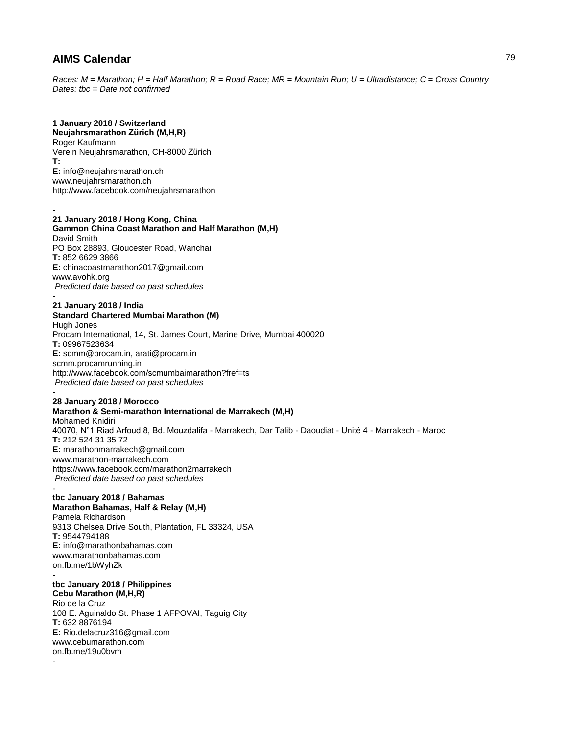## AIMS Calendar

*Races: M = Marathon; H = Half Marathon; R = Road Race; MR = Mountain Run; U = Ultradistance; C = Cross Country*
*Dates: tbc = Date not confirmed*

**1 January 2018 / Switzerland**
**Neujahrsmarathon Zürich (M,H,R)**
Roger Kaufmann
Verein Neujahrsmarathon, CH-8000 Zürich
**T:**
**E:** info@neujahrsmarathon.ch
www.neujahrsmarathon.ch
http://www.facebook.com/neujahrsmarathon

-

**21 January 2018 / Hong Kong, China**
**Gammon China Coast Marathon and Half Marathon (M,H)**
David Smith
PO Box 28893, Gloucester Road, Wanchai
**T:** 852 6629 3866
**E:** chinacoastmarathon2017@gmail.com
www.avohk.org
*Predicted date based on past schedules*

-

**21 January 2018 / India**
**Standard Chartered Mumbai Marathon (M)**
Hugh Jones
Procam International, 14, St. James Court, Marine Drive, Mumbai 400020
**T:** 09967523634
**E:** scmm@procam.in, arati@procam.in
scmm.procamrunning.in
http://www.facebook.com/scmumbaimarathon?fref=ts
*Predicted date based on past schedules*

-

**28 January 2018 / Morocco**
**Marathon & Semi-marathon International de Marrakech (M,H)**
Mohamed Knidiri
40070, N°1 Riad Arfoud 8, Bd. Mouzdalifa - Marrakech, Dar Talib - Daoudiat - Unité 4 - Marrakech - Maroc
**T:** 212 524 31 35 72
**E:** marathonmarrakech@gmail.com
www.marathon-marrakech.com
https://www.facebook.com/marathon2marrakech
*Predicted date based on past schedules*

-

**tbc January 2018 / Bahamas**
**Marathon Bahamas, Half & Relay (M,H)**
Pamela Richardson
9313 Chelsea Drive South, Plantation, FL 33324, USA
**T:** 9544794188
**E:** info@marathonbahamas.com
www.marathonbahamas.com
on.fb.me/1bWyhZk

-

**tbc January 2018 / Philippines**
**Cebu Marathon (M,H,R)**
Rio de la Cruz
108 E. Aguinaldo St. Phase 1 AFPOVAI, Taguig City
**T:** 632 8876194
**E:** Rio.delacruz316@gmail.com
www.cebumarathon.com
on.fb.me/19u0bvm

-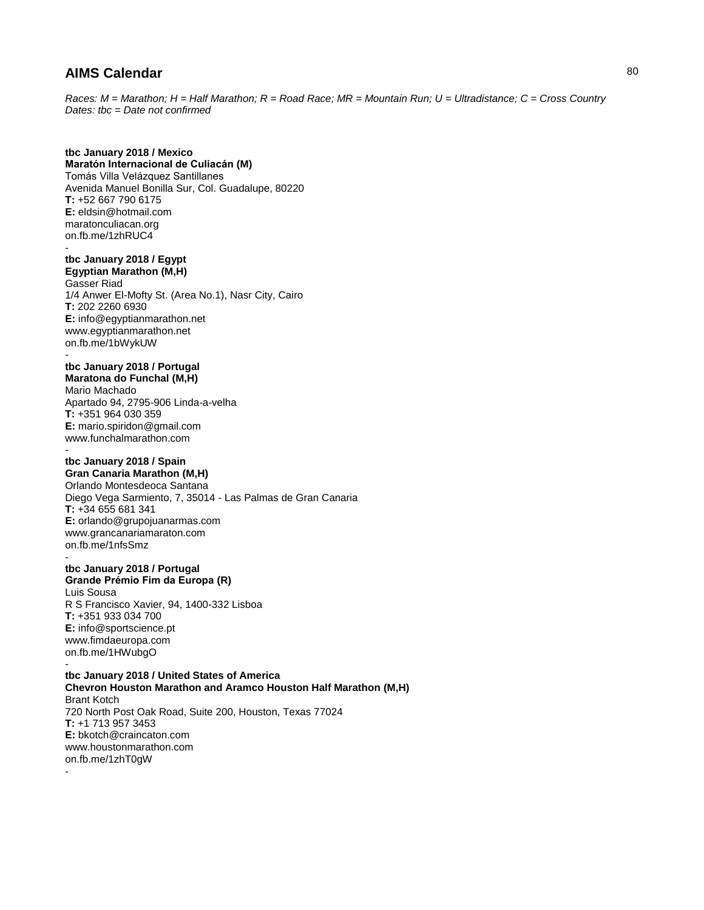## AIMS Calendar

*Races: M = Marathon; H = Half Marathon; R = Road Race; MR = Mountain Run; U = Ultradistance; C = Cross Country*
*Dates: tbc = Date not confirmed*

**tbc January 2018 / Mexico**
**Maratón Internacional de Culiacán (M)**
Tomás Villa Velázquez Santillanes
Avenida Manuel Bonilla Sur, Col. Guadalupe, 80220
**T:** +52 667 790 6175
**E:** eldsin@hotmail.com
maratonculiacan.org
on.fb.me/1zhRUC4
-

**tbc January 2018 / Egypt**
**Egyptian Marathon (M,H)**
Gasser Riad
1/4 Anwer El-Mofty St. (Area No.1), Nasr City, Cairo
**T:** 202 2260 6930
**E:** info@egyptianmarathon.net
www.egyptianmarathon.net
on.fb.me/1bWykUW
-

**tbc January 2018 / Portugal**
**Maratona do Funchal (M,H)**
Mario Machado
Apartado 94, 2795-906 Linda-a-velha
**T:** +351 964 030 359
**E:** mario.spiridon@gmail.com
www.funchalmarathon.com
-

**tbc January 2018 / Spain**
**Gran Canaria Marathon (M,H)**
Orlando Montesdeoca Santana
Diego Vega Sarmiento, 7, 35014 - Las Palmas de Gran Canaria
**T:** +34 655 681 341
**E:** orlando@grupojuanarmas.com
www.grancanariamaraton.com
on.fb.me/1nfsSmz
-

**tbc January 2018 / Portugal**
**Grande Prémio Fim da Europa (R)**
Luis Sousa
R S Francisco Xavier, 94, 1400-332 Lisboa
**T:** +351 933 034 700
**E:** info@sportscience.pt
www.fimdaeuropa.com
on.fb.me/1HWubgO
-

**tbc January 2018 / United States of America**
**Chevron Houston Marathon and Aramco Houston Half Marathon (M,H)**
Brant Kotch
720 North Post Oak Road, Suite 200, Houston, Texas 77024
**T:** +1 713 957 3453
**E:** bkotch@craincaton.com
www.houstonmarathon.com
on.fb.me/1zhT0gW
-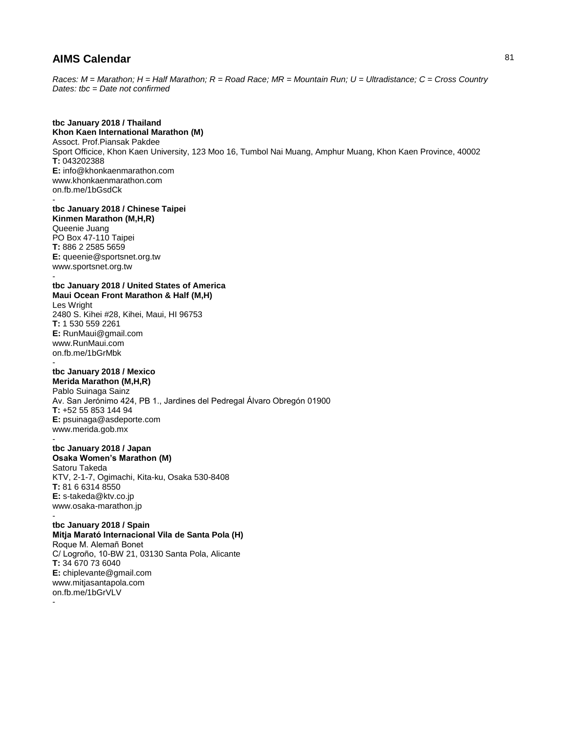# AIMS Calendar

*Races: M = Marathon; H = Half Marathon; R = Road Race; MR = Mountain Run; U = Ultradistance; C = Cross Country*
*Dates: tbc = Date not confirmed*

**tbc January 2018 / Thailand**
**Khon Kaen International Marathon (M)**
Assoct. Prof.Piansak Pakdee
Sport Officice, Khon Kaen University, 123 Moo 16, Tumbol Nai Muang, Amphur Muang, Khon Kaen Province, 40002
**T:** 043202388
**E:** info@khonkaenmarathon.com
www.khonkaenmarathon.com
on.fb.me/1bGsdCk
-

**tbc January 2018 / Chinese Taipei**
**Kinmen Marathon (M,H,R)**
Queenie Juang
PO Box 47-110 Taipei
**T:** 886 2 2585 5659
**E:** queenie@sportsnet.org.tw
www.sportsnet.org.tw
-

**tbc January 2018 / United States of America**
**Maui Ocean Front Marathon & Half (M,H)**
Les Wright
2480 S. Kihei #28, Kihei, Maui, HI 96753
**T:** 1 530 559 2261
**E:** RunMaui@gmail.com
www.RunMaui.com
on.fb.me/1bGrMbk
-

**tbc January 2018 / Mexico**
**Merida Marathon (M,H,R)**
Pablo Suinaga Sainz
Av. San Jerónimo 424, PB 1., Jardines del Pedregal Álvaro Obregón 01900
**T:** +52 55 853 144 94
**E:** psuinaga@asdeporte.com
www.merida.gob.mx
-

**tbc January 2018 / Japan**
**Osaka Women's Marathon (M)**
Satoru Takeda
KTV, 2-1-7, Ogimachi, Kita-ku, Osaka 530-8408
**T:** 81 6 6314 8550
**E:** s-takeda@ktv.co.jp
www.osaka-marathon.jp
-

**tbc January 2018 / Spain**
**Mitja Marató Internacional Vila de Santa Pola (H)**
Roque M. Alemañ Bonet
C/ Logroño, 10-BW 21, 03130 Santa Pola, Alicante
**T:** 34 670 73 6040
**E:** chiplevante@gmail.com
www.mitjasantapola.com
on.fb.me/1bGrVLV
-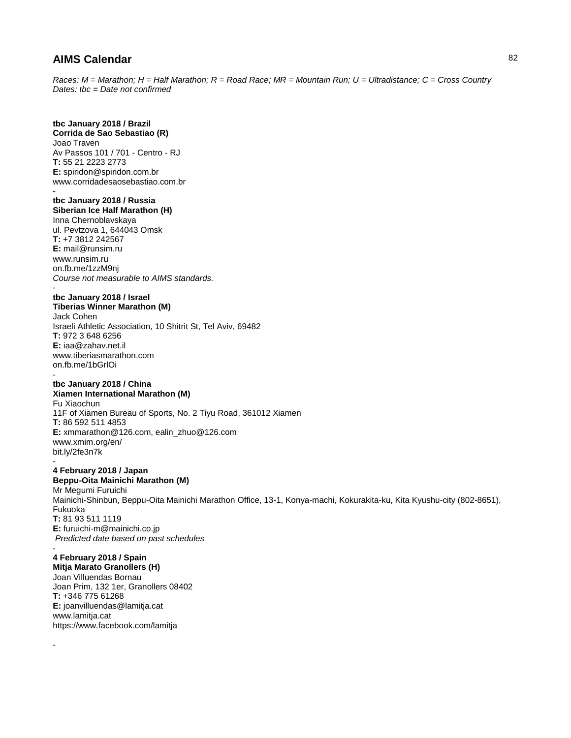# AIMS Calendar

*Races: M = Marathon; H = Half Marathon; R = Road Race; MR = Mountain Run; U = Ultradistance; C = Cross Country*
*Dates: tbc = Date not confirmed*

**tbc January 2018 / Brazil**
**Corrida de Sao Sebastiao (R)**
Joao Traven
Av Passos 101 / 701 - Centro - RJ
**T:** 55 21 2223 2773
**E:** spiridon@spiridon.com.br
www.corridadesaosebastiao.com.br

-

**tbc January 2018 / Russia**
**Siberian Ice Half Marathon (H)**
Inna Chernoblavskaya
ul. Pevtzova 1, 644043 Omsk
**T:** +7 3812 242567
**E:** mail@runsim.ru
www.runsim.ru
on.fb.me/1zzM9nj
*Course not measurable to AIMS standards.*

-

**tbc January 2018 / Israel**
**Tiberias Winner Marathon (M)**
Jack Cohen
Israeli Athletic Association, 10 Shitrit St, Tel Aviv, 69482
**T:** 972 3 648 6256
**E:** iaa@zahav.net.il
www.tiberiasmarathon.com
on.fb.me/1bGrlOi

-

**tbc January 2018 / China**
**Xiamen International Marathon (M)**
Fu Xiaochun
11F of Xiamen Bureau of Sports, No. 2 Tiyu Road, 361012 Xiamen
**T:** 86 592 511 4853
**E:** xmmarathon@126.com, ealin_zhuo@126.com
www.xmim.org/en/
bit.ly/2fe3n7k

-

**4 February 2018 / Japan**
**Beppu-Oita Mainichi Marathon (M)**
Mr Megumi Furuichi
Mainichi-Shinbun, Beppu-Oita Mainichi Marathon Office, 13-1, Konya-machi, Kokurakita-ku, Kita Kyushu-city (802-8651), Fukuoka
**T:** 81 93 511 1119
**E:** furuichi-m@mainichi.co.jp
*Predicted date based on past schedules*

-

**4 February 2018 / Spain**
**Mitja Marato Granollers (H)**
Joan Villuendas Bornau
Joan Prim, 132 1er, Granollers 08402
**T:** +346 775 61268
**E:** joanvilluendas@lamitja.cat
www.lamitja.cat
https://www.facebook.com/lamitja

-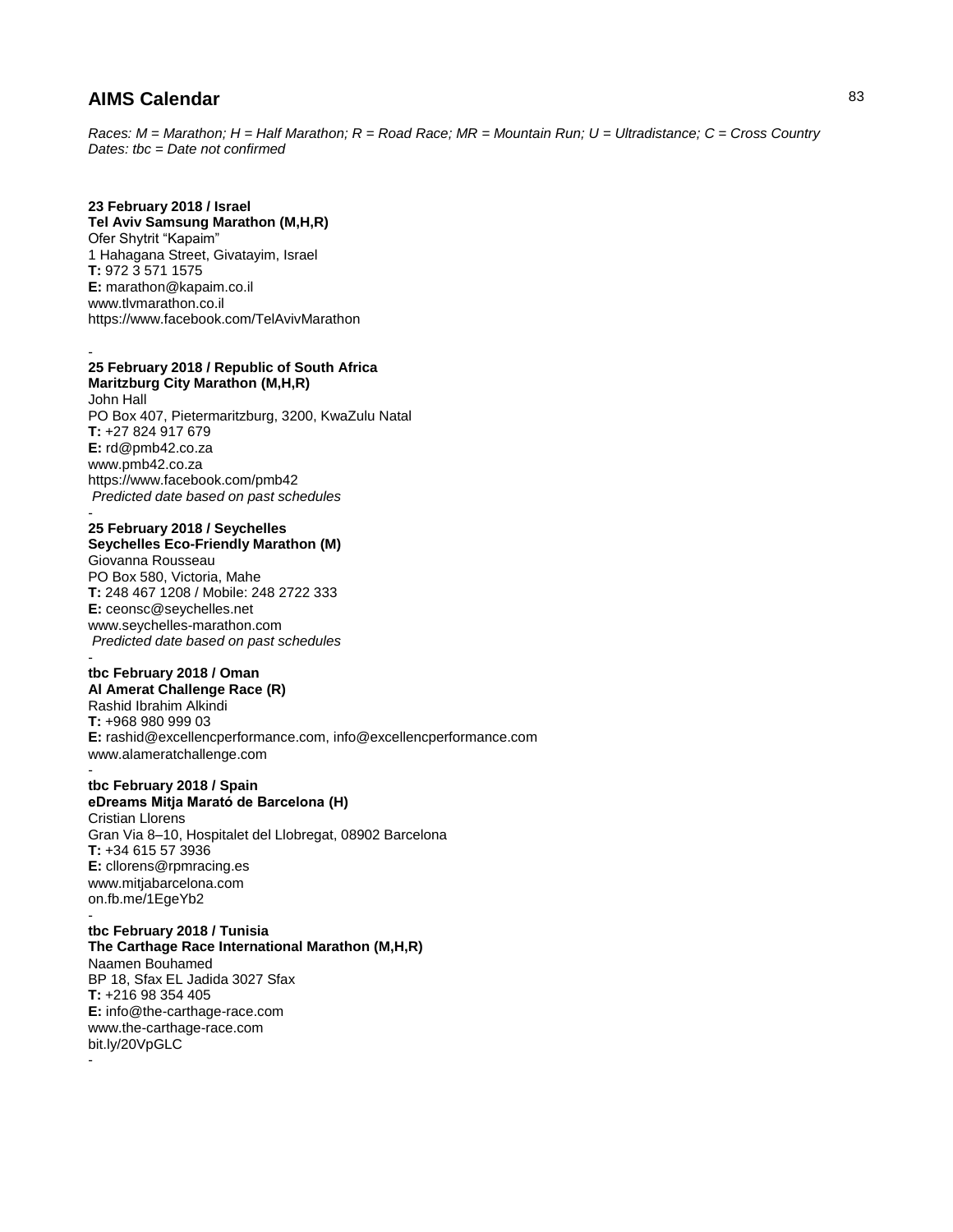# AIMS Calendar

*Races: M = Marathon; H = Half Marathon; R = Road Race; MR = Mountain Run; U = Ultradistance; C = Cross Country*
*Dates: tbc = Date not confirmed*

**23 February 2018 / Israel**
**Tel Aviv Samsung Marathon (M,H,R)**
Ofer Shytrit "Kapaim"
1 Hahagana Street, Givatayim, Israel
**T:** 972 3 571 1575
**E:** marathon@kapaim.co.il
www.tlvmarathon.co.il
https://www.facebook.com/TelAvivMarathon

-

**25 February 2018 / Republic of South Africa**
**Maritzburg City Marathon (M,H,R)**
John Hall
PO Box 407, Pietermaritzburg, 3200, KwaZulu Natal
**T:** +27 824 917 679
**E:** rd@pmb42.co.za
www.pmb42.co.za
https://www.facebook.com/pmb42
*Predicted date based on past schedules*

-

**25 February 2018 / Seychelles**
**Seychelles Eco-Friendly Marathon (M)**
Giovanna Rousseau
PO Box 580, Victoria, Mahe
**T:** 248 467 1208 / Mobile: 248 2722 333
**E:** ceonsc@seychelles.net
www.seychelles-marathon.com
*Predicted date based on past schedules*

-

**tbc February 2018 / Oman**
**Al Amerat Challenge Race (R)**
Rashid Ibrahim Alkindi
**T:** +968 980 999 03
**E:** rashid@excellencperformance.com, info@excellencperformance.com
www.alameratchallenge.com

-

**tbc February 2018 / Spain**
**eDreams Mitja Marató de Barcelona (H)**
Cristian Llorens
Gran Via 8–10, Hospitalet del Llobregat, 08902 Barcelona
**T:** +34 615 57 3936
**E:** cllorens@rpmracing.es
www.mitjabarcelona.com
on.fb.me/1EgeYb2

-

**tbc February 2018 / Tunisia**
**The Carthage Race International Marathon (M,H,R)**
Naamen Bouhamed
BP 18, Sfax EL Jadida 3027 Sfax
**T:** +216 98 354 405
**E:** info@the-carthage-race.com
www.the-carthage-race.com
bit.ly/20VpGLC

-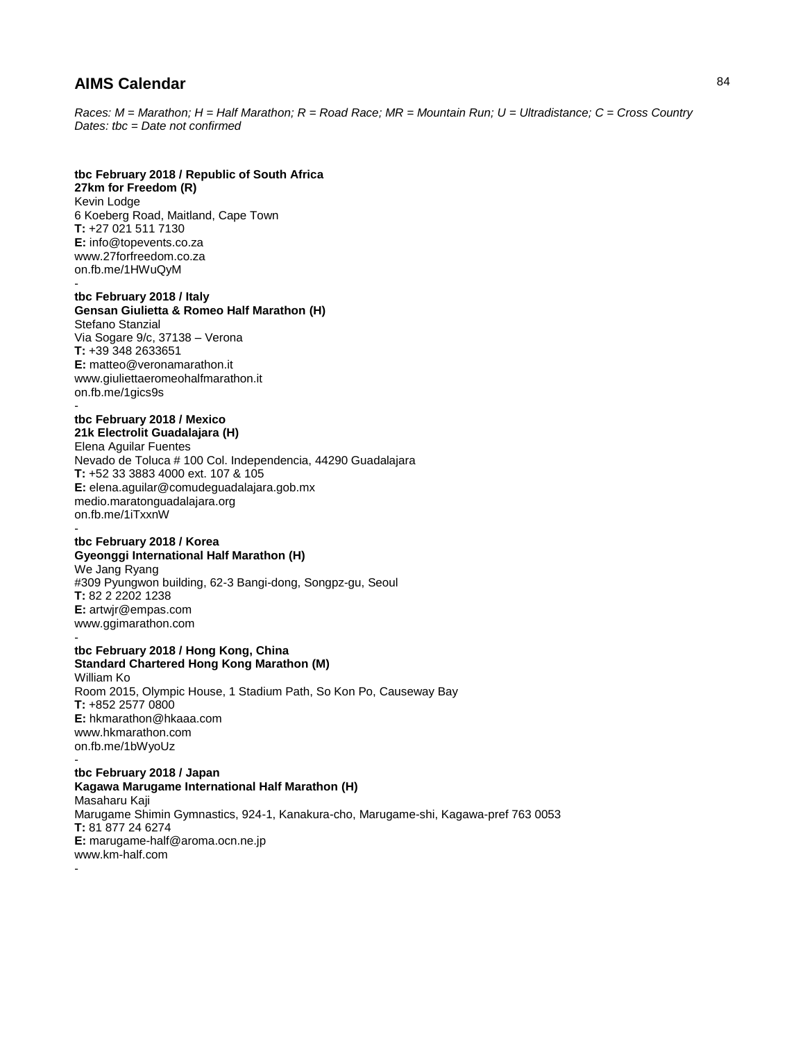# AIMS Calendar

*Races: M = Marathon; H = Half Marathon; R = Road Race; MR = Mountain Run; U = Ultradistance; C = Cross Country*
*Dates: tbc = Date not confirmed*

**tbc February 2018 / Republic of South Africa**
**27km for Freedom (R)**
Kevin Lodge
6 Koeberg Road, Maitland, Cape Town
**T:** +27 021 511 7130
**E:** info@topevents.co.za
www.27forfreedom.co.za
on.fb.me/1HWuQyM
-

**tbc February 2018 / Italy**
**Gensan Giulietta & Romeo Half Marathon (H)**
Stefano Stanzial
Via Sogare 9/c, 37138 – Verona
**T:** +39 348 2633651
**E:** matteo@veronamarathon.it
www.giuliettaeromeohalfmarathon.it
on.fb.me/1gics9s
-

**tbc February 2018 / Mexico**
**21k Electrolit Guadalajara (H)**
Elena Aguilar Fuentes
Nevado de Toluca # 100 Col. Independencia, 44290 Guadalajara
**T:** +52 33 3883 4000 ext. 107 & 105
**E:** elena.aguilar@comudeguadalajara.gob.mx
medio.maratonguadalajara.org
on.fb.me/1iTxxnW
-

**tbc February 2018 / Korea**
**Gyeonggi International Half Marathon (H)**
We Jang Ryang
#309 Pyungwon building, 62-3 Bangi-dong, Songpz-gu, Seoul
**T:** 82 2 2202 1238
**E:** artwjr@empas.com
www.ggimarathon.com
-

**tbc February 2018 / Hong Kong, China**
**Standard Chartered Hong Kong Marathon (M)**
William Ko
Room 2015, Olympic House, 1 Stadium Path, So Kon Po, Causeway Bay
**T:** +852 2577 0800
**E:** hkmarathon@hkaaa.com
www.hkmarathon.com
on.fb.me/1bWyoUz
-

**tbc February 2018 / Japan**
**Kagawa Marugame International Half Marathon (H)**
Masaharu Kaji
Marugame Shimin Gymnastics, 924-1, Kanakura-cho, Marugame-shi, Kagawa-pref 763 0053
**T:** 81 877 24 6274
**E:** marugame-half@aroma.ocn.ne.jp
www.km-half.com
-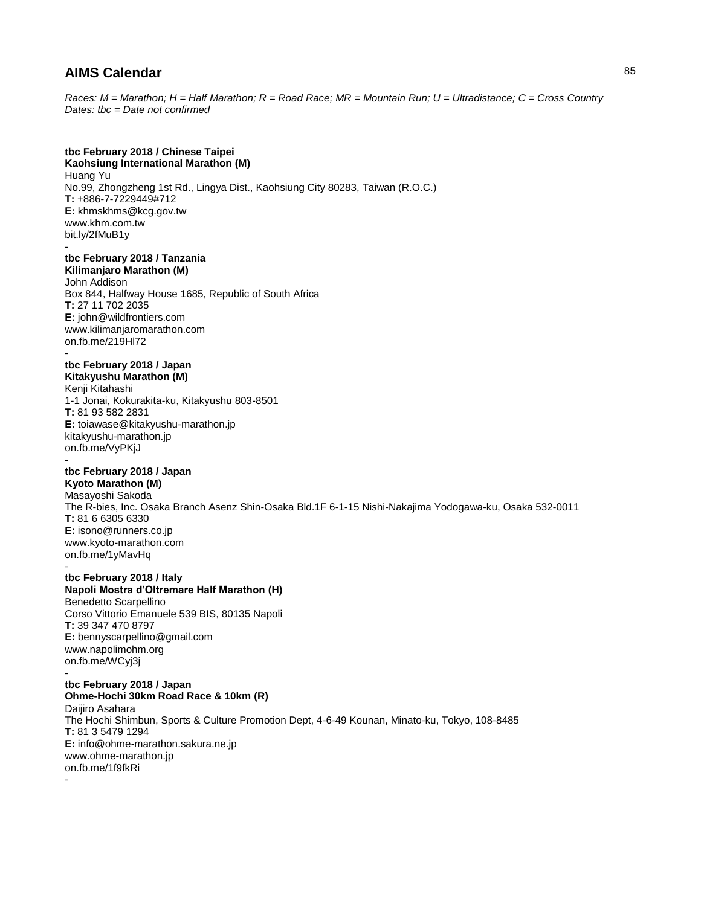## AIMS Calendar

*Races: M = Marathon; H = Half Marathon; R = Road Race; MR = Mountain Run; U = Ultradistance; C = Cross Country*
*Dates: tbc = Date not confirmed*

**tbc February 2018 / Chinese Taipei**
**Kaohsiung International Marathon (M)**
Huang Yu
No.99, Zhongzheng 1st Rd., Lingya Dist., Kaohsiung City 80283, Taiwan (R.O.C.)
**T:** +886-7-7229449#712
**E:** khmskhms@kcg.gov.tw
www.khm.com.tw
bit.ly/2fMuB1y
-
**tbc February 2018 / Tanzania**
**Kilimanjaro Marathon (M)**
John Addison
Box 844, Halfway House 1685, Republic of South Africa
**T:** 27 11 702 2035
**E:** john@wildfrontiers.com
www.kilimanjaromarathon.com
on.fb.me/219Hl72
-
**tbc February 2018 / Japan**
**Kitakyushu Marathon (M)**
Kenji Kitahashi
1-1 Jonai, Kokurakita-ku, Kitakyushu 803-8501
**T:** 81 93 582 2831
**E:** toiawase@kitakyushu-marathon.jp
kitakyushu-marathon.jp
on.fb.me/VyPKjJ
-
**tbc February 2018 / Japan**
**Kyoto Marathon (M)**
Masayoshi Sakoda
The R-bies, Inc. Osaka Branch Asenz Shin-Osaka Bld.1F 6-1-15 Nishi-Nakajima Yodogawa-ku, Osaka 532-0011
**T:** 81 6 6305 6330
**E:** isono@runners.co.jp
www.kyoto-marathon.com
on.fb.me/1yMavHq
-
**tbc February 2018 / Italy**
**Napoli Mostra d'Oltremare Half Marathon (H)**
Benedetto Scarpellino
Corso Vittorio Emanuele 539 BIS, 80135 Napoli
**T:** 39 347 470 8797
**E:** bennyscarpellino@gmail.com
www.napolimohm.org
on.fb.me/WCyj3j
-
**tbc February 2018 / Japan**
**Ohme-Hochi 30km Road Race & 10km (R)**
Daijiro Asahara
The Hochi Shimbun, Sports & Culture Promotion Dept, 4-6-49 Kounan, Minato-ku, Tokyo, 108-8485
**T:** 81 3 5479 1294
**E:** info@ohme-marathon.sakura.ne.jp
www.ohme-marathon.jp
on.fb.me/1f9fkRi
-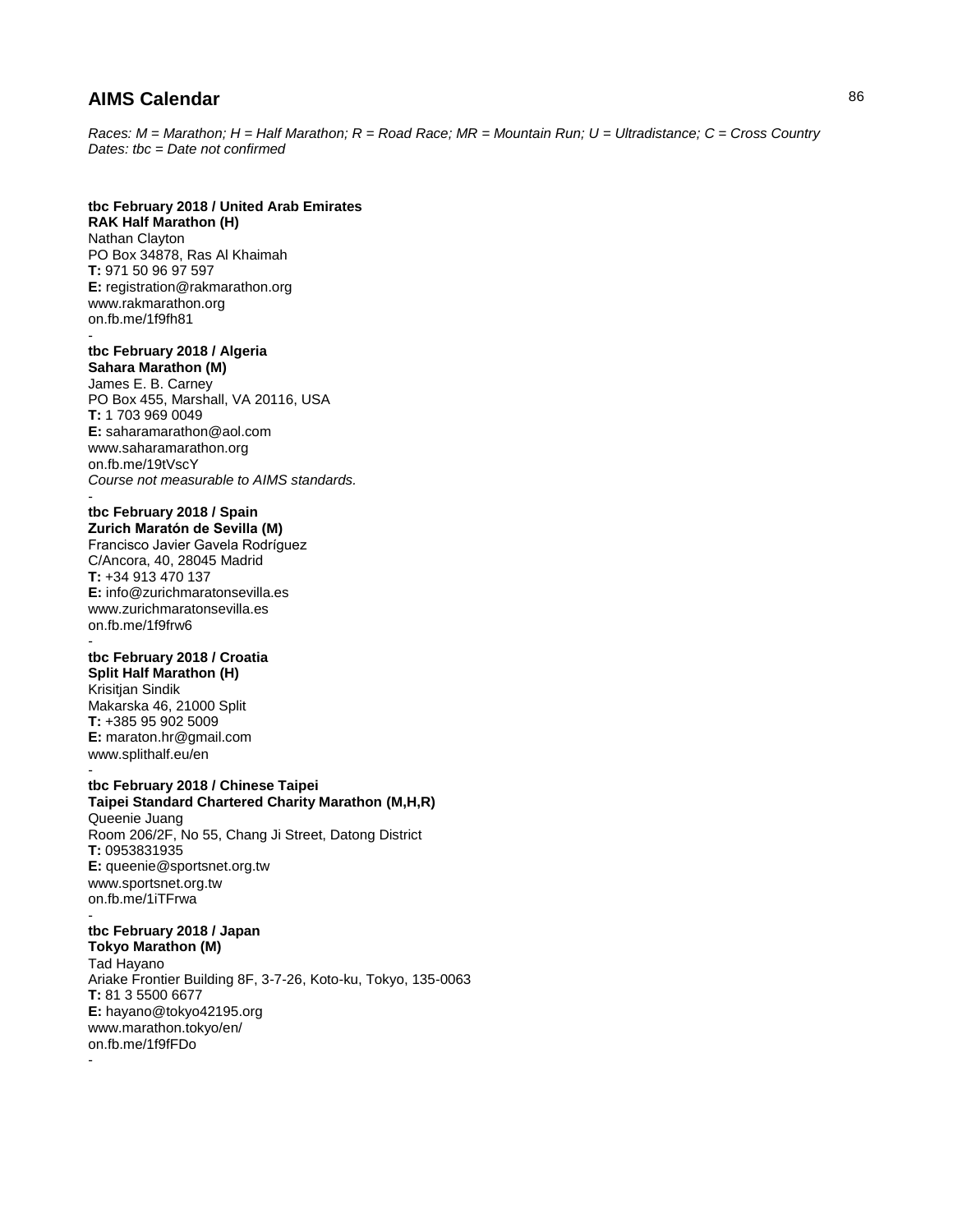## AIMS Calendar

*Races: M = Marathon; H = Half Marathon; R = Road Race; MR = Mountain Run; U = Ultradistance; C = Cross Country*
*Dates: tbc = Date not confirmed*

**tbc February 2018 / United Arab Emirates**
**RAK Half Marathon (H)**
Nathan Clayton
PO Box 34878, Ras Al Khaimah
**T:** 971 50 96 97 597
**E:** registration@rakmarathon.org
www.rakmarathon.org
on.fb.me/1f9fh81
-
**tbc February 2018 / Algeria**
**Sahara Marathon (M)**
James E. B. Carney
PO Box 455, Marshall, VA 20116, USA
**T:** 1 703 969 0049
**E:** saharamarathon@aol.com
www.saharamarathon.org
on.fb.me/19tVscY
*Course not measurable to AIMS standards.*
-
**tbc February 2018 / Spain**
**Zurich Maratón de Sevilla (M)**
Francisco Javier Gavela Rodríguez
C/Ancora, 40, 28045 Madrid
**T:** +34 913 470 137
**E:** info@zurichmaratonsevilla.es
www.zurichmaratonsevilla.es
on.fb.me/1f9frw6
-
**tbc February 2018 / Croatia**
**Split Half Marathon (H)**
Krisitjan Sindik
Makarska 46, 21000 Split
**T:** +385 95 902 5009
**E:** maraton.hr@gmail.com
www.splithalf.eu/en
-
**tbc February 2018 / Chinese Taipei**
**Taipei Standard Chartered Charity Marathon (M,H,R)**
Queenie Juang
Room 206/2F, No 55, Chang Ji Street, Datong District
**T:** 0953831935
**E:** queenie@sportsnet.org.tw
www.sportsnet.org.tw
on.fb.me/1iTFrwa
-
**tbc February 2018 / Japan**
**Tokyo Marathon (M)**
Tad Hayano
Ariake Frontier Building 8F, 3-7-26, Koto-ku, Tokyo, 135-0063
**T:** 81 3 5500 6677
**E:** hayano@tokyo42195.org
www.marathon.tokyo/en/
on.fb.me/1f9fFDo
-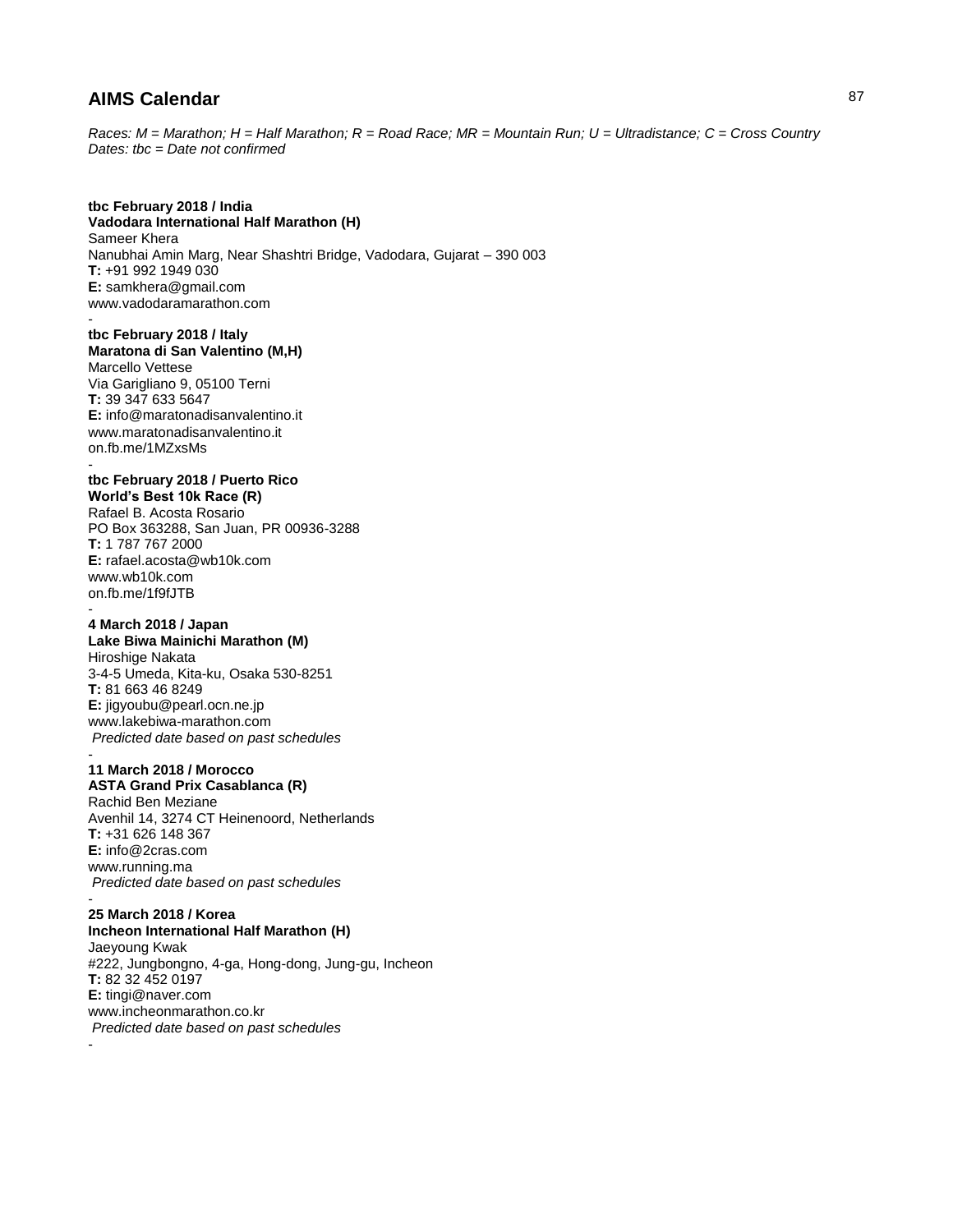# AIMS Calendar

*Races: M = Marathon; H = Half Marathon; R = Road Race; MR = Mountain Run; U = Ultradistance; C = Cross Country*
*Dates: tbc = Date not confirmed*

**tbc February 2018 / India**
**Vadodara International Half Marathon (H)**
Sameer Khera
Nanubhai Amin Marg, Near Shashtri Bridge, Vadodara, Gujarat – 390 003
**T:** +91 992 1949 030
**E:** samkhera@gmail.com
www.vadodaramarathon.com

-

**tbc February 2018 / Italy**
**Maratona di San Valentino (M,H)**
Marcello Vettese
Via Garigliano 9, 05100 Terni
**T:** 39 347 633 5647
**E:** info@maratonadisanvalentino.it
www.maratonadisanvalentino.it
on.fb.me/1MZxsMs

-

**tbc February 2018 / Puerto Rico**
**World's Best 10k Race (R)**
Rafael B. Acosta Rosario
PO Box 363288, San Juan, PR 00936-3288
**T:** 1 787 767 2000
**E:** rafael.acosta@wb10k.com
www.wb10k.com
on.fb.me/1f9fJTB

-

**4 March 2018 / Japan**
**Lake Biwa Mainichi Marathon (M)**
Hiroshige Nakata
3-4-5 Umeda, Kita-ku, Osaka 530-8251
**T:** 81 663 46 8249
**E:** jigyoubu@pearl.ocn.ne.jp
www.lakebiwa-marathon.com
*Predicted date based on past schedules*

-

**11 March 2018 / Morocco**
**ASTA Grand Prix Casablanca (R)**
Rachid Ben Meziane
Avenhil 14, 3274 CT Heinenoord, Netherlands
**T:** +31 626 148 367
**E:** info@2cras.com
www.running.ma
*Predicted date based on past schedules*

-

**25 March 2018 / Korea**
**Incheon International Half Marathon (H)**
Jaeyoung Kwak
#222, Jungbongno, 4-ga, Hong-dong, Jung-gu, Incheon
**T:** 82 32 452 0197
**E:** tingi@naver.com
www.incheonmarathon.co.kr
*Predicted date based on past schedules*

-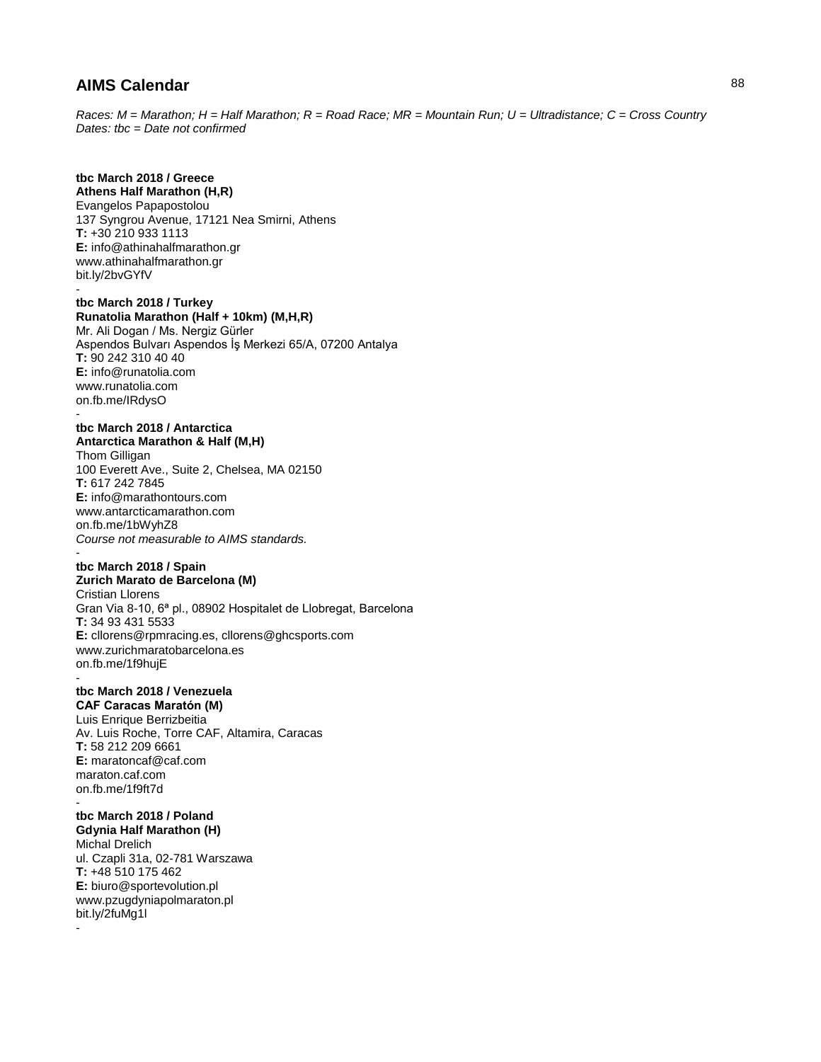## AIMS Calendar

*Races: M = Marathon; H = Half Marathon; R = Road Race; MR = Mountain Run; U = Ultradistance; C = Cross Country*
*Dates: tbc = Date not confirmed*

**tbc March 2018 / Greece**
**Athens Half Marathon (H,R)**
Evangelos Papapostolou
137 Syngrou Avenue, 17121 Nea Smirni, Athens
**T:** +30 210 933 1113
**E:** info@athinahalfmarathon.gr
www.athinahalfmarathon.gr
bit.ly/2bvGYfV
-

**tbc March 2018 / Turkey**
**Runatolia Marathon (Half + 10km) (M,H,R)**
Mr. Ali Dogan / Ms. Nergiz Gürler
Aspendos Bulvarı Aspendos İş Merkezi 65/A, 07200 Antalya
**T:** 90 242 310 40 40
**E:** info@runatolia.com
www.runatolia.com
on.fb.me/IRdysO
-

**tbc March 2018 / Antarctica**
**Antarctica Marathon & Half (M,H)**
Thom Gilligan
100 Everett Ave., Suite 2, Chelsea, MA 02150
**T:** 617 242 7845
**E:** info@marathontours.com
www.antarcticamarathon.com
on.fb.me/1bWyhZ8
*Course not measurable to AIMS standards.*
-

**tbc March 2018 / Spain**
**Zurich Marato de Barcelona (M)**
Cristian Llorens
Gran Via 8-10, 6ª pl., 08902 Hospitalet de Llobregat, Barcelona
**T:** 34 93 431 5533
**E:** cllorens@rpmracing.es, cllorens@ghcsports.com
www.zurichmaratobarcelona.es
on.fb.me/1f9hujE
-

**tbc March 2018 / Venezuela**
**CAF Caracas Maratón (M)**
Luis Enrique Berrizbeitia
Av. Luis Roche, Torre CAF, Altamira, Caracas
**T:** 58 212 209 6661
**E:** maratoncaf@caf.com
maraton.caf.com
on.fb.me/1f9ft7d
-

**tbc March 2018 / Poland**
**Gdynia Half Marathon (H)**
Michal Drelich
ul. Czapli 31a, 02-781 Warszawa
**T:** +48 510 175 462
**E:** biuro@sportevolution.pl
www.pzugdyniapolmaraton.pl
bit.ly/2fuMg1l
-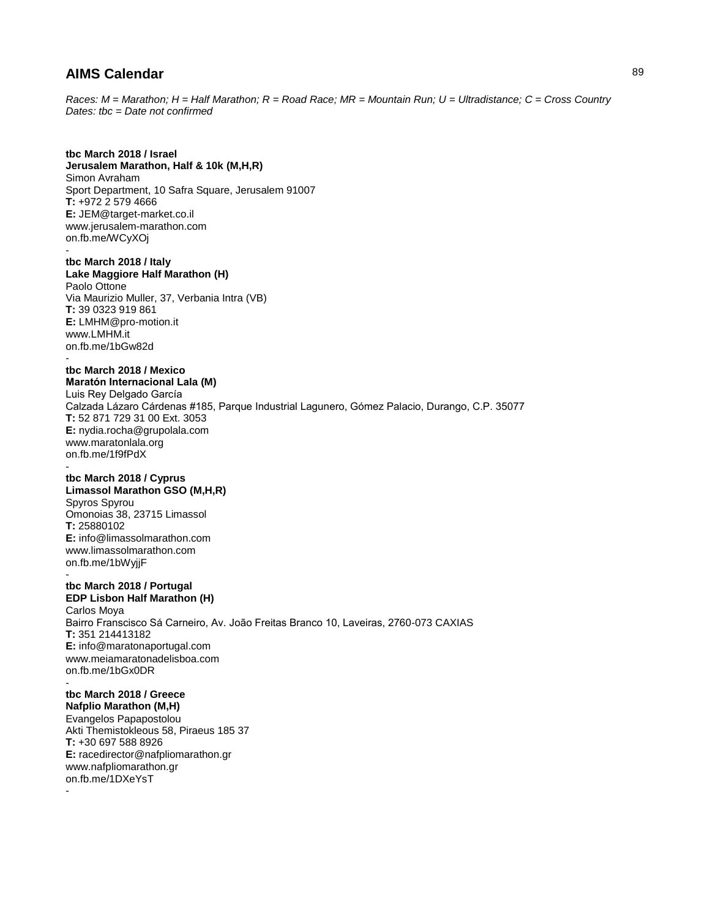# AIMS Calendar

*Races: M = Marathon; H = Half Marathon; R = Road Race; MR = Mountain Run; U = Ultradistance; C = Cross Country*
*Dates: tbc = Date not confirmed*

**tbc March 2018 / Israel**
**Jerusalem Marathon, Half & 10k (M,H,R)**
Simon Avraham
Sport Department, 10 Safra Square, Jerusalem 91007
**T:** +972 2 579 4666
**E:** JEM@target-market.co.il
www.jerusalem-marathon.com
on.fb.me/WCyXOj
-

**tbc March 2018 / Italy**
**Lake Maggiore Half Marathon (H)**
Paolo Ottone
Via Maurizio Muller, 37, Verbania Intra (VB)
**T:** 39 0323 919 861
**E:** LMHM@pro-motion.it
www.LMHM.it
on.fb.me/1bGw82d
-

**tbc March 2018 / Mexico**
**Maratón Internacional Lala (M)**
Luis Rey Delgado García
Calzada Lázaro Cárdenas #185, Parque Industrial Lagunero, Gómez Palacio, Durango, C.P. 35077
**T:** 52 871 729 31 00 Ext. 3053
**E:** nydia.rocha@grupolala.com
www.maratonlala.org
on.fb.me/1f9fPdX
-

**tbc March 2018 / Cyprus**
**Limassol Marathon GSO (M,H,R)**
Spyros Spyrou
Omonoias 38, 23715 Limassol
**T:** 25880102
**E:** info@limassolmarathon.com
www.limassolmarathon.com
on.fb.me/1bWyjjF
-

**tbc March 2018 / Portugal**
**EDP Lisbon Half Marathon (H)**
Carlos Moya
Bairro Franscisco Sá Carneiro, Av. João Freitas Branco 10, Laveiras, 2760-073 CAXIAS
**T:** 351 214413182
**E:** info@maratonaportugal.com
www.meiamaratonadelisboa.com
on.fb.me/1bGx0DR
-

**tbc March 2018 / Greece**
**Nafplio Marathon (M,H)**
Evangelos Papapostolou
Akti Themistokleous 58, Piraeus 185 37
**T:** +30 697 588 8926
**E:** racedirector@nafpliomarathon.gr
www.nafpliomarathon.gr
on.fb.me/1DXeYsT
-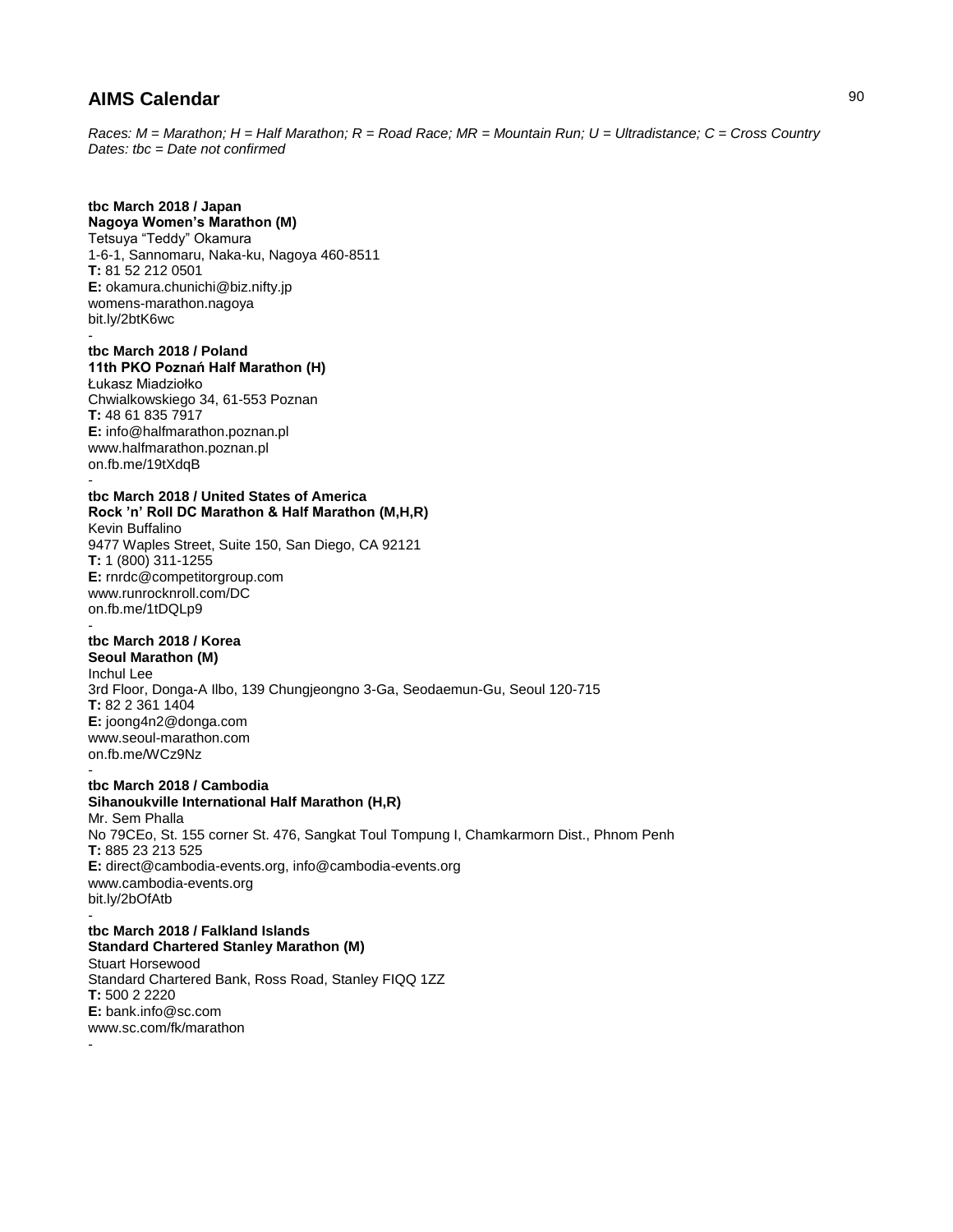## AIMS Calendar

*Races: M = Marathon; H = Half Marathon; R = Road Race; MR = Mountain Run; U = Ultradistance; C = Cross Country*
*Dates: tbc = Date not confirmed*

**tbc March 2018 / Japan**
**Nagoya Women's Marathon (M)**
Tetsuya "Teddy" Okamura
1-6-1, Sannomaru, Naka-ku, Nagoya 460-8511
**T:** 81 52 212 0501
**E:** okamura.chunichi@biz.nifty.jp
womens-marathon.nagoya
bit.ly/2btK6wc
-

**tbc March 2018 / Poland**
**11th PKO Poznań Half Marathon (H)**
Łukasz Miadziołko
Chwialkowskiego 34, 61-553 Poznan
**T:** 48 61 835 7917
**E:** info@halfmarathon.poznan.pl
www.halfmarathon.poznan.pl
on.fb.me/19tXdqB
-

**tbc March 2018 / United States of America**
**Rock 'n' Roll DC Marathon & Half Marathon (M,H,R)**
Kevin Buffalino
9477 Waples Street, Suite 150, San Diego, CA 92121
**T:** 1 (800) 311-1255
**E:** rnrdc@competitorgroup.com
www.runrocknroll.com/DC
on.fb.me/1tDQLp9
-

**tbc March 2018 / Korea**
**Seoul Marathon (M)**
Inchul Lee
3rd Floor, Donga-A Ilbo, 139 Chungjeongno 3-Ga, Seodaemun-Gu, Seoul 120-715
**T:** 82 2 361 1404
**E:** joong4n2@donga.com
www.seoul-marathon.com
on.fb.me/WCz9Nz
-

**tbc March 2018 / Cambodia**
**Sihanoukville International Half Marathon (H,R)**
Mr. Sem Phalla
No 79CEo, St. 155 corner St. 476, Sangkat Toul Tompung I, Chamkarmorn Dist., Phnom Penh
**T:** 885 23 213 525
**E:** direct@cambodia-events.org, info@cambodia-events.org
www.cambodia-events.org
bit.ly/2bOfAtb
-

**tbc March 2018 / Falkland Islands**
**Standard Chartered Stanley Marathon (M)**
Stuart Horsewood
Standard Chartered Bank, Ross Road, Stanley FIQQ 1ZZ
**T:** 500 2 2220
**E:** bank.info@sc.com
www.sc.com/fk/marathon
-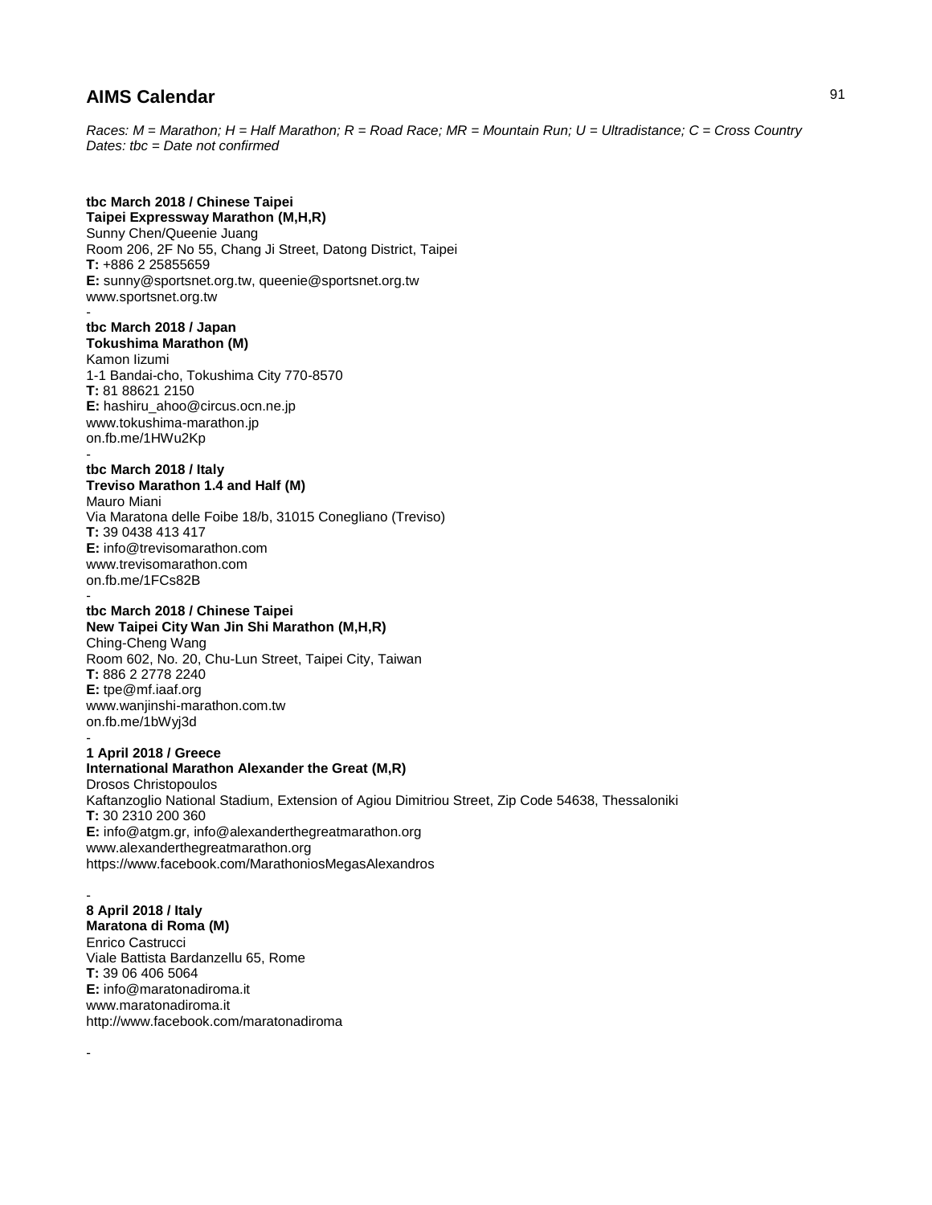## AIMS Calendar

*Races: M = Marathon; H = Half Marathon; R = Road Race; MR = Mountain Run; U = Ultradistance; C = Cross Country*
*Dates: tbc = Date not confirmed*

**tbc March 2018 / Chinese Taipei**
**Taipei Expressway Marathon (M,H,R)**
Sunny Chen/Queenie Juang
Room 206, 2F No 55, Chang Ji Street, Datong District, Taipei
**T:** +886 2 25855659
**E:** sunny@sportsnet.org.tw, queenie@sportsnet.org.tw
www.sportsnet.org.tw

-

**tbc March 2018 / Japan**
**Tokushima Marathon (M)**
Kamon Iizumi
1-1 Bandai-cho, Tokushima City 770-8570
**T:** 81 88621 2150
**E:** hashiru_ahoo@circus.ocn.ne.jp
www.tokushima-marathon.jp
on.fb.me/1HWu2Kp

-

**tbc March 2018 / Italy**
**Treviso Marathon 1.4 and Half (M)**
Mauro Miani
Via Maratona delle Foibe 18/b, 31015 Conegliano (Treviso)
**T:** 39 0438 413 417
**E:** info@trevisomarathon.com
www.trevisomarathon.com
on.fb.me/1FCs82B

-

**tbc March 2018 / Chinese Taipei**
**New Taipei City Wan Jin Shi Marathon (M,H,R)**
Ching-Cheng Wang
Room 602, No. 20, Chu-Lun Street, Taipei City, Taiwan
**T:** 886 2 2778 2240
**E:** tpe@mf.iaaf.org
www.wanjinshi-marathon.com.tw
on.fb.me/1bWyj3d

-

**1 April 2018 / Greece**
**International Marathon Alexander the Great (M,R)**
Drosos Christopoulos
Kaftanzoglio National Stadium, Extension of Agiou Dimitriou Street, Zip Code 54638, Thessaloniki
**T:** 30 2310 200 360
**E:** info@atgm.gr, info@alexanderthegreatmarathon.org
www.alexanderthegreatmarathon.org
https://www.facebook.com/MarathoniosMegasAlexandros

-

**8 April 2018 / Italy**
**Maratona di Roma (M)**
Enrico Castrucci
Viale Battista Bardanzellu 65, Rome
**T:** 39 06 406 5064
**E:** info@maratonadiroma.it
www.maratonadiroma.it
http://www.facebook.com/maratonadiroma

-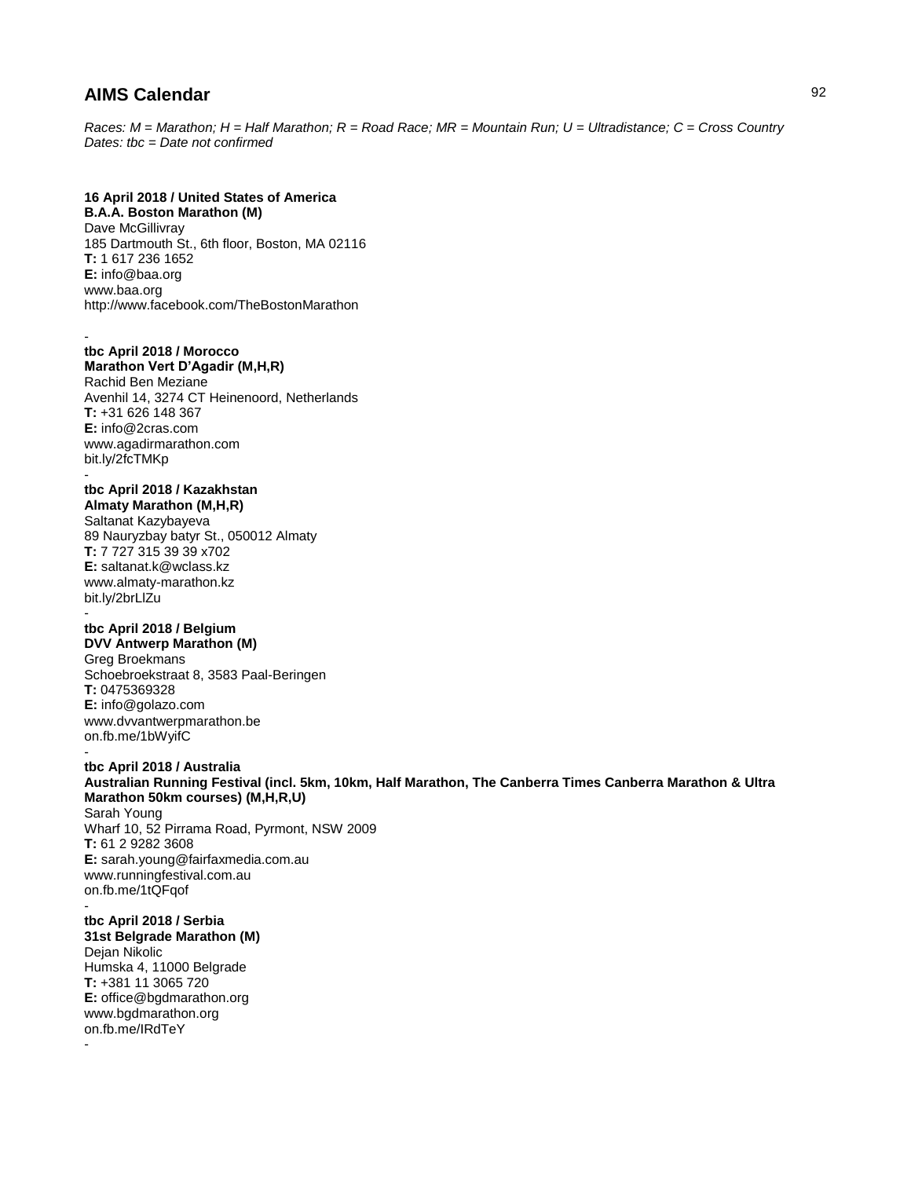# AIMS Calendar

*Races: M = Marathon; H = Half Marathon; R = Road Race; MR = Mountain Run; U = Ultradistance; C = Cross Country*
*Dates: tbc = Date not confirmed*

**16 April 2018 / United States of America**
**B.A.A. Boston Marathon (M)**
Dave McGillivray
185 Dartmouth St., 6th floor, Boston, MA 02116
**T:** 1 617 236 1652
**E:** info@baa.org
www.baa.org
http://www.facebook.com/TheBostonMarathon

-

**tbc April 2018 / Morocco**
**Marathon Vert D'Agadir (M,H,R)**
Rachid Ben Meziane
Avenhil 14, 3274 CT Heinenoord, Netherlands
**T:** +31 626 148 367
**E:** info@2cras.com
www.agadirmarathon.com
bit.ly/2fcTMKp

-

**tbc April 2018 / Kazakhstan**
**Almaty Marathon (M,H,R)**
Saltanat Kazybayeva
89 Nauryzbay batyr St., 050012 Almaty
**T:** 7 727 315 39 39 x702
**E:** saltanat.k@wclass.kz
www.almaty-marathon.kz
bit.ly/2brLlZu

-

**tbc April 2018 / Belgium**
**DVV Antwerp Marathon (M)**
Greg Broekmans
Schoebroekstraat 8, 3583 Paal-Beringen
**T:** 0475369328
**E:** info@golazo.com
www.dvvantwerpmarathon.be
on.fb.me/1bWyifC

-

**tbc April 2018 / Australia**
**Australian Running Festival (incl. 5km, 10km, Half Marathon, The Canberra Times Canberra Marathon & Ultra Marathon 50km courses) (M,H,R,U)**
Sarah Young
Wharf 10, 52 Pirrama Road, Pyrmont, NSW 2009
**T:** 61 2 9282 3608
**E:** sarah.young@fairfaxmedia.com.au
www.runningfestival.com.au
on.fb.me/1tQFqof

-

**tbc April 2018 / Serbia**
**31st Belgrade Marathon (M)**
Dejan Nikolic
Humska 4, 11000 Belgrade
**T:** +381 11 3065 720
**E:** office@bgdmarathon.org
www.bgdmarathon.org
on.fb.me/IRdTeY

-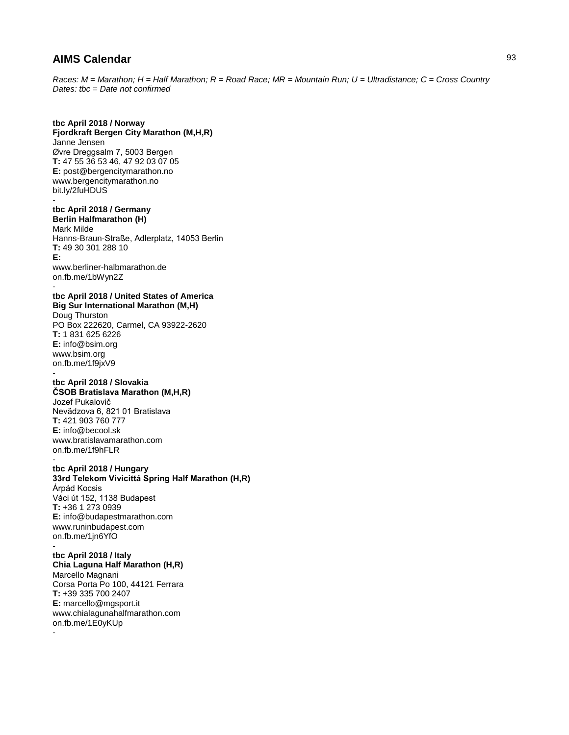# AIMS Calendar

*Races: M = Marathon; H = Half Marathon; R = Road Race; MR = Mountain Run; U = Ultradistance; C = Cross Country*
*Dates: tbc = Date not confirmed*

**tbc April 2018 / Norway**
**Fjordkraft Bergen City Marathon (M,H,R)**
Janne Jensen
Øvre Dreggsalm 7, 5003 Bergen
**T:** 47 55 36 53 46, 47 92 03 07 05
**E:** post@bergencitymarathon.no
www.bergencitymarathon.no
bit.ly/2fuHDUS
-

**tbc April 2018 / Germany**
**Berlin Halfmarathon (H)**
Mark Milde
Hanns-Braun-Straße, Adlerplatz, 14053 Berlin
**T:** 49 30 301 288 10
**E:**
www.berliner-halbmarathon.de
on.fb.me/1bWyn2Z
-

**tbc April 2018 / United States of America**
**Big Sur International Marathon (M,H)**
Doug Thurston
PO Box 222620, Carmel, CA 93922-2620
**T:** 1 831 625 6226
**E:** info@bsim.org
www.bsim.org
on.fb.me/1f9jxV9
-

**tbc April 2018 / Slovakia**
**ČSOB Bratislava Marathon (M,H,R)**
Jozef Pukalovič
Nevädzova 6, 821 01 Bratislava
**T:** 421 903 760 777
**E:** info@becool.sk
www.bratislavamarathon.com
on.fb.me/1f9hFLR
-

**tbc April 2018 / Hungary**
**33rd Telekom Vivicittá Spring Half Marathon (H,R)**
Árpád Kocsis
Váci út 152, 1138 Budapest
**T:** +36 1 273 0939
**E:** info@budapestmarathon.com
www.runinbudapest.com
on.fb.me/1jn6YfO
-

**tbc April 2018 / Italy**
**Chia Laguna Half Marathon (H,R)**
Marcello Magnani
Corsa Porta Po 100, 44121 Ferrara
**T:** +39 335 700 2407
**E:** marcello@mgsport.it
www.chialagunahalfmarathon.com
on.fb.me/1E0yKUp
-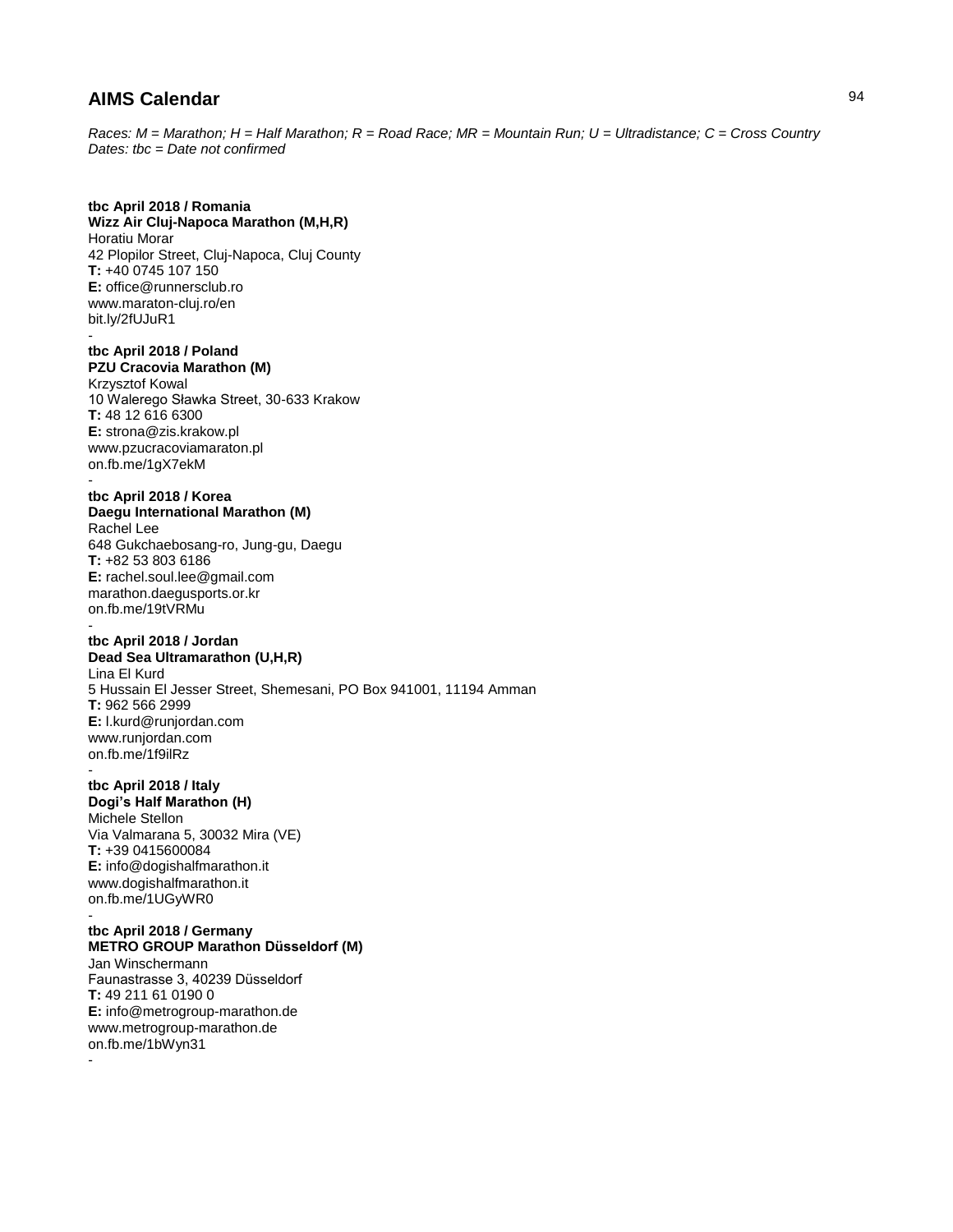# AIMS Calendar

*Races: M = Marathon; H = Half Marathon; R = Road Race; MR = Mountain Run; U = Ultradistance; C = Cross Country*
*Dates: tbc = Date not confirmed*

**tbc April 2018 / Romania**
**Wizz Air Cluj-Napoca Marathon (M,H,R)**
Horatiu Morar
42 Plopilor Street, Cluj-Napoca, Cluj County
**T:** +40 0745 107 150
**E:** office@runnersclub.ro
www.maraton-cluj.ro/en
bit.ly/2fUJuR1
-
**tbc April 2018 / Poland**
**PZU Cracovia Marathon (M)**
Krzysztof Kowal
10 Walerego Sławka Street, 30-633 Krakow
**T:** 48 12 616 6300
**E:** strona@zis.krakow.pl
www.pzucracoviamaraton.pl
on.fb.me/1gX7ekM
-
**tbc April 2018 / Korea**
**Daegu International Marathon (M)**
Rachel Lee
648 Gukchaebosang-ro, Jung-gu, Daegu
**T:** +82 53 803 6186
**E:** rachel.soul.lee@gmail.com
marathon.daegusports.or.kr
on.fb.me/19tVRMu
-
**tbc April 2018 / Jordan**
**Dead Sea Ultramarathon (U,H,R)**
Lina El Kurd
5 Hussain El Jesser Street, Shemesani, PO Box 941001, 11194 Amman
**T:** 962 566 2999
**E:** l.kurd@runjordan.com
www.runjordan.com
on.fb.me/1f9ilRz
-
**tbc April 2018 / Italy**
**Dogi's Half Marathon (H)**
Michele Stellon
Via Valmarana 5, 30032 Mira (VE)
**T:** +39 0415600084
**E:** info@dogishalfmarathon.it
www.dogishalfmarathon.it
on.fb.me/1UGyWR0
-
**tbc April 2018 / Germany**
**METRO GROUP Marathon Düsseldorf (M)**
Jan Winschermann
Faunastrasse 3, 40239 Düsseldorf
**T:** 49 211 61 0190 0
**E:** info@metrogroup-marathon.de
www.metrogroup-marathon.de
on.fb.me/1bWyn31
-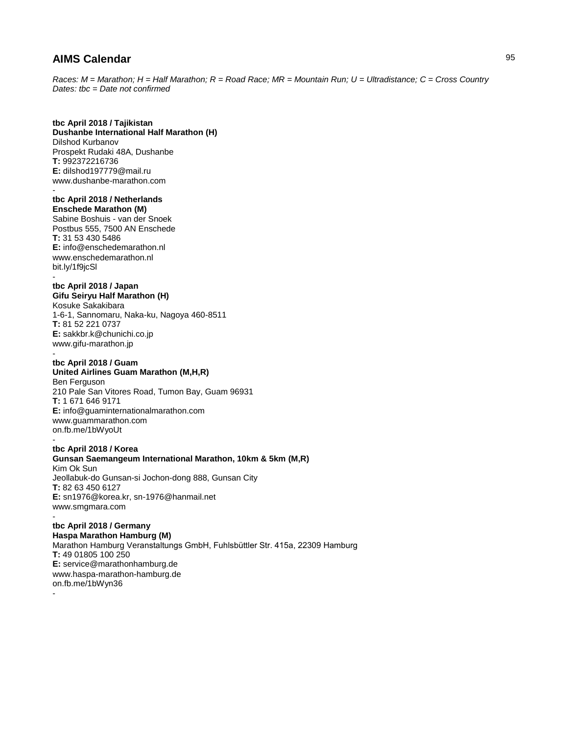# AIMS Calendar

*Races: M = Marathon; H = Half Marathon; R = Road Race; MR = Mountain Run; U = Ultradistance; C = Cross Country*
*Dates: tbc = Date not confirmed*

**tbc April 2018 / Tajikistan**
**Dushanbe International Half Marathon (H)**
Dilshod Kurbanov
Prospekt Rudaki 48A, Dushanbe
**T:** 992372216736
**E:** dilshod197779@mail.ru
www.dushanbe-marathon.com
-

**tbc April 2018 / Netherlands**
**Enschede Marathon (M)**
Sabine Boshuis - van der Snoek
Postbus 555, 7500 AN Enschede
**T:** 31 53 430 5486
**E:** info@enschedemarathon.nl
www.enschedemarathon.nl
bit.ly/1f9jcSl
-

**tbc April 2018 / Japan**
**Gifu Seiryu Half Marathon (H)**
Kosuke Sakakibara
1-6-1, Sannomaru, Naka-ku, Nagoya 460-8511
**T:** 81 52 221 0737
**E:** sakkbr.k@chunichi.co.jp
www.gifu-marathon.jp
-

**tbc April 2018 / Guam**
**United Airlines Guam Marathon (M,H,R)**
Ben Ferguson
210 Pale San Vitores Road, Tumon Bay, Guam 96931
**T:** 1 671 646 9171
**E:** info@guaminternationalmarathon.com
www.guammarathon.com
on.fb.me/1bWyoUt
-

**tbc April 2018 / Korea**
**Gunsan Saemangeum International Marathon, 10km & 5km (M,R)**
Kim Ok Sun
Jeollabuk-do Gunsan-si Jochon-dong 888, Gunsan City
**T:** 82 63 450 6127
**E:** sn1976@korea.kr, sn-1976@hanmail.net
www.smgmara.com
-

**tbc April 2018 / Germany**
**Haspa Marathon Hamburg (M)**
Marathon Hamburg Veranstaltungs GmbH, Fuhlsbüttler Str. 415a, 22309 Hamburg
**T:** 49 01805 100 250
**E:** service@marathonhamburg.de
www.haspa-marathon-hamburg.de
on.fb.me/1bWyn36
-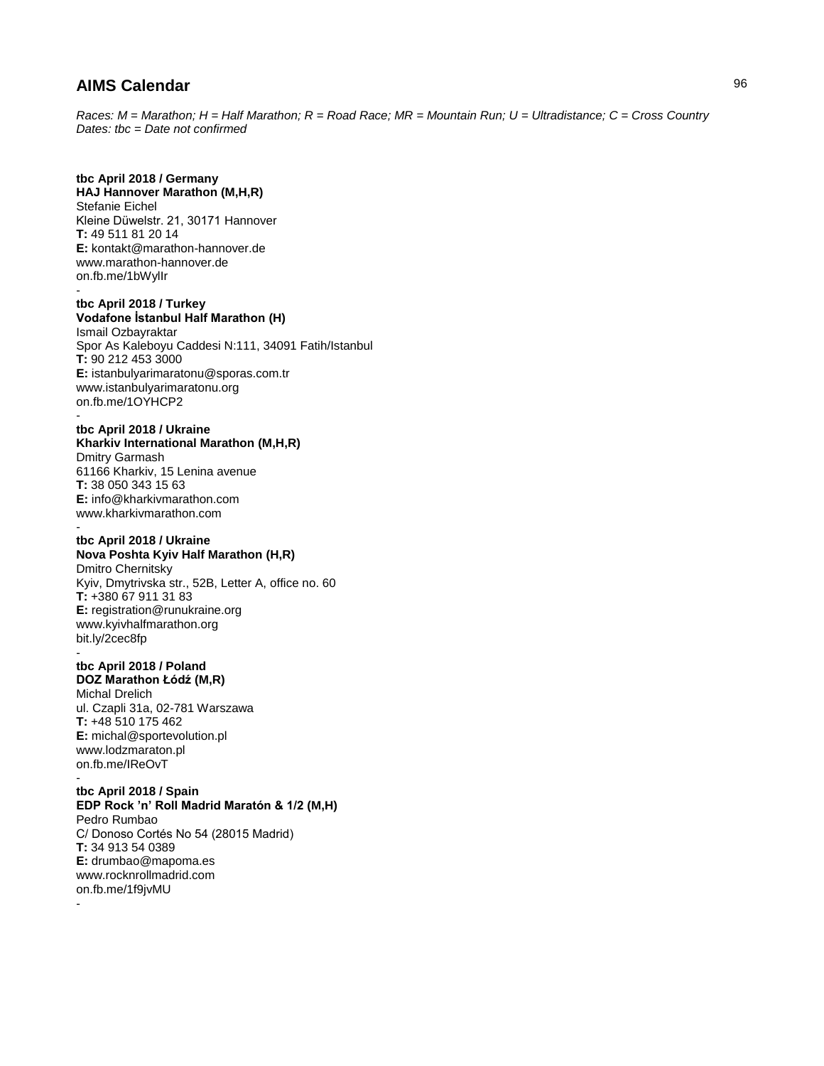# AIMS Calendar

*Races: M = Marathon; H = Half Marathon; R = Road Race; MR = Mountain Run; U = Ultradistance; C = Cross Country*
*Dates: tbc = Date not confirmed*

**tbc April 2018 / Germany**
**HAJ Hannover Marathon (M,H,R)**
Stefanie Eichel
Kleine Düwelstr. 21, 30171 Hannover
**T:** 49 511 81 20 14
**E:** kontakt@marathon-hannover.de
www.marathon-hannover.de
on.fb.me/1bWylIr

-

**tbc April 2018 / Turkey**
**Vodafone İstanbul Half Marathon (H)**
Ismail Ozbayraktar
Spor As Kaleboyu Caddesi N:111, 34091 Fatih/Istanbul
**T:** 90 212 453 3000
**E:** istanbulyarimaratonu@sporas.com.tr
www.istanbulyarimaratonu.org
on.fb.me/1OYHCP2

-

**tbc April 2018 / Ukraine**
**Kharkiv International Marathon (M,H,R)**
Dmitry Garmash
61166 Kharkiv, 15 Lenina avenue
**T:** 38 050 343 15 63
**E:** info@kharkivmarathon.com
www.kharkivmarathon.com

-

**tbc April 2018 / Ukraine**
**Nova Poshta Kyiv Half Marathon (H,R)**
Dmitro Chernitsky
Kyiv, Dmytrivska str., 52B, Letter A, office no. 60
**T:** +380 67 911 31 83
**E:** registration@runukraine.org
www.kyivhalfmarathon.org
bit.ly/2cec8fp

-

**tbc April 2018 / Poland**
**DOZ Marathon Łódź (M,R)**
Michal Drelich
ul. Czapli 31a, 02-781 Warszawa
**T:** +48 510 175 462
**E:** michal@sportevolution.pl
www.lodzmaraton.pl
on.fb.me/IReOvT

-

**tbc April 2018 / Spain**
**EDP Rock 'n' Roll Madrid Maratón & 1/2 (M,H)**
Pedro Rumbao
C/ Donoso Cortés No 54 (28015 Madrid)
**T:** 34 913 54 0389
**E:** drumbao@mapoma.es
www.rocknrollmadrid.com
on.fb.me/1f9jvMU

-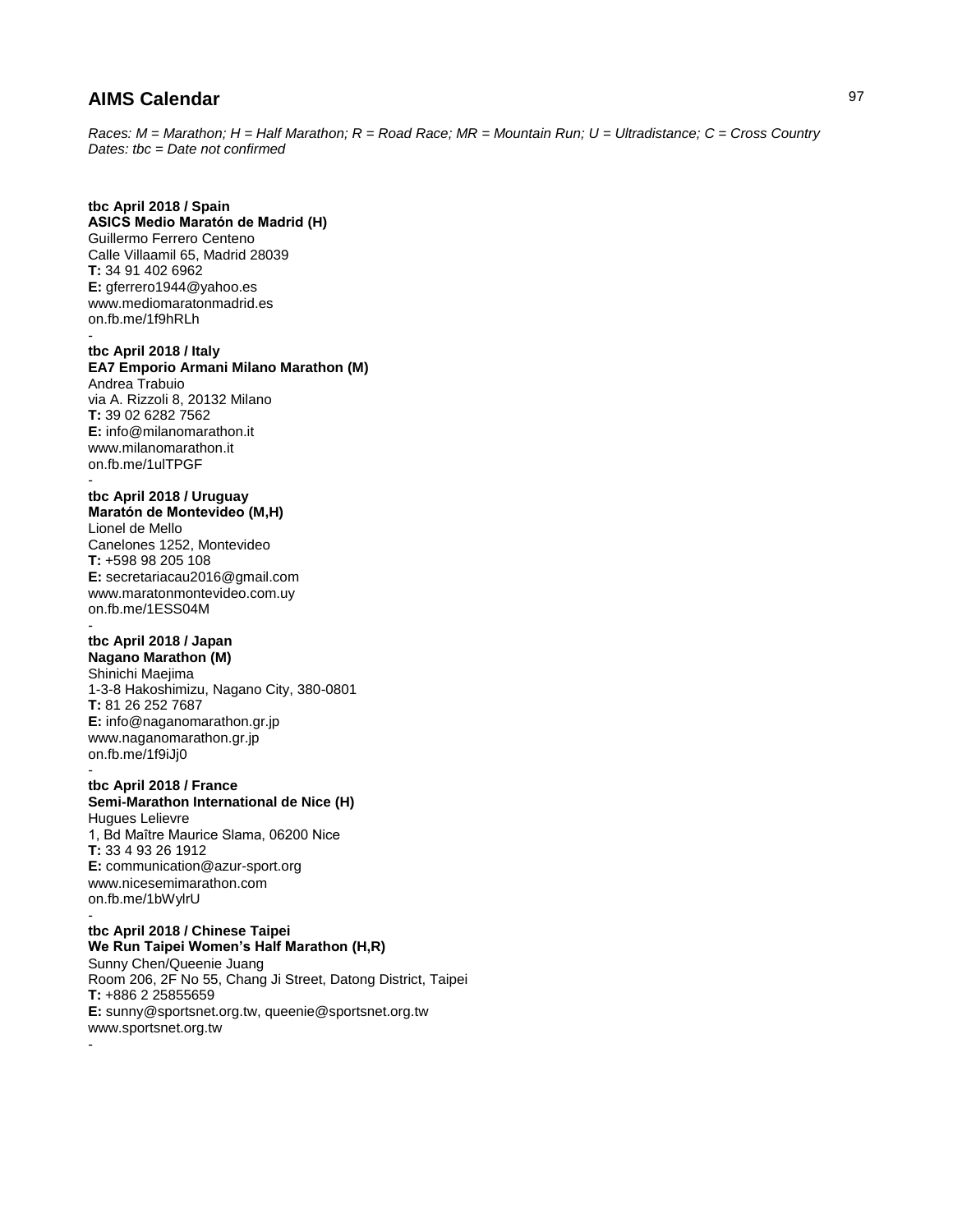## AIMS Calendar

*Races: M = Marathon; H = Half Marathon; R = Road Race; MR = Mountain Run; U = Ultradistance; C = Cross Country*
*Dates: tbc = Date not confirmed*

**tbc April 2018 / Spain**
**ASICS Medio Maratón de Madrid (H)**
Guillermo Ferrero Centeno
Calle Villaamil 65, Madrid 28039
**T:** 34 91 402 6962
**E:** gferrero1944@yahoo.es
www.mediomaratonmadrid.es
on.fb.me/1f9hRLh
-

**tbc April 2018 / Italy**
**EA7 Emporio Armani Milano Marathon (M)**
Andrea Trabuio
via A. Rizzoli 8, 20132 Milano
**T:** 39 02 6282 7562
**E:** info@milanomarathon.it
www.milanomarathon.it
on.fb.me/1ulTPGF
-

**tbc April 2018 / Uruguay**
**Maratón de Montevideo (M,H)**
Lionel de Mello
Canelones 1252, Montevideo
**T:** +598 98 205 108
**E:** secretariacau2016@gmail.com
www.maratonmontevideo.com.uy
on.fb.me/1ESS04M
-

**tbc April 2018 / Japan**
**Nagano Marathon (M)**
Shinichi Maejima
1-3-8 Hakoshimizu, Nagano City, 380-0801
**T:** 81 26 252 7687
**E:** info@naganomarathon.gr.jp
www.naganomarathon.gr.jp
on.fb.me/1f9iJj0
-

**tbc April 2018 / France**
**Semi-Marathon International de Nice (H)**
Hugues Lelievre
1, Bd Maître Maurice Slama, 06200 Nice
**T:** 33 4 93 26 1912
**E:** communication@azur-sport.org
www.nicesemimarathon.com
on.fb.me/1bWylrU
-

**tbc April 2018 / Chinese Taipei**
**We Run Taipei Women's Half Marathon (H,R)**
Sunny Chen/Queenie Juang
Room 206, 2F No 55, Chang Ji Street, Datong District, Taipei
**T:** +886 2 25855659
**E:** sunny@sportsnet.org.tw, queenie@sportsnet.org.tw
www.sportsnet.org.tw
-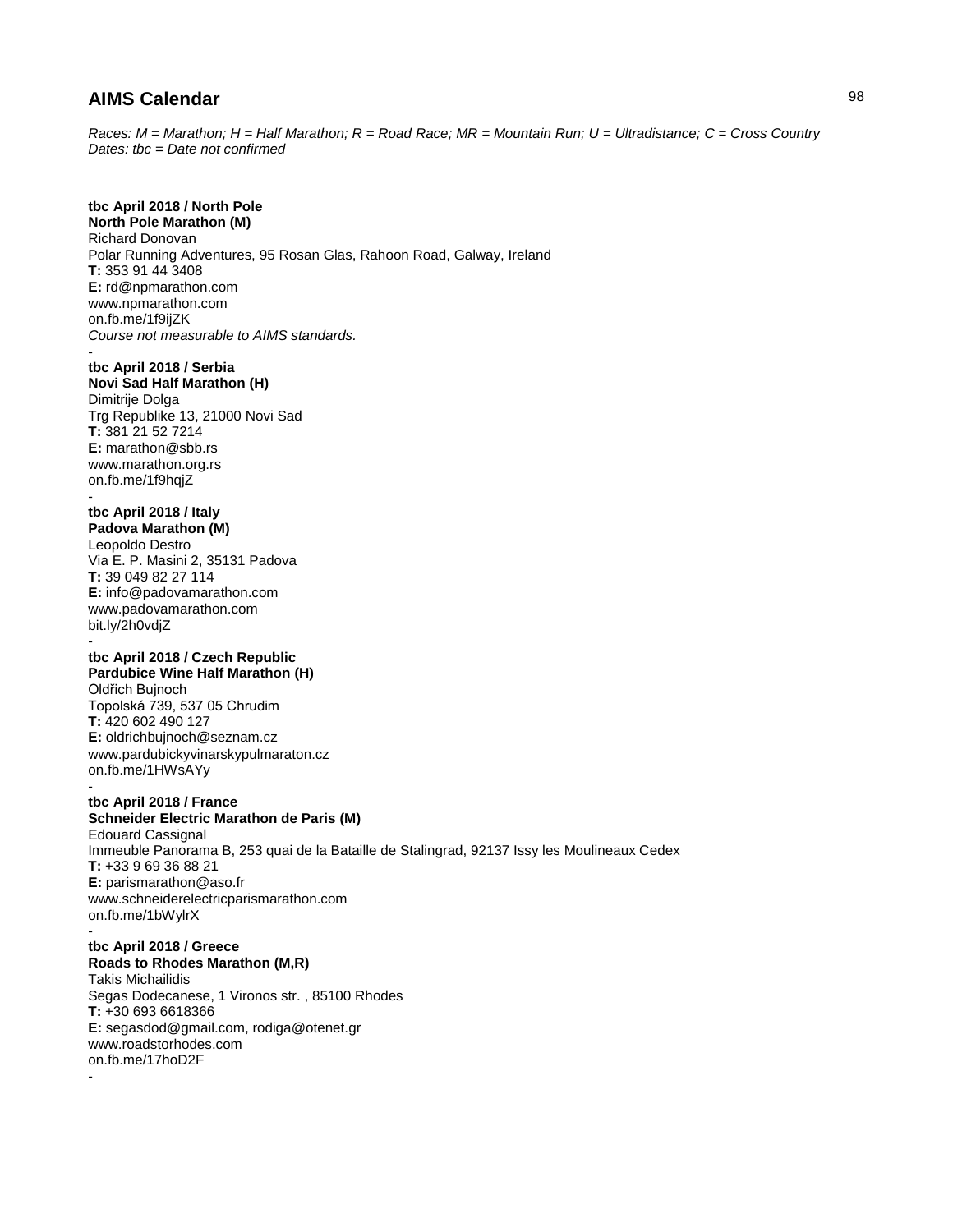## AIMS Calendar

*Races: M = Marathon; H = Half Marathon; R = Road Race; MR = Mountain Run; U = Ultradistance; C = Cross Country*
*Dates: tbc = Date not confirmed*

**tbc April 2018 / North Pole**
**North Pole Marathon (M)**
Richard Donovan
Polar Running Adventures, 95 Rosan Glas, Rahoon Road, Galway, Ireland
**T:** 353 91 44 3408
**E:** rd@npmarathon.com
www.npmarathon.com
on.fb.me/1f9ijZK
*Course not measurable to AIMS standards.*

-

**tbc April 2018 / Serbia**
**Novi Sad Half Marathon (H)**
Dimitrije Dolga
Trg Republike 13, 21000 Novi Sad
**T:** 381 21 52 7214
**E:** marathon@sbb.rs
www.marathon.org.rs
on.fb.me/1f9hqjZ

-

**tbc April 2018 / Italy**
**Padova Marathon (M)**
Leopoldo Destro
Via E. P. Masini 2, 35131 Padova
**T:** 39 049 82 27 114
**E:** info@padovamarathon.com
www.padovamarathon.com
bit.ly/2h0vdjZ

-

**tbc April 2018 / Czech Republic**
**Pardubice Wine Half Marathon (H)**
Oldřich Bujnoch
Topolská 739, 537 05 Chrudim
**T:** 420 602 490 127
**E:** oldrichbujnoch@seznam.cz
www.pardubickyvinarskypulmaraton.cz
on.fb.me/1HWsAYy

-

**tbc April 2018 / France**
**Schneider Electric Marathon de Paris (M)**
Edouard Cassignal
Immeuble Panorama B, 253 quai de la Bataille de Stalingrad, 92137 Issy les Moulineaux Cedex
**T:** +33 9 69 36 88 21
**E:** parismarathon@aso.fr
www.schneiderelectricparismarathon.com
on.fb.me/1bWylrX

-

**tbc April 2018 / Greece**
**Roads to Rhodes Marathon (M,R)**
Takis Michailidis
Segas Dodecanese, 1 Vironos str. , 85100 Rhodes
**T:** +30 693 6618366
**E:** segasdod@gmail.com, rodiga@otenet.gr
www.roadstorhodes.com
on.fb.me/17hoD2F

-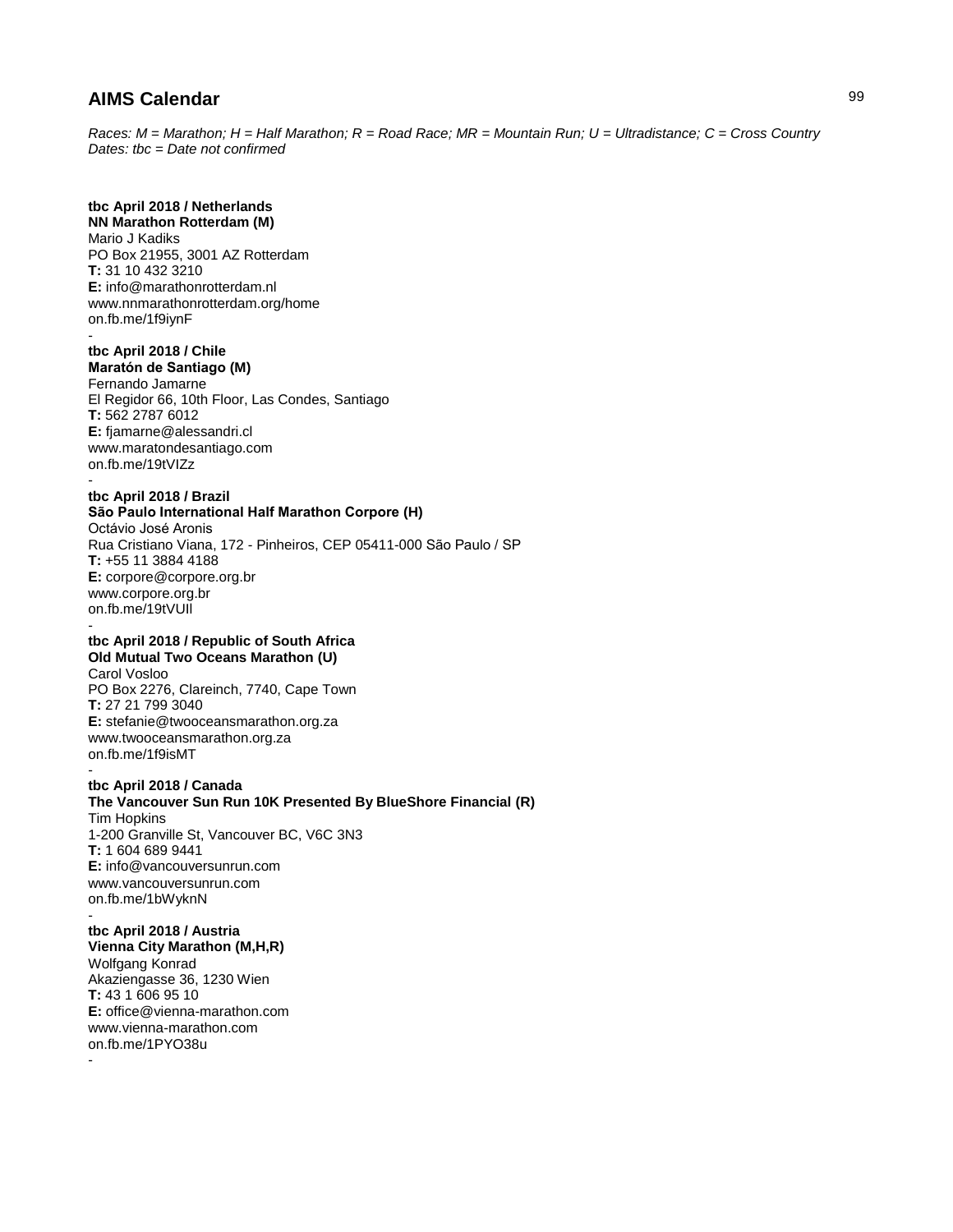# AIMS Calendar

*Races: M = Marathon; H = Half Marathon; R = Road Race; MR = Mountain Run; U = Ultradistance; C = Cross Country*
*Dates: tbc = Date not confirmed*

**tbc April 2018 / Netherlands**
**NN Marathon Rotterdam (M)**
Mario J Kadiks
PO Box 21955, 3001 AZ Rotterdam
**T:** 31 10 432 3210
**E:** info@marathonrotterdam.nl
www.nnmarathonrotterdam.org/home
on.fb.me/1f9iynF

-

**tbc April 2018 / Chile**
**Maratón de Santiago (M)**
Fernando Jamarne
El Regidor 66, 10th Floor, Las Condes, Santiago
**T:** 562 2787 6012
**E:** fjamarne@alessandri.cl
www.maratondesantiago.com
on.fb.me/19tVIZz

-

**tbc April 2018 / Brazil**
**São Paulo International Half Marathon Corpore (H)**
Octávio José Aronis
Rua Cristiano Viana, 172 - Pinheiros, CEP 05411-000 São Paulo / SP
**T:** +55 11 3884 4188
**E:** corpore@corpore.org.br
www.corpore.org.br
on.fb.me/19tVUIl

-

**tbc April 2018 / Republic of South Africa**
**Old Mutual Two Oceans Marathon (U)**
Carol Vosloo
PO Box 2276, Clareinch, 7740, Cape Town
**T:** 27 21 799 3040
**E:** stefanie@twooceansmarathon.org.za
www.twooceansmarathon.org.za
on.fb.me/1f9isMT

-

**tbc April 2018 / Canada**
**The Vancouver Sun Run 10K Presented By BlueShore Financial (R)**
Tim Hopkins
1-200 Granville St, Vancouver BC, V6C 3N3
**T:** 1 604 689 9441
**E:** info@vancouversunrun.com
www.vancouversunrun.com
on.fb.me/1bWyknN

-

**tbc April 2018 / Austria**
**Vienna City Marathon (M,H,R)**
Wolfgang Konrad
Akaziengasse 36, 1230 Wien
**T:** 43 1 606 95 10
**E:** office@vienna-marathon.com
www.vienna-marathon.com
on.fb.me/1PYO38u

-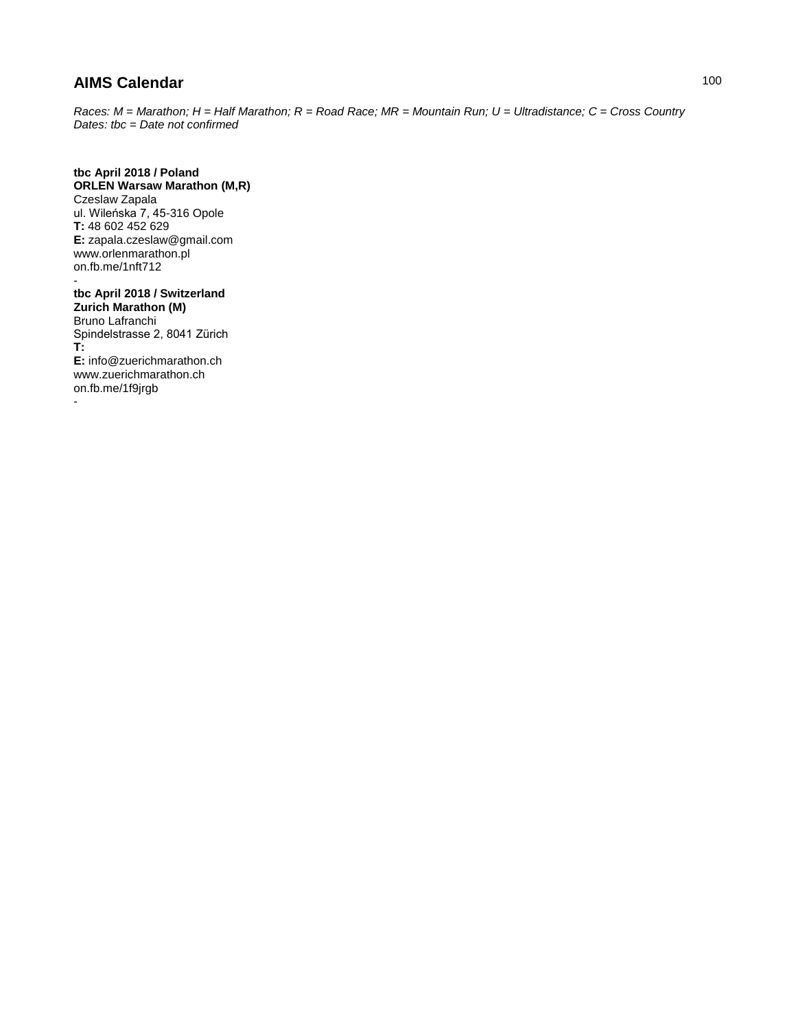## AIMS Calendar

*Races: M = Marathon; H = Half Marathon; R = Road Race; MR = Mountain Run; U = Ultradistance; C = Cross Country*
*Dates: tbc = Date not confirmed*

**tbc April 2018 / Poland**
**ORLEN Warsaw Marathon (M,R)**
Czeslaw Zapala
ul. Wileńska 7, 45-316 Opole
**T:** 48 602 452 629
**E:** zapala.czeslaw@gmail.com
www.orlenmarathon.pl
on.fb.me/1nft712
-
**tbc April 2018 / Switzerland**
**Zurich Marathon (M)**
Bruno Lafranchi
Spindelstrasse 2, 8041 Zürich
**T:**
**E:** info@zuerichmarathon.ch
www.zuerichmarathon.ch
on.fb.me/1f9jrgb
-